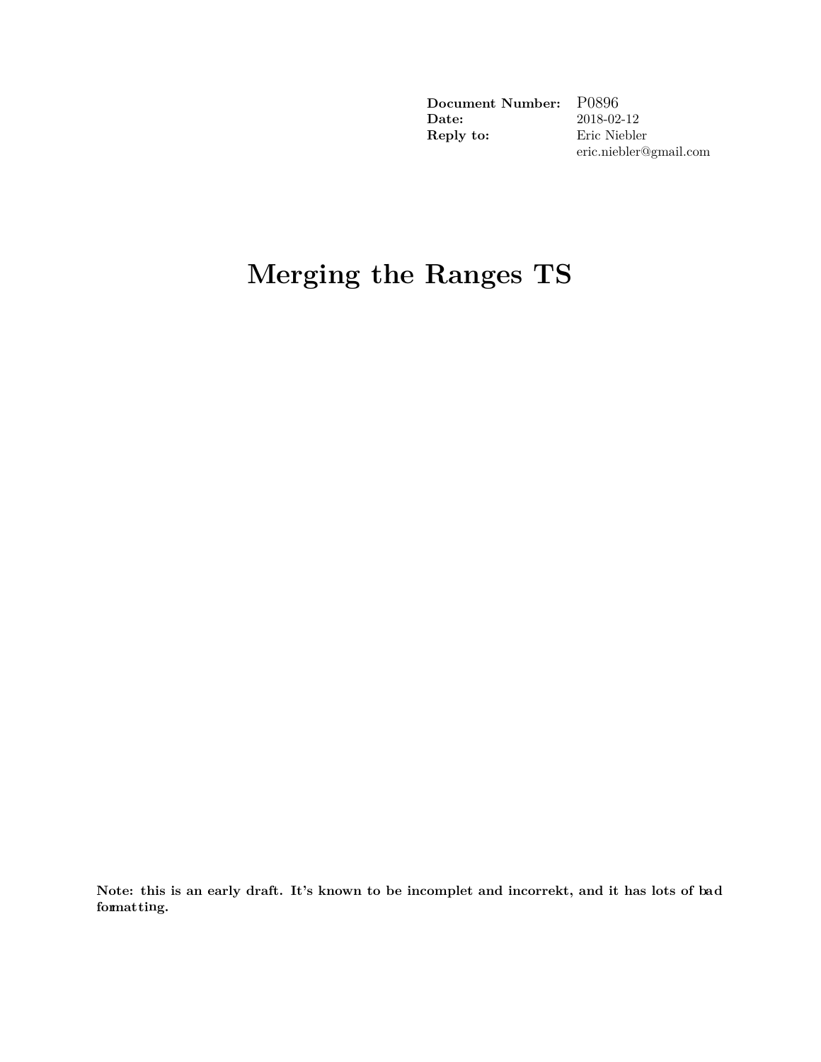| | |
|---|---|
| **Document Number:** | P0896 |
| **Date:** | 2018-02-12 |
| **Reply to:** | Eric Niebler |
| | eric.niebler@gmail.com |

# Merging the Ranges TS

**Note: this is an early draft. It's known to be incomplet and incorrekt, and it has lots of bad formatting.**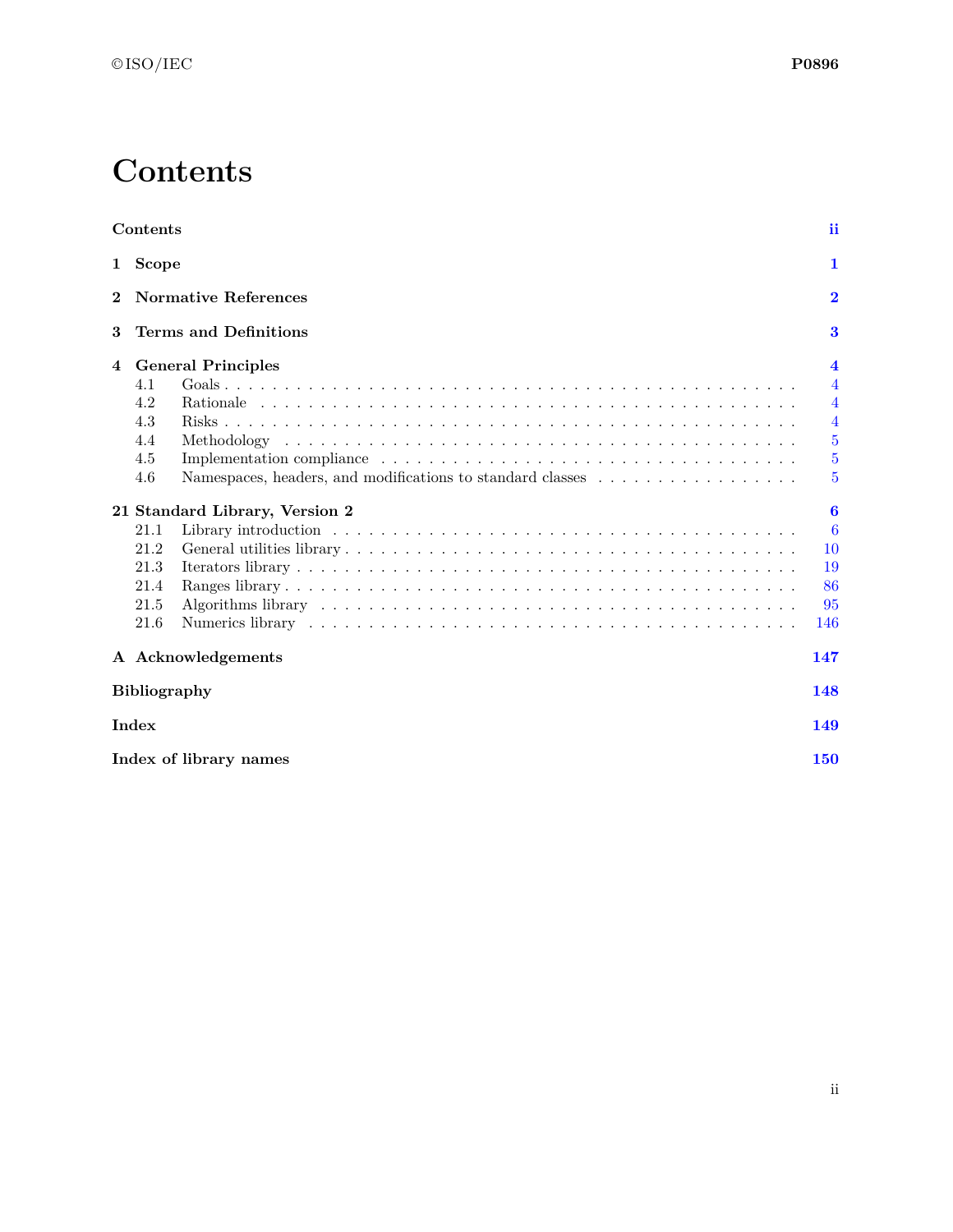# Contents

| | |
|---|---|
| **Contents** | **ii** |
| **1 Scope** | **1** |
| **2 Normative References** | **2** |
| **3 Terms and Definitions** | **3** |
| **4 General Principles** | **4** |
| 4.1 Goals | 4 |
| 4.2 Rationale | 4 |
| 4.3 Risks | 4 |
| 4.4 Methodology | 5 |
| 4.5 Implementation compliance | 5 |
| 4.6 Namespaces, headers, and modifications to standard classes | 5 |
| **21 Standard Library, Version 2** | **6** |
| 21.1 Library introduction | 6 |
| 21.2 General utilities library | 10 |
| 21.3 Iterators library | 19 |
| 21.4 Ranges library | 86 |
| 21.5 Algorithms library | 95 |
| 21.6 Numerics library | 146 |
| **A Acknowledgements** | **147** |
| **Bibliography** | **148** |
| **Index** | **149** |
| **Index of library names** | **150** |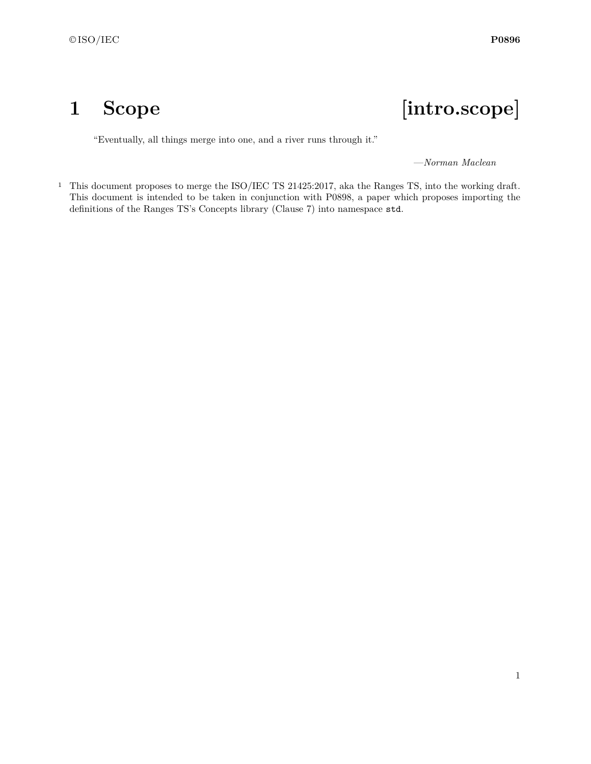# 1 Scope [intro.scope]

> "Eventually, all things merge into one, and a river runs through it."
>
> —*Norman Maclean*

1 This document proposes to merge the ISO/IEC TS 21425:2017, aka the Ranges TS, into the working draft. This document is intended to be taken in conjunction with P0898, a paper which proposes importing the definitions of the Ranges TS's Concepts library (Clause 7) into namespace `std`.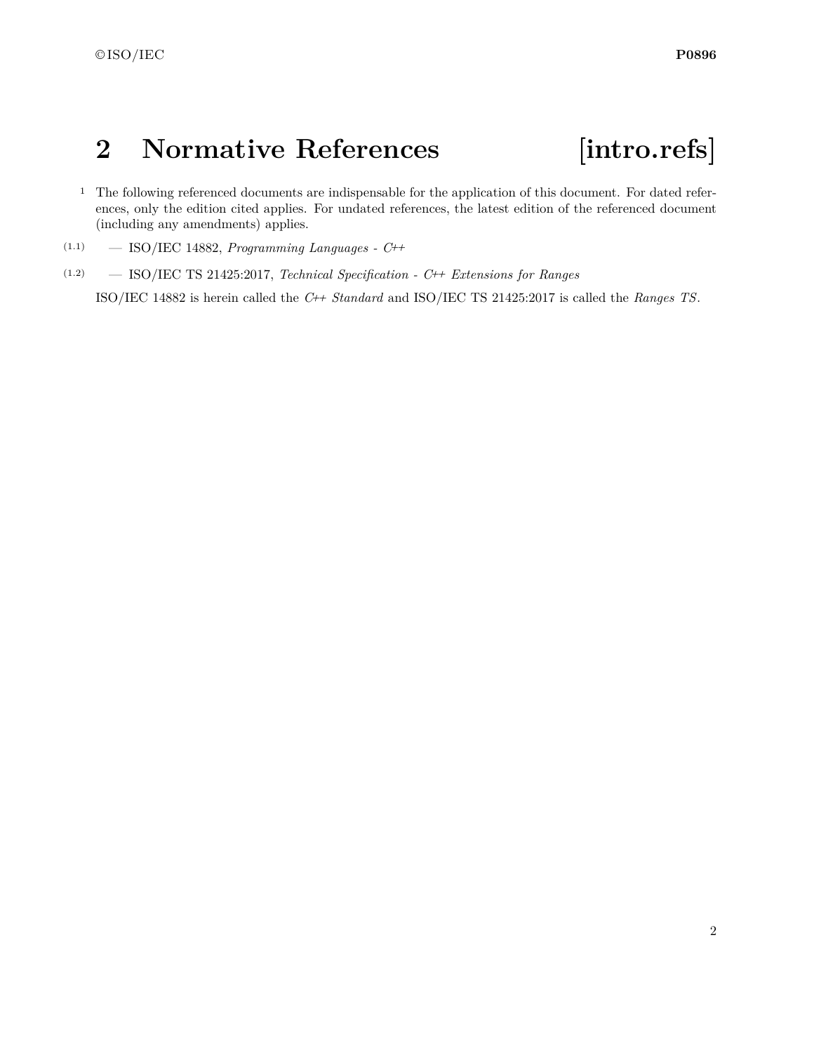# 2 Normative References [intro.refs]

1 The following referenced documents are indispensable for the application of this document. For dated references, only the edition cited applies. For undated references, the latest edition of the referenced document (including any amendments) applies.

(1.1) — ISO/IEC 14882, *Programming Languages - C++*

(1.2) — ISO/IEC TS 21425:2017, *Technical Specification - C++ Extensions for Ranges*

ISO/IEC 14882 is herein called the *C++ Standard* and ISO/IEC TS 21425:2017 is called the *Ranges TS*.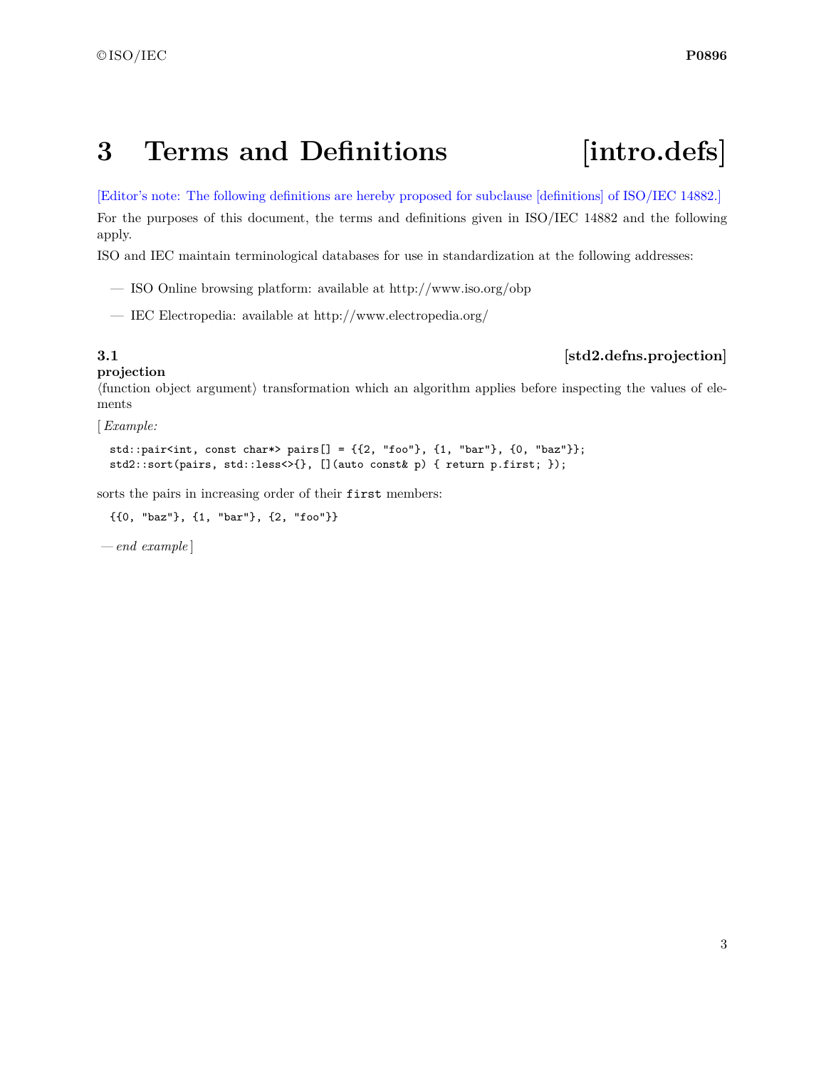# 3 Terms and Definitions [intro.defs]

[Editor's note: The following definitions are hereby proposed for subclause [definitions] of ISO/IEC 14882.]

For the purposes of this document, the terms and definitions given in ISO/IEC 14882 and the following apply.

ISO and IEC maintain terminological databases for use in standardization at the following addresses:

— ISO Online browsing platform: available at http://www.iso.org/obp

— IEC Electropedia: available at http://www.electropedia.org/

### 3.1 [std2.defns.projection]

**projection**

⟨function object argument⟩ transformation which an algorithm applies before inspecting the values of elements

[ *Example:*

```
std::pair<int, const char*> pairs[] = {{2, "foo"}, {1, "bar"}, {0, "baz"}};
std2::sort(pairs, std::less<>{}, [](auto const& p) { return p.first; });
```

sorts the pairs in increasing order of their `first` members:

```
{{0, "baz"}, {1, "bar"}, {2, "foo"}}
```

— *end example* ]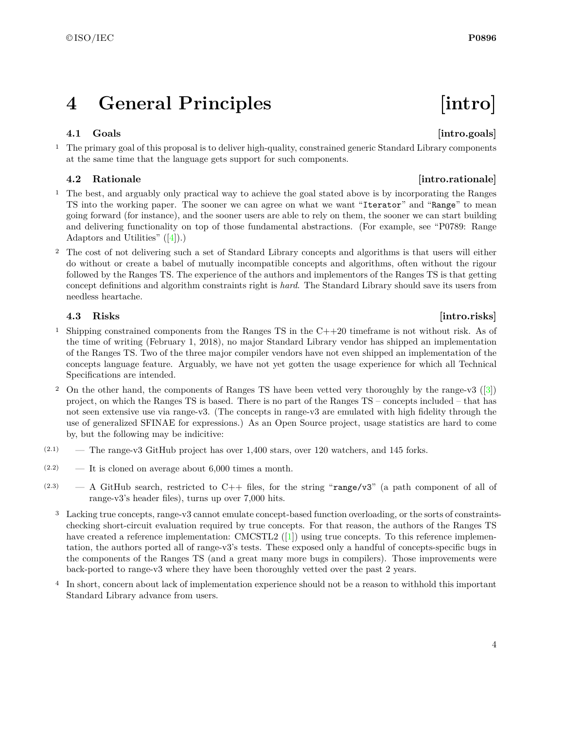# 4 General Principles [intro]

## 4.1 Goals [intro.goals]

1 The primary goal of this proposal is to deliver high-quality, constrained generic Standard Library components at the same time that the language gets support for such components.

## 4.2 Rationale [intro.rationale]

1 The best, and arguably only practical way to achieve the goal stated above is by incorporating the Ranges TS into the working paper. The sooner we can agree on what we want "`Iterator`" and "`Range`" to mean going forward (for instance), and the sooner users are able to rely on them, the sooner we can start building and delivering functionality on top of those fundamental abstractions. (For example, see "P0789: Range Adaptors and Utilities" ([4]).)

2 The cost of not delivering such a set of Standard Library concepts and algorithms is that users will either do without or create a babel of mutually incompatible concepts and algorithms, often without the rigour followed by the Ranges TS. The experience of the authors and implementors of the Ranges TS is that getting concept definitions and algorithm constraints right is *hard*. The Standard Library should save its users from needless heartache.

## 4.3 Risks [intro.risks]

1 Shipping constrained components from the Ranges TS in the C++20 timeframe is not without risk. As of the time of writing (February 1, 2018), no major Standard Library vendor has shipped an implementation of the Ranges TS. Two of the three major compiler vendors have not even shipped an implementation of the concepts language feature. Arguably, we have not yet gotten the usage experience for which all Technical Specifications are intended.

2 On the other hand, the components of Ranges TS have been vetted very thoroughly by the range-v3 ([3]) project, on which the Ranges TS is based. There is no part of the Ranges TS – concepts included – that has not seen extensive use via range-v3. (The concepts in range-v3 are emulated with high fidelity through the use of generalized SFINAE for expressions.) As an Open Source project, usage statistics are hard to come by, but the following may be indicitive:

(2.1) — The range-v3 GitHub project has over 1,400 stars, over 120 watchers, and 145 forks.

(2.2) — It is cloned on average about 6,000 times a month.

(2.3) — A GitHub search, restricted to C++ files, for the string "`range/v3`" (a path component of all of range-v3's header files), turns up over 7,000 hits.

3 Lacking true concepts, range-v3 cannot emulate concept-based function overloading, or the sorts of constraints-checking short-circuit evaluation required by true concepts. For that reason, the authors of the Ranges TS have created a reference implementation: CMCSTL2 ([1]) using true concepts. To this reference implementation, the authors ported all of range-v3's tests. These exposed only a handful of concepts-specific bugs in the components of the Ranges TS (and a great many more bugs in compilers). Those improvements were back-ported to range-v3 where they have been thoroughly vetted over the past 2 years.

4 In short, concern about lack of implementation experience should not be a reason to withhold this important Standard Library advance from users.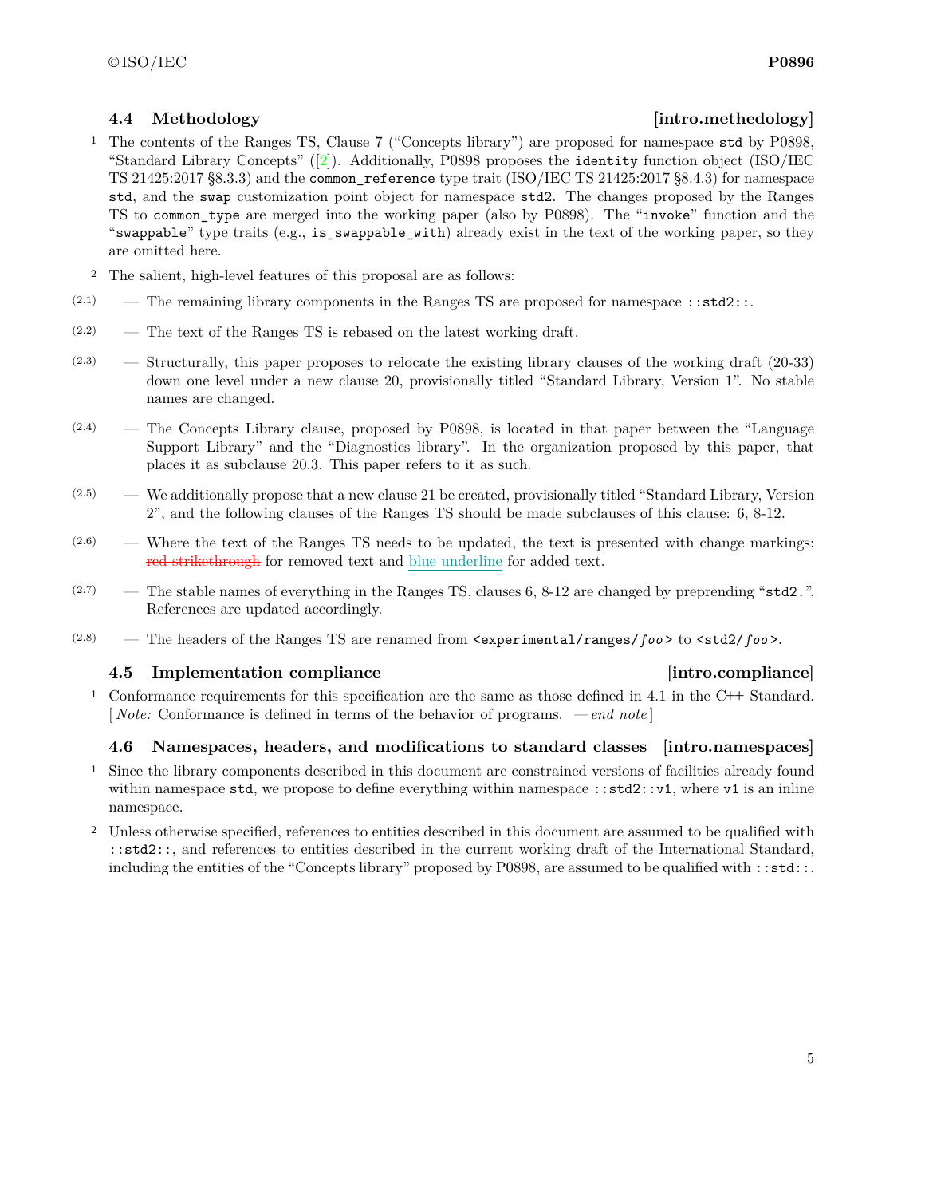### 4.4 Methodology [intro.methedology]

1 The contents of the Ranges TS, Clause 7 ("Concepts library") are proposed for namespace `std` by P0898, "Standard Library Concepts" ([2]). Additionally, P0898 proposes the `identity` function object (ISO/IEC TS 21425:2017 §8.3.3) and the `common_reference` type trait (ISO/IEC TS 21425:2017 §8.4.3) for namespace `std`, and the `swap` customization point object for namespace `std2`. The changes proposed by the Ranges TS to `common_type` are merged into the working paper (also by P0898). The "`invoke`" function and the "`swappable`" type traits (e.g., `is_swappable_with`) already exist in the text of the working paper, so they are omitted here.

2 The salient, high-level features of this proposal are as follows:

(2.1) — The remaining library components in the Ranges TS are proposed for namespace `::std2::`.

(2.2) — The text of the Ranges TS is rebased on the latest working draft.

(2.3) — Structurally, this paper proposes to relocate the existing library clauses of the working draft (20-33) down one level under a new clause 20, provisionally titled "Standard Library, Version 1". No stable names are changed.

(2.4) — The Concepts Library clause, proposed by P0898, is located in that paper between the "Language Support Library" and the "Diagnostics library". In the organization proposed by this paper, that places it as subclause 20.3. This paper refers to it as such.

(2.5) — We additionally propose that a new clause 21 be created, provisionally titled "Standard Library, Version 2", and the following clauses of the Ranges TS should be made subclauses of this clause: 6, 8-12.

(2.6) — Where the text of the Ranges TS needs to be updated, the text is presented with change markings: ~~red strikethrough~~ for removed text and <u>blue underline</u> for added text.

(2.7) — The stable names of everything in the Ranges TS, clauses 6, 8-12 are changed by preprending "`std2.`". References are updated accordingly.

(2.8) — The headers of the Ranges TS are renamed from `<experimental/ranges/`*`foo`*`>` to `<std2/`*`foo`*`>`.

### 4.5 Implementation compliance [intro.compliance]

1 Conformance requirements for this specification are the same as those defined in 4.1 in the C++ Standard. [ *Note:* Conformance is defined in terms of the behavior of programs. — *end note* ]

### 4.6 Namespaces, headers, and modifications to standard classes [intro.namespaces]

1 Since the library components described in this document are constrained versions of facilities already found within namespace `std`, we propose to define everything within namespace `::std2::v1`, where `v1` is an inline namespace.

2 Unless otherwise specified, references to entities described in this document are assumed to be qualified with `::std2::`, and references to entities described in the current working draft of the International Standard, including the entities of the "Concepts library" proposed by P0898, are assumed to be qualified with `::std::`.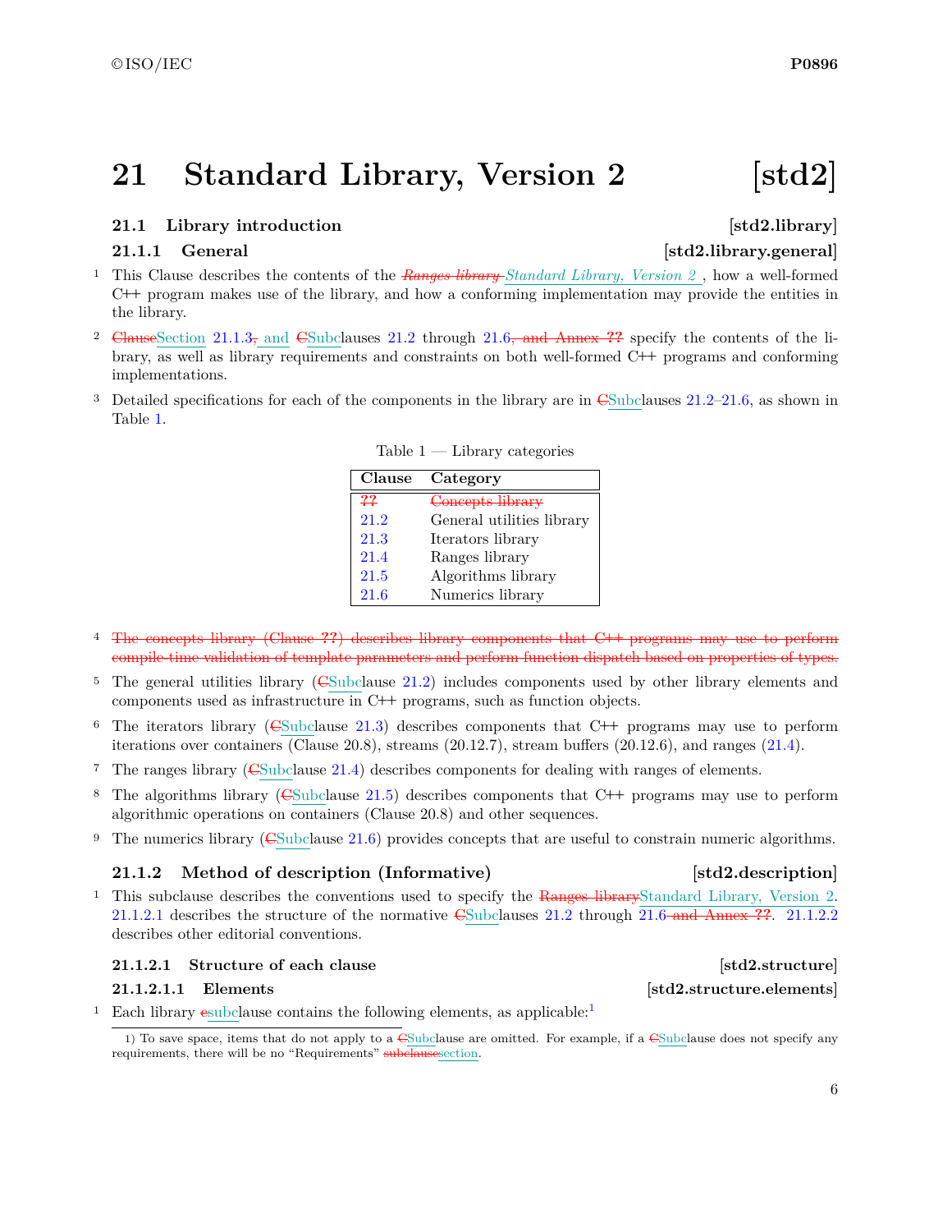# 21 Standard Library, Version 2 [std2]

## 21.1 Library introduction [std2.library]

### 21.1.1 General [std2.library.general]

1 This Clause describes the contents of the ~~*Ranges library*~~ *Standard Library, Version 2* , how a well-formed C++ program makes use of the library, and how a conforming implementation may provide the entities in the library.

2 ~~Clause~~Section 21.1.3~~,~~ and ~~C~~Subclauses 21.2 through 21.6~~, and Annex ??~~ specify the contents of the library, as well as library requirements and constraints on both well-formed C++ programs and conforming implementations.

3 Detailed specifications for each of the components in the library are in ~~C~~Subclauses 21.2–21.6, as shown in Table 1.

Table 1 — Library categories

| Clause | Category |
|---|---|
| ~~??~~ | ~~Concepts library~~ |
| 21.2 | General utilities library |
| 21.3 | Iterators library |
| 21.4 | Ranges library |
| 21.5 | Algorithms library |
| 21.6 | Numerics library |

4 ~~The concepts library (Clause ??) describes library components that C++ programs may use to perform compile-time validation of template parameters and perform function dispatch based on properties of types.~~

5 The general utilities library (~~C~~Subclause 21.2) includes components used by other library elements and components used as infrastructure in C++ programs, such as function objects.

6 The iterators library (~~C~~Subclause 21.3) describes components that C++ programs may use to perform iterations over containers (Clause 20.8), streams (20.12.7), stream buffers (20.12.6), and ranges (21.4).

7 The ranges library (~~C~~Subclause 21.4) describes components for dealing with ranges of elements.

8 The algorithms library (~~C~~Subclause 21.5) describes components that C++ programs may use to perform algorithmic operations on containers (Clause 20.8) and other sequences.

9 The numerics library (~~C~~Subclause 21.6) provides concepts that are useful to constrain numeric algorithms.

### 21.1.2 Method of description (Informative) [std2.description]

1 This subclause describes the conventions used to specify the ~~Ranges library~~Standard Library, Version 2. 21.1.2.1 describes the structure of the normative ~~C~~Subclauses 21.2 through 21.6 ~~and Annex ??~~. 21.1.2.2 describes other editorial conventions.

#### 21.1.2.1 Structure of each clause [std2.structure]

##### 21.1.2.1.1 Elements [std2.structure.elements]

1 Each library ~~c~~subclause contains the following elements, as applicable:[1]

1) To save space, items that do not apply to a ~~C~~Subclause are omitted. For example, if a ~~C~~Subclause does not specify any requirements, there will be no "Requirements" ~~subclause~~section.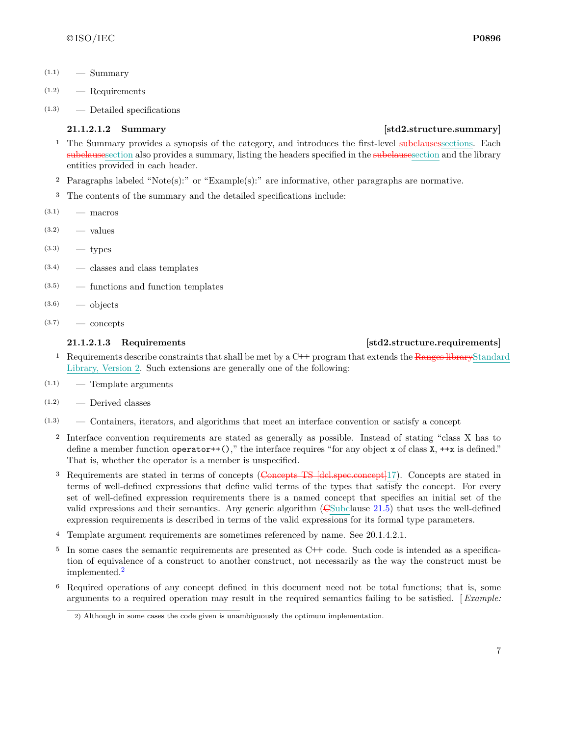- (1.1) — Summary
- (1.2) — Requirements
- (1.3) — Detailed specifications

#### 21.1.2.1.2 Summary [std2.structure.summary]

1 The Summary provides a synopsis of the category, and introduces the first-level ~~subclauses~~sections. Each ~~subclause~~section also provides a summary, listing the headers specified in the ~~subclause~~section and the library entities provided in each header.

2 Paragraphs labeled "Note(s):" or "Example(s):" are informative, other paragraphs are normative.

3 The contents of the summary and the detailed specifications include:

- (3.1) — macros
- (3.2) — values
- (3.3) — types
- (3.4) — classes and class templates
- (3.5) — functions and function templates
- (3.6) — objects
- (3.7) — concepts

#### 21.1.2.1.3 Requirements [std2.structure.requirements]

1 Requirements describe constraints that shall be met by a C++ program that extends the ~~Ranges library~~Standard Library, Version 2. Such extensions are generally one of the following:

- (1.1) — Template arguments
- (1.2) — Derived classes
- (1.3) — Containers, iterators, and algorithms that meet an interface convention or satisfy a concept

2 Interface convention requirements are stated as generally as possible. Instead of stating "class X has to define a member function `operator++()`," the interface requires "for any object `x` of class `X`, `++x` is defined." That is, whether the operator is a member is unspecified.

3 Requirements are stated in terms of concepts (~~Concepts TS [dcl.spec.concept]~~17). Concepts are stated in terms of well-defined expressions that define valid terms of the types that satisfy the concept. For every set of well-defined expression requirements there is a named concept that specifies an initial set of the valid expressions and their semantics. Any generic algorithm (~~C~~Subclause 21.5) that uses the well-defined expression requirements is described in terms of the valid expressions for its formal type parameters.

4 Template argument requirements are sometimes referenced by name. See 20.1.4.2.1.

5 In some cases the semantic requirements are presented as C++ code. Such code is intended as a specification of equivalence of a construct to another construct, not necessarily as the way the construct must be implemented.[2]

6 Required operations of any concept defined in this document need not be total functions; that is, some arguments to a required operation may result in the required semantics failing to be satisfied. [ *Example:*

2) Although in some cases the code given is unambiguously the optimum implementation.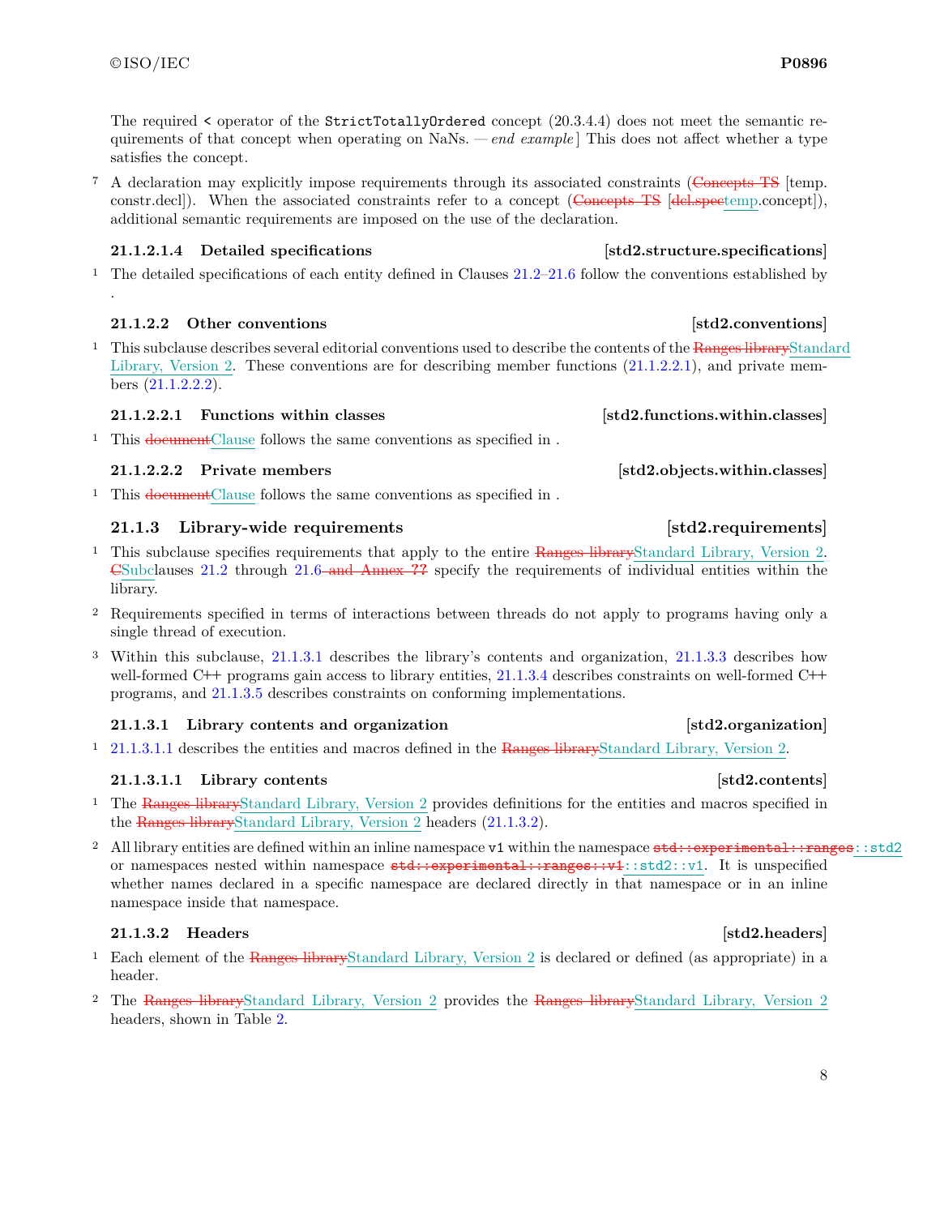The required `<` operator of the `StrictTotallyOrdered` concept (20.3.4.4) does not meet the semantic requirements of that concept when operating on NaNs. — *end example*] This does not affect whether a type satisfies the concept.

7 A declaration may explicitly impose requirements through its associated constraints (~~Concepts TS~~ [temp.constr.decl]). When the associated constraints refer to a concept (~~Concepts TS~~ [~~dcl.spec~~temp.concept]), additional semantic requirements are imposed on the use of the declaration.

#### 21.1.2.1.4 Detailed specifications [std2.structure.specifications]

1 The detailed specifications of each entity defined in Clauses 21.2–21.6 follow the conventions established by .

### 21.1.2.2 Other conventions [std2.conventions]

1 This subclause describes several editorial conventions used to describe the contents of the ~~Ranges library~~Standard Library, Version 2. These conventions are for describing member functions (21.1.2.2.1), and private members (21.1.2.2.2).

#### 21.1.2.2.1 Functions within classes [std2.functions.within.classes]

1 This ~~document~~Clause follows the same conventions as specified in .

#### 21.1.2.2.2 Private members [std2.objects.within.classes]

1 This ~~document~~Clause follows the same conventions as specified in .

## 21.1.3 Library-wide requirements [std2.requirements]

1 This subclause specifies requirements that apply to the entire ~~Ranges library~~Standard Library, Version 2. ~~C~~Subclauses 21.2 through 21.6 ~~and Annex ??~~ specify the requirements of individual entities within the library.

2 Requirements specified in terms of interactions between threads do not apply to programs having only a single thread of execution.

3 Within this subclause, 21.1.3.1 describes the library's contents and organization, 21.1.3.3 describes how well-formed C++ programs gain access to library entities, 21.1.3.4 describes constraints on well-formed C++ programs, and 21.1.3.5 describes constraints on conforming implementations.

### 21.1.3.1 Library contents and organization [std2.organization]

1 21.1.3.1.1 describes the entities and macros defined in the ~~Ranges library~~Standard Library, Version 2.

#### 21.1.3.1.1 Library contents [std2.contents]

1 The ~~Ranges library~~Standard Library, Version 2 provides definitions for the entities and macros specified in the ~~Ranges library~~Standard Library, Version 2 headers (21.1.3.2).

2 All library entities are defined within an inline namespace `v1` within the namespace ~~`std::experimental::ranges`~~`::std2` or namespaces nested within namespace ~~`std::experimental::ranges::v1`~~`::std2::v1`. It is unspecified whether names declared in a specific namespace are declared directly in that namespace or in an inline namespace inside that namespace.

### 21.1.3.2 Headers [std2.headers]

1 Each element of the ~~Ranges library~~Standard Library, Version 2 is declared or defined (as appropriate) in a header.

2 The ~~Ranges library~~Standard Library, Version 2 provides the ~~Ranges library~~Standard Library, Version 2 headers, shown in Table 2.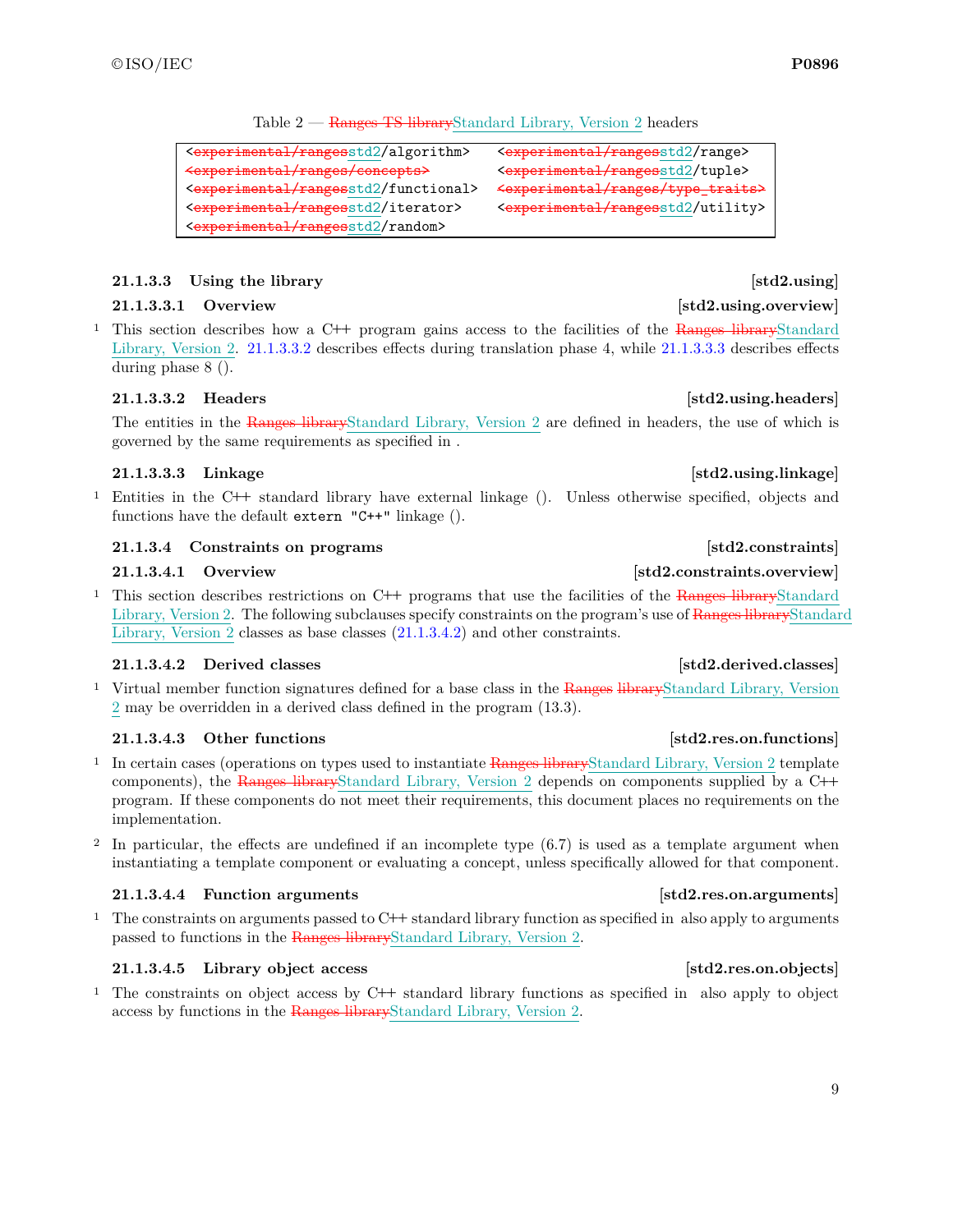Table 2 — ~~Ranges TS library~~Standard Library, Version 2 headers

| | |
|---|---|
| `<experimental/rangesstd2/algorithm>` | `<experimental/rangesstd2/range>` |
| `<experimental/ranges/concepts>` | `<experimental/rangesstd2/tuple>` |
| `<experimental/rangesstd2/functional>` | `<experimental/ranges/type_traits>` |
| `<experimental/rangesstd2/iterator>` | `<experimental/rangesstd2/utility>` |
| `<experimental/rangesstd2/random>` | |

### 21.1.3.3 Using the library [std2.using]

#### 21.1.3.3.1 Overview [std2.using.overview]

1 This section describes how a C++ program gains access to the facilities of the ~~Ranges library~~Standard Library, Version 2. 21.1.3.3.2 describes effects during translation phase 4, while 21.1.3.3.3 describes effects during phase 8 ().

#### 21.1.3.3.2 Headers [std2.using.headers]

The entities in the ~~Ranges library~~Standard Library, Version 2 are defined in headers, the use of which is governed by the same requirements as specified in .

#### 21.1.3.3.3 Linkage [std2.using.linkage]

1 Entities in the C++ standard library have external linkage (). Unless otherwise specified, objects and functions have the default `extern "C++"` linkage ().

### 21.1.3.4 Constraints on programs [std2.constraints]

#### 21.1.3.4.1 Overview [std2.constraints.overview]

1 This section describes restrictions on C++ programs that use the facilities of the ~~Ranges library~~Standard Library, Version 2. The following subclauses specify constraints on the program's use of ~~Ranges library~~Standard Library, Version 2 classes as base classes (21.1.3.4.2) and other constraints.

#### 21.1.3.4.2 Derived classes [std2.derived.classes]

1 Virtual member function signatures defined for a base class in the ~~Ranges library~~Standard Library, Version 2 may be overridden in a derived class defined in the program (13.3).

#### 21.1.3.4.3 Other functions [std2.res.on.functions]

1 In certain cases (operations on types used to instantiate ~~Ranges library~~Standard Library, Version 2 template components), the ~~Ranges library~~Standard Library, Version 2 depends on components supplied by a C++ program. If these components do not meet their requirements, this document places no requirements on the implementation.

2 In particular, the effects are undefined if an incomplete type (6.7) is used as a template argument when instantiating a template component or evaluating a concept, unless specifically allowed for that component.

#### 21.1.3.4.4 Function arguments [std2.res.on.arguments]

1 The constraints on arguments passed to C++ standard library function as specified in also apply to arguments passed to functions in the ~~Ranges library~~Standard Library, Version 2.

#### 21.1.3.4.5 Library object access [std2.res.on.objects]

1 The constraints on object access by C++ standard library functions as specified in also apply to object access by functions in the ~~Ranges library~~Standard Library, Version 2.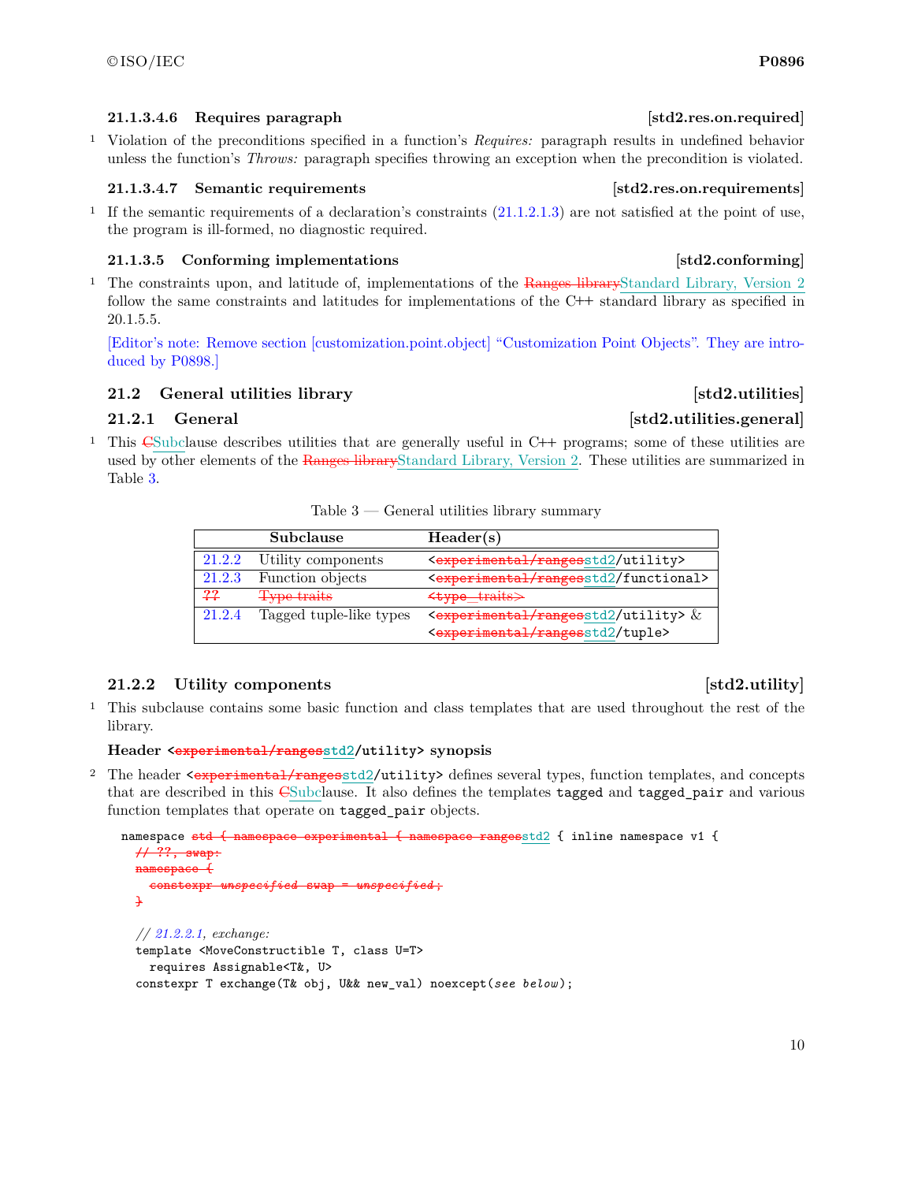#### 21.1.3.4.6 Requires paragraph [std2.res.on.required]

1 Violation of the preconditions specified in a function's *Requires:* paragraph results in undefined behavior unless the function's *Throws:* paragraph specifies throwing an exception when the precondition is violated.

#### 21.1.3.4.7 Semantic requirements [std2.res.on.requirements]

1 If the semantic requirements of a declaration's constraints (21.1.2.1.3) are not satisfied at the point of use, the program is ill-formed, no diagnostic required.

### 21.1.3.5 Conforming implementations [std2.conforming]

1 The constraints upon, and latitude of, implementations of the ~~Ranges library~~Standard Library, Version 2 follow the same constraints and latitudes for implementations of the C++ standard library as specified in 20.1.5.5.

[Editor's note: Remove section [customization.point.object] "Customization Point Objects". They are introduced by P0898.]

## 21.2 General utilities library [std2.utilities]

### 21.2.1 General [std2.utilities.general]

1 This ~~C~~Subclause describes utilities that are generally useful in C++ programs; some of these utilities are used by other elements of the ~~Ranges library~~Standard Library, Version 2. These utilities are summarized in Table 3.

Table 3 — General utilities library summary

| | Subclause | Header(s) |
|---|---|---|
| 21.2.2 | Utility components | `<~~experimental/ranges~~std2/utility>` |
| 21.2.3 | Function objects | `<~~experimental/ranges~~std2/functional>` |
| ~~??~~ | ~~Type traits~~ | ~~`<type_traits>`~~ |
| 21.2.4 | Tagged tuple-like types | `<~~experimental/ranges~~std2/utility>` & `<~~experimental/ranges~~std2/tuple>` |

### 21.2.2 Utility components [std2.utility]

1 This subclause contains some basic function and class templates that are used throughout the rest of the library.

**Header `<~~experimental/ranges~~std2/utility>` synopsis**

2 The header `<~~experimental/ranges~~std2/utility>` defines several types, function templates, and concepts that are described in this ~~C~~Subclause. It also defines the templates `tagged` and `tagged_pair` and various function templates that operate on `tagged_pair` objects.

```
namespace ~~std { namespace experimental { namespace ranges~~std2 { inline namespace v1 {
  ~~// ??, swap:~~
  ~~namespace {~~
    ~~constexpr unspecified swap = unspecified;~~
  ~~}~~

  // 21.2.2.1, exchange:
  template <MoveConstructible T, class U=T>
    requires Assignable<T&, U>
  constexpr T exchange(T& obj, U&& new_val) noexcept(see below);
```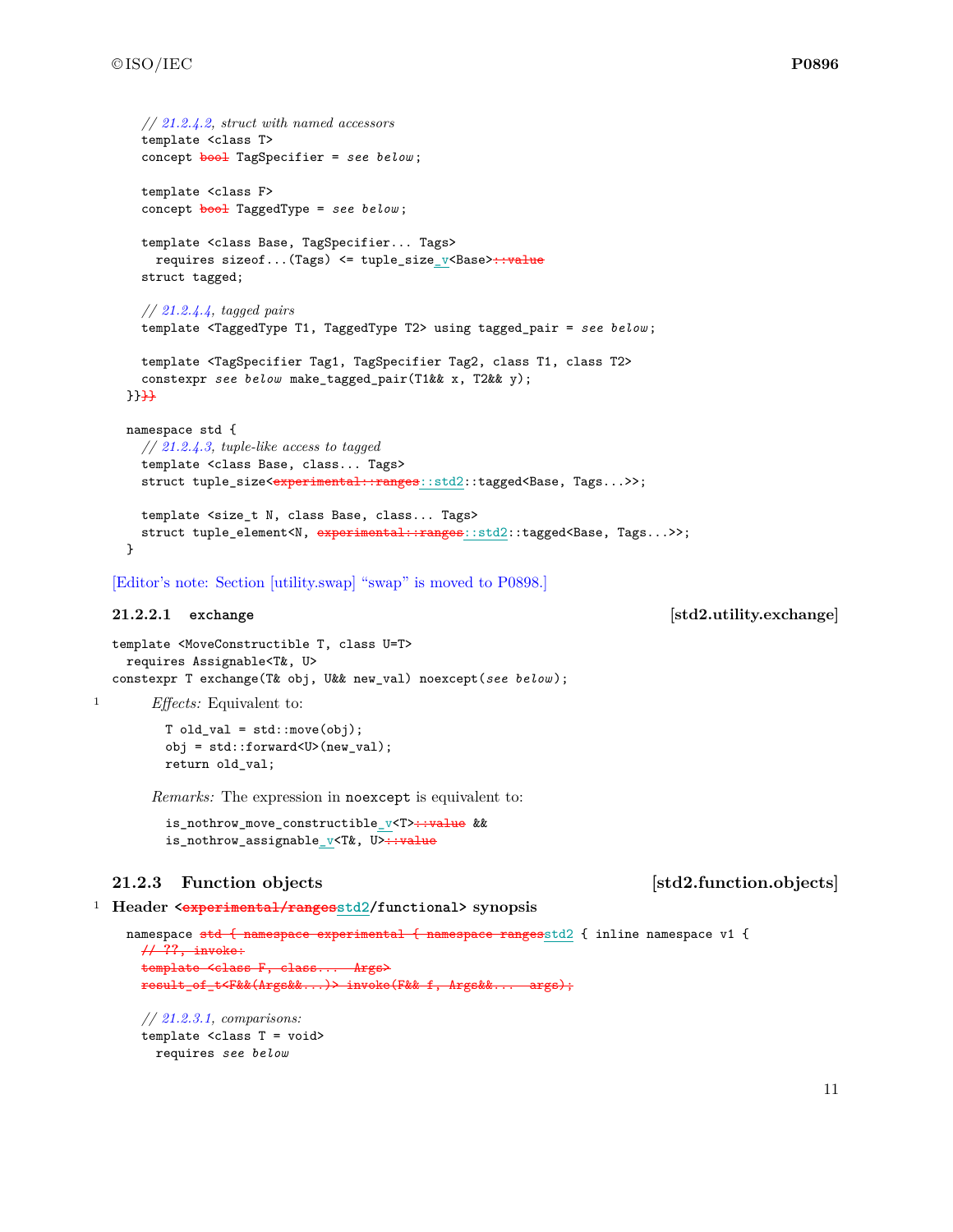```
  // 21.2.4.2, struct with named accessors
  template <class T>
  concept bool TagSpecifier = see below;

  template <class F>
  concept bool TaggedType = see below;

  template <class Base, TagSpecifier... Tags>
    requires sizeof...(Tags) <= tuple_size_v<Base>::value
  struct tagged;

  // 21.2.4.4, tagged pairs
  template <TaggedType T1, TaggedType T2> using tagged_pair = see below;

  template <TagSpecifier Tag1, TagSpecifier Tag2, class T1, class T2>
  constexpr see below make_tagged_pair(T1&& x, T2&& y);
}}}}

namespace std {
  // 21.2.4.3, tuple-like access to tagged
  template <class Base, class... Tags>
  struct tuple_size<experimental::ranges::std2::tagged<Base, Tags...>>;

  template <size_t N, class Base, class... Tags>
  struct tuple_element<N, experimental::ranges::std2::tagged<Base, Tags...>>;
}
```

[Editor's note: Section [utility.swap] "swap" is moved to P0898.]

#### 21.2.2.1 exchange [std2.utility.exchange]

```
template <MoveConstructible T, class U=T>
  requires Assignable<T&, U>
constexpr T exchange(T& obj, U&& new_val) noexcept(see below);
```

1 *Effects:* Equivalent to:

```
T old_val = std::move(obj);
obj = std::forward<U>(new_val);
return old_val;
```

*Remarks:* The expression in `noexcept` is equivalent to:

```
is_nothrow_move_constructible_v<T>::value &&
is_nothrow_assignable_v<T&, U>::value
```

### 21.2.3 Function objects [std2.function.objects]

1 **Header <~~experimental/ranges~~std2/functional> synopsis**

```
namespace std { namespace experimental { namespace rangesstd2 { inline namespace v1 {
  // ??, invoke:
  template <class F, class... Args>
  result_of_t<F&&(Args&&...)> invoke(F&& f, Args&&... args);

  // 21.2.3.1, comparisons:
  template <class T = void>
    requires see below
```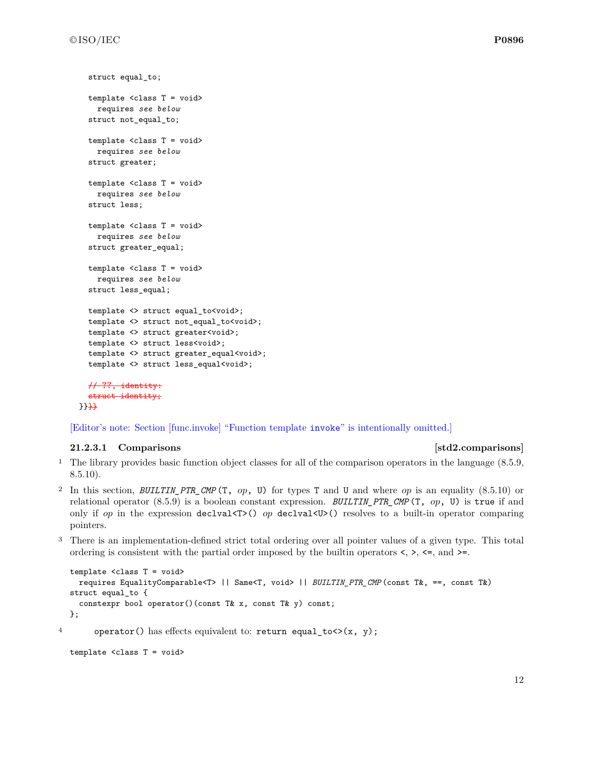```
    struct equal_to;

    template <class T = void>
      requires see below
    struct not_equal_to;

    template <class T = void>
      requires see below
    struct greater;

    template <class T = void>
      requires see below
    struct less;

    template <class T = void>
      requires see below
    struct greater_equal;

    template <class T = void>
      requires see below
    struct less_equal;

    template <> struct equal_to<void>;
    template <> struct not_equal_to<void>;
    template <> struct greater<void>;
    template <> struct less<void>;
    template <> struct greater_equal<void>;
    template <> struct less_equal<void>;

    ~~// ??, identity:~~
    ~~struct identity;~~
  }}~~}}~~
```

[Editor's note: Section [func.invoke] "Function template `invoke`" is intentionally omitted.]

#### 21.2.3.1 Comparisons [std2.comparisons]

1 The library provides basic function object classes for all of the comparison operators in the language (8.5.9, 8.5.10).

2 In this section, *`BUILTIN_PTR_CMP`*`(T, `*op*`, U)` for types `T` and `U` and where *op* is an equality (8.5.10) or relational operator (8.5.9) is a boolean constant expression. *`BUILTIN_PTR_CMP`*`(T, `*op*`, U)` is `true` if and only if *op* in the expression `declval<T>()` *op* `declval<U>()` resolves to a built-in operator comparing pointers.

3 There is an implementation-defined strict total ordering over all pointer values of a given type. This total ordering is consistent with the partial order imposed by the builtin operators `<`, `>`, `<=`, and `>=`.

```
template <class T = void>
  requires EqualityComparable<T> || Same<T, void> || BUILTIN_PTR_CMP(const T&, ==, const T&)
struct equal_to {
  constexpr bool operator()(const T& x, const T& y) const;
};
```

4 `operator()` has effects equivalent to: `return equal_to<>(x, y);`

```
template <class T = void>
```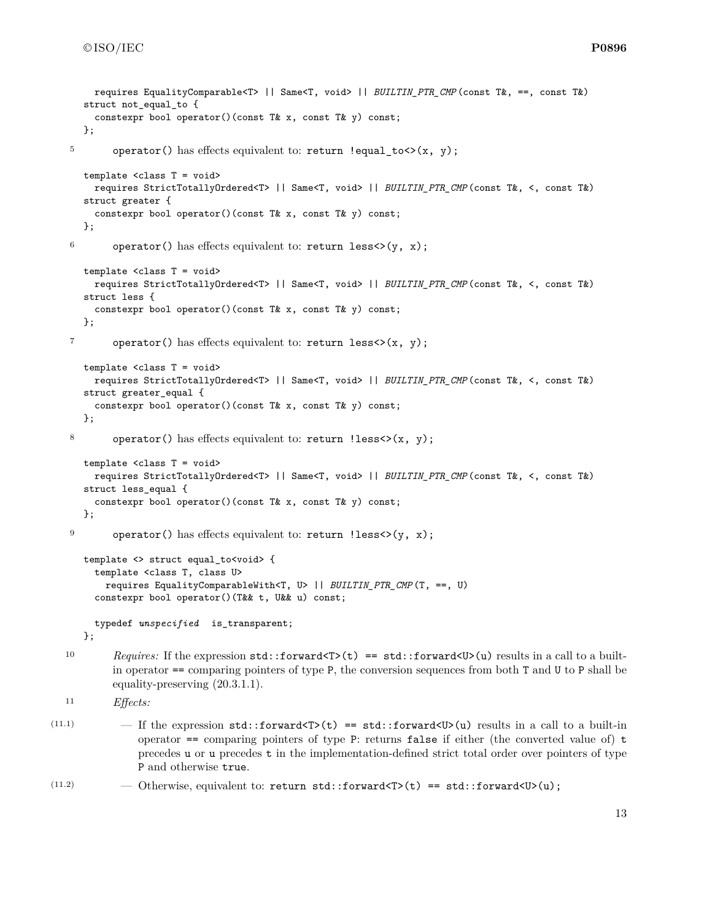```
  requires EqualityComparable<T> || Same<T, void> || BUILTIN_PTR_CMP(const T&, ==, const T&)
struct not_equal_to {
  constexpr bool operator()(const T& x, const T& y) const;
};
```

5 `operator()` has effects equivalent to: `return !equal_to<>(x, y);`

```
template <class T = void>
  requires StrictTotallyOrdered<T> || Same<T, void> || BUILTIN_PTR_CMP(const T&, <, const T&)
struct greater {
  constexpr bool operator()(const T& x, const T& y) const;
};
```

6 `operator()` has effects equivalent to: `return less<>(y, x);`

```
template <class T = void>
  requires StrictTotallyOrdered<T> || Same<T, void> || BUILTIN_PTR_CMP(const T&, <, const T&)
struct less {
  constexpr bool operator()(const T& x, const T& y) const;
};
```

7 `operator()` has effects equivalent to: `return less<>(x, y);`

```
template <class T = void>
  requires StrictTotallyOrdered<T> || Same<T, void> || BUILTIN_PTR_CMP(const T&, <, const T&)
struct greater_equal {
  constexpr bool operator()(const T& x, const T& y) const;
};
```

8 `operator()` has effects equivalent to: `return !less<>(x, y);`

```
template <class T = void>
  requires StrictTotallyOrdered<T> || Same<T, void> || BUILTIN_PTR_CMP(const T&, <, const T&)
struct less_equal {
  constexpr bool operator()(const T& x, const T& y) const;
};
```

9 `operator()` has effects equivalent to: `return !less<>(y, x);`

```
template <> struct equal_to<void> {
  template <class T, class U>
    requires EqualityComparableWith<T, U> || BUILTIN_PTR_CMP(T, ==, U)
  constexpr bool operator()(T&& t, U&& u) const;

  typedef unspecified  is_transparent;
};
```

10 *Requires:* If the expression `std::forward<T>(t) == std::forward<U>(u)` results in a call to a built-in operator `==` comparing pointers of type `P`, the conversion sequences from both `T` and `U` to `P` shall be equality-preserving (20.3.1.1).

11 *Effects:*

(11.1) — If the expression `std::forward<T>(t) == std::forward<U>(u)` results in a call to a built-in operator `==` comparing pointers of type `P`: returns `false` if either (the converted value of) `t` precedes `u` or `u` precedes `t` in the implementation-defined strict total order over pointers of type `P` and otherwise `true`.

(11.2) — Otherwise, equivalent to: `return std::forward<T>(t) == std::forward<U>(u);`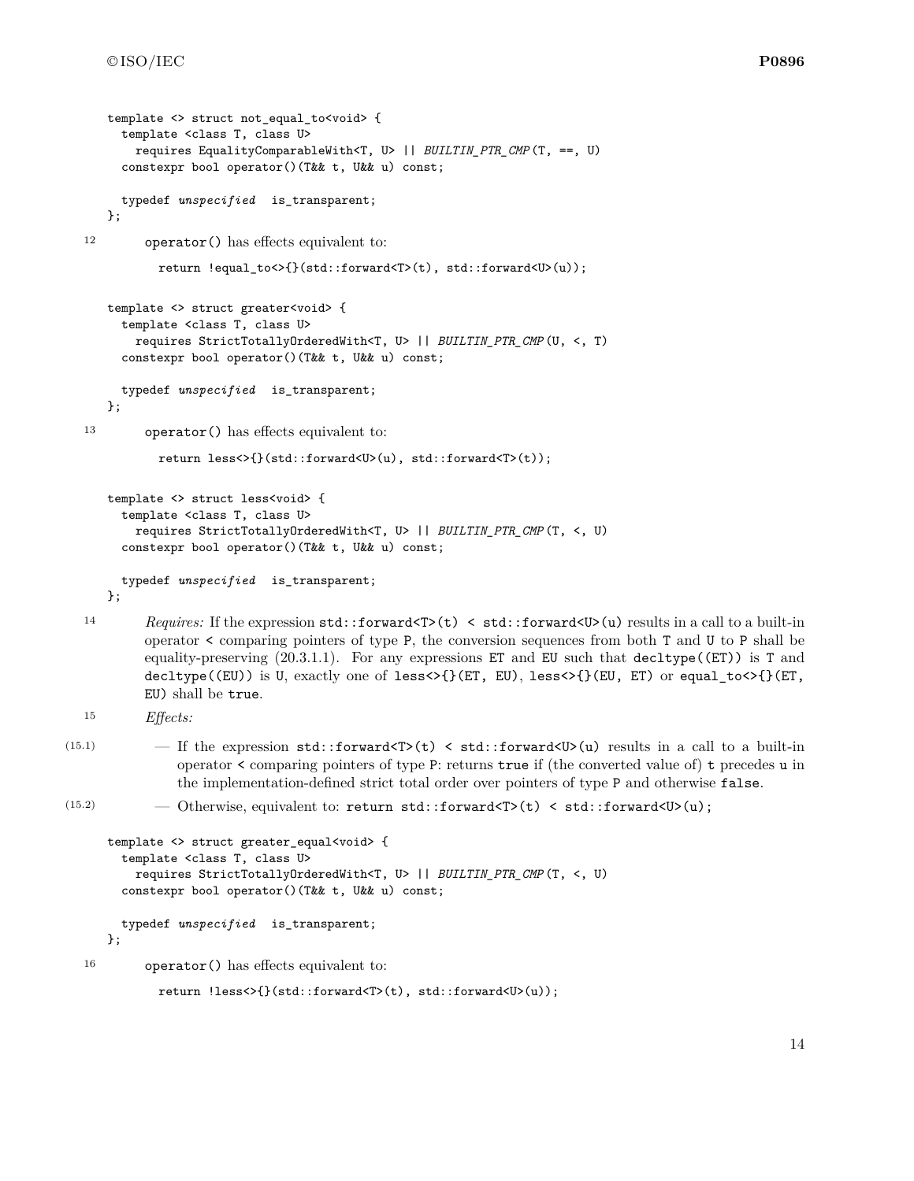```
template <> struct not_equal_to<void> {
  template <class T, class U>
    requires EqualityComparableWith<T, U> || BUILTIN_PTR_CMP(T, ==, U)
  constexpr bool operator()(T&& t, U&& u) const;

  typedef unspecified  is_transparent;
};
```

12 `operator()` has effects equivalent to:

```
return !equal_to<>{}(std::forward<T>(t), std::forward<U>(u));
```

```
template <> struct greater<void> {
  template <class T, class U>
    requires StrictTotallyOrderedWith<T, U> || BUILTIN_PTR_CMP(U, <, T)
  constexpr bool operator()(T&& t, U&& u) const;

  typedef unspecified  is_transparent;
};
```

13 `operator()` has effects equivalent to:

```
return less<>{}(std::forward<U>(u), std::forward<T>(t));
```

```
template <> struct less<void> {
  template <class T, class U>
    requires StrictTotallyOrderedWith<T, U> || BUILTIN_PTR_CMP(T, <, U)
  constexpr bool operator()(T&& t, U&& u) const;

  typedef unspecified  is_transparent;
};
```

14 *Requires:* If the expression `std::forward<T>(t) < std::forward<U>(u)` results in a call to a built-in operator `<` comparing pointers of type `P`, the conversion sequences from both `T` and `U` to `P` shall be equality-preserving (20.3.1.1). For any expressions `ET` and `EU` such that `decltype((ET))` is `T` and `decltype((EU))` is `U`, exactly one of `less<>{}(ET, EU)`, `less<>{}(EU, ET)` or `equal_to<>{}(ET, EU)` shall be `true`.

15 *Effects:*

(15.1) — If the expression `std::forward<T>(t) < std::forward<U>(u)` results in a call to a built-in operator `<` comparing pointers of type `P`: returns `true` if (the converted value of) `t` precedes `u` in the implementation-defined strict total order over pointers of type `P` and otherwise `false`.

(15.2) — Otherwise, equivalent to: `return std::forward<T>(t) < std::forward<U>(u);`

```
template <> struct greater_equal<void> {
  template <class T, class U>
    requires StrictTotallyOrderedWith<T, U> || BUILTIN_PTR_CMP(T, <, U)
  constexpr bool operator()(T&& t, U&& u) const;

  typedef unspecified  is_transparent;
};
```

16 `operator()` has effects equivalent to:

```
return !less<>{}(std::forward<T>(t), std::forward<U>(u));
```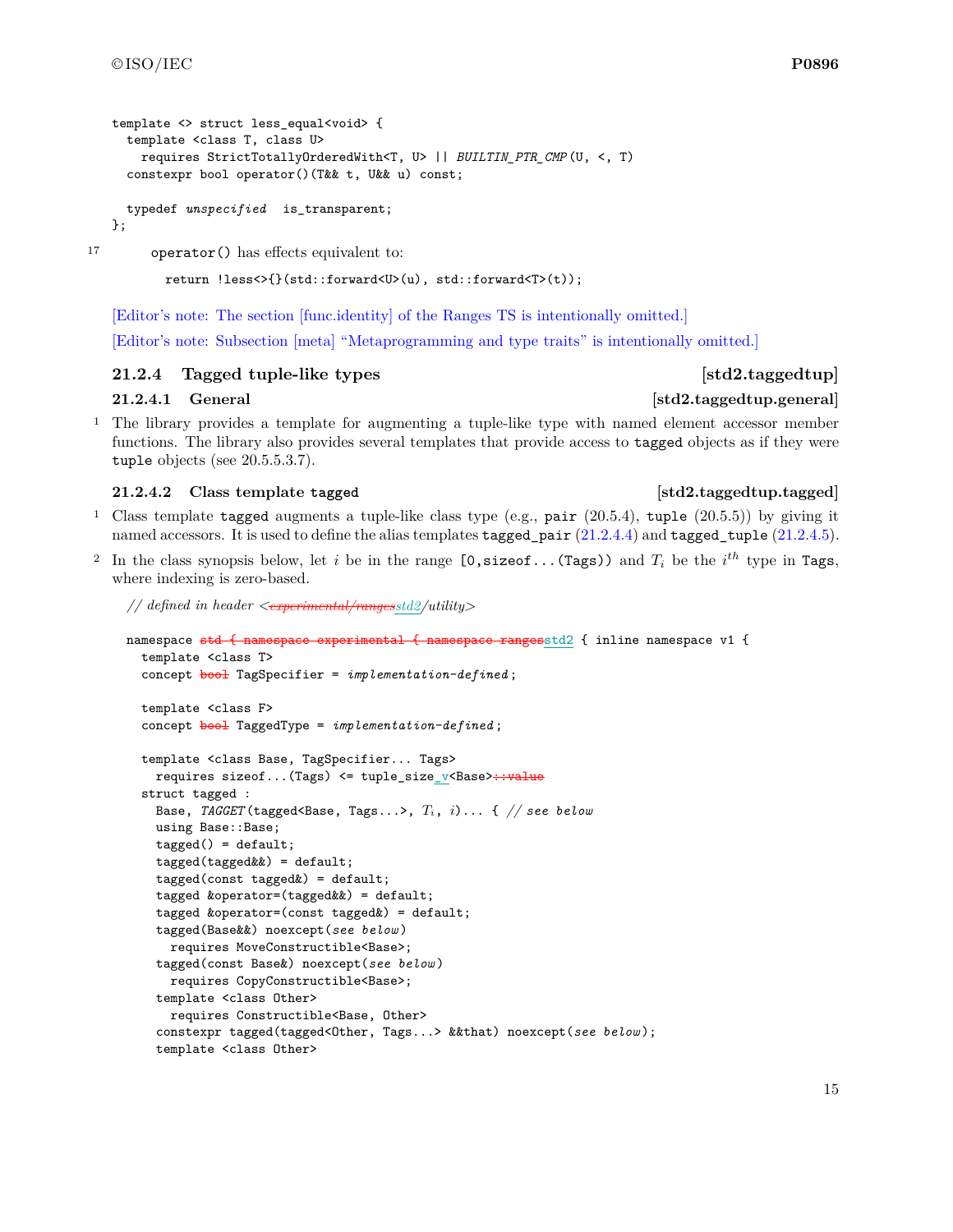```
template <> struct less_equal<void> {
  template <class T, class U>
    requires StrictTotallyOrderedWith<T, U> || BUILTIN_PTR_CMP(U, <, T)
  constexpr bool operator()(T&& t, U&& u) const;

  typedef unspecified  is_transparent;
};
```

17 operator() has effects equivalent to:

```
return !less<>{}(std::forward<U>(u), std::forward<T>(t));
```

[Editor's note: The section [func.identity] of the Ranges TS is intentionally omitted.]

[Editor's note: Subsection [meta] "Metaprogramming and type traits" is intentionally omitted.]

### 21.2.4 Tagged tuple-like types [std2.taggedtup]

#### 21.2.4.1 General [std2.taggedtup.general]

1 The library provides a template for augmenting a tuple-like type with named element accessor member functions. The library also provides several templates that provide access to `tagged` objects as if they were `tuple` objects (see 20.5.5.3.7).

#### 21.2.4.2 Class template `tagged` [std2.taggedtup.tagged]

1 Class template `tagged` augments a tuple-like class type (e.g., `pair` (20.5.4), `tuple` (20.5.5)) by giving it named accessors. It is used to define the alias templates `tagged_pair` (21.2.4.4) and `tagged_tuple` (21.2.4.5).

2 In the class synopsis below, let $i$ be in the range `[0,sizeof...(Tags))` and $T_i$ be the $i^{th}$ type in `Tags`, where indexing is zero-based.

```
// defined in header <experimental/rangesstd2/utility>

namespace std { namespace experimental { namespace rangesstd2 { inline namespace v1 {
  template <class T>
  concept bool TagSpecifier = implementation-defined;

  template <class F>
  concept bool TaggedType = implementation-defined;

  template <class Base, TagSpecifier... Tags>
    requires sizeof...(Tags) <= tuple_size_v<Base>::value
  struct tagged :
    Base, TAGGET(tagged<Base, Tags...>, Ti, i)... { // see below
    using Base::Base;
    tagged() = default;
    tagged(tagged&&) = default;
    tagged(const tagged&) = default;
    tagged &operator=(tagged&&) = default;
    tagged &operator=(const tagged&) = default;
    tagged(Base&&) noexcept(see below)
      requires MoveConstructible<Base>;
    tagged(const Base&) noexcept(see below)
      requires CopyConstructible<Base>;
    template <class Other>
      requires Constructible<Base, Other>
    constexpr tagged(tagged<Other, Tags...> &&that) noexcept(see below);
    template <class Other>
```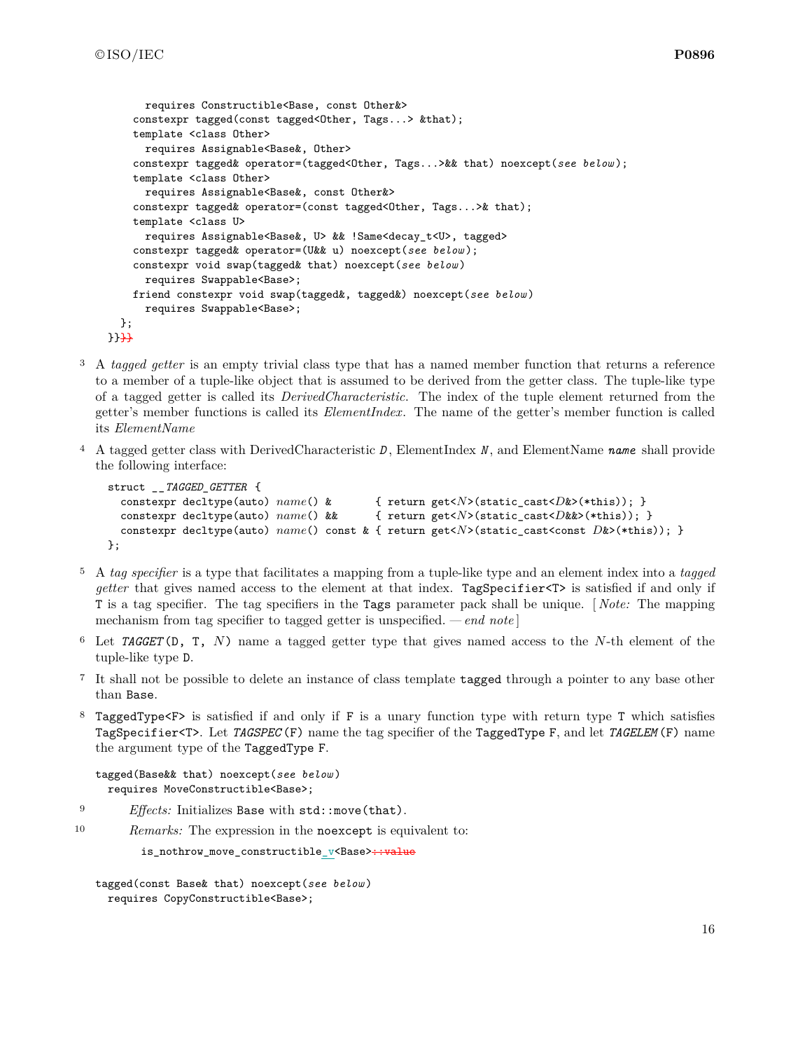```
    requires Constructible<Base, const Other&>
  constexpr tagged(const tagged<Other, Tags...> &that);
  template <class Other>
    requires Assignable<Base&, Other>
  constexpr tagged& operator=(tagged<Other, Tags...>&& that) noexcept(see below);
  template <class Other>
    requires Assignable<Base&, const Other&>
  constexpr tagged& operator=(const tagged<Other, Tags...>& that);
  template <class U>
    requires Assignable<Base&, U> && !Same<decay_t<U>, tagged>
  constexpr tagged& operator=(U&& u) noexcept(see below);
  constexpr void swap(tagged& that) noexcept(see below)
    requires Swappable<Base>;
  friend constexpr void swap(tagged&, tagged&) noexcept(see below)
    requires Swappable<Base>;
};
}}}}
```

3 A *tagged getter* is an empty trivial class type that has a named member function that returns a reference to a member of a tuple-like object that is assumed to be derived from the getter class. The tuple-like type of a tagged getter is called its *DerivedCharacteristic*. The index of the tuple element returned from the getter's member functions is called its *ElementIndex*. The name of the getter's member function is called its *ElementName*

4 A tagged getter class with DerivedCharacteristic *D*, ElementIndex *N*, and ElementName ***name*** shall provide the following interface:

```
struct __TAGGED_GETTER {
  constexpr decltype(auto) name() &       { return get<N>(static_cast<D&>(*this)); }
  constexpr decltype(auto) name() &&      { return get<N>(static_cast<D&&>(*this)); }
  constexpr decltype(auto) name() const & { return get<N>(static_cast<const D&>(*this)); }
};
```

5 A *tag specifier* is a type that facilitates a mapping from a tuple-like type and an element index into a *tagged getter* that gives named access to the element at that index. `TagSpecifier<T>` is satisfied if and only if `T` is a tag specifier. The tag specifiers in the `Tags` parameter pack shall be unique. [ *Note:* The mapping mechanism from tag specifier to tagged getter is unspecified. — *end note* ]

6 Let *`TAGGET`*`(D, T, `*`N`*`)` name a tagged getter type that gives named access to the *N*-th element of the tuple-like type `D`.

7 It shall not be possible to delete an instance of class template `tagged` through a pointer to any base other than `Base`.

8 `TaggedType<F>` is satisfied if and only if `F` is a unary function type with return type `T` which satisfies `TagSpecifier<T>`. Let *`TAGSPEC`*`(F)` name the tag specifier of the `TaggedType F`, and let *`TAGELEM`*`(F)` name the argument type of the `TaggedType F`.

```
tagged(Base&& that) noexcept(see below)
  requires MoveConstructible<Base>;
```

9 *Effects:* Initializes `Base` with `std::move(that)`.

10 *Remarks:* The expression in the `noexcept` is equivalent to:

```
is_nothrow_move_constructible_v<Base>::value
```

```
tagged(const Base& that) noexcept(see below)
  requires CopyConstructible<Base>;
```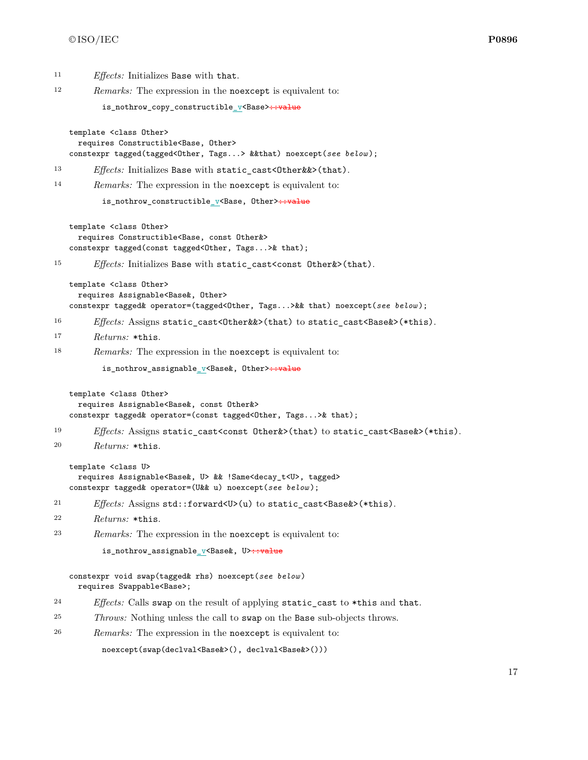11 *Effects:* Initializes `Base` with `that`.

12 *Remarks:* The expression in the `noexcept` is equivalent to:

```
is_nothrow_copy_constructible_v<Base>::value
```

```
template <class Other>
  requires Constructible<Base, Other>
constexpr tagged(tagged<Other, Tags...> &&that) noexcept(see below);
```

13 *Effects:* Initializes `Base` with `static_cast<Other&&>(that)`.

14 *Remarks:* The expression in the `noexcept` is equivalent to:

```
is_nothrow_constructible_v<Base, Other>::value
```

```
template <class Other>
  requires Constructible<Base, const Other&>
constexpr tagged(const tagged<Other, Tags...>& that);
```

15 *Effects:* Initializes `Base` with `static_cast<const Other&>(that)`.

```
template <class Other>
  requires Assignable<Base&, Other>
constexpr tagged& operator=(tagged<Other, Tags...>&& that) noexcept(see below);
```

16 *Effects:* Assigns `static_cast<Other&&>(that)` to `static_cast<Base&>(*this)`.

17 *Returns:* `*this`.

18 *Remarks:* The expression in the `noexcept` is equivalent to:

```
is_nothrow_assignable_v<Base&, Other>::value
```

```
template <class Other>
  requires Assignable<Base&, const Other&>
constexpr tagged& operator=(const tagged<Other, Tags...>& that);
```

19 *Effects:* Assigns `static_cast<const Other&>(that)` to `static_cast<Base&>(*this)`.

20 *Returns:* `*this`.

```
template <class U>
  requires Assignable<Base&, U> && !Same<decay_t<U>, tagged>
constexpr tagged& operator=(U&& u) noexcept(see below);
```

21 *Effects:* Assigns `std::forward<U>(u)` to `static_cast<Base&>(*this)`.

22 *Returns:* `*this`.

23 *Remarks:* The expression in the `noexcept` is equivalent to:

```
is_nothrow_assignable_v<Base&, U>::value
```

```
constexpr void swap(tagged& rhs) noexcept(see below)
  requires Swappable<Base>;
```

24 *Effects:* Calls `swap` on the result of applying `static_cast` to `*this` and `that`.

25 *Throws:* Nothing unless the call to `swap` on the `Base` sub-objects throws.

26 *Remarks:* The expression in the `noexcept` is equivalent to:

```
noexcept(swap(declval<Base&>(), declval<Base&>()))
```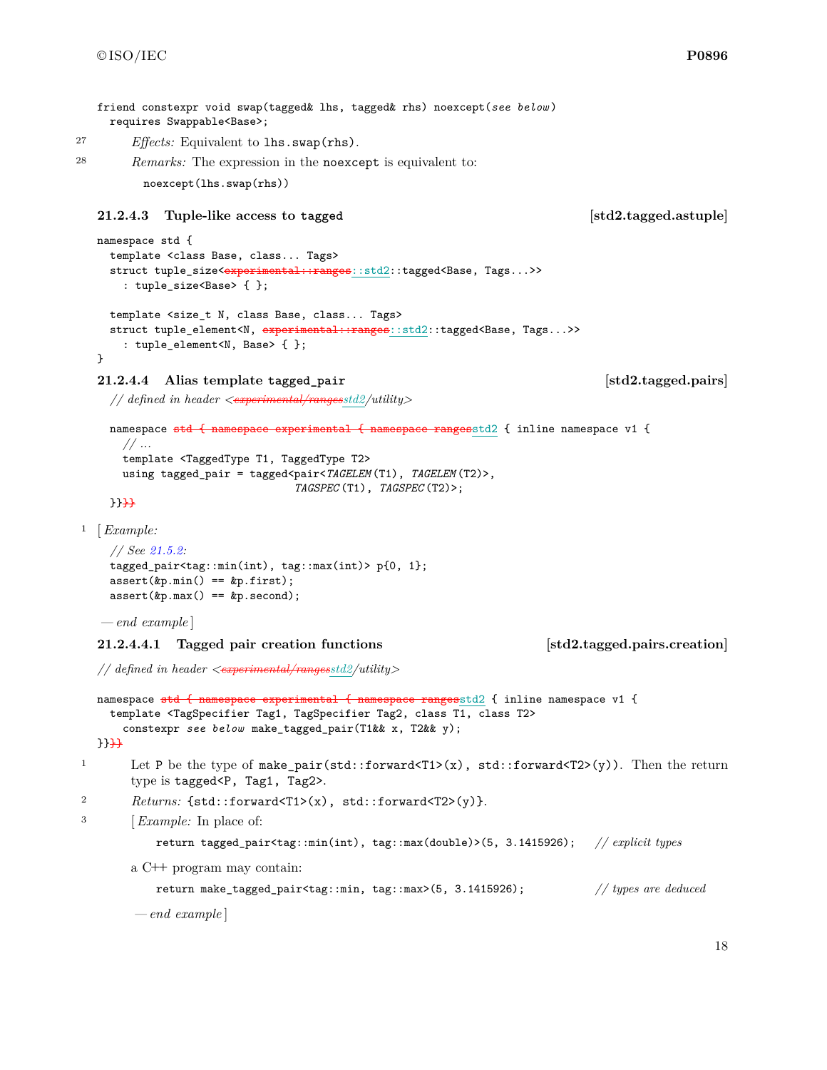```
friend constexpr void swap(tagged& lhs, tagged& rhs) noexcept(see below)
  requires Swappable<Base>;
```

27 *Effects:* Equivalent to `lhs.swap(rhs)`.

28 *Remarks:* The expression in the `noexcept` is equivalent to:

```
noexcept(lhs.swap(rhs))
```

### 21.2.4.3 Tuple-like access to `tagged` [std2.tagged.astuple]

```
namespace std {
  template <class Base, class... Tags>
  struct tuple_size<experimental::ranges::std2::tagged<Base, Tags...>>
    : tuple_size<Base> { };

  template <size_t N, class Base, class... Tags>
  struct tuple_element<N, experimental::ranges::std2::tagged<Base, Tags...>>
    : tuple_element<N, Base> { };
}
```

### 21.2.4.4 Alias template `tagged_pair` [std2.tagged.pairs]

```
// defined in header <experimental/rangesstd2/utility>

namespace std { namespace experimental { namespace rangesstd2 { inline namespace v1 {
  // ...
  template <TaggedType T1, TaggedType T2>
  using tagged_pair = tagged<pair<TAGELEM(T1), TAGELEM(T2)>,
                              TAGSPEC(T1), TAGSPEC(T2)>;
}}}}
```

1 [*Example:*

```
// See 21.5.2:
tagged_pair<tag::min(int), tag::max(int)> p{0, 1};
assert(&p.min() == &p.first);
assert(&p.max() == &p.second);
```

— *end example*]

#### 21.2.4.4.1 Tagged pair creation functions [std2.tagged.pairs.creation]

```
// defined in header <experimental/rangesstd2/utility>

namespace std { namespace experimental { namespace rangesstd2 { inline namespace v1 {
  template <TagSpecifier Tag1, TagSpecifier Tag2, class T1, class T2>
    constexpr see below make_tagged_pair(T1&& x, T2&& y);
}}}}
```

1 Let `P` be the type of `make_pair(std::forward<T1>(x), std::forward<T2>(y))`. Then the return type is `tagged<P, Tag1, Tag2>`.

2 *Returns:* `{std::forward<T1>(x), std::forward<T2>(y)}`.

3 [*Example:* In place of:

```
return tagged_pair<tag::min(int), tag::max(double)>(5, 3.1415926);   // explicit types
```

a C++ program may contain:

```
return make_tagged_pair<tag::min, tag::max>(5, 3.1415926);           // types are deduced
```

— *end example*]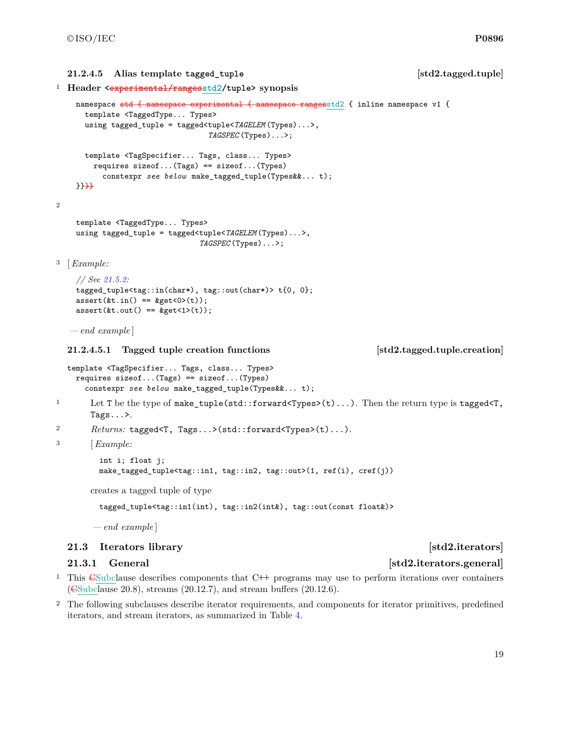### 21.2.4.5 Alias template `tagged_tuple` [std2.tagged.tuple]

1 **Header <~~experimental/ranges~~std2/tuple> synopsis**

```
namespace ~~std { namespace experimental { namespace ranges~~std2 { inline namespace v1 {
  template <TaggedType... Types>
  using tagged_tuple = tagged<tuple<TAGELEM(Types)...>,
                              TAGSPEC(Types)...>;

  template <TagSpecifier... Tags, class... Types>
    requires sizeof...(Tags) == sizeof...(Types)
      constexpr see below make_tagged_tuple(Types&&... t);
}}~~}}~~
```

2

```
template <TaggedType... Types>
using tagged_tuple = tagged<tuple<TAGELEM(Types)...>,
                            TAGSPEC(Types)...>;
```

3 [ *Example:*

```
// See 21.5.2:
tagged_tuple<tag::in(char*), tag::out(char*)> t{0, 0};
assert(&t.in() == &get<0>(t));
assert(&t.out() == &get<1>(t));
```

— *end example* ]

#### 21.2.4.5.1 Tagged tuple creation functions [std2.tagged.tuple.creation]

```
template <TagSpecifier... Tags, class... Types>
  requires sizeof...(Tags) == sizeof...(Types)
    constexpr see below make_tagged_tuple(Types&&... t);
```

1 Let `T` be the type of `make_tuple(std::forward<Types>(t)...)`. Then the return type is `tagged<T, Tags...>`.

2 *Returns:* `tagged<T, Tags...>(std::forward<Types>(t)...)`.

3 [ *Example:*

```
int i; float j;
make_tagged_tuple<tag::in1, tag::in2, tag::out>(1, ref(i), cref(j))
```

creates a tagged tuple of type

```
tagged_tuple<tag::in1(int), tag::in2(int&), tag::out(const float&)>
```

— *end example* ]

## 21.3 Iterators library [std2.iterators]

### 21.3.1 General [std2.iterators.general]

1 This ~~C~~Subclause describes components that C++ programs may use to perform iterations over containers (~~C~~Subclause 20.8), streams (20.12.7), and stream buffers (20.12.6).

2 The following subclauses describe iterator requirements, and components for iterator primitives, predefined iterators, and stream iterators, as summarized in Table 4.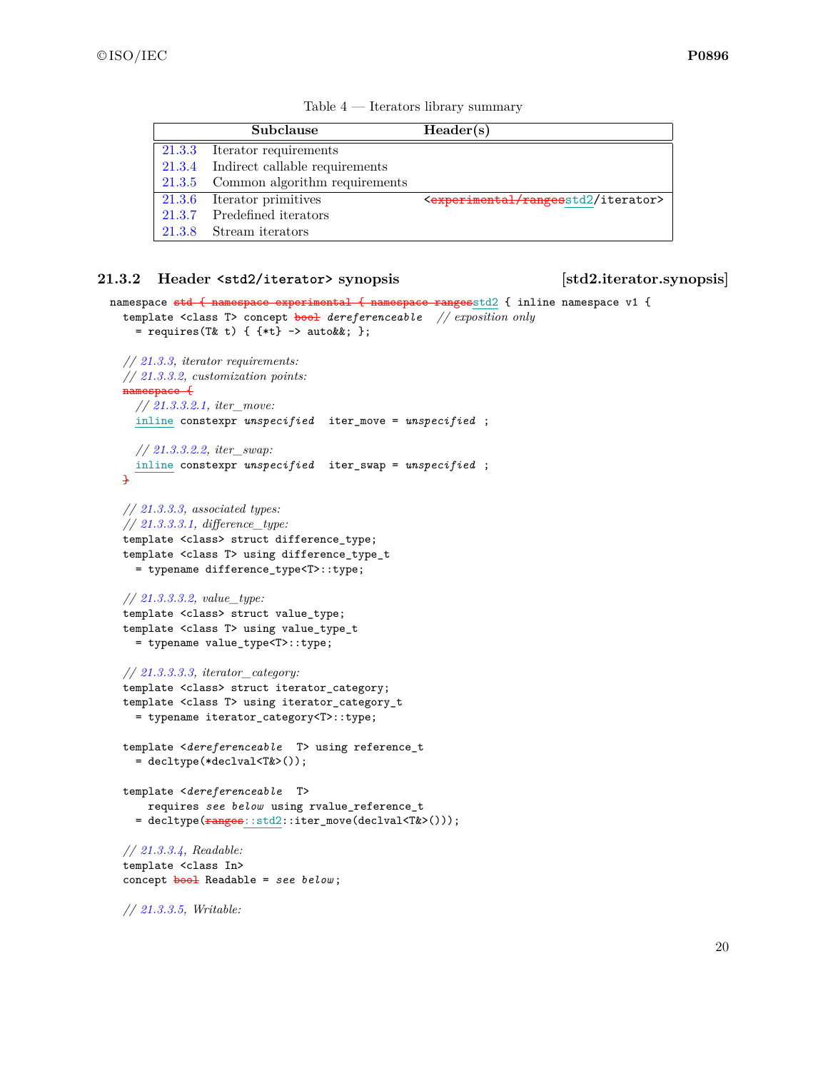Table 4 — Iterators library summary

| | Subclause | Header(s) |
|---|---|---|
| 21.3.3 | Iterator requirements | |
| 21.3.4 | Indirect callable requirements | |
| 21.3.5 | Common algorithm requirements | |
| 21.3.6 | Iterator primitives | <~~experimental/ranges~~std2/iterator> |
| 21.3.7 | Predefined iterators | |
| 21.3.8 | Stream iterators | |

### 21.3.2 Header <std2/iterator> synopsis [std2.iterator.synopsis]

```
namespace ~~std { namespace experimental { namespace ranges~~std2 { inline namespace v1 {
  template <class T> concept ~~bool~~ dereferenceable   // exposition only
    = requires(T& t) { {*t} -> auto&&; };

  // 21.3.3, iterator requirements:
  // 21.3.3.2, customization points:
  ~~namespace {~~
    // 21.3.3.2.1, iter_move:
    inline constexpr unspecified  iter_move = unspecified ;

    // 21.3.3.2.2, iter_swap:
    inline constexpr unspecified  iter_swap = unspecified ;
  ~~}~~

  // 21.3.3.3, associated types:
  // 21.3.3.3.1, difference_type:
  template <class> struct difference_type;
  template <class T> using difference_type_t
    = typename difference_type<T>::type;

  // 21.3.3.3.2, value_type:
  template <class> struct value_type;
  template <class T> using value_type_t
    = typename value_type<T>::type;

  // 21.3.3.3.3, iterator_category:
  template <class> struct iterator_category;
  template <class T> using iterator_category_t
    = typename iterator_category<T>::type;

  template <dereferenceable  T> using reference_t
    = decltype(*declval<T&>());

  template <dereferenceable  T>
      requires see below using rvalue_reference_t
    = decltype(~~ranges~~::std2::iter_move(declval<T&>()));

  // 21.3.3.4, Readable:
  template <class In>
  concept ~~bool~~ Readable = see below;

  // 21.3.3.5, Writable:
```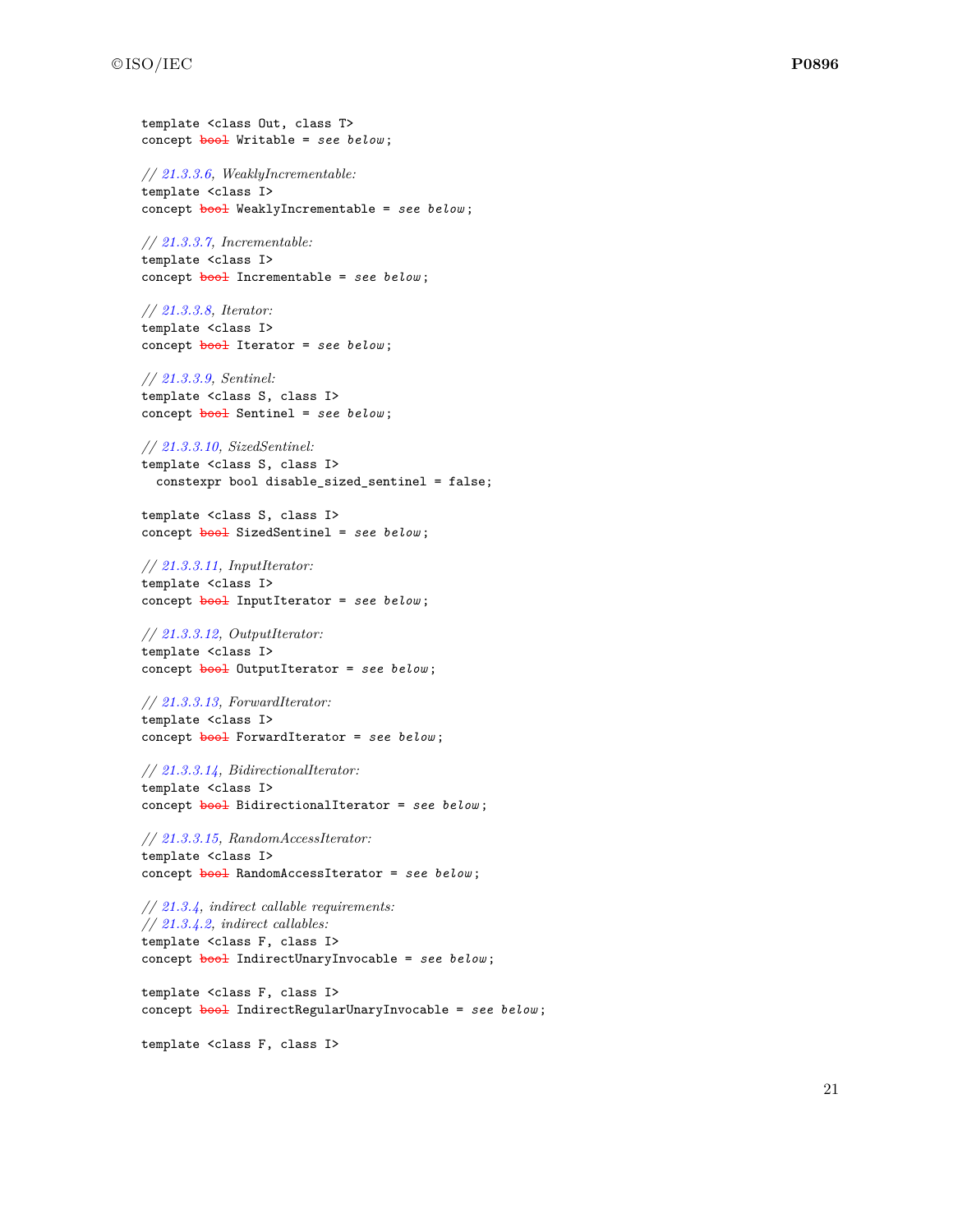```
template <class Out, class T>
concept bool Writable = see below;

// 21.3.3.6, WeaklyIncrementable:
template <class I>
concept bool WeaklyIncrementable = see below;

// 21.3.3.7, Incrementable:
template <class I>
concept bool Incrementable = see below;

// 21.3.3.8, Iterator:
template <class I>
concept bool Iterator = see below;

// 21.3.3.9, Sentinel:
template <class S, class I>
concept bool Sentinel = see below;

// 21.3.3.10, SizedSentinel:
template <class S, class I>
  constexpr bool disable_sized_sentinel = false;

template <class S, class I>
concept bool SizedSentinel = see below;

// 21.3.3.11, InputIterator:
template <class I>
concept bool InputIterator = see below;

// 21.3.3.12, OutputIterator:
template <class I>
concept bool OutputIterator = see below;

// 21.3.3.13, ForwardIterator:
template <class I>
concept bool ForwardIterator = see below;

// 21.3.3.14, BidirectionalIterator:
template <class I>
concept bool BidirectionalIterator = see below;

// 21.3.3.15, RandomAccessIterator:
template <class I>
concept bool RandomAccessIterator = see below;

// 21.3.4, indirect callable requirements:
// 21.3.4.2, indirect callables:
template <class F, class I>
concept bool IndirectUnaryInvocable = see below;

template <class F, class I>
concept bool IndirectRegularUnaryInvocable = see below;

template <class F, class I>
```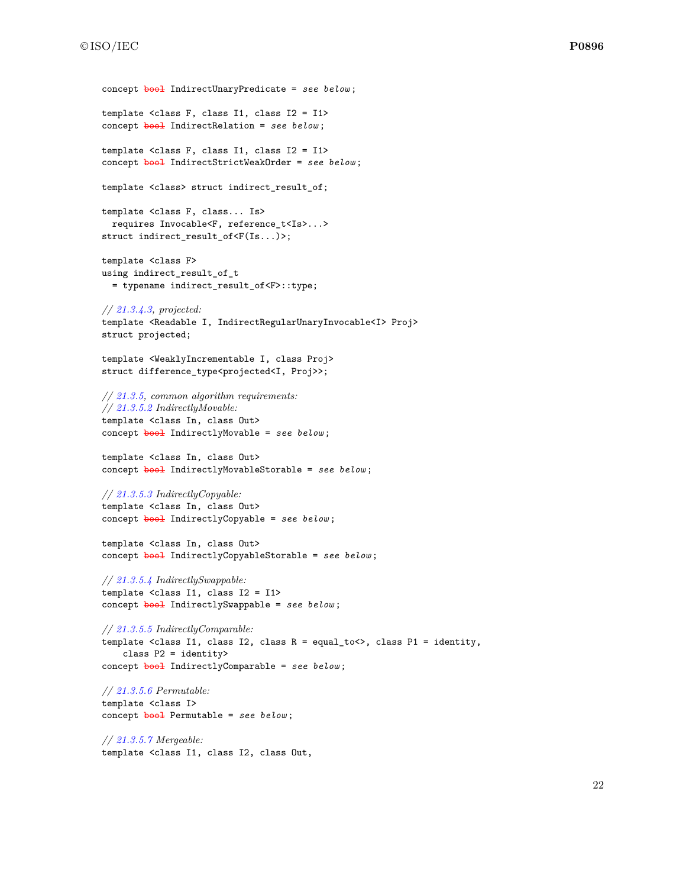```
concept bool IndirectUnaryPredicate = see below;

template <class F, class I1, class I2 = I1>
concept bool IndirectRelation = see below;

template <class F, class I1, class I2 = I1>
concept bool IndirectStrictWeakOrder = see below;

template <class> struct indirect_result_of;

template <class F, class... Is>
  requires Invocable<F, reference_t<Is>...>
struct indirect_result_of<F(Is...)>;

template <class F>
using indirect_result_of_t
  = typename indirect_result_of<F>::type;

// 21.3.4.3, projected:
template <Readable I, IndirectRegularUnaryInvocable<I> Proj>
struct projected;

template <WeaklyIncrementable I, class Proj>
struct difference_type<projected<I, Proj>>;

// 21.3.5, common algorithm requirements:
// 21.3.5.2 IndirectlyMovable:
template <class In, class Out>
concept bool IndirectlyMovable = see below;

template <class In, class Out>
concept bool IndirectlyMovableStorable = see below;

// 21.3.5.3 IndirectlyCopyable:
template <class In, class Out>
concept bool IndirectlyCopyable = see below;

template <class In, class Out>
concept bool IndirectlyCopyableStorable = see below;

// 21.3.5.4 IndirectlySwappable:
template <class I1, class I2 = I1>
concept bool IndirectlySwappable = see below;

// 21.3.5.5 IndirectlyComparable:
template <class I1, class I2, class R = equal_to<>, class P1 = identity,
    class P2 = identity>
concept bool IndirectlyComparable = see below;

// 21.3.5.6 Permutable:
template <class I>
concept bool Permutable = see below;

// 21.3.5.7 Mergeable:
template <class I1, class I2, class Out,
```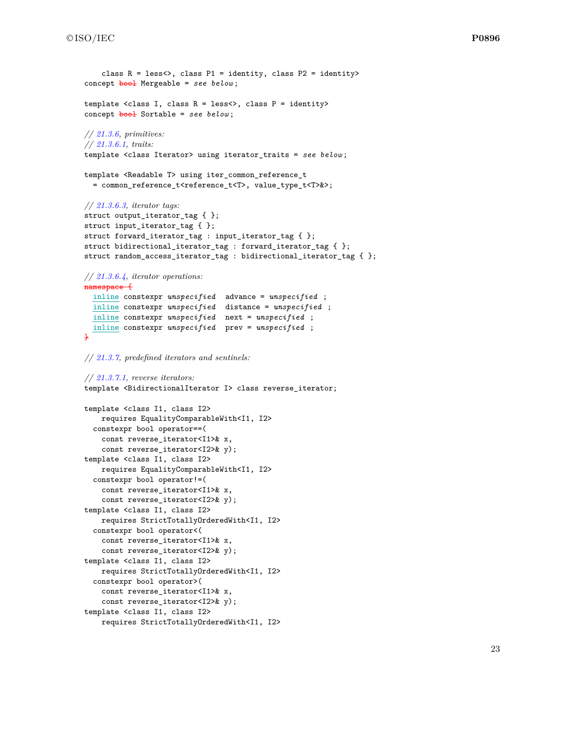```
    class R = less<>, class P1 = identity, class P2 = identity>
concept bool Mergeable = see below;

template <class I, class R = less<>, class P = identity>
concept bool Sortable = see below;

// 21.3.6, primitives:
// 21.3.6.1, traits:
template <class Iterator> using iterator_traits = see below;

template <Readable T> using iter_common_reference_t
  = common_reference_t<reference_t<T>, value_type_t<T>&>;

// 21.3.6.3, iterator tags:
struct output_iterator_tag { };
struct input_iterator_tag { };
struct forward_iterator_tag : input_iterator_tag { };
struct bidirectional_iterator_tag : forward_iterator_tag { };
struct random_access_iterator_tag : bidirectional_iterator_tag { };

// 21.3.6.4, iterator operations:
namespace {
  inline constexpr unspecified  advance = unspecified ;
  inline constexpr unspecified  distance = unspecified ;
  inline constexpr unspecified  next = unspecified ;
  inline constexpr unspecified  prev = unspecified ;
}

// 21.3.7, predefined iterators and sentinels:

// 21.3.7.1, reverse iterators:
template <BidirectionalIterator I> class reverse_iterator;

template <class I1, class I2>
    requires EqualityComparableWith<I1, I2>
  constexpr bool operator==(
    const reverse_iterator<I1>& x,
    const reverse_iterator<I2>& y);
template <class I1, class I2>
    requires EqualityComparableWith<I1, I2>
  constexpr bool operator!=(
    const reverse_iterator<I1>& x,
    const reverse_iterator<I2>& y);
template <class I1, class I2>
    requires StrictTotallyOrderedWith<I1, I2>
  constexpr bool operator<(
    const reverse_iterator<I1>& x,
    const reverse_iterator<I2>& y);
template <class I1, class I2>
    requires StrictTotallyOrderedWith<I1, I2>
  constexpr bool operator>(
    const reverse_iterator<I1>& x,
    const reverse_iterator<I2>& y);
template <class I1, class I2>
    requires StrictTotallyOrderedWith<I1, I2>
```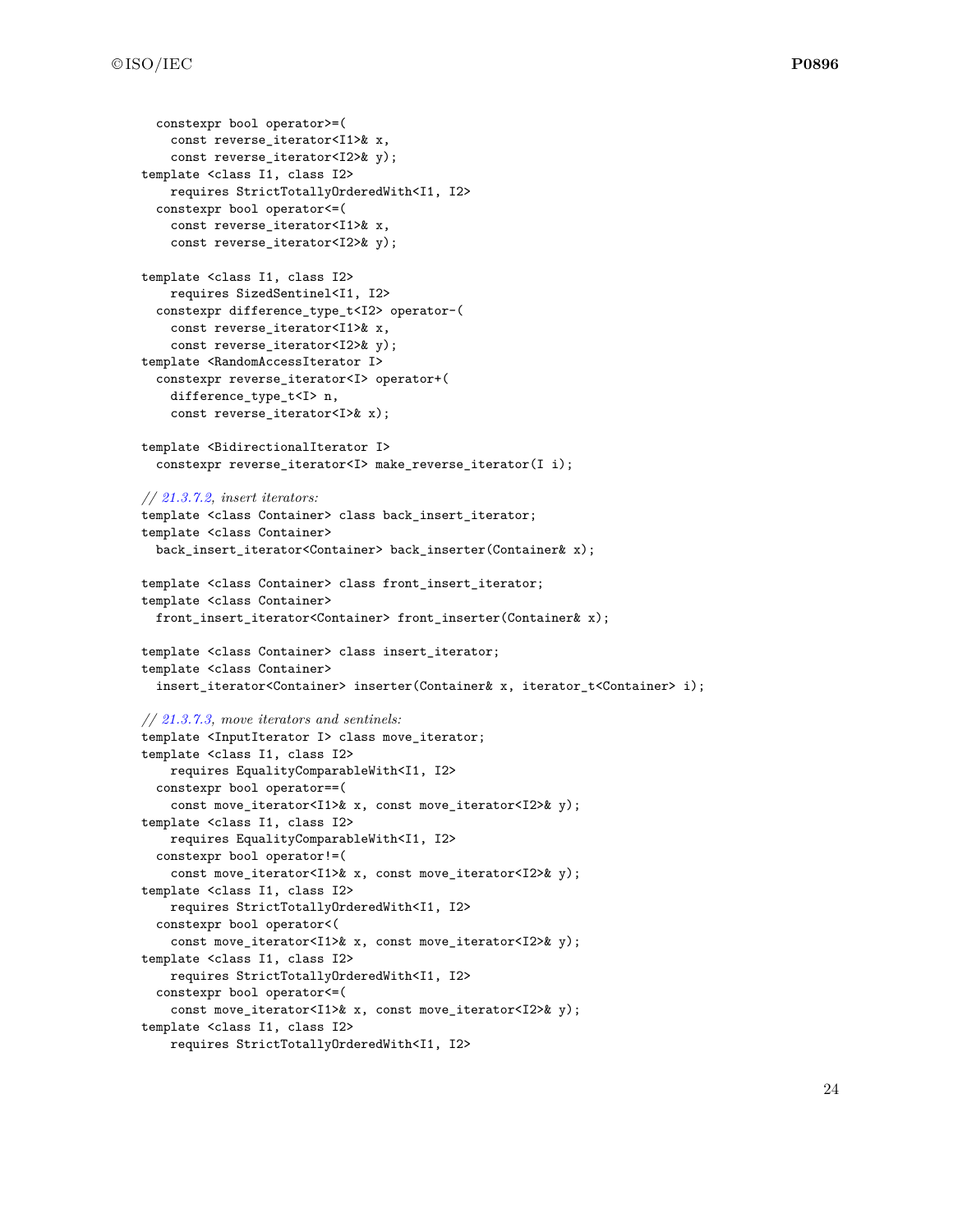```
    constexpr bool operator>=(
      const reverse_iterator<I1>& x,
      const reverse_iterator<I2>& y);
  template <class I1, class I2>
      requires StrictTotallyOrderedWith<I1, I2>
    constexpr bool operator<=(
      const reverse_iterator<I1>& x,
      const reverse_iterator<I2>& y);

  template <class I1, class I2>
      requires SizedSentinel<I1, I2>
    constexpr difference_type_t<I2> operator-(
      const reverse_iterator<I1>& x,
      const reverse_iterator<I2>& y);
  template <RandomAccessIterator I>
    constexpr reverse_iterator<I> operator+(
      difference_type_t<I> n,
      const reverse_iterator<I>& x);

  template <BidirectionalIterator I>
    constexpr reverse_iterator<I> make_reverse_iterator(I i);

  // 21.3.7.2, insert iterators:
  template <class Container> class back_insert_iterator;
  template <class Container>
    back_insert_iterator<Container> back_inserter(Container& x);

  template <class Container> class front_insert_iterator;
  template <class Container>
    front_insert_iterator<Container> front_inserter(Container& x);

  template <class Container> class insert_iterator;
  template <class Container>
    insert_iterator<Container> inserter(Container& x, iterator_t<Container> i);

  // 21.3.7.3, move iterators and sentinels:
  template <InputIterator I> class move_iterator;
  template <class I1, class I2>
      requires EqualityComparableWith<I1, I2>
    constexpr bool operator==(
      const move_iterator<I1>& x, const move_iterator<I2>& y);
  template <class I1, class I2>
      requires EqualityComparableWith<I1, I2>
    constexpr bool operator!=(
      const move_iterator<I1>& x, const move_iterator<I2>& y);
  template <class I1, class I2>
      requires StrictTotallyOrderedWith<I1, I2>
    constexpr bool operator<(
      const move_iterator<I1>& x, const move_iterator<I2>& y);
  template <class I1, class I2>
      requires StrictTotallyOrderedWith<I1, I2>
    constexpr bool operator<=(
      const move_iterator<I1>& x, const move_iterator<I2>& y);
  template <class I1, class I2>
      requires StrictTotallyOrderedWith<I1, I2>
```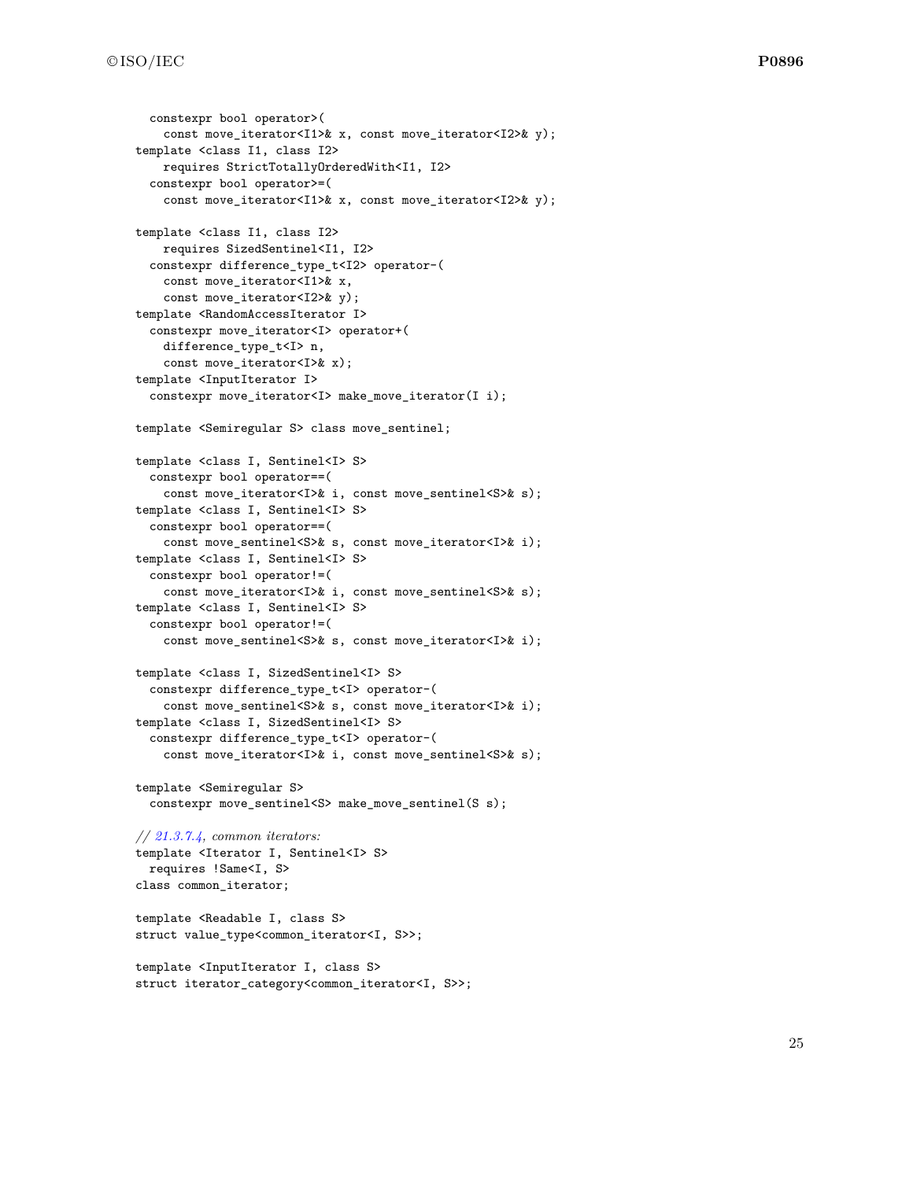```
  constexpr bool operator>(
    const move_iterator<I1>& x, const move_iterator<I2>& y);
template <class I1, class I2>
    requires StrictTotallyOrderedWith<I1, I2>
  constexpr bool operator>=(
    const move_iterator<I1>& x, const move_iterator<I2>& y);

template <class I1, class I2>
    requires SizedSentinel<I1, I2>
  constexpr difference_type_t<I2> operator-(
    const move_iterator<I1>& x,
    const move_iterator<I2>& y);
template <RandomAccessIterator I>
  constexpr move_iterator<I> operator+(
    difference_type_t<I> n,
    const move_iterator<I>& x);
template <InputIterator I>
  constexpr move_iterator<I> make_move_iterator(I i);

template <Semiregular S> class move_sentinel;

template <class I, Sentinel<I> S>
  constexpr bool operator==(
    const move_iterator<I>& i, const move_sentinel<S>& s);
template <class I, Sentinel<I> S>
  constexpr bool operator==(
    const move_sentinel<S>& s, const move_iterator<I>& i);
template <class I, Sentinel<I> S>
  constexpr bool operator!=(
    const move_iterator<I>& i, const move_sentinel<S>& s);
template <class I, Sentinel<I> S>
  constexpr bool operator!=(
    const move_sentinel<S>& s, const move_iterator<I>& i);

template <class I, SizedSentinel<I> S>
  constexpr difference_type_t<I> operator-(
    const move_sentinel<S>& s, const move_iterator<I>& i);
template <class I, SizedSentinel<I> S>
  constexpr difference_type_t<I> operator-(
    const move_iterator<I>& i, const move_sentinel<S>& s);

template <Semiregular S>
  constexpr move_sentinel<S> make_move_sentinel(S s);

// 21.3.7.4, common iterators:
template <Iterator I, Sentinel<I> S>
  requires !Same<I, S>
class common_iterator;

template <Readable I, class S>
struct value_type<common_iterator<I, S>>;

template <InputIterator I, class S>
struct iterator_category<common_iterator<I, S>>;
```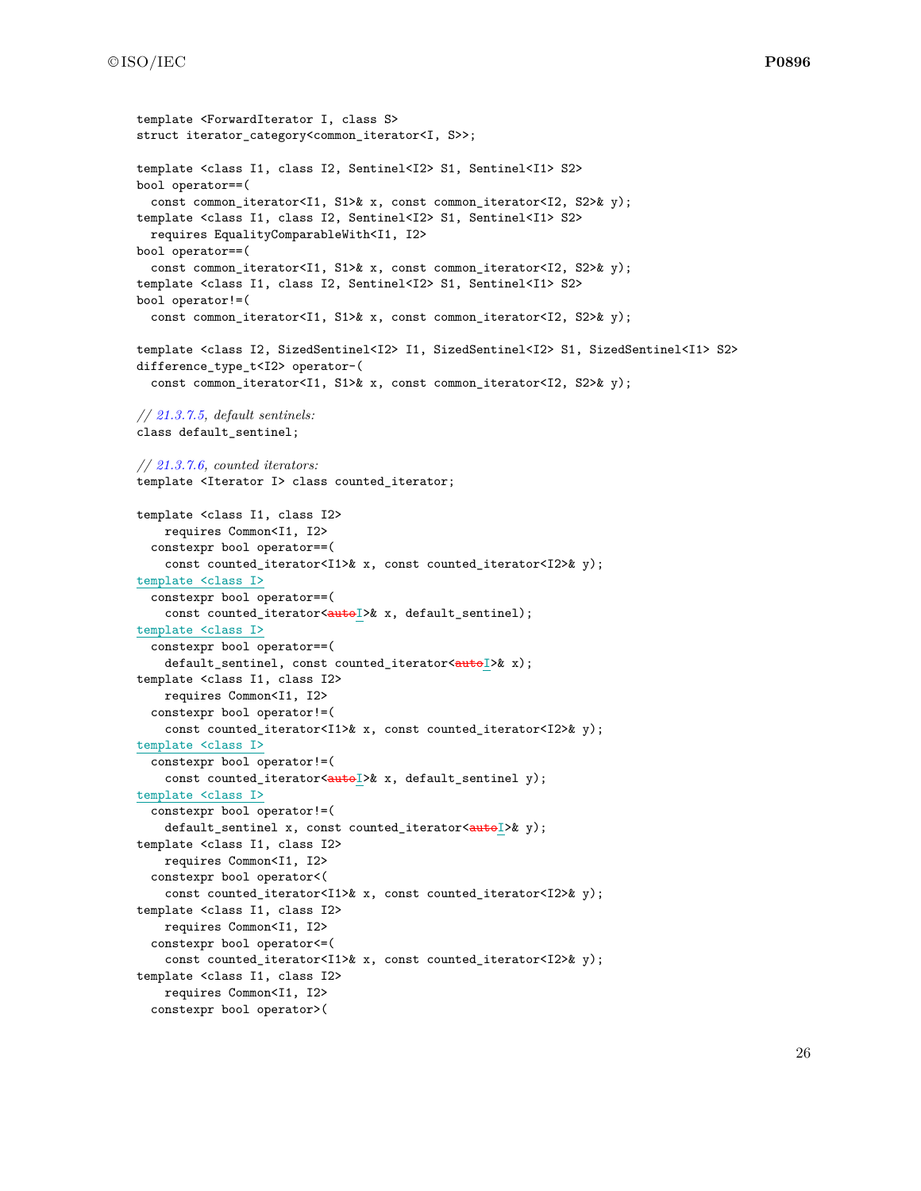```
template <ForwardIterator I, class S>
struct iterator_category<common_iterator<I, S>>;

template <class I1, class I2, Sentinel<I2> S1, Sentinel<I1> S2>
bool operator==(
  const common_iterator<I1, S1>& x, const common_iterator<I2, S2>& y);
template <class I1, class I2, Sentinel<I2> S1, Sentinel<I1> S2>
  requires EqualityComparableWith<I1, I2>
bool operator==(
  const common_iterator<I1, S1>& x, const common_iterator<I2, S2>& y);
template <class I1, class I2, Sentinel<I2> S1, Sentinel<I1> S2>
bool operator!=(
  const common_iterator<I1, S1>& x, const common_iterator<I2, S2>& y);

template <class I2, SizedSentinel<I2> I1, SizedSentinel<I2> S1, SizedSentinel<I1> S2>
difference_type_t<I2> operator-(
  const common_iterator<I1, S1>& x, const common_iterator<I2, S2>& y);

// 21.3.7.5, default sentinels:
class default_sentinel;

// 21.3.7.6, counted iterators:
template <Iterator I> class counted_iterator;

template <class I1, class I2>
    requires Common<I1, I2>
  constexpr bool operator==(
    const counted_iterator<I1>& x, const counted_iterator<I2>& y);
template <class I>
  constexpr bool operator==(
    const counted_iterator<autoI>& x, default_sentinel);
template <class I>
  constexpr bool operator==(
    default_sentinel, const counted_iterator<autoI>& x);
template <class I1, class I2>
    requires Common<I1, I2>
  constexpr bool operator!=(
    const counted_iterator<I1>& x, const counted_iterator<I2>& y);
template <class I>
  constexpr bool operator!=(
    const counted_iterator<autoI>& x, default_sentinel y);
template <class I>
  constexpr bool operator!=(
    default_sentinel x, const counted_iterator<autoI>& y);
template <class I1, class I2>
    requires Common<I1, I2>
  constexpr bool operator<(
    const counted_iterator<I1>& x, const counted_iterator<I2>& y);
template <class I1, class I2>
    requires Common<I1, I2>
  constexpr bool operator<=(
    const counted_iterator<I1>& x, const counted_iterator<I2>& y);
template <class I1, class I2>
    requires Common<I1, I2>
  constexpr bool operator>(
```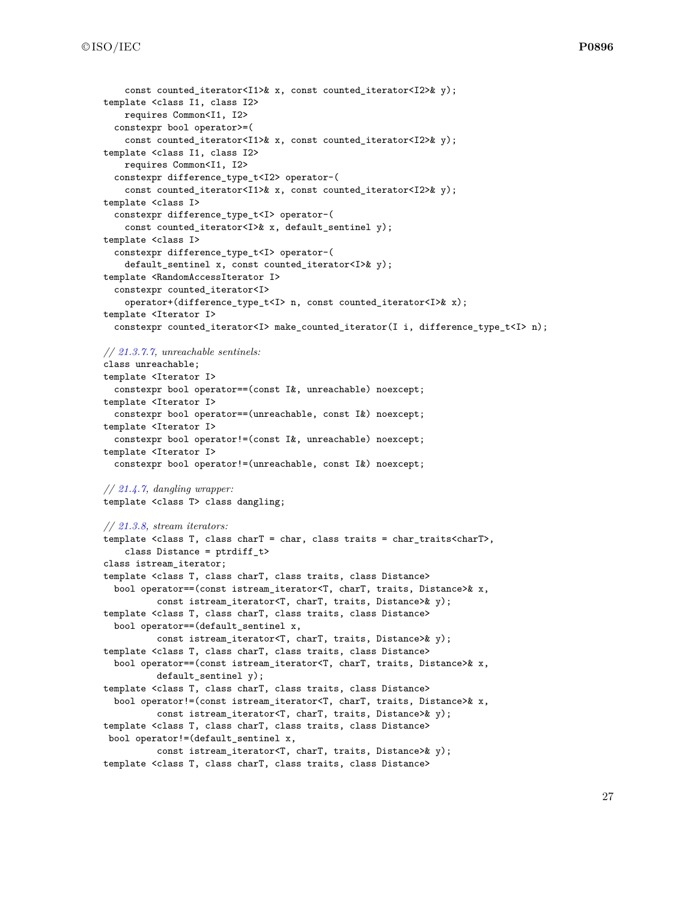```
    const counted_iterator<I1>& x, const counted_iterator<I2>& y);
template <class I1, class I2>
    requires Common<I1, I2>
  constexpr bool operator>=(
    const counted_iterator<I1>& x, const counted_iterator<I2>& y);
template <class I1, class I2>
    requires Common<I1, I2>
  constexpr difference_type_t<I2> operator-(
    const counted_iterator<I1>& x, const counted_iterator<I2>& y);
template <class I>
  constexpr difference_type_t<I> operator-(
    const counted_iterator<I>& x, default_sentinel y);
template <class I>
  constexpr difference_type_t<I> operator-(
    default_sentinel x, const counted_iterator<I>& y);
template <RandomAccessIterator I>
  constexpr counted_iterator<I>
    operator+(difference_type_t<I> n, const counted_iterator<I>& x);
template <Iterator I>
  constexpr counted_iterator<I> make_counted_iterator(I i, difference_type_t<I> n);

// 21.3.7.7, unreachable sentinels:
class unreachable;
template <Iterator I>
  constexpr bool operator==(const I&, unreachable) noexcept;
template <Iterator I>
  constexpr bool operator==(unreachable, const I&) noexcept;
template <Iterator I>
  constexpr bool operator!=(const I&, unreachable) noexcept;
template <Iterator I>
  constexpr bool operator!=(unreachable, const I&) noexcept;

// 21.4.7, dangling wrapper:
template <class T> class dangling;

// 21.3.8, stream iterators:
template <class T, class charT = char, class traits = char_traits<charT>,
    class Distance = ptrdiff_t>
class istream_iterator;
template <class T, class charT, class traits, class Distance>
  bool operator==(const istream_iterator<T, charT, traits, Distance>& x,
          const istream_iterator<T, charT, traits, Distance>& y);
template <class T, class charT, class traits, class Distance>
  bool operator==(default_sentinel x,
          const istream_iterator<T, charT, traits, Distance>& y);
template <class T, class charT, class traits, class Distance>
  bool operator==(const istream_iterator<T, charT, traits, Distance>& x,
          default_sentinel y);
template <class T, class charT, class traits, class Distance>
  bool operator!=(const istream_iterator<T, charT, traits, Distance>& x,
          const istream_iterator<T, charT, traits, Distance>& y);
template <class T, class charT, class traits, class Distance>
 bool operator!=(default_sentinel x,
          const istream_iterator<T, charT, traits, Distance>& y);
template <class T, class charT, class traits, class Distance>
```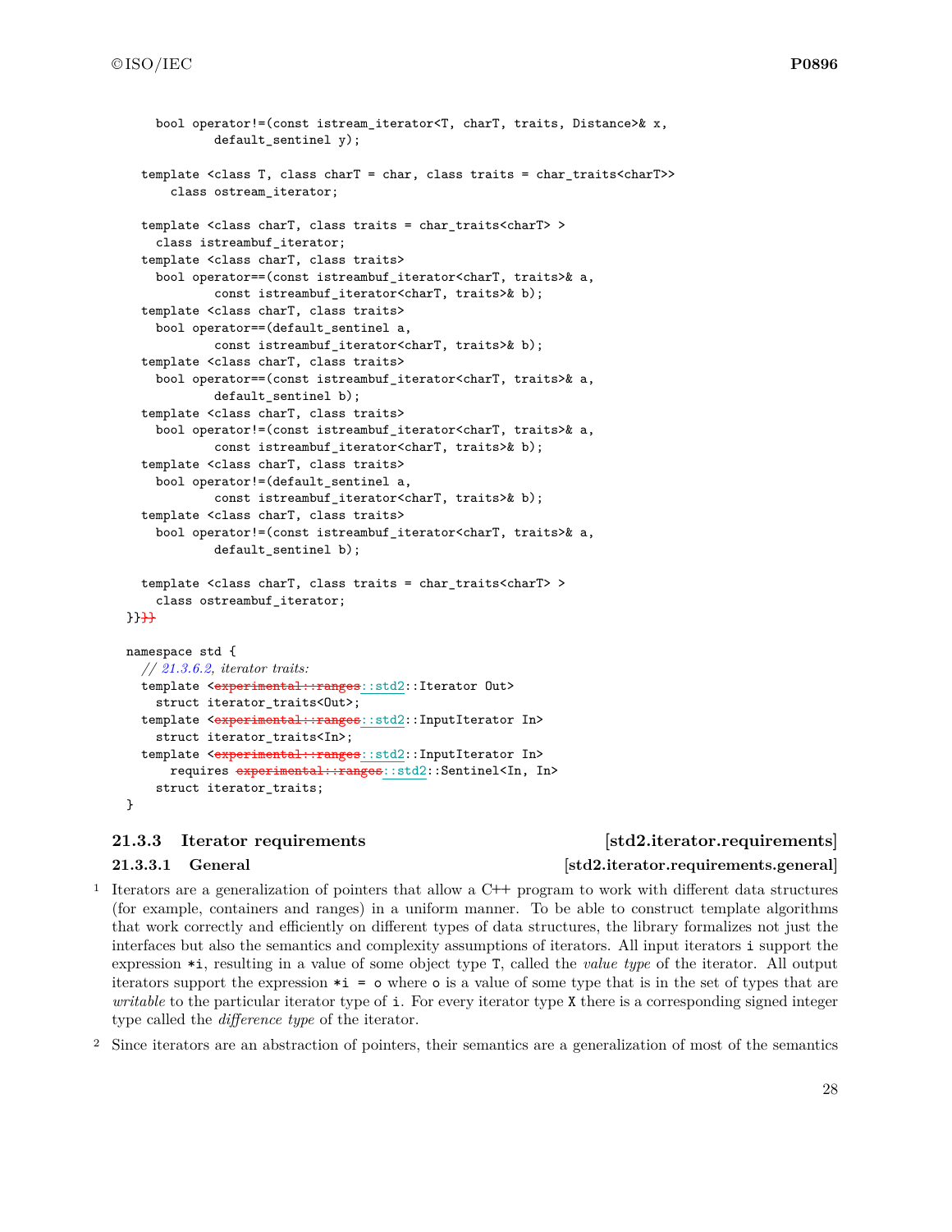```
    bool operator!=(const istream_iterator<T, charT, traits, Distance>& x,
            default_sentinel y);

  template <class T, class charT = char, class traits = char_traits<charT>>
      class ostream_iterator;

  template <class charT, class traits = char_traits<charT> >
    class istreambuf_iterator;
  template <class charT, class traits>
    bool operator==(const istreambuf_iterator<charT, traits>& a,
            const istreambuf_iterator<charT, traits>& b);
  template <class charT, class traits>
    bool operator==(default_sentinel a,
            const istreambuf_iterator<charT, traits>& b);
  template <class charT, class traits>
    bool operator==(const istreambuf_iterator<charT, traits>& a,
            default_sentinel b);
  template <class charT, class traits>
    bool operator!=(const istreambuf_iterator<charT, traits>& a,
            const istreambuf_iterator<charT, traits>& b);
  template <class charT, class traits>
    bool operator!=(default_sentinel a,
            const istreambuf_iterator<charT, traits>& b);
  template <class charT, class traits>
    bool operator!=(const istreambuf_iterator<charT, traits>& a,
            default_sentinel b);

  template <class charT, class traits = char_traits<charT> >
    class ostreambuf_iterator;
}}}}

namespace std {
  // 21.3.6.2, iterator traits:
  template <experimental::ranges::std2::Iterator Out>
    struct iterator_traits<Out>;
  template <experimental::ranges::std2::InputIterator In>
    struct iterator_traits<In>;
  template <experimental::ranges::std2::InputIterator In>
      requires experimental::ranges::std2::Sentinel<In, In>
    struct iterator_traits;
}
```

### 21.3.3 Iterator requirements [std2.iterator.requirements]

#### 21.3.3.1 General [std2.iterator.requirements.general]

1 Iterators are a generalization of pointers that allow a C++ program to work with different data structures (for example, containers and ranges) in a uniform manner. To be able to construct template algorithms that work correctly and efficiently on different types of data structures, the library formalizes not just the interfaces but also the semantics and complexity assumptions of iterators. All input iterators `i` support the expression `*i`, resulting in a value of some object type `T`, called the *value type* of the iterator. All output iterators support the expression `*i = o` where `o` is a value of some type that is in the set of types that are *writable* to the particular iterator type of `i`. For every iterator type `X` there is a corresponding signed integer type called the *difference type* of the iterator.

2 Since iterators are an abstraction of pointers, their semantics are a generalization of most of the semantics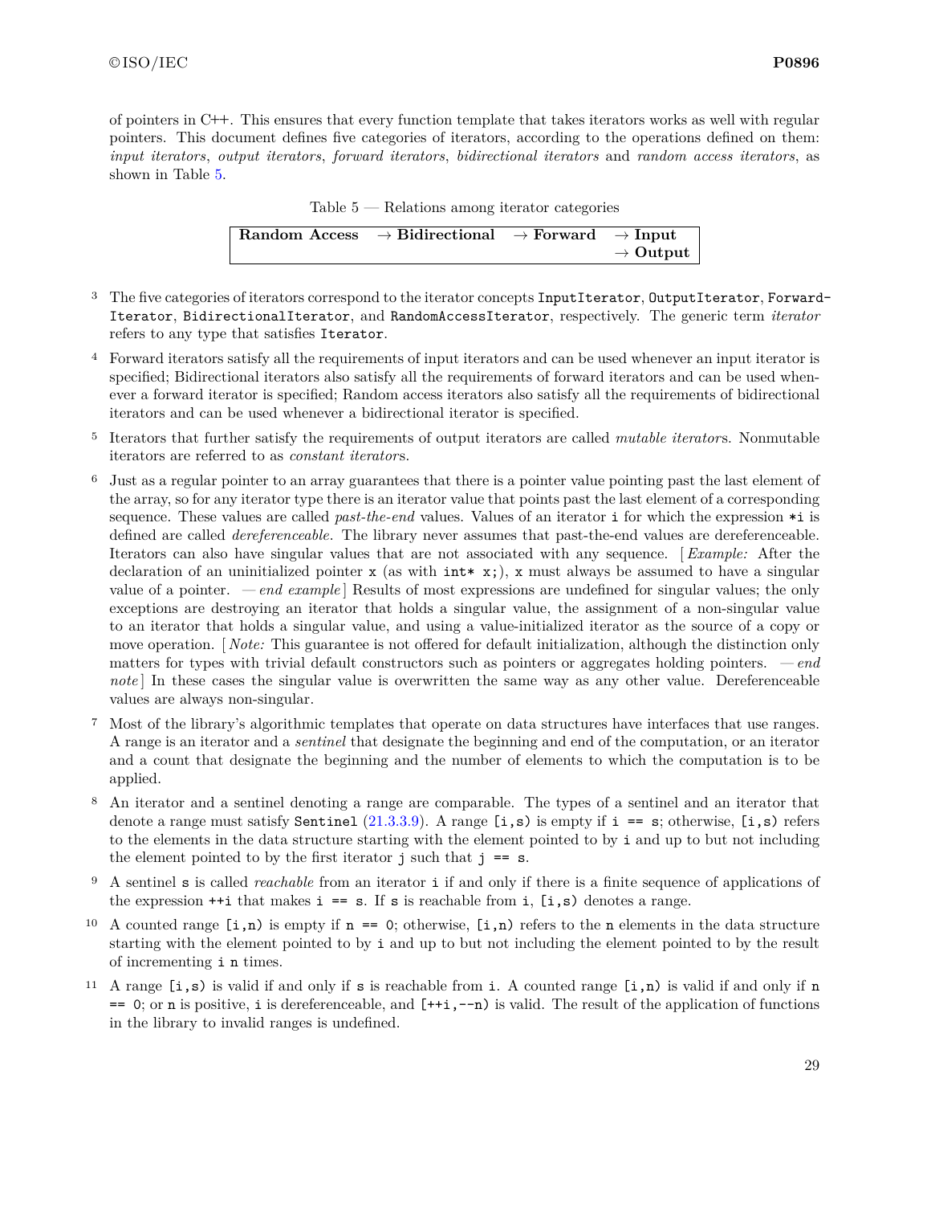of pointers in C++. This ensures that every function template that takes iterators works as well with regular pointers. This document defines five categories of iterators, according to the operations defined on them: *input iterators*, *output iterators*, *forward iterators*, *bidirectional iterators* and *random access iterators*, as shown in Table 5.

Table 5 — Relations among iterator categories

| | | | |
|---|---|---|---|
| **Random Access** | → **Bidirectional** | → **Forward** | → **Input** |
| | | | → **Output** |

3 The five categories of iterators correspond to the iterator concepts `InputIterator`, `OutputIterator`, `ForwardIterator`, `BidirectionalIterator`, and `RandomAccessIterator`, respectively. The generic term *iterator* refers to any type that satisfies `Iterator`.

4 Forward iterators satisfy all the requirements of input iterators and can be used whenever an input iterator is specified; Bidirectional iterators also satisfy all the requirements of forward iterators and can be used whenever a forward iterator is specified; Random access iterators also satisfy all the requirements of bidirectional iterators and can be used whenever a bidirectional iterator is specified.

5 Iterators that further satisfy the requirements of output iterators are called *mutable iterators*. Nonmutable iterators are referred to as *constant iterators*.

6 Just as a regular pointer to an array guarantees that there is a pointer value pointing past the last element of the array, so for any iterator type there is an iterator value that points past the last element of a corresponding sequence. These values are called *past-the-end* values. Values of an iterator `i` for which the expression `*i` is defined are called *dereferenceable*. The library never assumes that past-the-end values are dereferenceable. Iterators can also have singular values that are not associated with any sequence. [ *Example:* After the declaration of an uninitialized pointer `x` (as with `int* x;`), `x` must always be assumed to have a singular value of a pointer. — *end example* ] Results of most expressions are undefined for singular values; the only exceptions are destroying an iterator that holds a singular value, the assignment of a non-singular value to an iterator that holds a singular value, and using a value-initialized iterator as the source of a copy or move operation. [ *Note:* This guarantee is not offered for default initialization, although the distinction only matters for types with trivial default constructors such as pointers or aggregates holding pointers. — *end note* ] In these cases the singular value is overwritten the same way as any other value. Dereferenceable values are always non-singular.

7 Most of the library's algorithmic templates that operate on data structures have interfaces that use ranges. A range is an iterator and a *sentinel* that designate the beginning and end of the computation, or an iterator and a count that designate the beginning and the number of elements to which the computation is to be applied.

8 An iterator and a sentinel denoting a range are comparable. The types of a sentinel and an iterator that denote a range must satisfy `Sentinel` (21.3.3.9). A range `[i,s)` is empty if `i == s`; otherwise, `[i,s)` refers to the elements in the data structure starting with the element pointed to by `i` and up to but not including the element pointed to by the first iterator `j` such that `j == s`.

9 A sentinel `s` is called *reachable* from an iterator `i` if and only if there is a finite sequence of applications of the expression `++i` that makes `i == s`. If `s` is reachable from `i`, `[i,s)` denotes a range.

10 A counted range `[i,n)` is empty if `n == 0`; otherwise, `[i,n)` refers to the `n` elements in the data structure starting with the element pointed to by `i` and up to but not including the element pointed to by the result of incrementing `i` `n` times.

11 A range `[i,s)` is valid if and only if `s` is reachable from `i`. A counted range `[i,n)` is valid if and only if `n == 0`; or `n` is positive, `i` is dereferenceable, and `[++i,--n)` is valid. The result of the application of functions in the library to invalid ranges is undefined.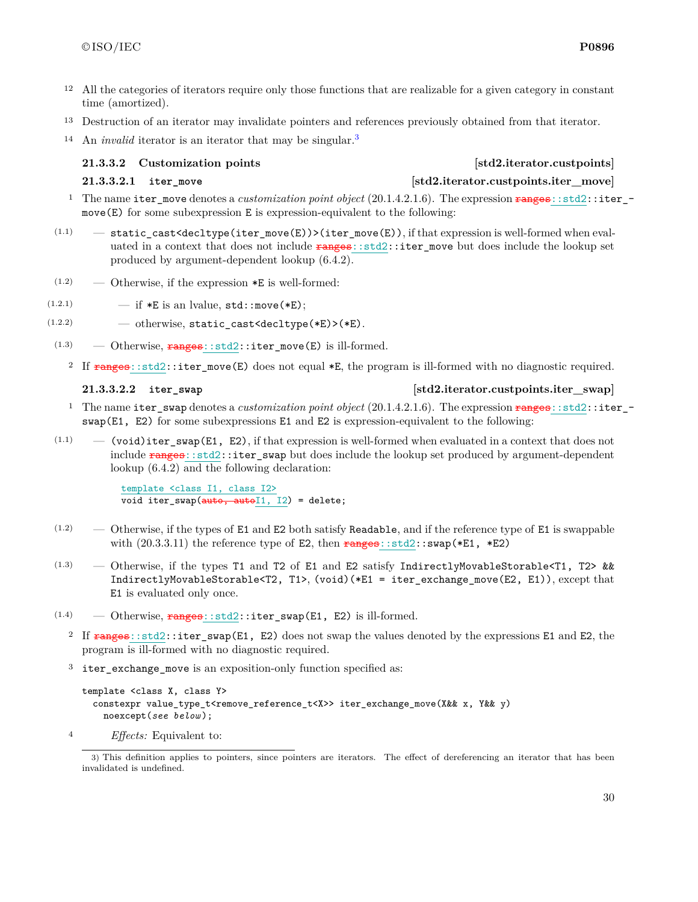12 All the categories of iterators require only those functions that are realizable for a given category in constant time (amortized).

13 Destruction of an iterator may invalidate pointers and references previously obtained from that iterator.

14 An *invalid* iterator is an iterator that may be singular.[3]

### 21.3.3.2 Customization points [std2.iterator.custpoints]

#### 21.3.3.2.1 `iter_move` [std2.iterator.custpoints.iter_move]

1 The name `iter_move` denotes a *customization point object* (20.1.4.2.1.6). The expression ~~`ranges`~~`::std2::iter_move(E)` for some subexpression `E` is expression-equivalent to the following:

- (1.1) — `static_cast<decltype(iter_move(E))>(iter_move(E))`, if that expression is well-formed when evaluated in a context that does not include ~~`ranges`~~`::std2::iter_move` but does include the lookup set produced by argument-dependent lookup (6.4.2).
- (1.2) — Otherwise, if the expression `*E` is well-formed:
  - (1.2.1) — if `*E` is an lvalue, `std::move(*E)`;
  - (1.2.2) — otherwise, `static_cast<decltype(*E)>(*E)`.
- (1.3) — Otherwise, ~~`ranges`~~`::std2::iter_move(E)` is ill-formed.

2 If ~~`ranges`~~`::std2::iter_move(E)` does not equal `*E`, the program is ill-formed with no diagnostic required.

#### 21.3.3.2.2 `iter_swap` [std2.iterator.custpoints.iter_swap]

1 The name `iter_swap` denotes a *customization point object* (20.1.4.2.1.6). The expression ~~`ranges`~~`::std2::iter_swap(E1, E2)` for some subexpressions `E1` and `E2` is expression-equivalent to the following:

- (1.1) — `(void)iter_swap(E1, E2)`, if that expression is well-formed when evaluated in a context that does not include ~~`ranges`~~`::std2::iter_swap` but does include the lookup set produced by argument-dependent lookup (6.4.2) and the following declaration:

  ```
  template <class I1, class I2>
  void iter_swap(~~auto, auto~~I1, I2) = delete;
  ```

- (1.2) — Otherwise, if the types of `E1` and `E2` both satisfy `Readable`, and if the reference type of `E1` is swappable with (20.3.3.11) the reference type of `E2`, then ~~`ranges`~~`::std2::swap(*E1, *E2)`
- (1.3) — Otherwise, if the types `T1` and `T2` of `E1` and `E2` satisfy `IndirectlyMovableStorable<T1, T2> && IndirectlyMovableStorable<T2, T1>`, `(void)(*E1 = iter_exchange_move(E2, E1))`, except that `E1` is evaluated only once.
- (1.4) — Otherwise, ~~`ranges`~~`::std2::iter_swap(E1, E2)` is ill-formed.

2 If ~~`ranges`~~`::std2::iter_swap(E1, E2)` does not swap the values denoted by the expressions `E1` and `E2`, the program is ill-formed with no diagnostic required.

3 `iter_exchange_move` is an exposition-only function specified as:

```
template <class X, class Y>
  constexpr value_type_t<remove_reference_t<X>> iter_exchange_move(X&& x, Y&& y)
    noexcept(see below);
```

4 *Effects:* Equivalent to:

---

3) This definition applies to pointers, since pointers are iterators. The effect of dereferencing an iterator that has been invalidated is undefined.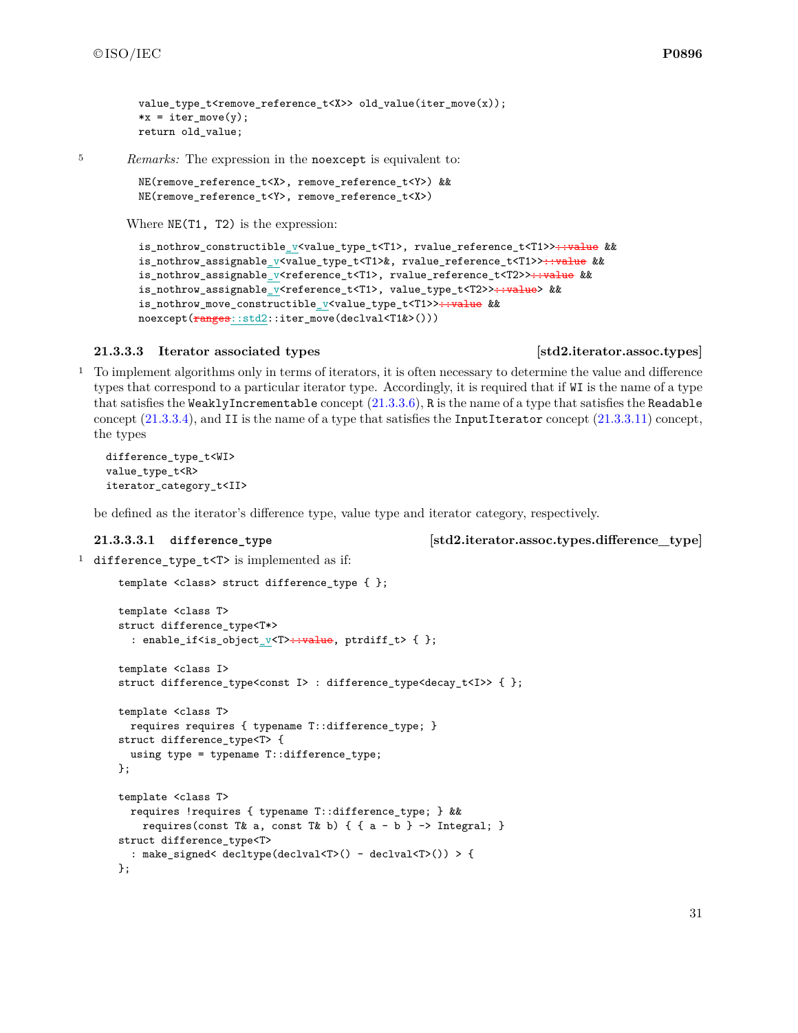```
value_type_t<remove_reference_t<X>> old_value(iter_move(x));
*x = iter_move(y);
return old_value;
```

5 *Remarks:* The expression in the `noexcept` is equivalent to:

```
NE(remove_reference_t<X>, remove_reference_t<Y>) &&
NE(remove_reference_t<Y>, remove_reference_t<X>)
```

Where `NE(T1, T2)` is the expression:

```
is_nothrow_constructible_v<value_type_t<T1>, rvalue_reference_t<T1>>::value &&
is_nothrow_assignable_v<value_type_t<T1>&, rvalue_reference_t<T1>>::value &&
is_nothrow_assignable_v<reference_t<T1>, rvalue_reference_t<T2>>::value &&
is_nothrow_assignable_v<reference_t<T1>, value_type_t<T2>>::value> &&
is_nothrow_move_constructible_v<value_type_t<T1>>::value &&
noexcept(ranges::std2::iter_move(declval<T1&>()))
```

### 21.3.3.3 Iterator associated types [std2.iterator.assoc.types]

1 To implement algorithms only in terms of iterators, it is often necessary to determine the value and difference types that correspond to a particular iterator type. Accordingly, it is required that if `WI` is the name of a type that satisfies the `WeaklyIncrementable` concept (21.3.3.6), `R` is the name of a type that satisfies the `Readable` concept (21.3.3.4), and `II` is the name of a type that satisfies the `InputIterator` concept (21.3.3.11) concept, the types

```
difference_type_t<WI>
value_type_t<R>
iterator_category_t<II>
```

be defined as the iterator's difference type, value type and iterator category, respectively.

#### 21.3.3.3.1 `difference_type` [std2.iterator.assoc.types.difference_type]

1 `difference_type_t<T>` is implemented as if:

```
template <class> struct difference_type { };

template <class T>
struct difference_type<T*>
  : enable_if<is_object_v<T>::value, ptrdiff_t> { };

template <class I>
struct difference_type<const I> : difference_type<decay_t<I>> { };

template <class T>
  requires requires { typename T::difference_type; }
struct difference_type<T> {
  using type = typename T::difference_type;
};

template <class T>
  requires !requires { typename T::difference_type; } &&
    requires(const T& a, const T& b) { { a - b } -> Integral; }
struct difference_type<T>
  : make_signed< decltype(declval<T>() - declval<T>()) > {
};
```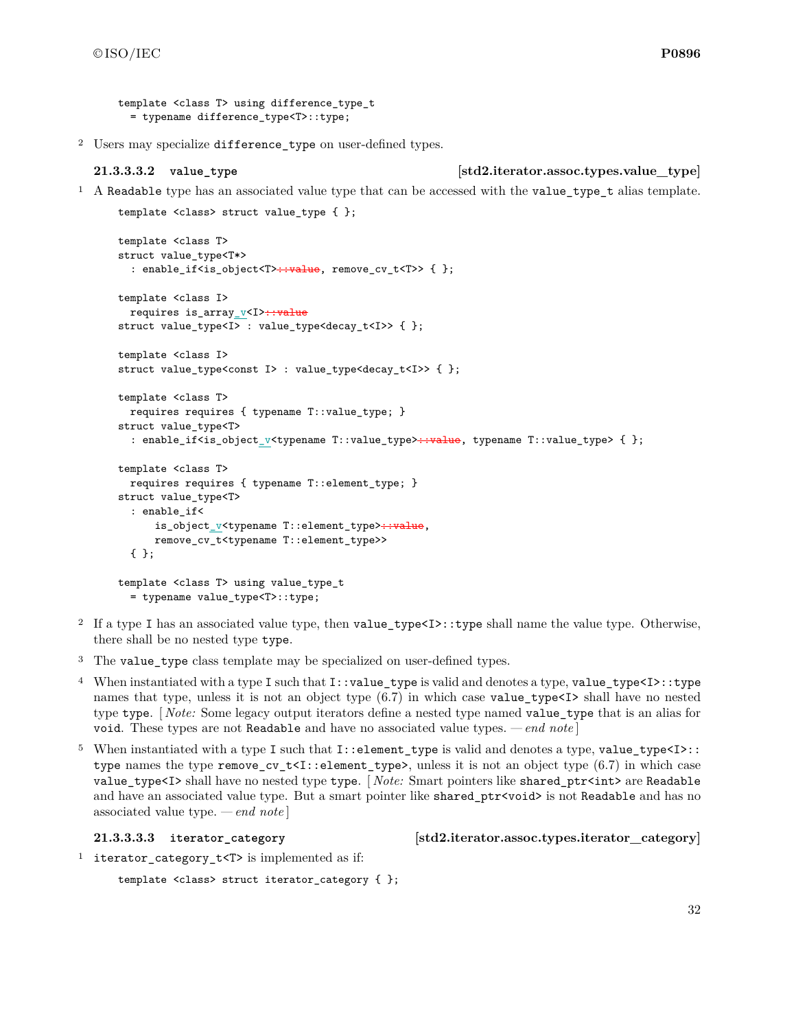```
template <class T> using difference_type_t
  = typename difference_type<T>::type;
```

2 Users may specialize `difference_type` on user-defined types.

#### 21.3.3.3.2 `value_type` [std2.iterator.assoc.types.value_type]

1 A `Readable` type has an associated value type that can be accessed with the `value_type_t` alias template.

```
template <class> struct value_type { };

template <class T>
struct value_type<T*>
  : enable_if<is_object<T>::value, remove_cv_t<T>> { };

template <class I>
  requires is_array_v<I>::value
struct value_type<I> : value_type<decay_t<I>> { };

template <class I>
struct value_type<const I> : value_type<decay_t<I>> { };

template <class T>
  requires requires { typename T::value_type; }
struct value_type<T>
  : enable_if<is_object_v<typename T::value_type>::value, typename T::value_type> { };

template <class T>
  requires requires { typename T::element_type; }
struct value_type<T>
  : enable_if<
      is_object_v<typename T::element_type>::value,
      remove_cv_t<typename T::element_type>>
  { };

template <class T> using value_type_t
  = typename value_type<T>::type;
```

2 If a type `I` has an associated value type, then `value_type<I>::type` shall name the value type. Otherwise, there shall be no nested type `type`.

3 The `value_type` class template may be specialized on user-defined types.

4 When instantiated with a type `I` such that `I::value_type` is valid and denotes a type, `value_type<I>::type` names that type, unless it is not an object type (6.7) in which case `value_type<I>` shall have no nested type `type`. [ *Note:* Some legacy output iterators define a nested type named `value_type` that is an alias for `void`. These types are not `Readable` and have no associated value types. — *end note* ]

5 When instantiated with a type `I` such that `I::element_type` is valid and denotes a type, `value_type<I>::type` names the type `remove_cv_t<I::element_type>`, unless it is not an object type (6.7) in which case `value_type<I>` shall have no nested type `type`. [ *Note:* Smart pointers like `shared_ptr<int>` are `Readable` and have an associated value type. But a smart pointer like `shared_ptr<void>` is not `Readable` and has no associated value type. — *end note* ]

#### 21.3.3.3.3 `iterator_category` [std2.iterator.assoc.types.iterator_category]

1 `iterator_category_t<T>` is implemented as if:

```
template <class> struct iterator_category { };
```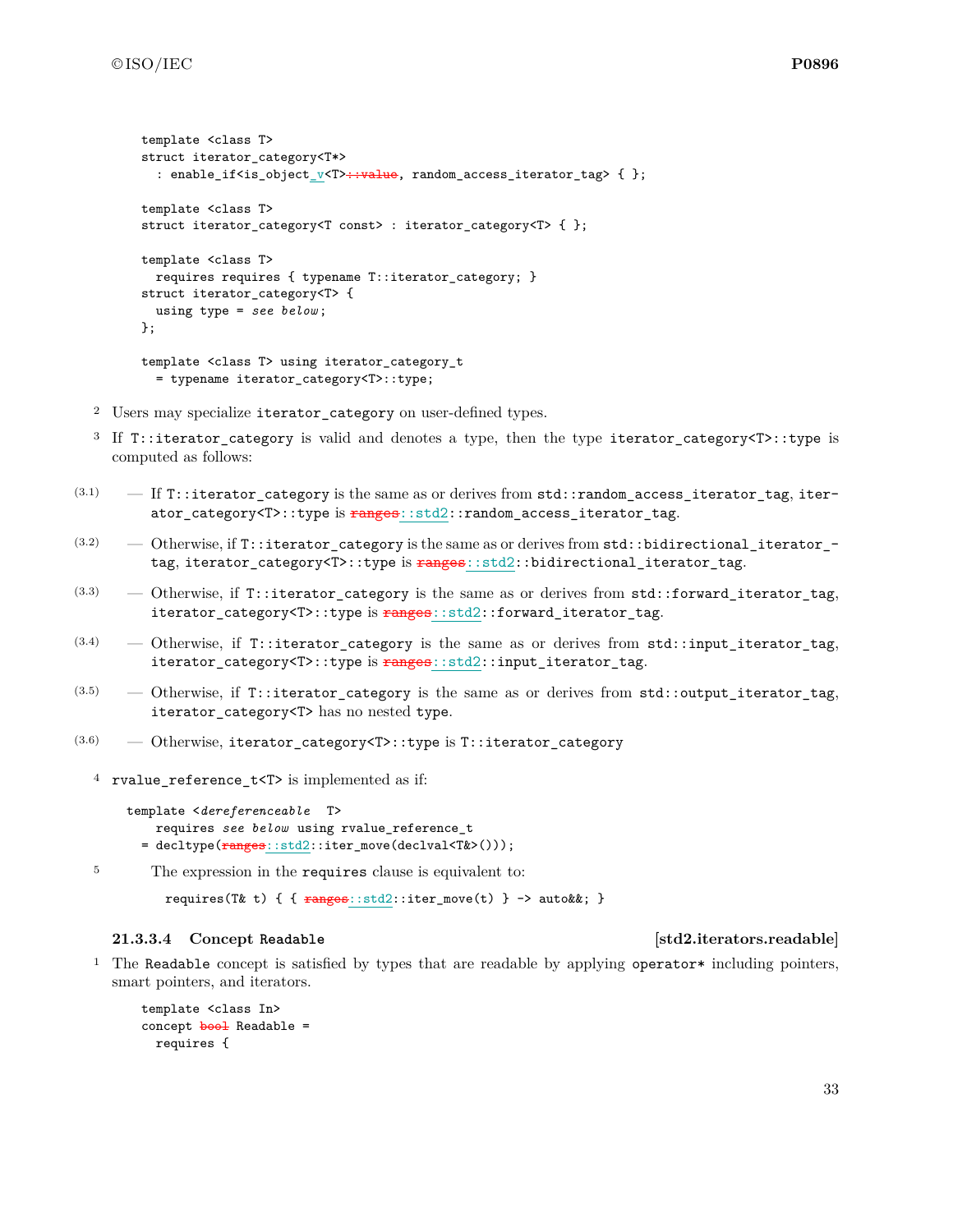```
template <class T>
struct iterator_category<T*>
  : enable_if<is_object_v<T>::value, random_access_iterator_tag> { };

template <class T>
struct iterator_category<T const> : iterator_category<T> { };

template <class T>
  requires requires { typename T::iterator_category; }
struct iterator_category<T> {
  using type = see below;
};

template <class T> using iterator_category_t
  = typename iterator_category<T>::type;
```

2 Users may specialize `iterator_category` on user-defined types.

3 If `T::iterator_category` is valid and denotes a type, then the type `iterator_category<T>::type` is computed as follows:

- (3.1) — If `T::iterator_category` is the same as or derives from `std::random_access_iterator_tag`, `iterator_category<T>::type` is `ranges::std2::random_access_iterator_tag`.
- (3.2) — Otherwise, if `T::iterator_category` is the same as or derives from `std::bidirectional_iterator_tag`, `iterator_category<T>::type` is `ranges::std2::bidirectional_iterator_tag`.
- (3.3) — Otherwise, if `T::iterator_category` is the same as or derives from `std::forward_iterator_tag`, `iterator_category<T>::type` is `ranges::std2::forward_iterator_tag`.
- (3.4) — Otherwise, if `T::iterator_category` is the same as or derives from `std::input_iterator_tag`, `iterator_category<T>::type` is `ranges::std2::input_iterator_tag`.
- (3.5) — Otherwise, if `T::iterator_category` is the same as or derives from `std::output_iterator_tag`, `iterator_category<T>` has no nested `type`.
- (3.6) — Otherwise, `iterator_category<T>::type` is `T::iterator_category`

4 `rvalue_reference_t<T>` is implemented as if:

```
template <dereferenceable  T>
    requires see below using rvalue_reference_t
  = decltype(ranges::std2::iter_move(declval<T&>()));
```

5 The expression in the `requires` clause is equivalent to:

```
requires(T& t) { { ranges::std2::iter_move(t) } -> auto&&; }
```

#### 21.3.3.4 Concept Readable [std2.iterators.readable]

1 The `Readable` concept is satisfied by types that are readable by applying `operator*` including pointers, smart pointers, and iterators.

```
template <class In>
concept bool Readable =
  requires {
```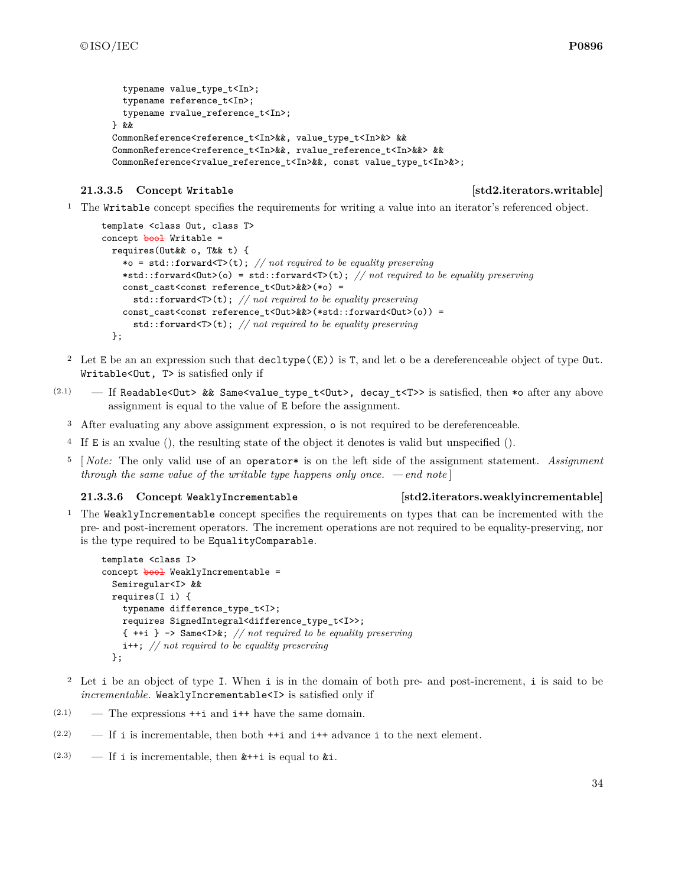```
    typename value_type_t<In>;
    typename reference_t<In>;
    typename rvalue_reference_t<In>;
  } &&
  CommonReference<reference_t<In>&&, value_type_t<In>&> &&
  CommonReference<reference_t<In>&&, rvalue_reference_t<In>&&> &&
  CommonReference<rvalue_reference_t<In>&&, const value_type_t<In>&>;
```

### 21.3.3.5 Concept Writable [std2.iterators.writable]

1 The `Writable` concept specifies the requirements for writing a value into an iterator's referenced object.

```
template <class Out, class T>
concept bool Writable =
  requires(Out&& o, T&& t) {
    *o = std::forward<T>(t); // not required to be equality preserving
    *std::forward<Out>(o) = std::forward<T>(t); // not required to be equality preserving
    const_cast<const reference_t<Out>&&>(*o) =
      std::forward<T>(t); // not required to be equality preserving
    const_cast<const reference_t<Out>&&>(*std::forward<Out>(o)) =
      std::forward<T>(t); // not required to be equality preserving
  };
```

2 Let `E` be an an expression such that `decltype((E))` is `T`, and let `o` be a dereferenceable object of type `Out`. `Writable<Out, T>` is satisfied only if

(2.1) — If `Readable<Out> && Same<value_type_t<Out>, decay_t<T>>` is satisfied, then `*o` after any above assignment is equal to the value of `E` before the assignment.

3 After evaluating any above assignment expression, `o` is not required to be dereferenceable.

4 If `E` is an xvalue (), the resulting state of the object it denotes is valid but unspecified ().

5 [ *Note:* The only valid use of an `operator*` is on the left side of the assignment statement. *Assignment through the same value of the writable type happens only once.* — *end note* ]

### 21.3.3.6 Concept WeaklyIncrementable [std2.iterators.weaklyincrementable]

1 The `WeaklyIncrementable` concept specifies the requirements on types that can be incremented with the pre- and post-increment operators. The increment operations are not required to be equality-preserving, nor is the type required to be `EqualityComparable`.

```
template <class I>
concept bool WeaklyIncrementable =
  Semiregular<I> &&
  requires(I i) {
    typename difference_type_t<I>;
    requires SignedIntegral<difference_type_t<I>>;
    { ++i } -> Same<I>&; // not required to be equality preserving
    i++; // not required to be equality preserving
  };
```

2 Let `i` be an object of type `I`. When `i` is in the domain of both pre- and post-increment, `i` is said to be *incrementable*. `WeaklyIncrementable<I>` is satisfied only if

(2.1) — The expressions `++i` and `i++` have the same domain.

(2.2) — If `i` is incrementable, then both `++i` and `i++` advance `i` to the next element.

(2.3) — If `i` is incrementable, then `&++i` is equal to `&i`.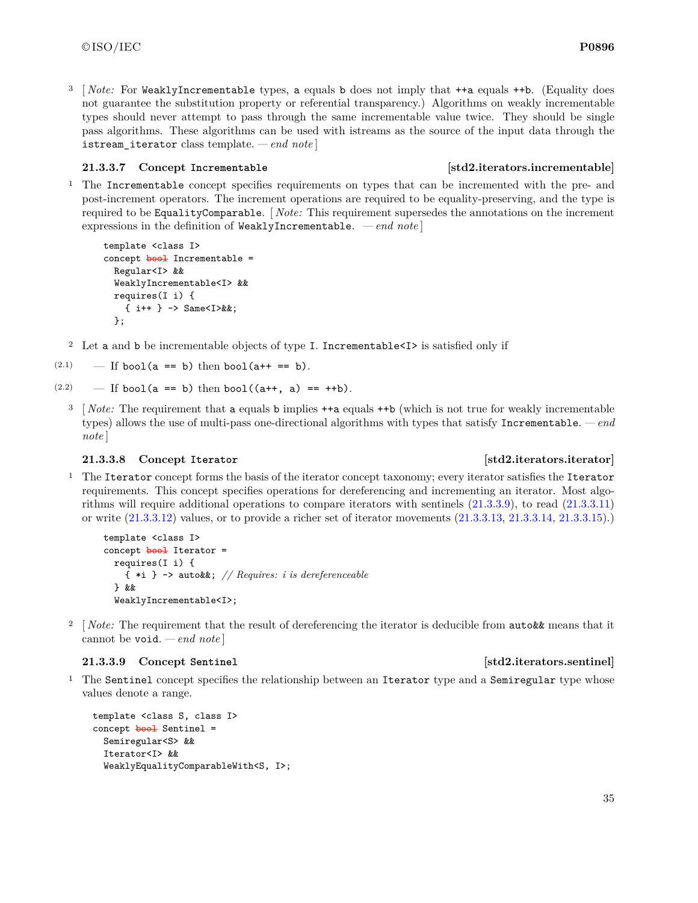3 [ *Note:* For `WeaklyIncrementable` types, `a` equals `b` does not imply that `++a` equals `++b`. (Equality does not guarantee the substitution property or referential transparency.) Algorithms on weakly incrementable types should never attempt to pass through the same incrementable value twice. They should be single pass algorithms. These algorithms can be used with istreams as the source of the input data through the `istream_iterator` class template. *— end note* ]

### 21.3.3.7 Concept `Incrementable` [std2.iterators.incrementable]

1 The `Incrementable` concept specifies requirements on types that can be incremented with the pre- and post-increment operators. The increment operations are required to be equality-preserving, and the type is required to be `EqualityComparable`. [ *Note:* This requirement supersedes the annotations on the increment expressions in the definition of `WeaklyIncrementable`. *— end note* ]

```
template <class I>
concept ~~bool~~ Incrementable =
  Regular<I> &&
  WeaklyIncrementable<I> &&
  requires(I i) {
    { i++ } -> Same<I>&&;
  };
```

2 Let `a` and `b` be incrementable objects of type `I`. `Incrementable<I>` is satisfied only if

(2.1) — If `bool(a == b)` then `bool(a++ == b)`.

(2.2) — If `bool(a == b)` then `bool((a++, a) == ++b)`.

3 [ *Note:* The requirement that `a` equals `b` implies `++a` equals `++b` (which is not true for weakly incrementable types) allows the use of multi-pass one-directional algorithms with types that satisfy `Incrementable`. *— end note* ]

### 21.3.3.8 Concept `Iterator` [std2.iterators.iterator]

1 The `Iterator` concept forms the basis of the iterator concept taxonomy; every iterator satisfies the `Iterator` requirements. This concept specifies operations for dereferencing and incrementing an iterator. Most algorithms will require additional operations to compare iterators with sentinels (21.3.3.9), to read (21.3.3.11) or write (21.3.3.12) values, or to provide a richer set of iterator movements (21.3.3.13, 21.3.3.14, 21.3.3.15).)

```
template <class I>
concept ~~bool~~ Iterator =
  requires(I i) {
    { *i } -> auto&&; // Requires: i is dereferenceable
  } &&
  WeaklyIncrementable<I>;
```

2 [ *Note:* The requirement that the result of dereferencing the iterator is deducible from `auto&&` means that it cannot be `void`. *— end note* ]

### 21.3.3.9 Concept `Sentinel` [std2.iterators.sentinel]

1 The `Sentinel` concept specifies the relationship between an `Iterator` type and a `Semiregular` type whose values denote a range.

```
template <class S, class I>
concept ~~bool~~ Sentinel =
  Semiregular<S> &&
  Iterator<I> &&
  WeaklyEqualityComparableWith<S, I>;
```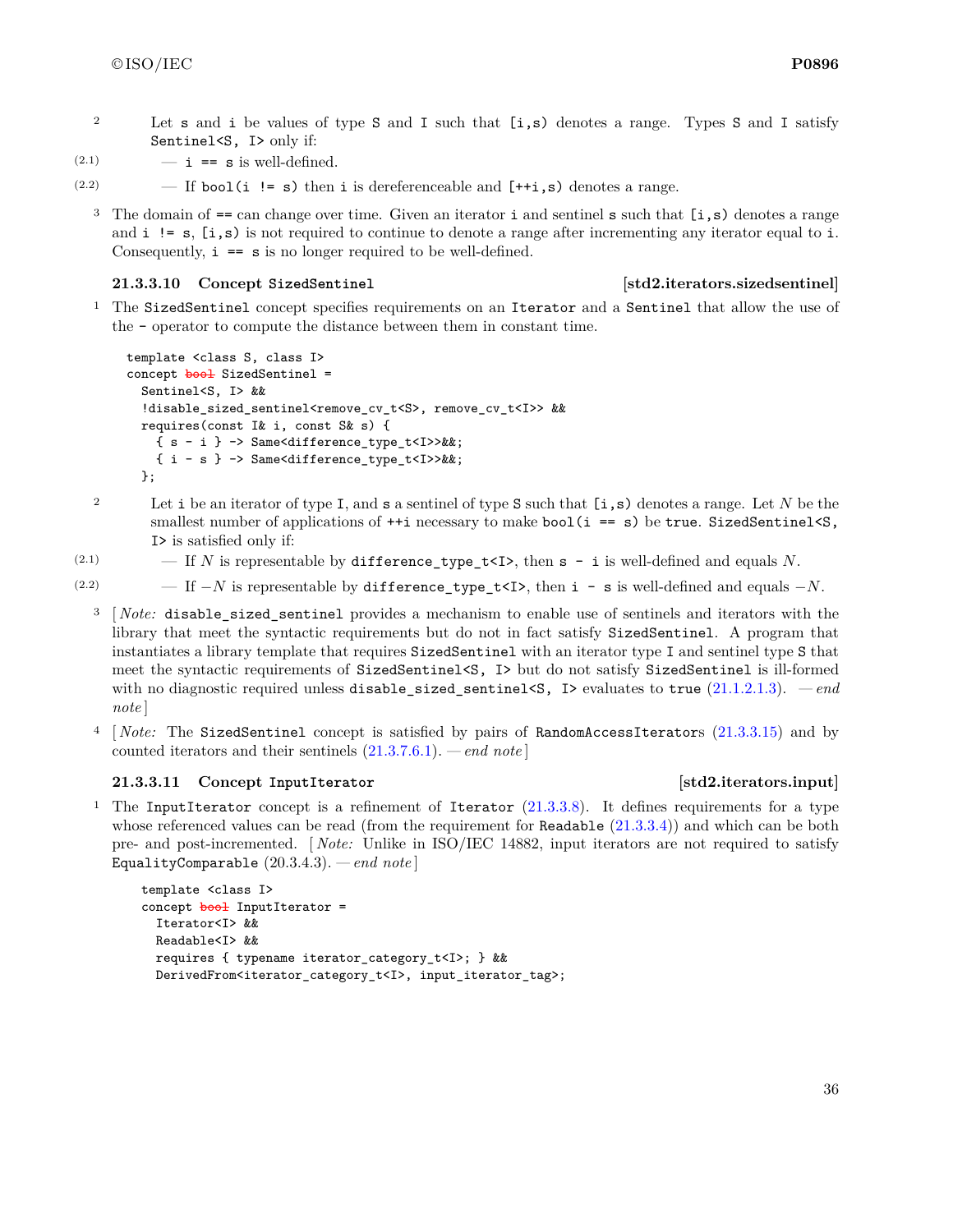2 Let `s` and `i` be values of type `S` and `I` such that `[i,s)` denotes a range. Types `S` and `I` satisfy `Sentinel<S, I>` only if:

(2.1) — `i == s` is well-defined.

(2.2) — If `bool(i != s)` then `i` is dereferenceable and `[++i,s)` denotes a range.

3 The domain of `==` can change over time. Given an iterator `i` and sentinel `s` such that `[i,s)` denotes a range and `i != s`, `[i,s)` is not required to continue to denote a range after incrementing any iterator equal to `i`. Consequently, `i == s` is no longer required to be well-defined.

### 21.3.3.10 Concept `SizedSentinel` [std2.iterators.sizedsentinel]

1 The `SizedSentinel` concept specifies requirements on an `Iterator` and a `Sentinel` that allow the use of the `-` operator to compute the distance between them in constant time.

```
template <class S, class I>
concept bool SizedSentinel =
  Sentinel<S, I> &&
  !disable_sized_sentinel<remove_cv_t<S>, remove_cv_t<I>> &&
  requires(const I& i, const S& s) {
    { s - i } -> Same<difference_type_t<I>>&&;
    { i - s } -> Same<difference_type_t<I>>&&;
  };
```

2 Let `i` be an iterator of type `I`, and `s` a sentinel of type `S` such that `[i,s)` denotes a range. Let $N$ be the smallest number of applications of `++i` necessary to make `bool(i == s)` be `true`. `SizedSentinel<S, I>` is satisfied only if:

(2.1) — If $N$ is representable by `difference_type_t<I>`, then `s - i` is well-defined and equals $N$.

(2.2) — If $-N$ is representable by `difference_type_t<I>`, then `i - s` is well-defined and equals $-N$.

3 [ *Note:* `disable_sized_sentinel` provides a mechanism to enable use of sentinels and iterators with the library that meet the syntactic requirements but do not in fact satisfy `SizedSentinel`. A program that instantiates a library template that requires `SizedSentinel` with an iterator type `I` and sentinel type `S` that meet the syntactic requirements of `SizedSentinel<S, I>` but do not satisfy `SizedSentinel` is ill-formed with no diagnostic required unless `disable_sized_sentinel<S, I>` evaluates to `true` (21.1.2.1.3). — *end note* ]

4 [ *Note:* The `SizedSentinel` concept is satisfied by pairs of `RandomAccessIterators` (21.3.3.15) and by counted iterators and their sentinels (21.3.7.6.1). — *end note* ]

### 21.3.3.11 Concept `InputIterator` [std2.iterators.input]

1 The `InputIterator` concept is a refinement of `Iterator` (21.3.3.8). It defines requirements for a type whose referenced values can be read (from the requirement for `Readable` (21.3.3.4)) and which can be both pre- and post-incremented. [ *Note:* Unlike in ISO/IEC 14882, input iterators are not required to satisfy `EqualityComparable` (20.3.4.3). — *end note* ]

```
template <class I>
concept bool InputIterator =
  Iterator<I> &&
  Readable<I> &&
  requires { typename iterator_category_t<I>; } &&
  DerivedFrom<iterator_category_t<I>, input_iterator_tag>;
```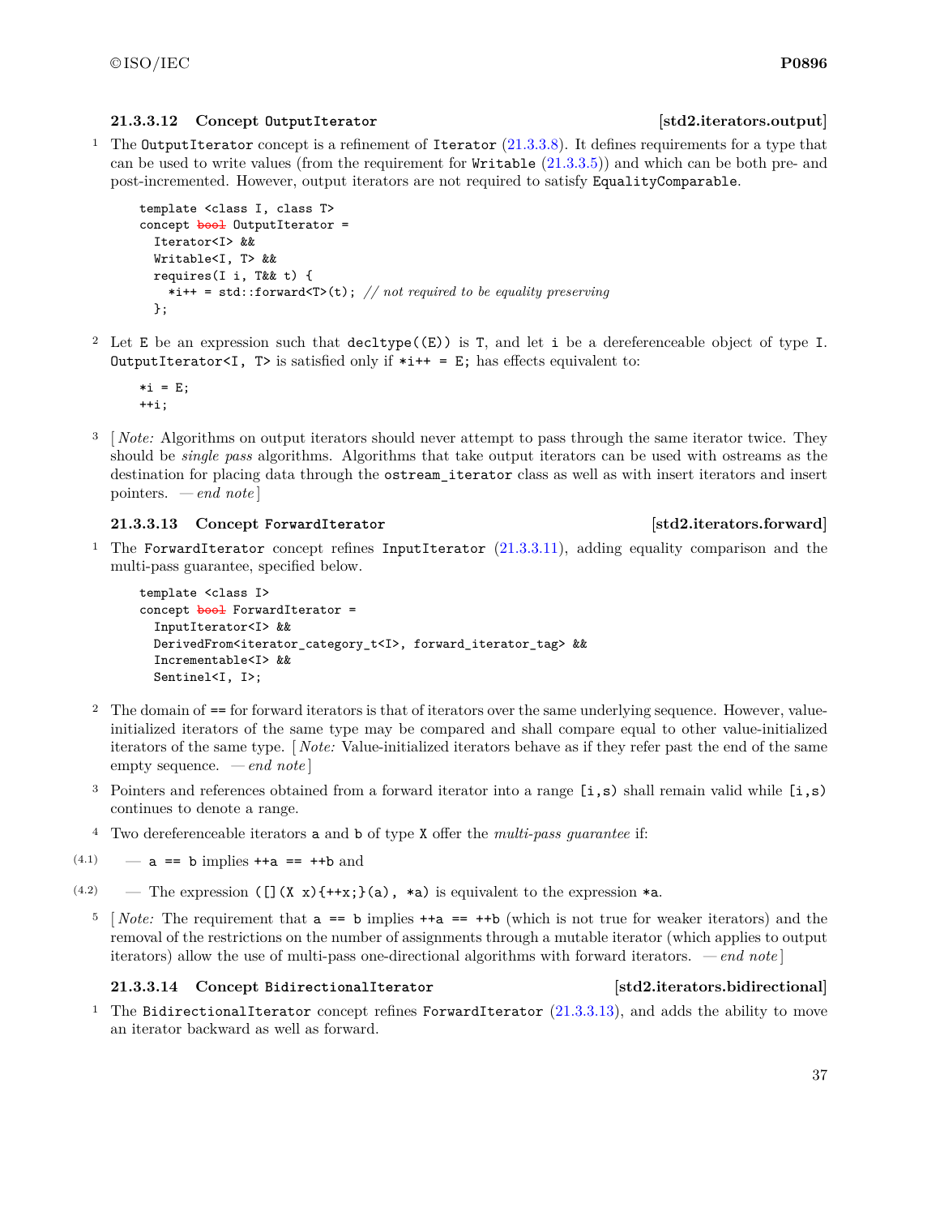### 21.3.3.12 Concept OutputIterator [std2.iterators.output]

1 The `OutputIterator` concept is a refinement of `Iterator` (21.3.3.8). It defines requirements for a type that can be used to write values (from the requirement for `Writable` (21.3.3.5)) and which can be both pre- and post-incremented. However, output iterators are not required to satisfy `EqualityComparable`.

```
template <class I, class T>
concept bool OutputIterator =
  Iterator<I> &&
  Writable<I, T> &&
  requires(I i, T&& t) {
    *i++ = std::forward<T>(t); // not required to be equality preserving
  };
```

2 Let `E` be an expression such that `decltype((E))` is `T`, and let `i` be a dereferenceable object of type `I`. `OutputIterator<I, T>` is satisfied only if `*i++ = E;` has effects equivalent to:

```
*i = E;
++i;
```

3 [ *Note:* Algorithms on output iterators should never attempt to pass through the same iterator twice. They should be *single pass* algorithms. Algorithms that take output iterators can be used with ostreams as the destination for placing data through the `ostream_iterator` class as well as with insert iterators and insert pointers. — *end note* ]

### 21.3.3.13 Concept ForwardIterator [std2.iterators.forward]

1 The `ForwardIterator` concept refines `InputIterator` (21.3.3.11), adding equality comparison and the multi-pass guarantee, specified below.

```
template <class I>
concept bool ForwardIterator =
  InputIterator<I> &&
  DerivedFrom<iterator_category_t<I>, forward_iterator_tag> &&
  Incrementable<I> &&
  Sentinel<I, I>;
```

2 The domain of `==` for forward iterators is that of iterators over the same underlying sequence. However, value-initialized iterators of the same type may be compared and shall compare equal to other value-initialized iterators of the same type. [ *Note:* Value-initialized iterators behave as if they refer past the end of the same empty sequence. — *end note* ]

3 Pointers and references obtained from a forward iterator into a range `[i,s)` shall remain valid while `[i,s)` continues to denote a range.

4 Two dereferenceable iterators `a` and `b` of type `X` offer the *multi-pass guarantee* if:

(4.1) — `a == b` implies `++a == ++b` and

(4.2) — The expression `([](X x){++x;}(a), *a)` is equivalent to the expression `*a`.

5 [ *Note:* The requirement that `a == b` implies `++a == ++b` (which is not true for weaker iterators) and the removal of the restrictions on the number of assignments through a mutable iterator (which applies to output iterators) allow the use of multi-pass one-directional algorithms with forward iterators. — *end note* ]

### 21.3.3.14 Concept BidirectionalIterator [std2.iterators.bidirectional]

1 The `BidirectionalIterator` concept refines `ForwardIterator` (21.3.3.13), and adds the ability to move an iterator backward as well as forward.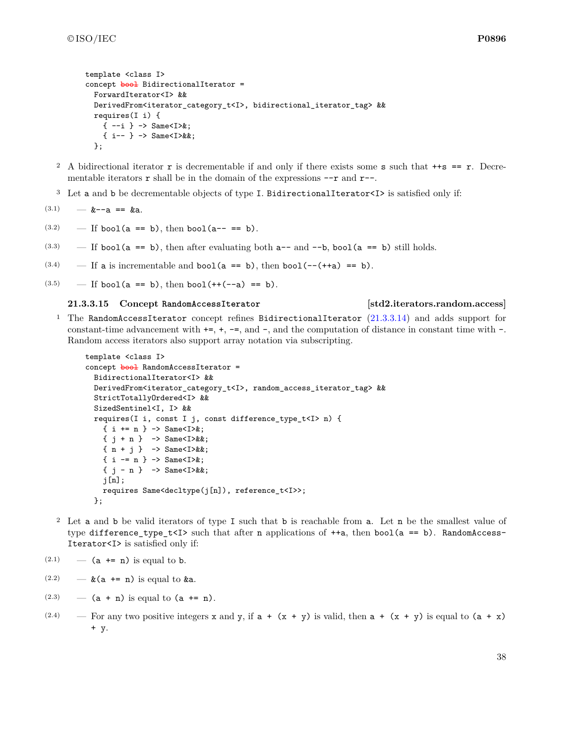```
template <class I>
concept bool BidirectionalIterator =
  ForwardIterator<I> &&
  DerivedFrom<iterator_category_t<I>, bidirectional_iterator_tag> &&
  requires(I i) {
    { --i } -> Same<I>&;
    { i-- } -> Same<I>&&;
  };
```

2 A bidirectional iterator `r` is decrementable if and only if there exists some `s` such that `++s == r`. Decrementable iterators `r` shall be in the domain of the expressions `--r` and `r--`.

3 Let `a` and `b` be decrementable objects of type `I`. `BidirectionalIterator<I>` is satisfied only if:

(3.1) — `&--a == &a`.

(3.2) — If `bool(a == b)`, then `bool(a-- == b)`.

(3.3) — If `bool(a == b)`, then after evaluating both `a--` and `--b`, `bool(a == b)` still holds.

(3.4) — If `a` is incrementable and `bool(a == b)`, then `bool(--(++a) == b)`.

(3.5) — If `bool(a == b)`, then `bool(++(--a) == b)`.

### 21.3.3.15 Concept `RandomAccessIterator` [std2.iterators.random.access]

1 The `RandomAccessIterator` concept refines `BidirectionalIterator` (21.3.3.14) and adds support for constant-time advancement with `+=`, `+`, `-=`, and `-`, and the computation of distance in constant time with `-`. Random access iterators also support array notation via subscripting.

```
template <class I>
concept bool RandomAccessIterator =
  BidirectionalIterator<I> &&
  DerivedFrom<iterator_category_t<I>, random_access_iterator_tag> &&
  StrictTotallyOrdered<I> &&
  SizedSentinel<I, I> &&
  requires(I i, const I j, const difference_type_t<I> n) {
    { i += n } -> Same<I>&;
    { j + n }  -> Same<I>&&;
    { n + j }  -> Same<I>&&;
    { i -= n } -> Same<I>&;
    { j - n }  -> Same<I>&&;
    j[n];
    requires Same<decltype(j[n]), reference_t<I>>;
  };
```

2 Let `a` and `b` be valid iterators of type `I` such that `b` is reachable from `a`. Let `n` be the smallest value of type `difference_type_t<I>` such that after `n` applications of `++a`, then `bool(a == b)`. `RandomAccessIterator<I>` is satisfied only if:

(2.1) — `(a += n)` is equal to `b`.

(2.2) — `&(a += n)` is equal to `&a`.

(2.3) — `(a + n)` is equal to `(a += n)`.

(2.4) — For any two positive integers `x` and `y`, if `a + (x + y)` is valid, then `a + (x + y)` is equal to `(a + x) + y`.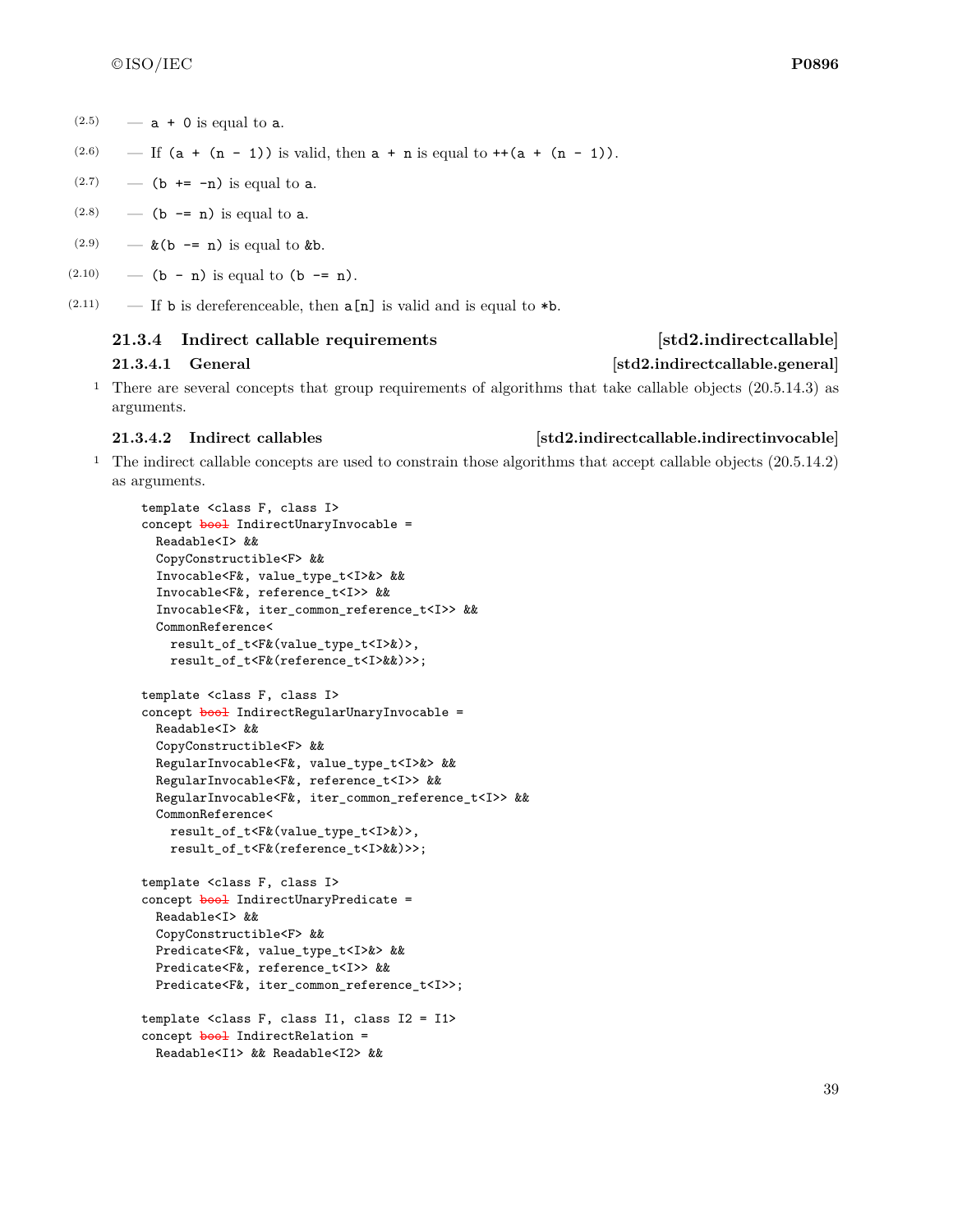(2.5) — `a + 0` is equal to `a`.

(2.6) — If `(a + (n - 1))` is valid, then `a + n` is equal to `++(a + (n - 1))`.

(2.7) — `(b += -n)` is equal to `a`.

(2.8) — `(b -= n)` is equal to `a`.

(2.9) — `&(b -= n)` is equal to `&b`.

(2.10) — `(b - n)` is equal to `(b -= n)`.

(2.11) — If `b` is dereferenceable, then `a[n]` is valid and is equal to `*b`.

### 21.3.4 Indirect callable requirements [std2.indirectcallable]

#### 21.3.4.1 General [std2.indirectcallable.general]

1 There are several concepts that group requirements of algorithms that take callable objects (20.5.14.3) as arguments.

#### 21.3.4.2 Indirect callables [std2.indirectcallable.indirectinvocable]

1 The indirect callable concepts are used to constrain those algorithms that accept callable objects (20.5.14.2) as arguments.

```
template <class F, class I>
concept bool IndirectUnaryInvocable =
  Readable<I> &&
  CopyConstructible<F> &&
  Invocable<F&, value_type_t<I>&> &&
  Invocable<F&, reference_t<I>> &&
  Invocable<F&, iter_common_reference_t<I>> &&
  CommonReference<
    result_of_t<F&(value_type_t<I>&)>,
    result_of_t<F&(reference_t<I>&&)>>;

template <class F, class I>
concept bool IndirectRegularUnaryInvocable =
  Readable<I> &&
  CopyConstructible<F> &&
  RegularInvocable<F&, value_type_t<I>&> &&
  RegularInvocable<F&, reference_t<I>> &&
  RegularInvocable<F&, iter_common_reference_t<I>> &&
  CommonReference<
    result_of_t<F&(value_type_t<I>&)>,
    result_of_t<F&(reference_t<I>&&)>>;

template <class F, class I>
concept bool IndirectUnaryPredicate =
  Readable<I> &&
  CopyConstructible<F> &&
  Predicate<F&, value_type_t<I>&> &&
  Predicate<F&, reference_t<I>> &&
  Predicate<F&, iter_common_reference_t<I>>;

template <class F, class I1, class I2 = I1>
concept bool IndirectRelation =
  Readable<I1> && Readable<I2> &&
```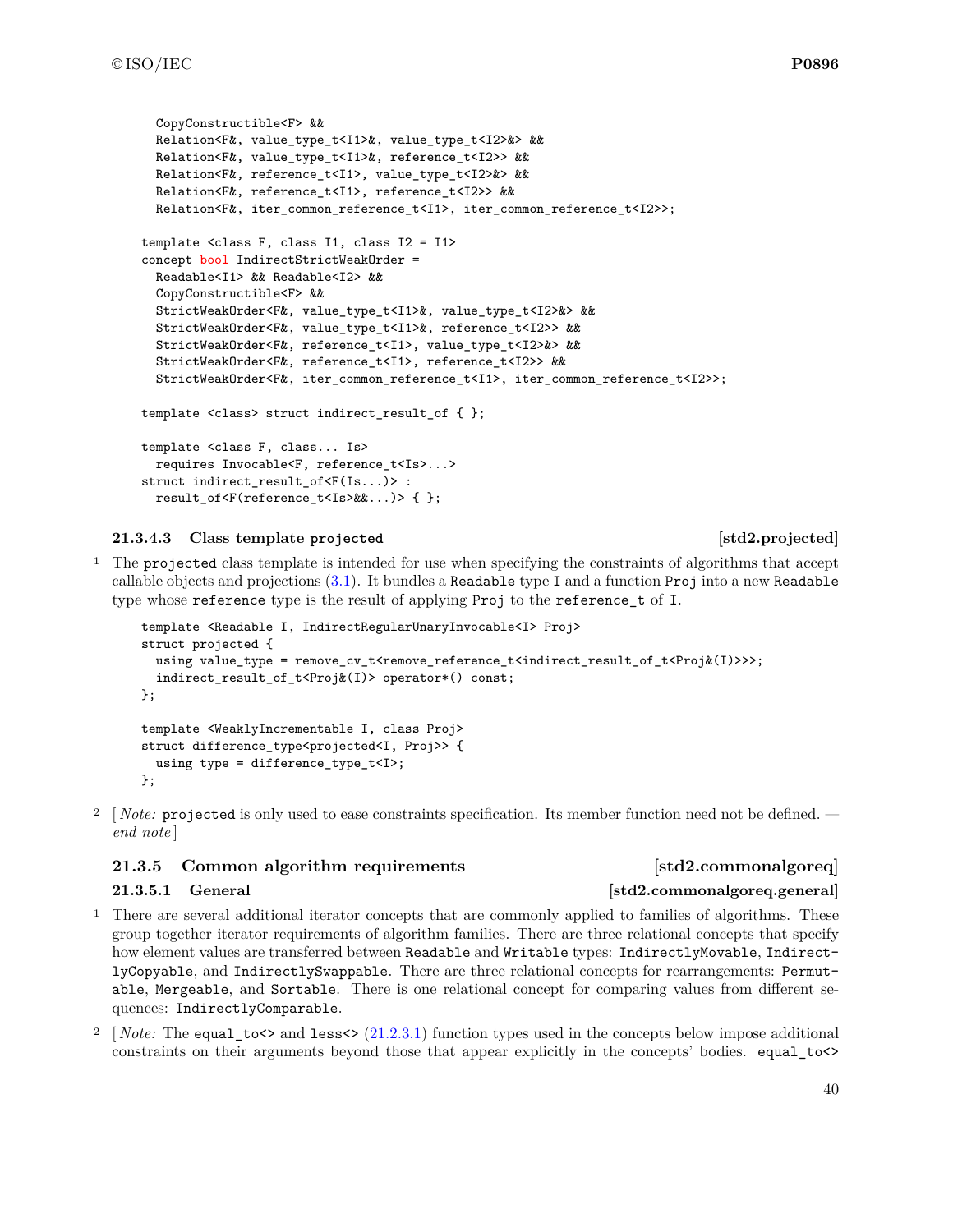```
    CopyConstructible<F> &&
    Relation<F&, value_type_t<I1>&, value_type_t<I2>&> &&
    Relation<F&, value_type_t<I1>&, reference_t<I2>> &&
    Relation<F&, reference_t<I1>, value_type_t<I2>&> &&
    Relation<F&, reference_t<I1>, reference_t<I2>> &&
    Relation<F&, iter_common_reference_t<I1>, iter_common_reference_t<I2>>;

  template <class F, class I1, class I2 = I1>
  concept bool IndirectStrictWeakOrder =
    Readable<I1> && Readable<I2> &&
    CopyConstructible<F> &&
    StrictWeakOrder<F&, value_type_t<I1>&, value_type_t<I2>&> &&
    StrictWeakOrder<F&, value_type_t<I1>&, reference_t<I2>> &&
    StrictWeakOrder<F&, reference_t<I1>, value_type_t<I2>&> &&
    StrictWeakOrder<F&, reference_t<I1>, reference_t<I2>> &&
    StrictWeakOrder<F&, iter_common_reference_t<I1>, iter_common_reference_t<I2>>;

  template <class> struct indirect_result_of { };

  template <class F, class... Is>
    requires Invocable<F, reference_t<Is>...>
  struct indirect_result_of<F(Is...)> :
    result_of<F(reference_t<Is>&&...)> { };
```

#### 21.3.4.3 Class template `projected` [std2.projected]

1 The `projected` class template is intended for use when specifying the constraints of algorithms that accept callable objects and projections (3.1). It bundles a `Readable` type `I` and a function `Proj` into a new `Readable` type whose `reference` type is the result of applying `Proj` to the `reference_t` of `I`.

```
  template <Readable I, IndirectRegularUnaryInvocable<I> Proj>
  struct projected {
    using value_type = remove_cv_t<remove_reference_t<indirect_result_of_t<Proj&(I)>>>;
    indirect_result_of_t<Proj&(I)> operator*() const;
  };

  template <WeaklyIncrementable I, class Proj>
  struct difference_type<projected<I, Proj>> {
    using type = difference_type_t<I>;
  };
```

2 [ *Note:* `projected` is only used to ease constraints specification. Its member function need not be defined. — *end note* ]

### 21.3.5 Common algorithm requirements [std2.commonalgoreq]

#### 21.3.5.1 General [std2.commonalgoreq.general]

1 There are several additional iterator concepts that are commonly applied to families of algorithms. These group together iterator requirements of algorithm families. There are three relational concepts that specify how element values are transferred between `Readable` and `Writable` types: `IndirectlyMovable`, `IndirectlyCopyable`, and `IndirectlySwappable`. There are three relational concepts for rearrangements: `Permutable`, `Mergeable`, and `Sortable`. There is one relational concept for comparing values from different sequences: `IndirectlyComparable`.

2 [ *Note:* The `equal_to<>` and `less<>` (21.2.3.1) function types used in the concepts below impose additional constraints on their arguments beyond those that appear explicitly in the concepts' bodies. `equal_to<>`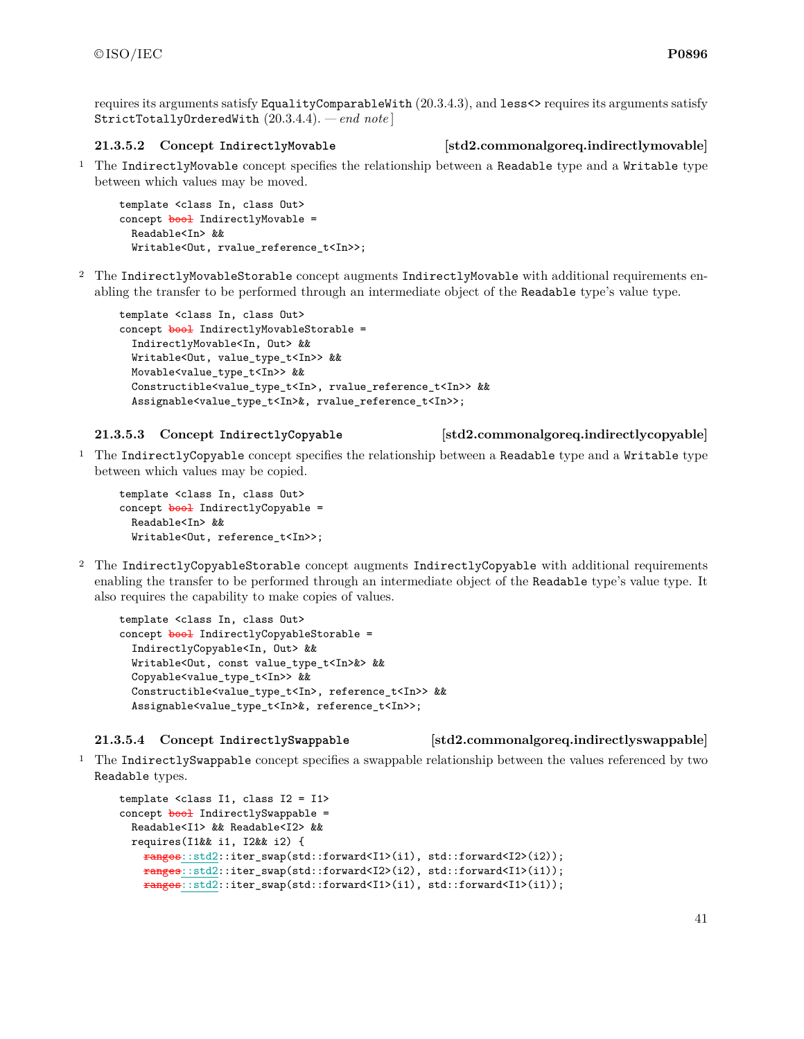requires its arguments satisfy `EqualityComparableWith` (20.3.4.3), and `less<>` requires its arguments satisfy `StrictTotallyOrderedWith` (20.3.4.4). — *end note*]

#### 21.3.5.2 Concept `IndirectlyMovable` [std2.commonalgoreq.indirectlymovable]

1 The `IndirectlyMovable` concept specifies the relationship between a `Readable` type and a `Writable` type between which values may be moved.

```
template <class In, class Out>
concept bool IndirectlyMovable =
  Readable<In> &&
  Writable<Out, rvalue_reference_t<In>>;
```

2 The `IndirectlyMovableStorable` concept augments `IndirectlyMovable` with additional requirements enabling the transfer to be performed through an intermediate object of the `Readable` type's value type.

```
template <class In, class Out>
concept bool IndirectlyMovableStorable =
  IndirectlyMovable<In, Out> &&
  Writable<Out, value_type_t<In>> &&
  Movable<value_type_t<In>> &&
  Constructible<value_type_t<In>, rvalue_reference_t<In>> &&
  Assignable<value_type_t<In>&, rvalue_reference_t<In>>;
```

#### 21.3.5.3 Concept `IndirectlyCopyable` [std2.commonalgoreq.indirectlycopyable]

1 The `IndirectlyCopyable` concept specifies the relationship between a `Readable` type and a `Writable` type between which values may be copied.

```
template <class In, class Out>
concept bool IndirectlyCopyable =
  Readable<In> &&
  Writable<Out, reference_t<In>>;
```

2 The `IndirectlyCopyableStorable` concept augments `IndirectlyCopyable` with additional requirements enabling the transfer to be performed through an intermediate object of the `Readable` type's value type. It also requires the capability to make copies of values.

```
template <class In, class Out>
concept bool IndirectlyCopyableStorable =
  IndirectlyCopyable<In, Out> &&
  Writable<Out, const value_type_t<In>&> &&
  Copyable<value_type_t<In>> &&
  Constructible<value_type_t<In>, reference_t<In>> &&
  Assignable<value_type_t<In>&, reference_t<In>>;
```

#### 21.3.5.4 Concept `IndirectlySwappable` [std2.commonalgoreq.indirectlyswappable]

1 The `IndirectlySwappable` concept specifies a swappable relationship between the values referenced by two `Readable` types.

```
template <class I1, class I2 = I1>
concept bool IndirectlySwappable =
  Readable<I1> && Readable<I2> &&
  requires(I1&& i1, I2&& i2) {
    ranges::std2::iter_swap(std::forward<I1>(i1), std::forward<I2>(i2));
    ranges::std2::iter_swap(std::forward<I2>(i2), std::forward<I1>(i1));
    ranges::std2::iter_swap(std::forward<I1>(i1), std::forward<I1>(i1));
```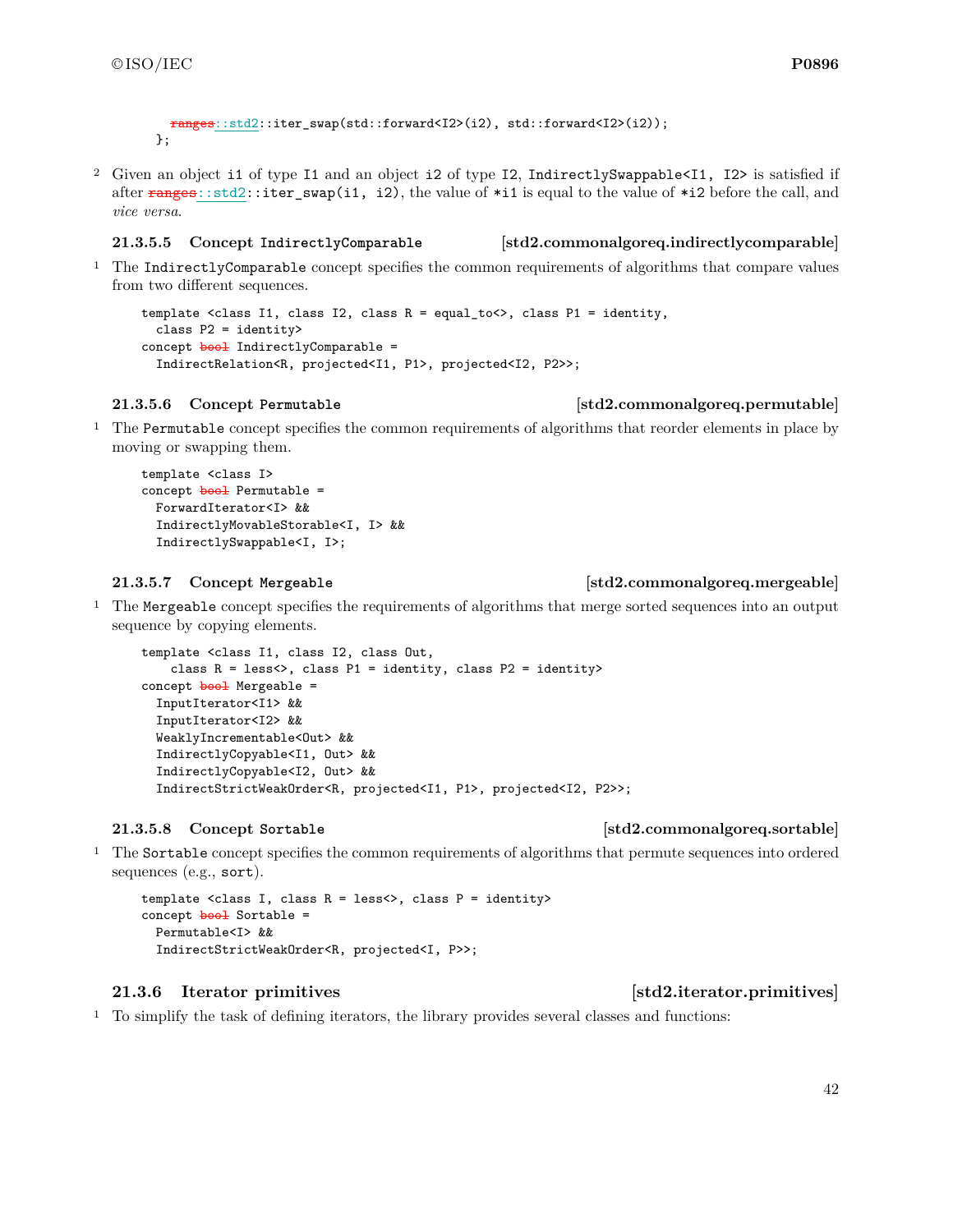```
    ranges::std2::iter_swap(std::forward<I2>(i2), std::forward<I2>(i2));
  };
```

2 Given an object `i1` of type `I1` and an object `i2` of type `I2`, `IndirectlySwappable<I1, I2>` is satisfied if after ~~ranges~~::std2::iter_swap(i1, i2), the value of `*i1` is equal to the value of `*i2` before the call, and *vice versa*.

#### 21.3.5.5 Concept `IndirectlyComparable` [std2.commonalgoreq.indirectlycomparable]

1 The `IndirectlyComparable` concept specifies the common requirements of algorithms that compare values from two different sequences.

```
template <class I1, class I2, class R = equal_to<>, class P1 = identity,
  class P2 = identity>
concept bool IndirectlyComparable =
  IndirectRelation<R, projected<I1, P1>, projected<I2, P2>>;
```

#### 21.3.5.6 Concept `Permutable` [std2.commonalgoreq.permutable]

1 The `Permutable` concept specifies the common requirements of algorithms that reorder elements in place by moving or swapping them.

```
template <class I>
concept bool Permutable =
  ForwardIterator<I> &&
  IndirectlyMovableStorable<I, I> &&
  IndirectlySwappable<I, I>;
```

#### 21.3.5.7 Concept `Mergeable` [std2.commonalgoreq.mergeable]

1 The `Mergeable` concept specifies the requirements of algorithms that merge sorted sequences into an output sequence by copying elements.

```
template <class I1, class I2, class Out,
    class R = less<>, class P1 = identity, class P2 = identity>
concept bool Mergeable =
  InputIterator<I1> &&
  InputIterator<I2> &&
  WeaklyIncrementable<Out> &&
  IndirectlyCopyable<I1, Out> &&
  IndirectlyCopyable<I2, Out> &&
  IndirectStrictWeakOrder<R, projected<I1, P1>, projected<I2, P2>>;
```

#### 21.3.5.8 Concept `Sortable` [std2.commonalgoreq.sortable]

1 The `Sortable` concept specifies the common requirements of algorithms that permute sequences into ordered sequences (e.g., `sort`).

```
template <class I, class R = less<>, class P = identity>
concept bool Sortable =
  Permutable<I> &&
  IndirectStrictWeakOrder<R, projected<I, P>>;
```

### 21.3.6 Iterator primitives [std2.iterator.primitives]

1 To simplify the task of defining iterators, the library provides several classes and functions: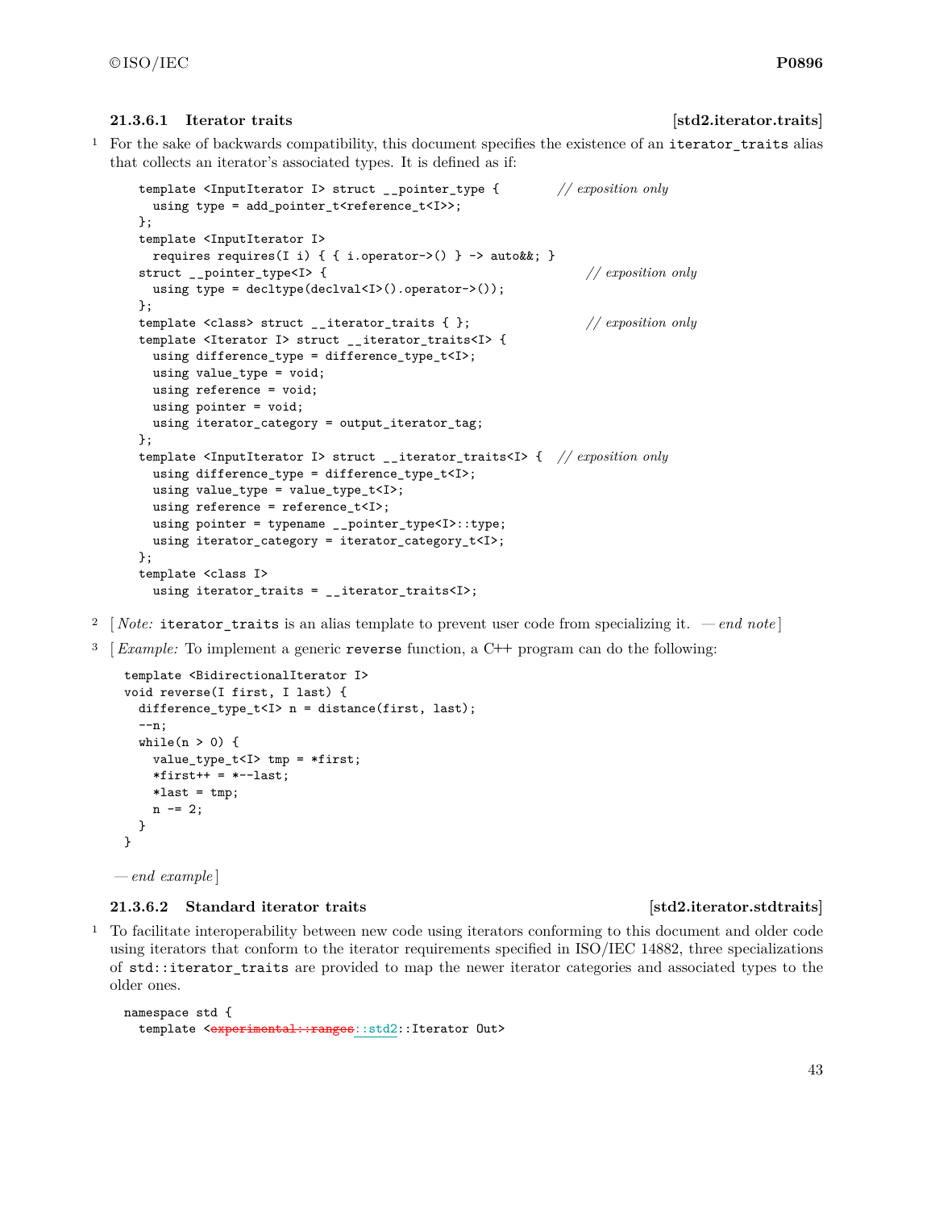#### 21.3.6.1 Iterator traits [std2.iterator.traits]

1 For the sake of backwards compatibility, this document specifies the existence of an `iterator_traits` alias that collects an iterator's associated types. It is defined as if:

```
template <InputIterator I> struct __pointer_type {         // exposition only
  using type = add_pointer_t<reference_t<I>>;
};
template <InputIterator I>
  requires requires(I i) { { i.operator->() } -> auto&&; }
struct __pointer_type<I> {                                  // exposition only
  using type = decltype(declval<I>().operator->());
};
template <class> struct __iterator_traits { };              // exposition only
template <Iterator I> struct __iterator_traits<I> {
  using difference_type = difference_type_t<I>;
  using value_type = void;
  using reference = void;
  using pointer = void;
  using iterator_category = output_iterator_tag;
};
template <InputIterator I> struct __iterator_traits<I> {  // exposition only
  using difference_type = difference_type_t<I>;
  using value_type = value_type_t<I>;
  using reference = reference_t<I>;
  using pointer = typename __pointer_type<I>::type;
  using iterator_category = iterator_category_t<I>;
};
template <class I>
  using iterator_traits = __iterator_traits<I>;
```

2 [ *Note:* `iterator_traits` is an alias template to prevent user code from specializing it. — *end note* ]

3 [ *Example:* To implement a generic `reverse` function, a C++ program can do the following:

```
template <BidirectionalIterator I>
void reverse(I first, I last) {
  difference_type_t<I> n = distance(first, last);
  --n;
  while(n > 0) {
    value_type_t<I> tmp = *first;
    *first++ = *--last;
    *last = tmp;
    n -= 2;
  }
}
```

— *end example* ]

#### 21.3.6.2 Standard iterator traits [std2.iterator.stdtraits]

1 To facilitate interoperability between new code using iterators conforming to this document and older code using iterators that conform to the iterator requirements specified in ISO/IEC 14882, three specializations of `std::iterator_traits` are provided to map the newer iterator categories and associated types to the older ones.

```
namespace std {
  template <experimental::ranges::std2::Iterator Out>
```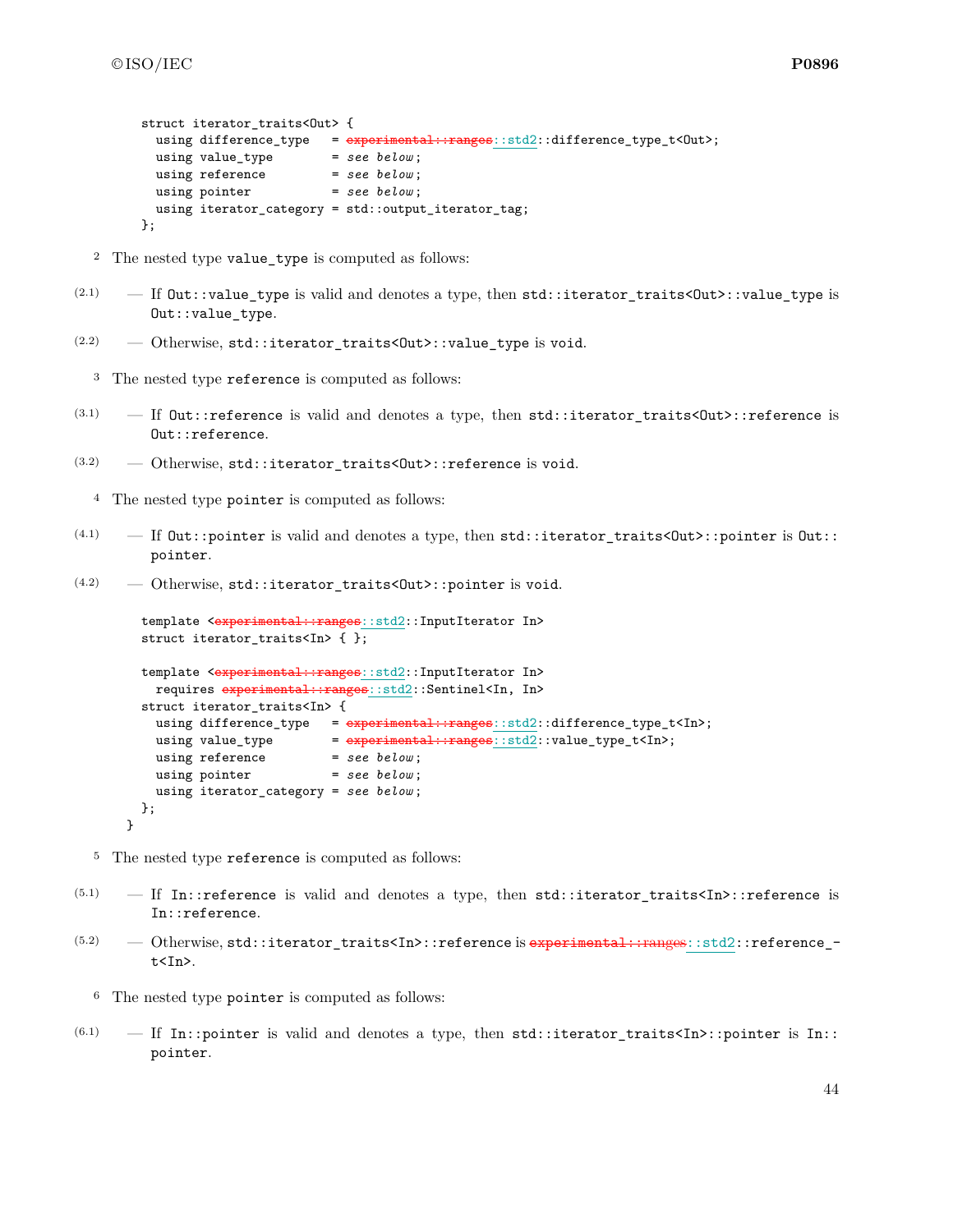```
struct iterator_traits<Out> {
  using difference_type   = experimental::ranges::std2::difference_type_t<Out>;
  using value_type        = see below;
  using reference         = see below;
  using pointer           = see below;
  using iterator_category = std::output_iterator_tag;
};
```

2 The nested type value_type is computed as follows:

(2.1) — If Out::value_type is valid and denotes a type, then std::iterator_traits<Out>::value_type is Out::value_type.

(2.2) — Otherwise, std::iterator_traits<Out>::value_type is void.

3 The nested type reference is computed as follows:

(3.1) — If Out::reference is valid and denotes a type, then std::iterator_traits<Out>::reference is Out::reference.

(3.2) — Otherwise, std::iterator_traits<Out>::reference is void.

4 The nested type pointer is computed as follows:

(4.1) — If Out::pointer is valid and denotes a type, then std::iterator_traits<Out>::pointer is Out::pointer.

(4.2) — Otherwise, std::iterator_traits<Out>::pointer is void.

```
  template <experimental::ranges::std2::InputIterator In>
  struct iterator_traits<In> { };

  template <experimental::ranges::std2::InputIterator In>
    requires experimental::ranges::std2::Sentinel<In, In>
  struct iterator_traits<In> {
    using difference_type   = experimental::ranges::std2::difference_type_t<In>;
    using value_type        = experimental::ranges::std2::value_type_t<In>;
    using reference         = see below;
    using pointer           = see below;
    using iterator_category = see below;
  };
}
```

5 The nested type reference is computed as follows:

(5.1) — If In::reference is valid and denotes a type, then std::iterator_traits<In>::reference is In::reference.

(5.2) — Otherwise, std::iterator_traits<In>::reference is ~~experimental::ranges~~::std2::reference_t<In>.

6 The nested type pointer is computed as follows:

(6.1) — If In::pointer is valid and denotes a type, then std::iterator_traits<In>::pointer is In::pointer.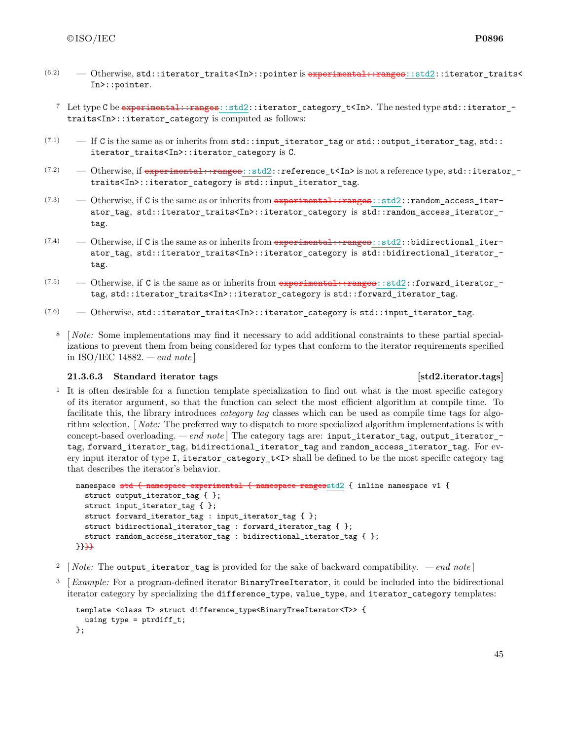(6.2) — Otherwise, `std::iterator_traits<In>::pointer` is ~~`experimental::ranges`~~`::std2::iterator_traits<In>::pointer`.

7 Let type `C` be ~~`experimental::ranges`~~`::std2::iterator_category_t<In>`. The nested type `std::iterator_traits<In>::iterator_category` is computed as follows:

(7.1) — If `C` is the same as or inherits from `std::input_iterator_tag` or `std::output_iterator_tag`, `std::iterator_traits<In>::iterator_category` is `C`.

(7.2) — Otherwise, if ~~`experimental::ranges`~~`::std2::reference_t<In>` is not a reference type, `std::iterator_traits<In>::iterator_category` is `std::input_iterator_tag`.

(7.3) — Otherwise, if `C` is the same as or inherits from ~~`experimental::ranges`~~`::std2::random_access_iterator_tag`, `std::iterator_traits<In>::iterator_category` is `std::random_access_iterator_tag`.

(7.4) — Otherwise, if `C` is the same as or inherits from ~~`experimental::ranges`~~`::std2::bidirectional_iterator_tag`, `std::iterator_traits<In>::iterator_category` is `std::bidirectional_iterator_tag`.

(7.5) — Otherwise, if `C` is the same as or inherits from ~~`experimental::ranges`~~`::std2::forward_iterator_tag`, `std::iterator_traits<In>::iterator_category` is `std::forward_iterator_tag`.

(7.6) — Otherwise, `std::iterator_traits<In>::iterator_category` is `std::input_iterator_tag`.

8 [ *Note:* Some implementations may find it necessary to add additional constraints to these partial specializations to prevent them from being considered for types that conform to the iterator requirements specified in ISO/IEC 14882. — *end note* ]

### 21.3.6.3 Standard iterator tags [std2.iterator.tags]

1 It is often desirable for a function template specialization to find out what is the most specific category of its iterator argument, so that the function can select the most efficient algorithm at compile time. To facilitate this, the library introduces *category tag* classes which can be used as compile time tags for algorithm selection. [ *Note:* The preferred way to dispatch to more specialized algorithm implementations is with concept-based overloading. — *end note* ] The category tags are: `input_iterator_tag`, `output_iterator_tag`, `forward_iterator_tag`, `bidirectional_iterator_tag` and `random_access_iterator_tag`. For every input iterator of type `I`, `iterator_category_t<I>` shall be defined to be the most specific category tag that describes the iterator's behavior.

```
namespace ~~std { namespace experimental { namespace ranges~~std2 { inline namespace v1 {
  struct output_iterator_tag { };
  struct input_iterator_tag { };
  struct forward_iterator_tag : input_iterator_tag { };
  struct bidirectional_iterator_tag : forward_iterator_tag { };
  struct random_access_iterator_tag : bidirectional_iterator_tag { };
}}~~}}~~
```

2 [ *Note:* The `output_iterator_tag` is provided for the sake of backward compatibility. — *end note* ]

3 [ *Example:* For a program-defined iterator `BinaryTreeIterator`, it could be included into the bidirectional iterator category by specializing the `difference_type`, `value_type`, and `iterator_category` templates:

```
template <class T> struct difference_type<BinaryTreeIterator<T>> {
  using type = ptrdiff_t;
};
```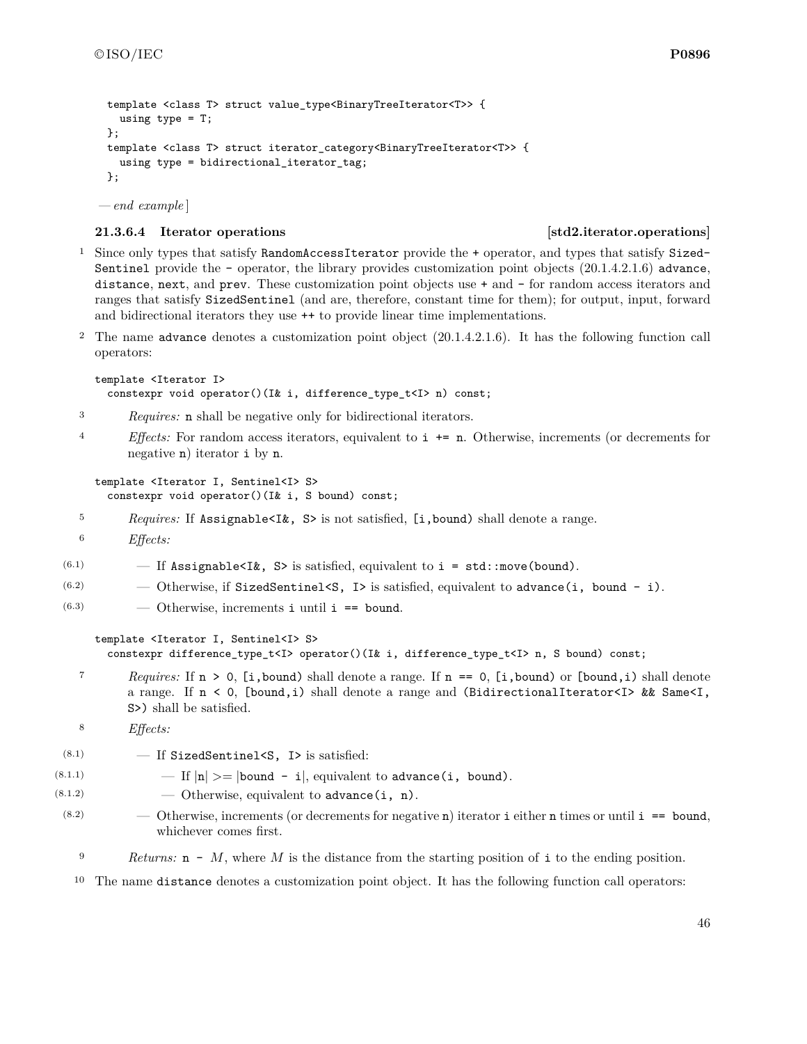```
template <class T> struct value_type<BinaryTreeIterator<T>> {
  using type = T;
};
template <class T> struct iterator_category<BinaryTreeIterator<T>> {
  using type = bidirectional_iterator_tag;
};
```

*— end example*]

### 21.3.6.4 Iterator operations [std2.iterator.operations]

1 Since only types that satisfy `RandomAccessIterator` provide the `+` operator, and types that satisfy `SizedSentinel` provide the `-` operator, the library provides customization point objects (20.1.4.2.1.6) `advance`, `distance`, `next`, and `prev`. These customization point objects use `+` and `-` for random access iterators and ranges that satisfy `SizedSentinel` (and are, therefore, constant time for them); for output, input, forward and bidirectional iterators they use `++` to provide linear time implementations.

2 The name `advance` denotes a customization point object (20.1.4.2.1.6). It has the following function call operators:

```
template <Iterator I>
  constexpr void operator()(I& i, difference_type_t<I> n) const;
```

3 *Requires:* `n` shall be negative only for bidirectional iterators.

4 *Effects:* For random access iterators, equivalent to `i += n`. Otherwise, increments (or decrements for negative `n`) iterator `i` by `n`.

```
template <Iterator I, Sentinel<I> S>
  constexpr void operator()(I& i, S bound) const;
```

5 *Requires:* If `Assignable<I&, S>` is not satisfied, `[i,bound)` shall denote a range.

6 *Effects:*

(6.1) — If `Assignable<I&, S>` is satisfied, equivalent to `i = std::move(bound)`.

(6.2) — Otherwise, if `SizedSentinel<S, I>` is satisfied, equivalent to `advance(i, bound - i)`.

(6.3) — Otherwise, increments `i` until `i == bound`.

```
template <Iterator I, Sentinel<I> S>
  constexpr difference_type_t<I> operator()(I& i, difference_type_t<I> n, S bound) const;
```

7 *Requires:* If `n > 0`, `[i,bound)` shall denote a range. If `n == 0`, `[i,bound)` or `[bound,i)` shall denote a range. If `n < 0`, `[bound,i)` shall denote a range and `(BidirectionalIterator<I> && Same<I, S>)` shall be satisfied.

8 *Effects:*

(8.1) — If `SizedSentinel<S, I>` is satisfied:

(8.1.1) — If $|$`n`$|$ >= $|$`bound - i`$|$, equivalent to `advance(i, bound)`.

(8.1.2) — Otherwise, equivalent to `advance(i, n)`.

(8.2) — Otherwise, increments (or decrements for negative `n`) iterator `i` either `n` times or until `i == bound`, whichever comes first.

9 *Returns:* `n -` $M$, where $M$ is the distance from the starting position of `i` to the ending position.

10 The name `distance` denotes a customization point object. It has the following function call operators: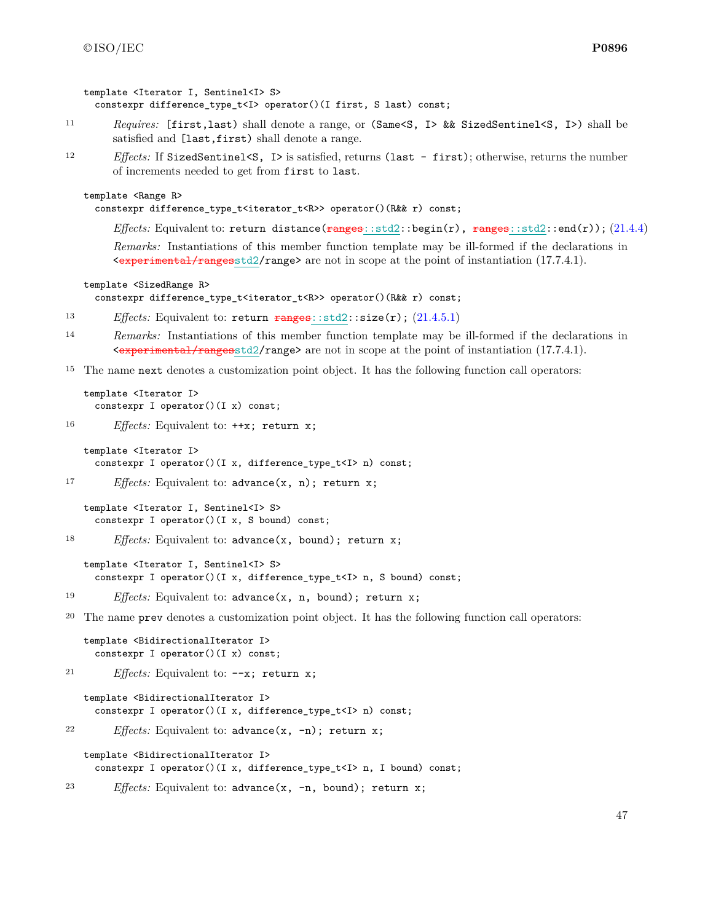```
template <Iterator I, Sentinel<I> S>
  constexpr difference_type_t<I> operator()(I first, S last) const;
```

11 *Requires:* `[first,last)` shall denote a range, or `(Same<S, I> && SizedSentinel<S, I>)` shall be satisfied and `[last,first)` shall denote a range.

12 *Effects:* If `SizedSentinel<S, I>` is satisfied, returns `(last - first)`; otherwise, returns the number of increments needed to get from `first` to `last`.

```
template <Range R>
  constexpr difference_type_t<iterator_t<R>> operator()(R&& r) const;
```

*Effects:* Equivalent to: `return distance(~~ranges~~::std2::begin(r), ~~ranges~~::std2::end(r));` (21.4.4)

*Remarks:* Instantiations of this member function template may be ill-formed if the declarations in `<~~experimental/ranges~~std2/range>` are not in scope at the point of instantiation (17.7.4.1).

```
template <SizedRange R>
  constexpr difference_type_t<iterator_t<R>> operator()(R&& r) const;
```

13 *Effects:* Equivalent to: `return ~~ranges~~::std2::size(r);` (21.4.5.1)

14 *Remarks:* Instantiations of this member function template may be ill-formed if the declarations in `<~~experimental/ranges~~std2/range>` are not in scope at the point of instantiation (17.7.4.1).

15 The name `next` denotes a customization point object. It has the following function call operators:

```
template <Iterator I>
  constexpr I operator()(I x) const;
```

16 *Effects:* Equivalent to: `++x; return x;`

```
template <Iterator I>
  constexpr I operator()(I x, difference_type_t<I> n) const;
```

17 *Effects:* Equivalent to: `advance(x, n); return x;`

```
template <Iterator I, Sentinel<I> S>
  constexpr I operator()(I x, S bound) const;
```

18 *Effects:* Equivalent to: `advance(x, bound); return x;`

```
template <Iterator I, Sentinel<I> S>
  constexpr I operator()(I x, difference_type_t<I> n, S bound) const;
```

19 *Effects:* Equivalent to: `advance(x, n, bound); return x;`

20 The name `prev` denotes a customization point object. It has the following function call operators:

```
template <BidirectionalIterator I>
  constexpr I operator()(I x) const;
```

21 *Effects:* Equivalent to: `--x; return x;`

```
template <BidirectionalIterator I>
  constexpr I operator()(I x, difference_type_t<I> n) const;
```

22 *Effects:* Equivalent to: `advance(x, -n); return x;`

```
template <BidirectionalIterator I>
  constexpr I operator()(I x, difference_type_t<I> n, I bound) const;
```

23 *Effects:* Equivalent to: `advance(x, -n, bound); return x;`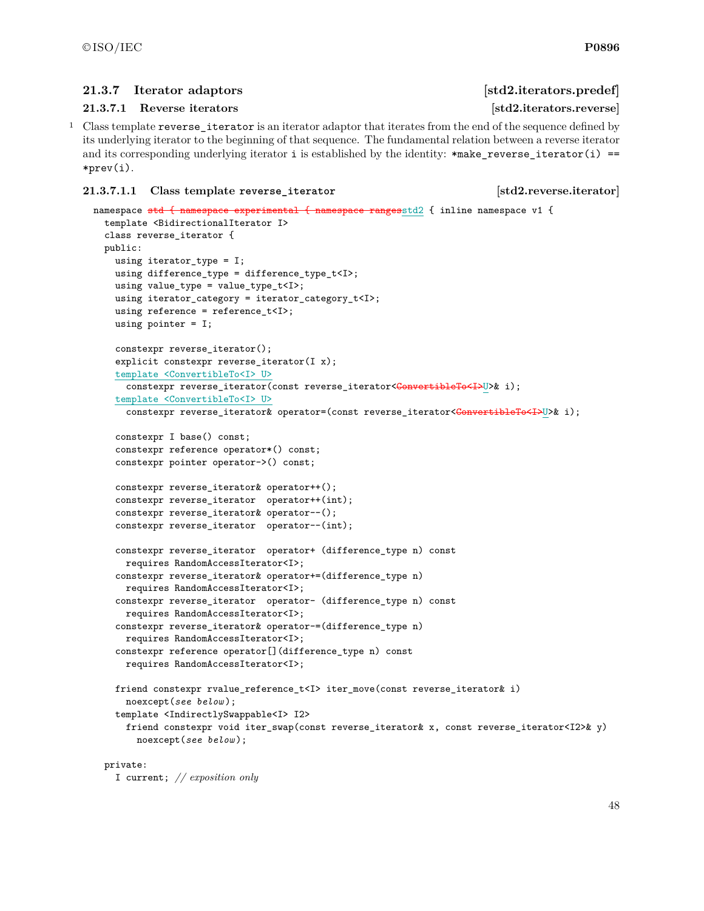#### 21.3.7 Iterator adaptors [std2.iterators.predef]

##### 21.3.7.1 Reverse iterators [std2.iterators.reverse]

[1] Class template `reverse_iterator` is an iterator adaptor that iterates from the end of the sequence defined by its underlying iterator to the beginning of that sequence. The fundamental relation between a reverse iterator and its corresponding underlying iterator `i` is established by the identity: `*make_reverse_iterator(i) == *prev(i)`.

###### 21.3.7.1.1 Class template reverse_iterator [std2.reverse.iterator]

```
namespace std { namespace experimental { namespace rangesstd2 { inline namespace v1 {
  template <BidirectionalIterator I>
  class reverse_iterator {
  public:
    using iterator_type = I;
    using difference_type = difference_type_t<I>;
    using value_type = value_type_t<I>;
    using iterator_category = iterator_category_t<I>;
    using reference = reference_t<I>;
    using pointer = I;

    constexpr reverse_iterator();
    explicit constexpr reverse_iterator(I x);
    template <ConvertibleTo<I> U>
      constexpr reverse_iterator(const reverse_iterator<ConvertibleTo<I>U>& i);
    template <ConvertibleTo<I> U>
      constexpr reverse_iterator& operator=(const reverse_iterator<ConvertibleTo<I>U>& i);

    constexpr I base() const;
    constexpr reference operator*() const;
    constexpr pointer operator->() const;

    constexpr reverse_iterator& operator++();
    constexpr reverse_iterator  operator++(int);
    constexpr reverse_iterator& operator--();
    constexpr reverse_iterator  operator--(int);

    constexpr reverse_iterator  operator+ (difference_type n) const
      requires RandomAccessIterator<I>;
    constexpr reverse_iterator& operator+=(difference_type n)
      requires RandomAccessIterator<I>;
    constexpr reverse_iterator  operator- (difference_type n) const
      requires RandomAccessIterator<I>;
    constexpr reverse_iterator& operator-=(difference_type n)
      requires RandomAccessIterator<I>;
    constexpr reference operator[](difference_type n) const
      requires RandomAccessIterator<I>;

    friend constexpr rvalue_reference_t<I> iter_move(const reverse_iterator& i)
      noexcept(see below);
    template <IndirectlySwappable<I> I2>
      friend constexpr void iter_swap(const reverse_iterator& x, const reverse_iterator<I2>& y)
        noexcept(see below);

  private:
    I current; // exposition only
```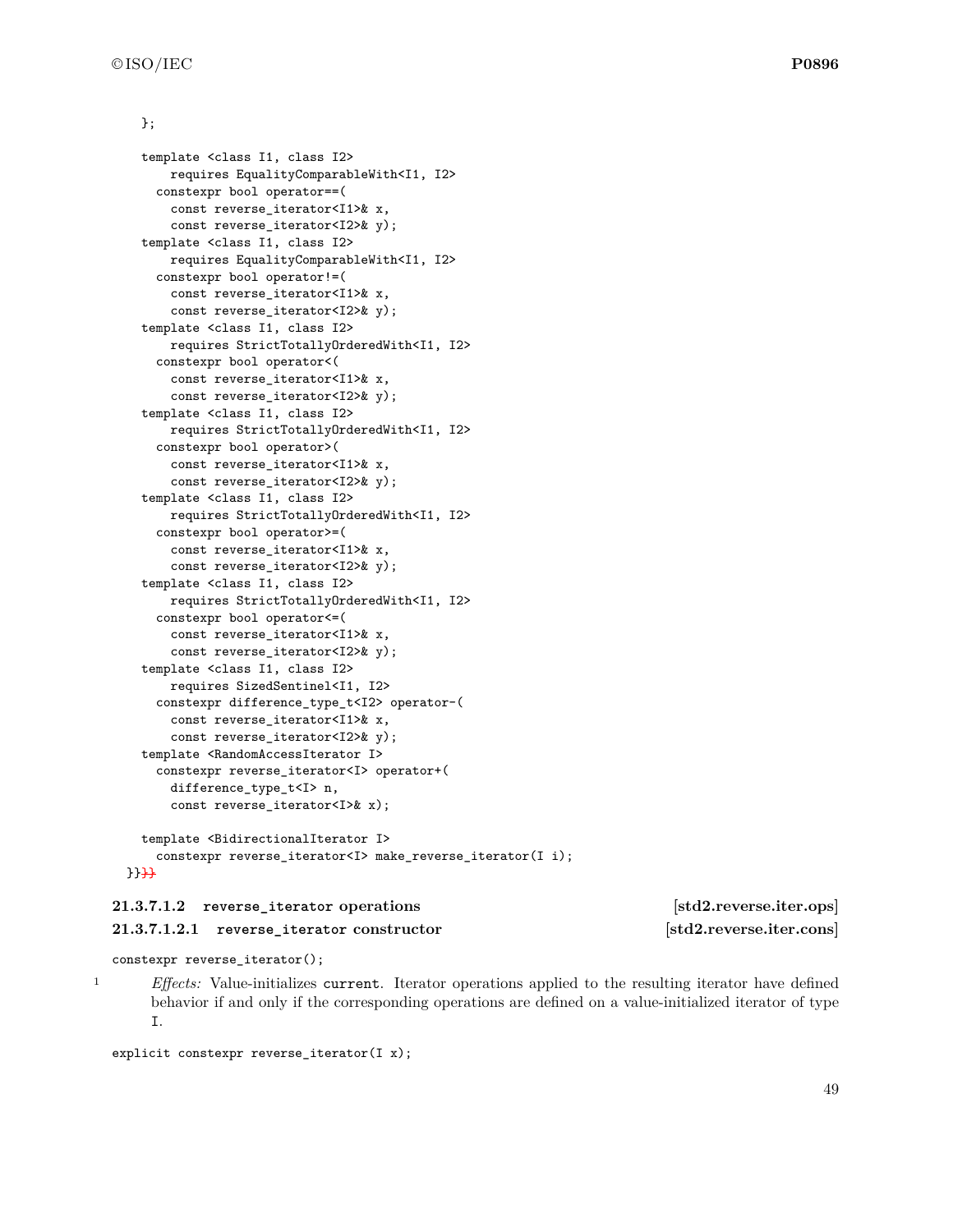```
  };

  template <class I1, class I2>
      requires EqualityComparableWith<I1, I2>
    constexpr bool operator==(
      const reverse_iterator<I1>& x,
      const reverse_iterator<I2>& y);
  template <class I1, class I2>
      requires EqualityComparableWith<I1, I2>
    constexpr bool operator!=(
      const reverse_iterator<I1>& x,
      const reverse_iterator<I2>& y);
  template <class I1, class I2>
      requires StrictTotallyOrderedWith<I1, I2>
    constexpr bool operator<(
      const reverse_iterator<I1>& x,
      const reverse_iterator<I2>& y);
  template <class I1, class I2>
      requires StrictTotallyOrderedWith<I1, I2>
    constexpr bool operator>(
      const reverse_iterator<I1>& x,
      const reverse_iterator<I2>& y);
  template <class I1, class I2>
      requires StrictTotallyOrderedWith<I1, I2>
    constexpr bool operator>=(
      const reverse_iterator<I1>& x,
      const reverse_iterator<I2>& y);
  template <class I1, class I2>
      requires StrictTotallyOrderedWith<I1, I2>
    constexpr bool operator<=(
      const reverse_iterator<I1>& x,
      const reverse_iterator<I2>& y);
  template <class I1, class I2>
      requires SizedSentinel<I1, I2>
    constexpr difference_type_t<I2> operator-(
      const reverse_iterator<I1>& x,
      const reverse_iterator<I2>& y);
  template <RandomAccessIterator I>
    constexpr reverse_iterator<I> operator+(
      difference_type_t<I> n,
      const reverse_iterator<I>& x);

  template <BidirectionalIterator I>
    constexpr reverse_iterator<I> make_reverse_iterator(I i);
}}}}
```

#### 21.3.7.1.2 reverse_iterator operations [std2.reverse.iter.ops]

##### 21.3.7.1.2.1 reverse_iterator constructor [std2.reverse.iter.cons]

```
constexpr reverse_iterator();
```

1 *Effects:* Value-initializes `current`. Iterator operations applied to the resulting iterator have defined behavior if and only if the corresponding operations are defined on a value-initialized iterator of type `I`.

```
explicit constexpr reverse_iterator(I x);
```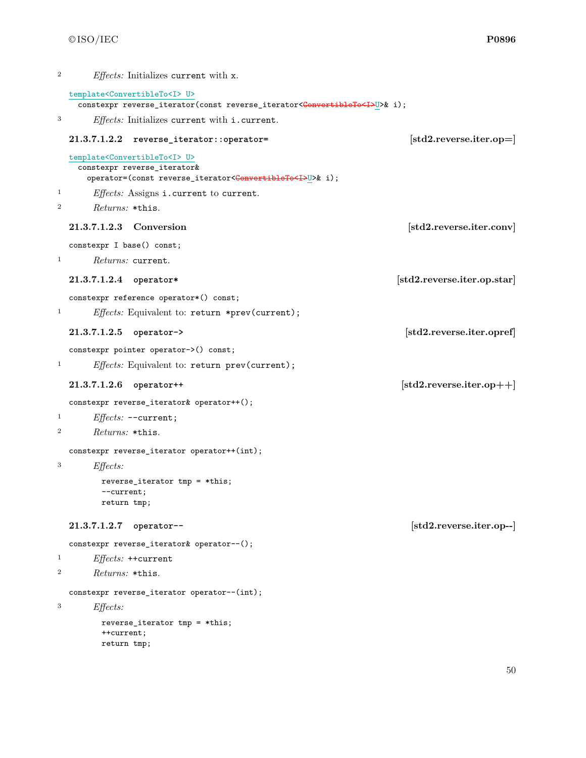2 *Effects:* Initializes `current` with `x`.

```
template<ConvertibleTo<I> U>
  constexpr reverse_iterator(const reverse_iterator<ConvertibleTo<I>U>& i);
```

3 *Effects:* Initializes `current` with `i.current`.

#### 21.3.7.1.2.2 `reverse_iterator::operator=` [std2.reverse.iter.op=]

```
template<ConvertibleTo<I> U>
  constexpr reverse_iterator&
    operator=(const reverse_iterator<ConvertibleTo<I>U>& i);
```

1 *Effects:* Assigns `i.current` to `current`.

2 *Returns:* `*this`.

#### 21.3.7.1.2.3 Conversion [std2.reverse.iter.conv]

```
constexpr I base() const;
```

1 *Returns:* `current`.

#### 21.3.7.1.2.4 `operator*` [std2.reverse.iter.op.star]

```
constexpr reference operator*() const;
```

1 *Effects:* Equivalent to: `return *prev(current);`

#### 21.3.7.1.2.5 `operator->` [std2.reverse.iter.opref]

```
constexpr pointer operator->() const;
```

1 *Effects:* Equivalent to: `return prev(current);`

#### 21.3.7.1.2.6 `operator++` [std2.reverse.iter.op++]

```
constexpr reverse_iterator& operator++();
```

1 *Effects:* `--current;`

2 *Returns:* `*this`.

```
constexpr reverse_iterator operator++(int);
```

3 *Effects:*

```
reverse_iterator tmp = *this;
--current;
return tmp;
```

#### 21.3.7.1.2.7 `operator--` [std2.reverse.iter.op--]

```
constexpr reverse_iterator& operator--();
```

1 *Effects:* `++current`

2 *Returns:* `*this`.

```
constexpr reverse_iterator operator--(int);
```

3 *Effects:*

```
reverse_iterator tmp = *this;
++current;
return tmp;
```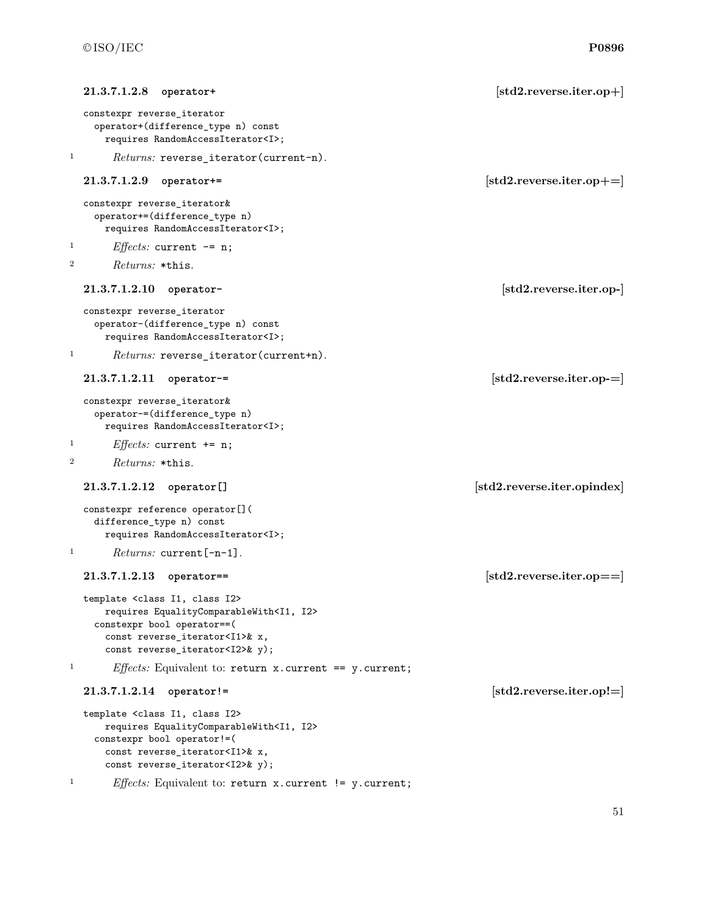#### 21.3.7.1.2.8 operator+ [std2.reverse.iter.op+]

```
constexpr reverse_iterator
  operator+(difference_type n) const
    requires RandomAccessIterator<I>;
```

1 *Returns:* `reverse_iterator(current-n)`.

#### 21.3.7.1.2.9 operator+= [std2.reverse.iter.op+=]

```
constexpr reverse_iterator&
  operator+=(difference_type n)
    requires RandomAccessIterator<I>;
```

1 *Effects:* `current -= n;`

2 *Returns:* `*this`.

#### 21.3.7.1.2.10 operator- [std2.reverse.iter.op-]

```
constexpr reverse_iterator
  operator-(difference_type n) const
    requires RandomAccessIterator<I>;
```

1 *Returns:* `reverse_iterator(current+n)`.

#### 21.3.7.1.2.11 operator-= [std2.reverse.iter.op-=]

```
constexpr reverse_iterator&
  operator-=(difference_type n)
    requires RandomAccessIterator<I>;
```

1 *Effects:* `current += n;`

2 *Returns:* `*this`.

#### 21.3.7.1.2.12 operator[] [std2.reverse.iter.opindex]

```
constexpr reference operator[](
  difference_type n) const
    requires RandomAccessIterator<I>;
```

1 *Returns:* `current[-n-1]`.

#### 21.3.7.1.2.13 operator== [std2.reverse.iter.op==]

```
template <class I1, class I2>
    requires EqualityComparableWith<I1, I2>
  constexpr bool operator==(
    const reverse_iterator<I1>& x,
    const reverse_iterator<I2>& y);
```

1 *Effects:* Equivalent to: `return x.current == y.current;`

#### 21.3.7.1.2.14 operator!= [std2.reverse.iter.op!=]

```
template <class I1, class I2>
    requires EqualityComparableWith<I1, I2>
  constexpr bool operator!=(
    const reverse_iterator<I1>& x,
    const reverse_iterator<I2>& y);
```

1 *Effects:* Equivalent to: `return x.current != y.current;`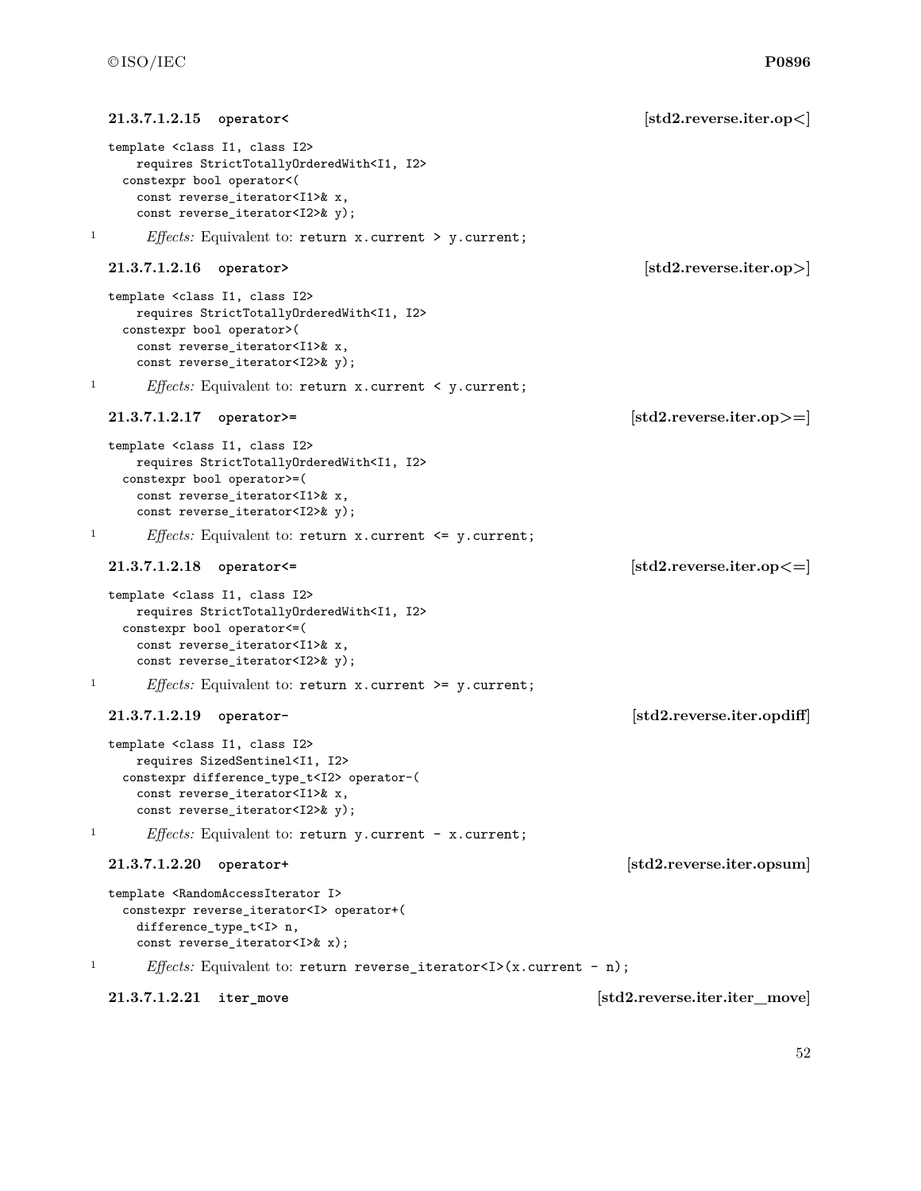#### 21.3.7.1.2.15 operator< [std2.reverse.iter.op<]

```
template <class I1, class I2>
    requires StrictTotallyOrderedWith<I1, I2>
  constexpr bool operator<(
    const reverse_iterator<I1>& x,
    const reverse_iterator<I2>& y);
```

1 *Effects:* Equivalent to: `return x.current > y.current;`

#### 21.3.7.1.2.16 operator> [std2.reverse.iter.op>]

```
template <class I1, class I2>
    requires StrictTotallyOrderedWith<I1, I2>
  constexpr bool operator>(
    const reverse_iterator<I1>& x,
    const reverse_iterator<I2>& y);
```

1 *Effects:* Equivalent to: `return x.current < y.current;`

#### 21.3.7.1.2.17 operator>= [std2.reverse.iter.op>=]

```
template <class I1, class I2>
    requires StrictTotallyOrderedWith<I1, I2>
  constexpr bool operator>=(
    const reverse_iterator<I1>& x,
    const reverse_iterator<I2>& y);
```

1 *Effects:* Equivalent to: `return x.current <= y.current;`

#### 21.3.7.1.2.18 operator<= [std2.reverse.iter.op<=]

```
template <class I1, class I2>
    requires StrictTotallyOrderedWith<I1, I2>
  constexpr bool operator<=(
    const reverse_iterator<I1>& x,
    const reverse_iterator<I2>& y);
```

1 *Effects:* Equivalent to: `return x.current >= y.current;`

#### 21.3.7.1.2.19 operator- [std2.reverse.iter.opdiff]

```
template <class I1, class I2>
    requires SizedSentinel<I1, I2>
  constexpr difference_type_t<I2> operator-(
    const reverse_iterator<I1>& x,
    const reverse_iterator<I2>& y);
```

1 *Effects:* Equivalent to: `return y.current - x.current;`

#### 21.3.7.1.2.20 operator+ [std2.reverse.iter.opsum]

```
template <RandomAccessIterator I>
  constexpr reverse_iterator<I> operator+(
    difference_type_t<I> n,
    const reverse_iterator<I>& x);
```

1 *Effects:* Equivalent to: `return reverse_iterator<I>(x.current - n);`

#### 21.3.7.1.2.21 iter_move [std2.reverse.iter.iter_move]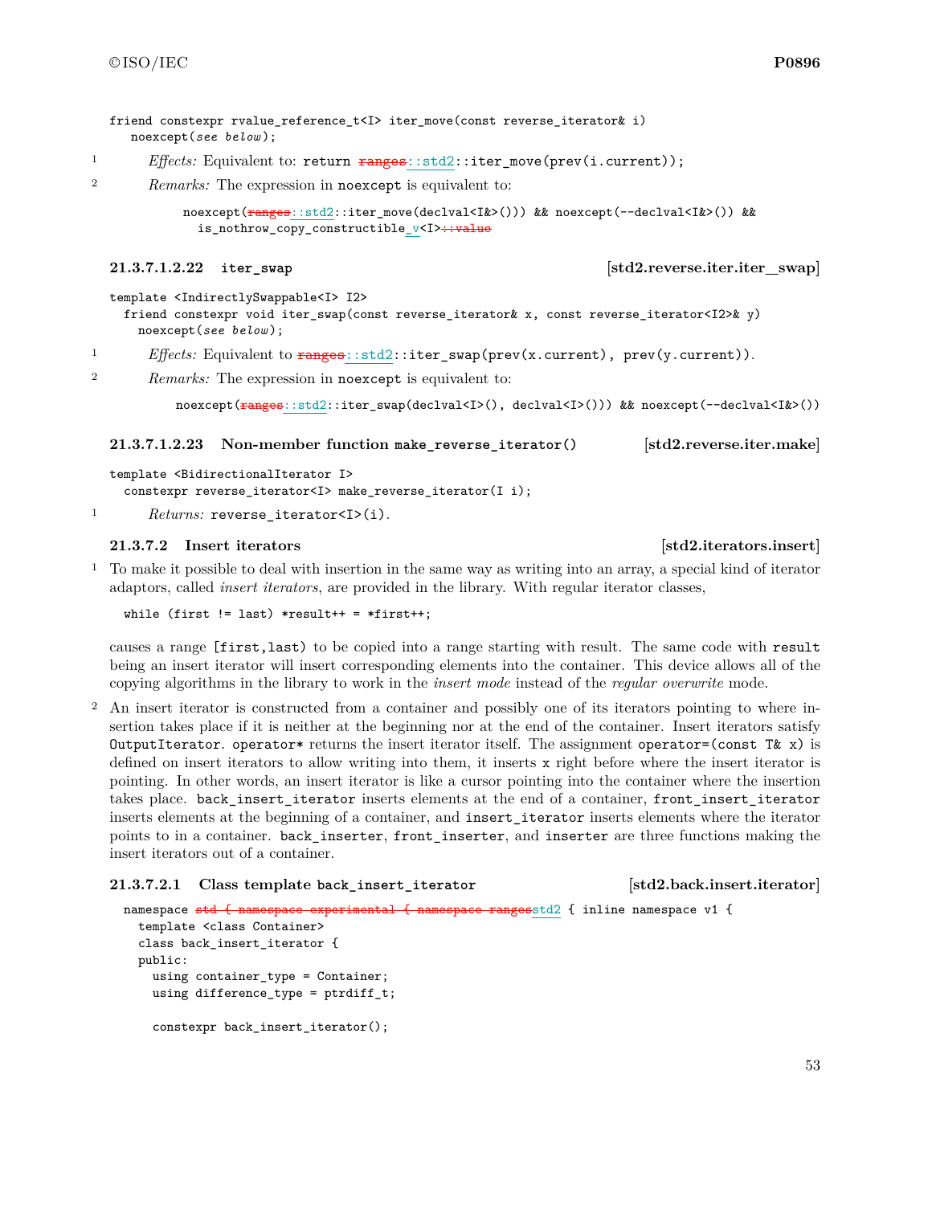```
friend constexpr rvalue_reference_t<I> iter_move(const reverse_iterator& i)
  noexcept(see below);
```

1 *Effects:* Equivalent to: `return ~~ranges~~::std2::iter_move(prev(i.current));`

2 *Remarks:* The expression in `noexcept` is equivalent to:

```
noexcept(~~ranges~~::std2::iter_move(declval<I&>())) && noexcept(--declval<I&>()) &&
  is_nothrow_copy_constructible_v<I>~~::value~~
```

#### 21.3.7.1.2.22 `iter_swap` [std2.reverse.iter.iter_swap]

```
template <IndirectlySwappable<I> I2>
  friend constexpr void iter_swap(const reverse_iterator& x, const reverse_iterator<I2>& y)
    noexcept(see below);
```

1 *Effects:* Equivalent to `~~ranges~~::std2::iter_swap(prev(x.current), prev(y.current))`.

2 *Remarks:* The expression in `noexcept` is equivalent to:

```
noexcept(~~ranges~~::std2::iter_swap(declval<I>(), declval<I>())) && noexcept(--declval<I&>())
```

#### 21.3.7.1.2.23 Non-member function `make_reverse_iterator()` [std2.reverse.iter.make]

```
template <BidirectionalIterator I>
  constexpr reverse_iterator<I> make_reverse_iterator(I i);
```

1 *Returns:* `reverse_iterator<I>(i)`.

### 21.3.7.2 Insert iterators [std2.iterators.insert]

1 To make it possible to deal with insertion in the same way as writing into an array, a special kind of iterator adaptors, called *insert iterators*, are provided in the library. With regular iterator classes,

```
while (first != last) *result++ = *first++;
```

causes a range `[first,last)` to be copied into a range starting with result. The same code with `result` being an insert iterator will insert corresponding elements into the container. This device allows all of the copying algorithms in the library to work in the *insert mode* instead of the *regular overwrite* mode.

2 An insert iterator is constructed from a container and possibly one of its iterators pointing to where insertion takes place if it is neither at the beginning nor at the end of the container. Insert iterators satisfy `OutputIterator`. `operator*` returns the insert iterator itself. The assignment `operator=(const T& x)` is defined on insert iterators to allow writing into them, it inserts `x` right before where the insert iterator is pointing. In other words, an insert iterator is like a cursor pointing into the container where the insertion takes place. `back_insert_iterator` inserts elements at the end of a container, `front_insert_iterator` inserts elements at the beginning of a container, and `insert_iterator` inserts elements where the iterator points to in a container. `back_inserter`, `front_inserter`, and `inserter` are three functions making the insert iterators out of a container.

#### 21.3.7.2.1 Class template `back_insert_iterator` [std2.back.insert.iterator]

```
namespace ~~std { namespace experimental { namespace ranges~~std2 { inline namespace v1 {
  template <class Container>
  class back_insert_iterator {
  public:
    using container_type = Container;
    using difference_type = ptrdiff_t;

    constexpr back_insert_iterator();
```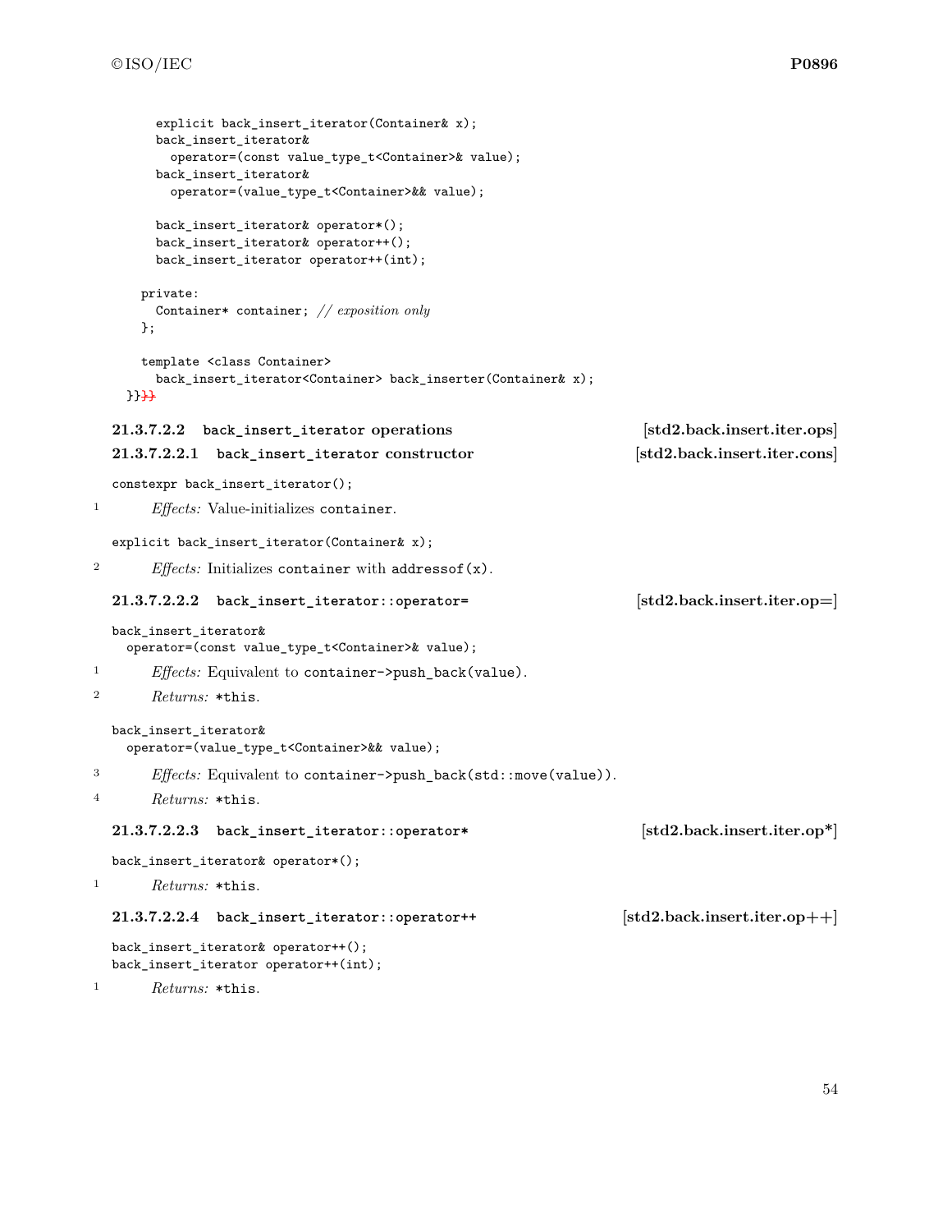```
    explicit back_insert_iterator(Container& x);
    back_insert_iterator&
      operator=(const value_type_t<Container>& value);
    back_insert_iterator&
      operator=(value_type_t<Container>&& value);

    back_insert_iterator& operator*();
    back_insert_iterator& operator++();
    back_insert_iterator operator++(int);

  private:
    Container* container; // exposition only
  };

  template <class Container>
    back_insert_iterator<Container> back_inserter(Container& x);
}}~~}}~~
```

#### 21.3.7.2.2 back_insert_iterator operations [std2.back.insert.iter.ops]

##### 21.3.7.2.2.1 back_insert_iterator constructor [std2.back.insert.iter.cons]

```
constexpr back_insert_iterator();
```

1 *Effects:* Value-initializes `container`.

```
explicit back_insert_iterator(Container& x);
```

2 *Effects:* Initializes `container` with `addressof(x)`.

##### 21.3.7.2.2.2 back_insert_iterator::operator= [std2.back.insert.iter.op=]

```
back_insert_iterator&
  operator=(const value_type_t<Container>& value);
```

1 *Effects:* Equivalent to `container->push_back(value)`.

2 *Returns:* `*this`.

```
back_insert_iterator&
  operator=(value_type_t<Container>&& value);
```

3 *Effects:* Equivalent to `container->push_back(std::move(value))`.

4 *Returns:* `*this`.

##### 21.3.7.2.2.3 back_insert_iterator::operator* [std2.back.insert.iter.op*]

```
back_insert_iterator& operator*();
```

1 *Returns:* `*this`.

##### 21.3.7.2.2.4 back_insert_iterator::operator++ [std2.back.insert.iter.op++]

```
back_insert_iterator& operator++();
back_insert_iterator operator++(int);
```

1 *Returns:* `*this`.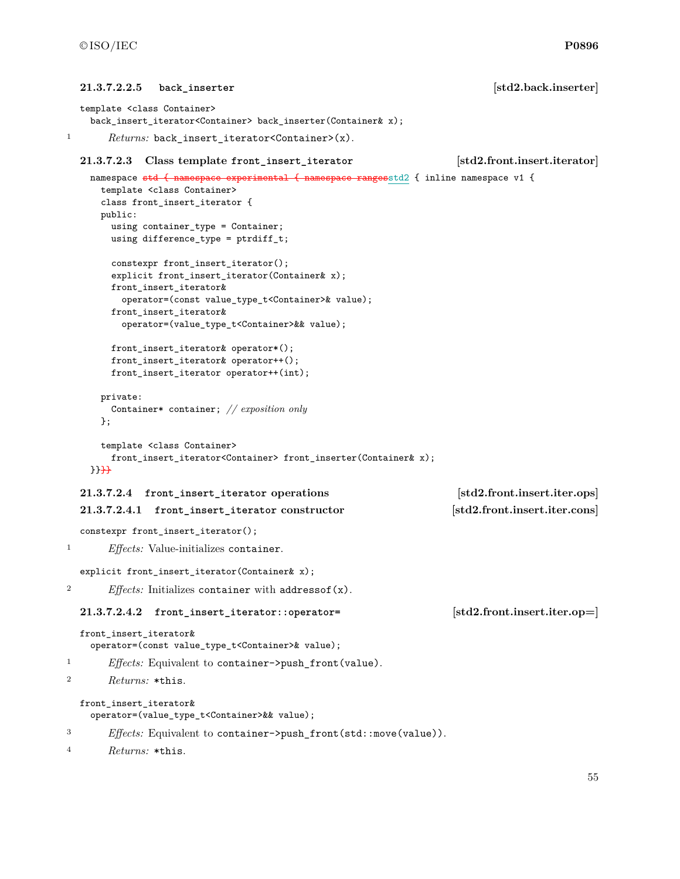#### 21.3.7.2.2.5 `back_inserter` [std2.back.inserter]

```
template <class Container>
  back_insert_iterator<Container> back_inserter(Container& x);
```

1 *Returns:* `back_insert_iterator<Container>(x)`.

### 21.3.7.2.3 Class template `front_insert_iterator` [std2.front.insert.iterator]

```
namespace std { namespace experimental { namespace rangesstd2 { inline namespace v1 {
  template <class Container>
  class front_insert_iterator {
  public:
    using container_type = Container;
    using difference_type = ptrdiff_t;

    constexpr front_insert_iterator();
    explicit front_insert_iterator(Container& x);
    front_insert_iterator&
      operator=(const value_type_t<Container>& value);
    front_insert_iterator&
      operator=(value_type_t<Container>&& value);

    front_insert_iterator& operator*();
    front_insert_iterator& operator++();
    front_insert_iterator operator++(int);

  private:
    Container* container; // exposition only
  };

  template <class Container>
    front_insert_iterator<Container> front_inserter(Container& x);
}}}}
```

### 21.3.7.2.4 `front_insert_iterator` operations [std2.front.insert.iter.ops]

#### 21.3.7.2.4.1 `front_insert_iterator` constructor [std2.front.insert.iter.cons]

```
constexpr front_insert_iterator();
```

1 *Effects:* Value-initializes `container`.

```
explicit front_insert_iterator(Container& x);
```

2 *Effects:* Initializes `container` with `addressof(x)`.

#### 21.3.7.2.4.2 `front_insert_iterator::operator=` [std2.front.insert.iter.op=]

```
front_insert_iterator&
  operator=(const value_type_t<Container>& value);
```

1 *Effects:* Equivalent to `container->push_front(value)`.

2 *Returns:* `*this`.

```
front_insert_iterator&
  operator=(value_type_t<Container>&& value);
```

3 *Effects:* Equivalent to `container->push_front(std::move(value))`.

4 *Returns:* `*this`.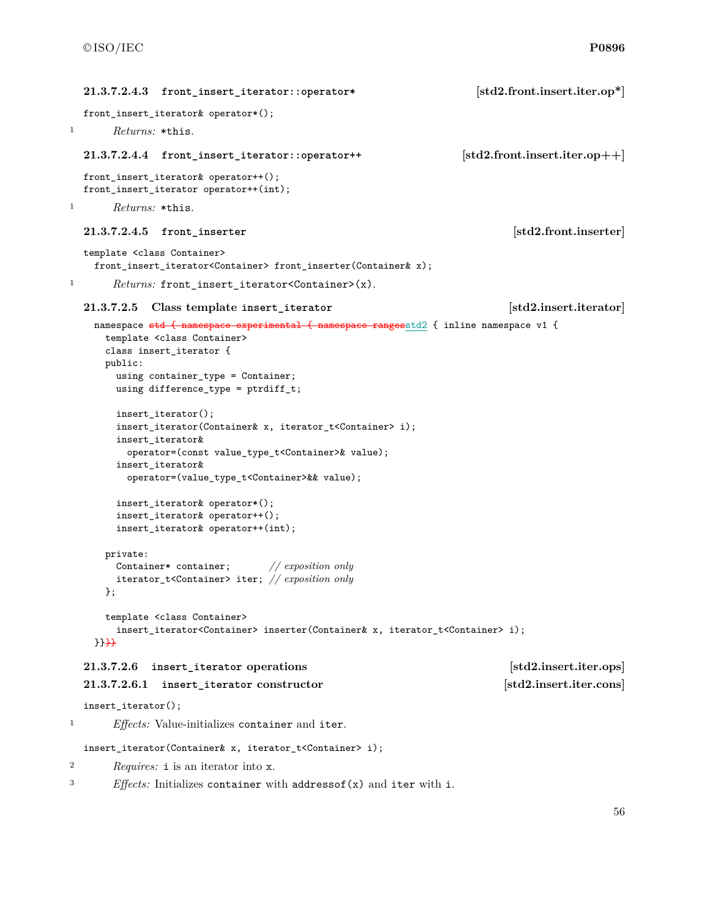#### 21.3.7.2.4.3 `front_insert_iterator::operator*` [std2.front.insert.iter.op*]

```
front_insert_iterator& operator*();
```

1 *Returns:* `*this`.

#### 21.3.7.2.4.4 `front_insert_iterator::operator++` [std2.front.insert.iter.op++]

```
front_insert_iterator& operator++();
front_insert_iterator operator++(int);
```

1 *Returns:* `*this`.

#### 21.3.7.2.4.5 `front_inserter` [std2.front.inserter]

```
template <class Container>
  front_insert_iterator<Container> front_inserter(Container& x);
```

1 *Returns:* `front_insert_iterator<Container>(x)`.

### 21.3.7.2.5 Class template `insert_iterator` [std2.insert.iterator]

```
namespace std { namespace experimental { namespace rangesstd2 { inline namespace v1 {
  template <class Container>
  class insert_iterator {
  public:
    using container_type = Container;
    using difference_type = ptrdiff_t;

    insert_iterator();
    insert_iterator(Container& x, iterator_t<Container> i);
    insert_iterator&
      operator=(const value_type_t<Container>& value);
    insert_iterator&
      operator=(value_type_t<Container>&& value);

    insert_iterator& operator*();
    insert_iterator& operator++();
    insert_iterator& operator++(int);

  private:
    Container* container;       // exposition only
    iterator_t<Container> iter; // exposition only
  };

  template <class Container>
    insert_iterator<Container> inserter(Container& x, iterator_t<Container> i);
}}}}
```

### 21.3.7.2.6 `insert_iterator` operations [std2.insert.iter.ops]

#### 21.3.7.2.6.1 `insert_iterator` constructor [std2.insert.iter.cons]

```
insert_iterator();
```

1 *Effects:* Value-initializes `container` and `iter`.

```
insert_iterator(Container& x, iterator_t<Container> i);
```

2 *Requires:* `i` is an iterator into `x`.

3 *Effects:* Initializes `container` with `addressof(x)` and `iter` with `i`.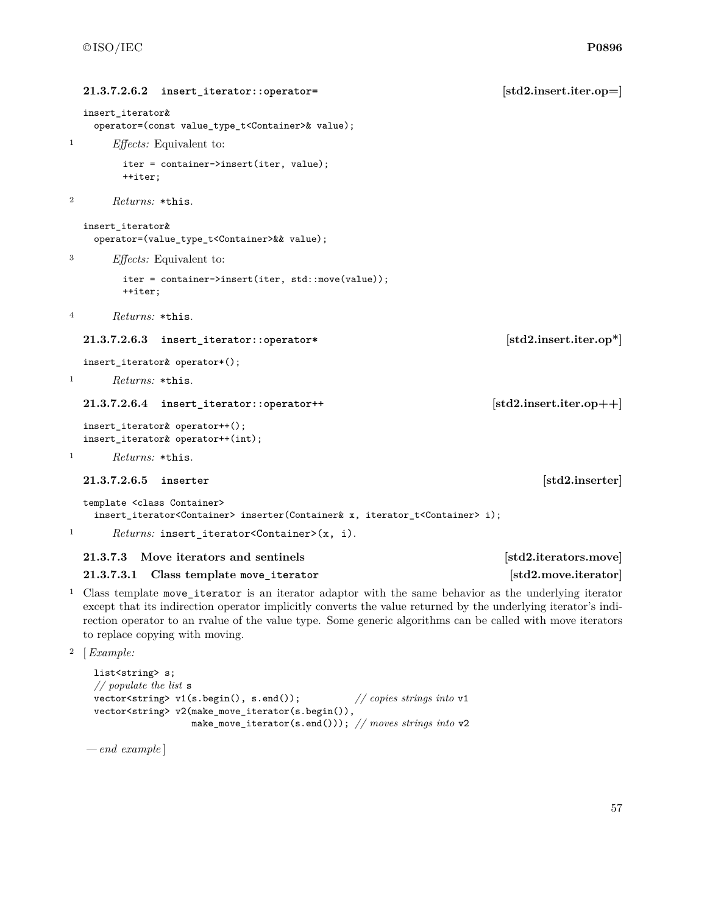#### 21.3.7.2.6.2 `insert_iterator::operator=` [std2.insert.iter.op=]

```
insert_iterator&
  operator=(const value_type_t<Container>& value);
```

1 *Effects:* Equivalent to:

```
iter = container->insert(iter, value);
++iter;
```

2 *Returns:* `*this`.

```
insert_iterator&
  operator=(value_type_t<Container>&& value);
```

3 *Effects:* Equivalent to:

```
iter = container->insert(iter, std::move(value));
++iter;
```

4 *Returns:* `*this`.

#### 21.3.7.2.6.3 `insert_iterator::operator*` [std2.insert.iter.op*]

```
insert_iterator& operator*();
```

1 *Returns:* `*this`.

#### 21.3.7.2.6.4 `insert_iterator::operator++` [std2.insert.iter.op++]

```
insert_iterator& operator++();
insert_iterator& operator++(int);
```

1 *Returns:* `*this`.

#### 21.3.7.2.6.5 `inserter` [std2.inserter]

```
template <class Container>
  insert_iterator<Container> inserter(Container& x, iterator_t<Container> i);
```

1 *Returns:* `insert_iterator<Container>(x, i)`.

### 21.3.7.3 Move iterators and sentinels [std2.iterators.move]

#### 21.3.7.3.1 Class template `move_iterator` [std2.move.iterator]

1 Class template `move_iterator` is an iterator adaptor with the same behavior as the underlying iterator except that its indirection operator implicitly converts the value returned by the underlying iterator's indirection operator to an rvalue of the value type. Some generic algorithms can be called with move iterators to replace copying with moving.

2 [ *Example:*

```
list<string> s;
// populate the list s
vector<string> v1(s.begin(), s.end());          // copies strings into v1
vector<string> v2(make_move_iterator(s.begin()),
                  make_move_iterator(s.end())); // moves strings into v2
```

— *end example* ]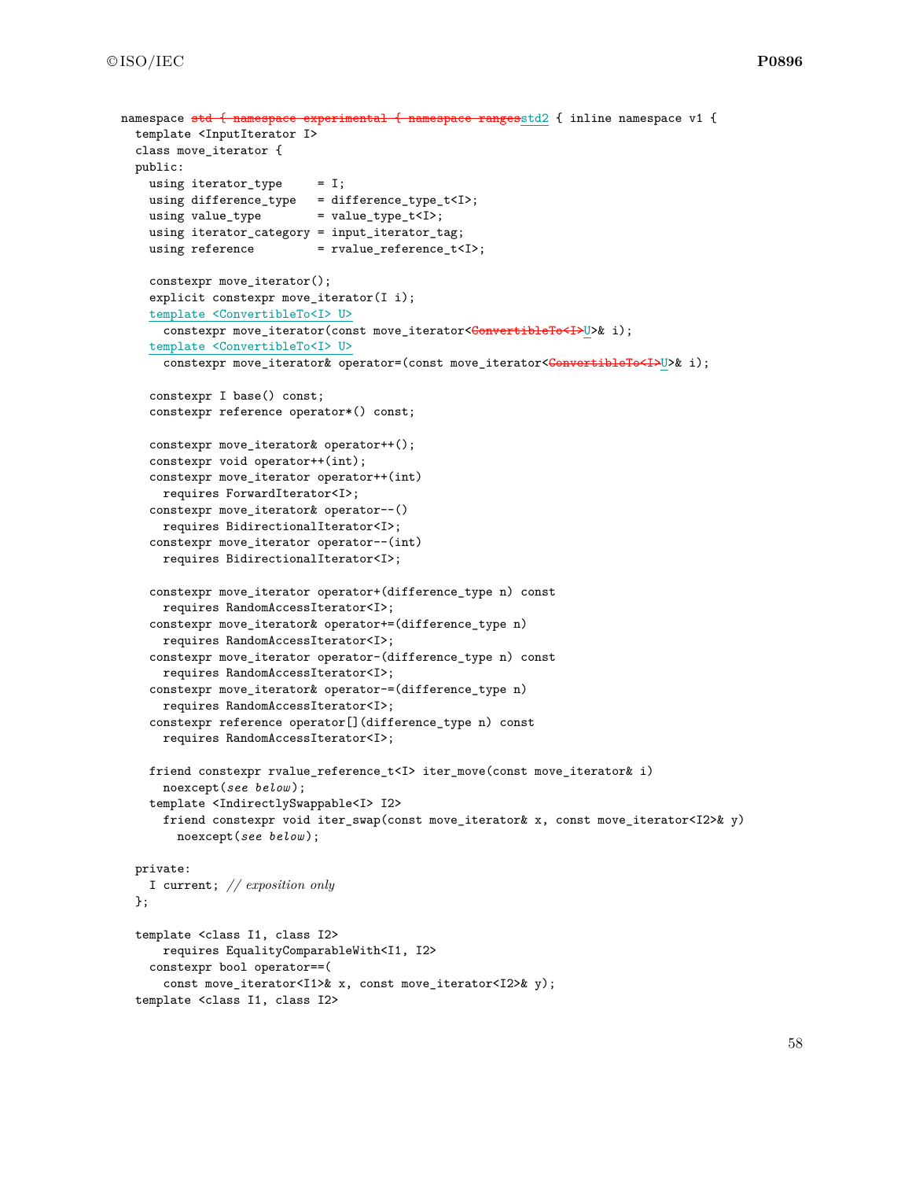```
namespace std { namespace experimental { namespace rangesstd2 { inline namespace v1 {
  template <InputIterator I>
  class move_iterator {
  public:
    using iterator_type     = I;
    using difference_type   = difference_type_t<I>;
    using value_type        = value_type_t<I>;
    using iterator_category = input_iterator_tag;
    using reference         = rvalue_reference_t<I>;

    constexpr move_iterator();
    explicit constexpr move_iterator(I i);
    template <ConvertibleTo<I> U>
      constexpr move_iterator(const move_iterator<ConvertibleTo<I>U>& i);
    template <ConvertibleTo<I> U>
      constexpr move_iterator& operator=(const move_iterator<ConvertibleTo<I>U>& i);

    constexpr I base() const;
    constexpr reference operator*() const;

    constexpr move_iterator& operator++();
    constexpr void operator++(int);
    constexpr move_iterator operator++(int)
      requires ForwardIterator<I>;
    constexpr move_iterator& operator--()
      requires BidirectionalIterator<I>;
    constexpr move_iterator operator--(int)
      requires BidirectionalIterator<I>;

    constexpr move_iterator operator+(difference_type n) const
      requires RandomAccessIterator<I>;
    constexpr move_iterator& operator+=(difference_type n)
      requires RandomAccessIterator<I>;
    constexpr move_iterator operator-(difference_type n) const
      requires RandomAccessIterator<I>;
    constexpr move_iterator& operator-=(difference_type n)
      requires RandomAccessIterator<I>;
    constexpr reference operator[](difference_type n) const
      requires RandomAccessIterator<I>;

    friend constexpr rvalue_reference_t<I> iter_move(const move_iterator& i)
      noexcept(see below);
    template <IndirectlySwappable<I> I2>
      friend constexpr void iter_swap(const move_iterator& x, const move_iterator<I2>& y)
        noexcept(see below);

  private:
    I current; // exposition only
  };

  template <class I1, class I2>
      requires EqualityComparableWith<I1, I2>
    constexpr bool operator==(
      const move_iterator<I1>& x, const move_iterator<I2>& y);
  template <class I1, class I2>
```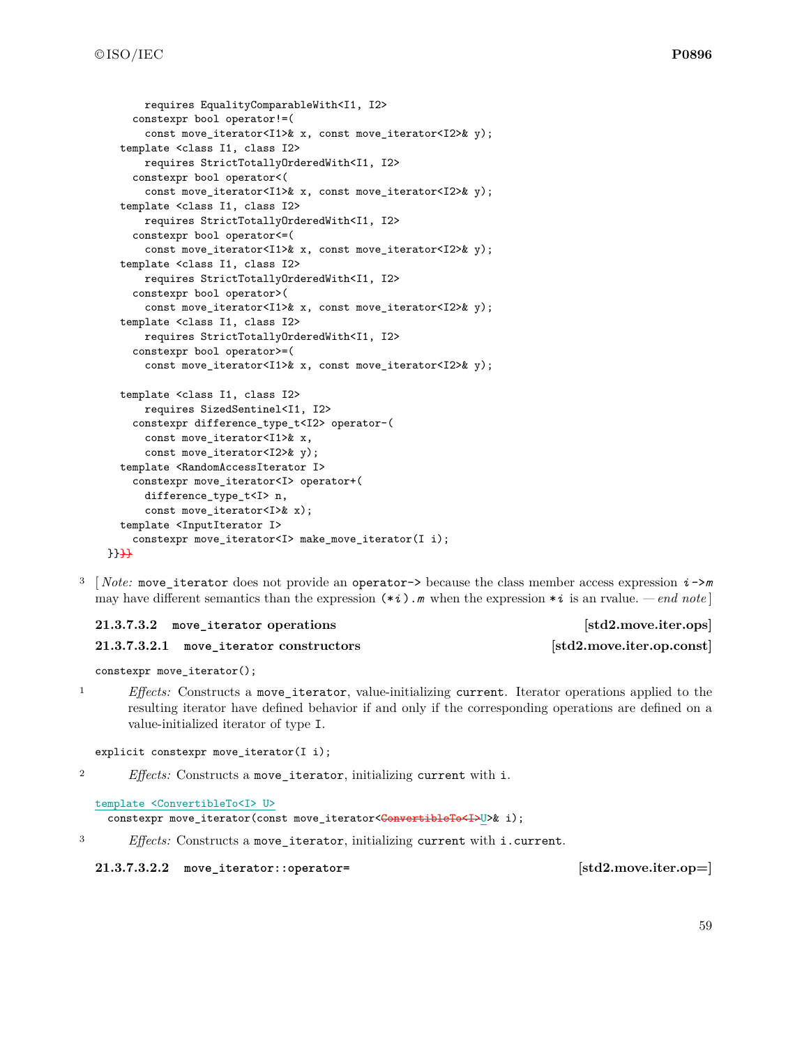```
    requires EqualityComparableWith<I1, I2>
  constexpr bool operator!=(
    const move_iterator<I1>& x, const move_iterator<I2>& y);
template <class I1, class I2>
    requires StrictTotallyOrderedWith<I1, I2>
  constexpr bool operator<(
    const move_iterator<I1>& x, const move_iterator<I2>& y);
template <class I1, class I2>
    requires StrictTotallyOrderedWith<I1, I2>
  constexpr bool operator<=(
    const move_iterator<I1>& x, const move_iterator<I2>& y);
template <class I1, class I2>
    requires StrictTotallyOrderedWith<I1, I2>
  constexpr bool operator>(
    const move_iterator<I1>& x, const move_iterator<I2>& y);
template <class I1, class I2>
    requires StrictTotallyOrderedWith<I1, I2>
  constexpr bool operator>=(
    const move_iterator<I1>& x, const move_iterator<I2>& y);

template <class I1, class I2>
    requires SizedSentinel<I1, I2>
  constexpr difference_type_t<I2> operator-(
    const move_iterator<I1>& x,
    const move_iterator<I2>& y);
template <RandomAccessIterator I>
  constexpr move_iterator<I> operator+(
    difference_type_t<I> n,
    const move_iterator<I>& x);
template <InputIterator I>
  constexpr move_iterator<I> make_move_iterator(I i);
}}~~}}~~
```

3 [ *Note:* `move_iterator` does not provide an `operator->` because the class member access expression `i->m` may have different semantics than the expression `(*i).m` when the expression `*i` is an rvalue. — *end note* ]

#### 21.3.7.3.2 `move_iterator` operations [std2.move.iter.ops]

##### 21.3.7.3.2.1 `move_iterator` constructors [std2.move.iter.op.const]

```
constexpr move_iterator();
```

1 *Effects:* Constructs a `move_iterator`, value-initializing `current`. Iterator operations applied to the resulting iterator have defined behavior if and only if the corresponding operations are defined on a value-initialized iterator of type `I`.

```
explicit constexpr move_iterator(I i);
```

2 *Effects:* Constructs a `move_iterator`, initializing `current` with `i`.

```
template <ConvertibleTo<I> U>
  constexpr move_iterator(const move_iterator<~~ConvertibleTo<I>~~U>& i);
```

3 *Effects:* Constructs a `move_iterator`, initializing `current` with `i.current`.

##### 21.3.7.3.2.2 `move_iterator::operator=` [std2.move.iter.op=]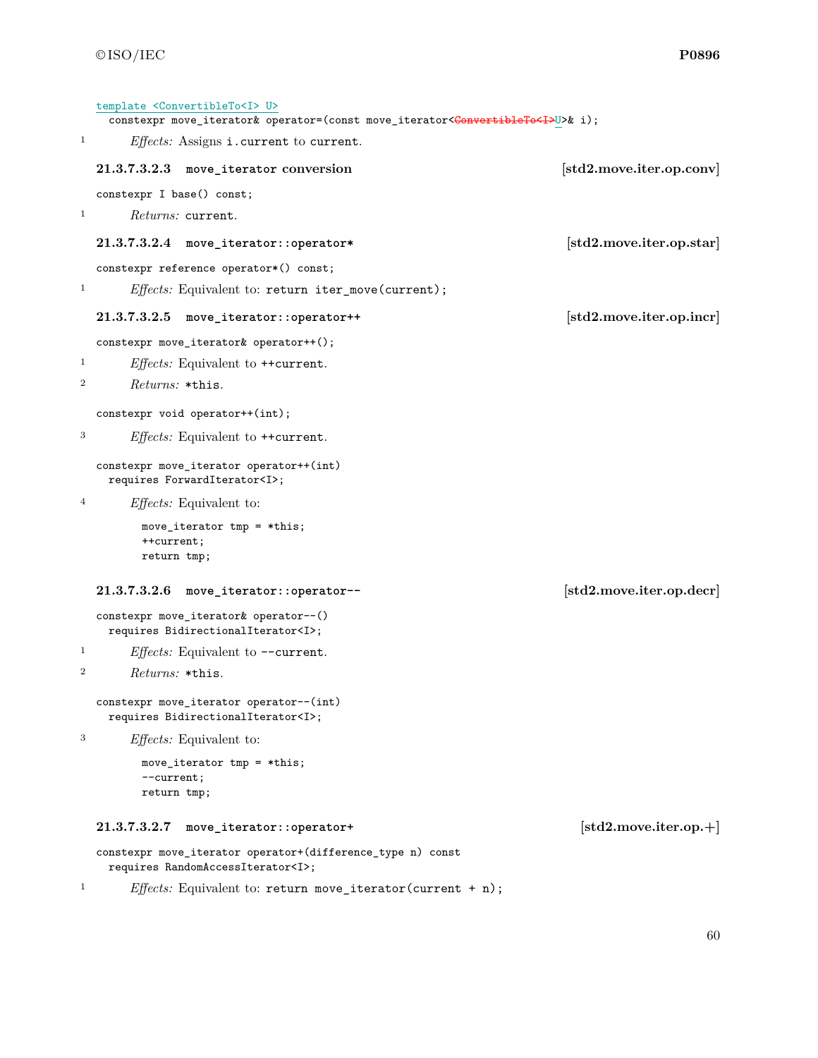```
template <ConvertibleTo<I> U>
  constexpr move_iterator& operator=(const move_iterator<ConvertibleTo<I>U>& i);
```

1 *Effects:* Assigns `i.current` to `current`.

#### 21.3.7.3.2.3 `move_iterator` conversion [std2.move.iter.op.conv]

```
constexpr I base() const;
```

1 *Returns:* `current`.

#### 21.3.7.3.2.4 `move_iterator::operator*` [std2.move.iter.op.star]

```
constexpr reference operator*() const;
```

1 *Effects:* Equivalent to: `return iter_move(current);`

#### 21.3.7.3.2.5 `move_iterator::operator++` [std2.move.iter.op.incr]

```
constexpr move_iterator& operator++();
```

1 *Effects:* Equivalent to `++current`.

2 *Returns:* `*this`.

```
constexpr void operator++(int);
```

3 *Effects:* Equivalent to `++current`.

```
constexpr move_iterator operator++(int)
  requires ForwardIterator<I>;
```

4 *Effects:* Equivalent to:

```
move_iterator tmp = *this;
++current;
return tmp;
```

#### 21.3.7.3.2.6 `move_iterator::operator--` [std2.move.iter.op.decr]

```
constexpr move_iterator& operator--()
  requires BidirectionalIterator<I>;
```

1 *Effects:* Equivalent to `--current`.

2 *Returns:* `*this`.

```
constexpr move_iterator operator--(int)
  requires BidirectionalIterator<I>;
```

3 *Effects:* Equivalent to:

```
move_iterator tmp = *this;
--current;
return tmp;
```

#### 21.3.7.3.2.7 `move_iterator::operator+` [std2.move.iter.op.+]

```
constexpr move_iterator operator+(difference_type n) const
  requires RandomAccessIterator<I>;
```

1 *Effects:* Equivalent to: `return move_iterator(current + n);`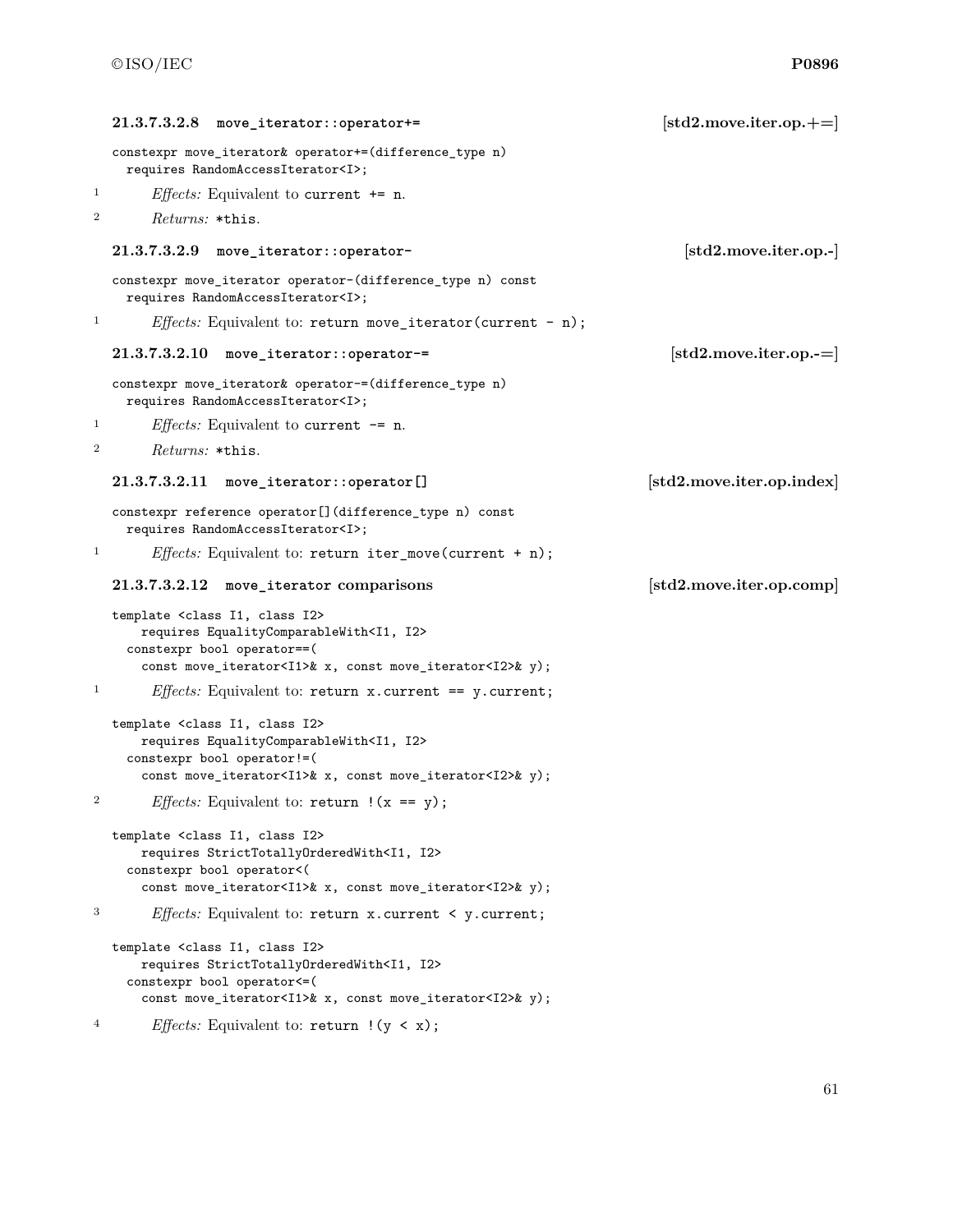#### 21.3.7.3.2.8 `move_iterator::operator+=` [std2.move.iter.op.+=]

```
constexpr move_iterator& operator+=(difference_type n)
  requires RandomAccessIterator<I>;
```

1 *Effects:* Equivalent to `current += n`.

2 *Returns:* `*this`.

#### 21.3.7.3.2.9 `move_iterator::operator-` [std2.move.iter.op.-]

```
constexpr move_iterator operator-(difference_type n) const
  requires RandomAccessIterator<I>;
```

1 *Effects:* Equivalent to: `return move_iterator(current - n);`

#### 21.3.7.3.2.10 `move_iterator::operator-=` [std2.move.iter.op.-=]

```
constexpr move_iterator& operator-=(difference_type n)
  requires RandomAccessIterator<I>;
```

1 *Effects:* Equivalent to `current -= n`.

2 *Returns:* `*this`.

#### 21.3.7.3.2.11 `move_iterator::operator[]` [std2.move.iter.op.index]

```
constexpr reference operator[](difference_type n) const
  requires RandomAccessIterator<I>;
```

1 *Effects:* Equivalent to: `return iter_move(current + n);`

#### 21.3.7.3.2.12 `move_iterator` comparisons [std2.move.iter.op.comp]

```
template <class I1, class I2>
    requires EqualityComparableWith<I1, I2>
  constexpr bool operator==(
    const move_iterator<I1>& x, const move_iterator<I2>& y);
```

1 *Effects:* Equivalent to: `return x.current == y.current;`

```
template <class I1, class I2>
    requires EqualityComparableWith<I1, I2>
  constexpr bool operator!=(
    const move_iterator<I1>& x, const move_iterator<I2>& y);
```

2 *Effects:* Equivalent to: `return !(x == y);`

```
template <class I1, class I2>
    requires StrictTotallyOrderedWith<I1, I2>
  constexpr bool operator<(
    const move_iterator<I1>& x, const move_iterator<I2>& y);
```

3 *Effects:* Equivalent to: `return x.current < y.current;`

```
template <class I1, class I2>
    requires StrictTotallyOrderedWith<I1, I2>
  constexpr bool operator<=(
    const move_iterator<I1>& x, const move_iterator<I2>& y);
```

4 *Effects:* Equivalent to: `return !(y < x);`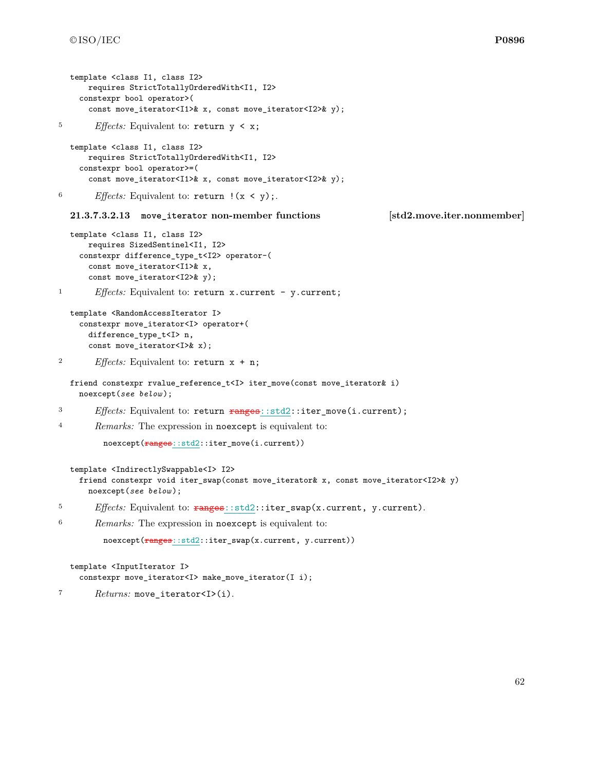```
template <class I1, class I2>
    requires StrictTotallyOrderedWith<I1, I2>
  constexpr bool operator>(
    const move_iterator<I1>& x, const move_iterator<I2>& y);
```

5 *Effects:* Equivalent to: `return y < x;`

```
template <class I1, class I2>
    requires StrictTotallyOrderedWith<I1, I2>
  constexpr bool operator>=(
    const move_iterator<I1>& x, const move_iterator<I2>& y);
```

6 *Effects:* Equivalent to: `return !(x < y);`.

### 21.3.7.3.2.13 move_iterator non-member functions [std2.move.iter.nonmember]

```
template <class I1, class I2>
    requires SizedSentinel<I1, I2>
  constexpr difference_type_t<I2> operator-(
    const move_iterator<I1>& x,
    const move_iterator<I2>& y);
```

1 *Effects:* Equivalent to: `return x.current - y.current;`

```
template <RandomAccessIterator I>
  constexpr move_iterator<I> operator+(
    difference_type_t<I> n,
    const move_iterator<I>& x);
```

2 *Effects:* Equivalent to: `return x + n;`

```
friend constexpr rvalue_reference_t<I> iter_move(const move_iterator& i)
  noexcept(see below);
```

3 *Effects:* Equivalent to: `return ~~ranges~~::std2::iter_move(i.current);`

4 *Remarks:* The expression in `noexcept` is equivalent to:

```
noexcept(~~ranges~~::std2::iter_move(i.current))
```

```
template <IndirectlySwappable<I> I2>
  friend constexpr void iter_swap(const move_iterator& x, const move_iterator<I2>& y)
    noexcept(see below);
```

5 *Effects:* Equivalent to: `~~ranges~~::std2::iter_swap(x.current, y.current)`.

6 *Remarks:* The expression in `noexcept` is equivalent to:

```
noexcept(~~ranges~~::std2::iter_swap(x.current, y.current))
```

```
template <InputIterator I>
  constexpr move_iterator<I> make_move_iterator(I i);
```

7 *Returns:* `move_iterator<I>(i)`.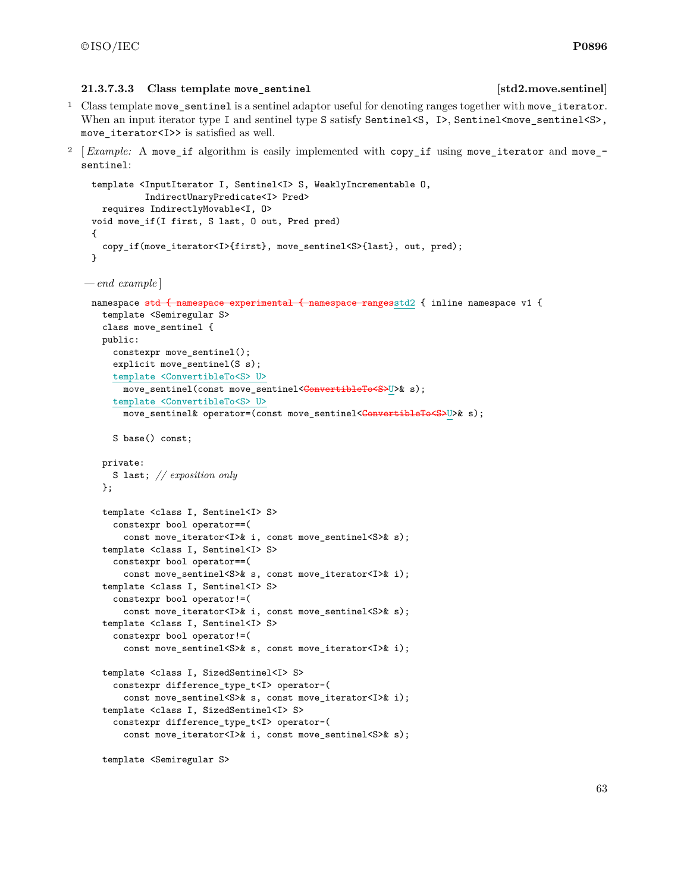#### 21.3.7.3.3 Class template `move_sentinel` [std2.move.sentinel]

1 Class template `move_sentinel` is a sentinel adaptor useful for denoting ranges together with `move_iterator`. When an input iterator type `I` and sentinel type `S` satisfy `Sentinel<S, I>`, `Sentinel<move_sentinel<S>, move_iterator<I>>` is satisfied as well.

2 [ *Example:* A `move_if` algorithm is easily implemented with `copy_if` using `move_iterator` and `move_sentinel`:

```
template <InputIterator I, Sentinel<I> S, WeaklyIncrementable O,
          IndirectUnaryPredicate<I> Pred>
  requires IndirectlyMovable<I, O>
void move_if(I first, S last, O out, Pred pred)
{
  copy_if(move_iterator<I>{first}, move_sentinel<S>{last}, out, pred);
}
```

— *end example* ]

```
namespace std { namespace experimental { namespace rangesstd2 { inline namespace v1 {
  template <Semiregular S>
  class move_sentinel {
  public:
    constexpr move_sentinel();
    explicit move_sentinel(S s);
    template <ConvertibleTo<S> U>
      move_sentinel(const move_sentinel<ConvertibleTo<S>U>& s);
    template <ConvertibleTo<S> U>
      move_sentinel& operator=(const move_sentinel<ConvertibleTo<S>U>& s);

    S base() const;

  private:
    S last; // exposition only
  };

  template <class I, Sentinel<I> S>
    constexpr bool operator==(
      const move_iterator<I>& i, const move_sentinel<S>& s);
  template <class I, Sentinel<I> S>
    constexpr bool operator==(
      const move_sentinel<S>& s, const move_iterator<I>& i);
  template <class I, Sentinel<I> S>
    constexpr bool operator!=(
      const move_iterator<I>& i, const move_sentinel<S>& s);
  template <class I, Sentinel<I> S>
    constexpr bool operator!=(
      const move_sentinel<S>& s, const move_iterator<I>& i);

  template <class I, SizedSentinel<I> S>
    constexpr difference_type_t<I> operator-(
      const move_sentinel<S>& s, const move_iterator<I>& i);
  template <class I, SizedSentinel<I> S>
    constexpr difference_type_t<I> operator-(
      const move_iterator<I>& i, const move_sentinel<S>& s);

  template <Semiregular S>
```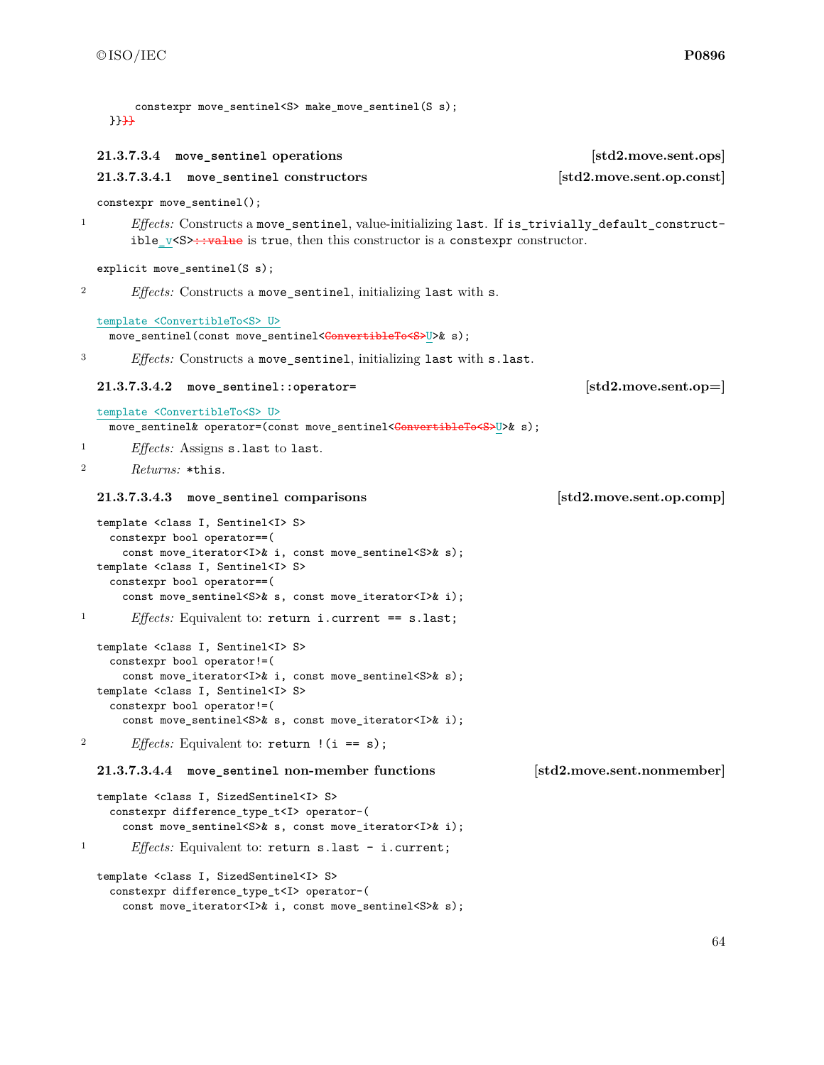```
    constexpr move_sentinel<S> make_move_sentinel(S s);
}}}}
```

#### 21.3.7.3.4 move_sentinel operations [std2.move.sent.ops]

##### 21.3.7.3.4.1 move_sentinel constructors [std2.move.sent.op.const]

```
constexpr move_sentinel();
```

1 *Effects:* Constructs a `move_sentinel`, value-initializing `last`. If `is_trivially_default_constructible_v<S>::value` is `true`, then this constructor is a `constexpr` constructor.

```
explicit move_sentinel(S s);
```

2 *Effects:* Constructs a `move_sentinel`, initializing `last` with `s`.

```
template <ConvertibleTo<S> U>
  move_sentinel(const move_sentinel<ConvertibleTo<S>U>& s);
```

3 *Effects:* Constructs a `move_sentinel`, initializing `last` with `s.last`.

##### 21.3.7.3.4.2 move_sentinel::operator= [std2.move.sent.op=]

```
template <ConvertibleTo<S> U>
  move_sentinel& operator=(const move_sentinel<ConvertibleTo<S>U>& s);
```

1 *Effects:* Assigns `s.last` to `last`.

2 *Returns:* `*this`.

##### 21.3.7.3.4.3 move_sentinel comparisons [std2.move.sent.op.comp]

```
template <class I, Sentinel<I> S>
  constexpr bool operator==(
    const move_iterator<I>& i, const move_sentinel<S>& s);
template <class I, Sentinel<I> S>
  constexpr bool operator==(
    const move_sentinel<S>& s, const move_iterator<I>& i);
```

1 *Effects:* Equivalent to: `return i.current == s.last;`

```
template <class I, Sentinel<I> S>
  constexpr bool operator!=(
    const move_iterator<I>& i, const move_sentinel<S>& s);
template <class I, Sentinel<I> S>
  constexpr bool operator!=(
    const move_sentinel<S>& s, const move_iterator<I>& i);
```

2 *Effects:* Equivalent to: `return !(i == s);`

##### 21.3.7.3.4.4 move_sentinel non-member functions [std2.move.sent.nonmember]

```
template <class I, SizedSentinel<I> S>
  constexpr difference_type_t<I> operator-(
    const move_sentinel<S>& s, const move_iterator<I>& i);
```

1 *Effects:* Equivalent to: `return s.last - i.current;`

```
template <class I, SizedSentinel<I> S>
  constexpr difference_type_t<I> operator-(
    const move_iterator<I>& i, const move_sentinel<S>& s);
```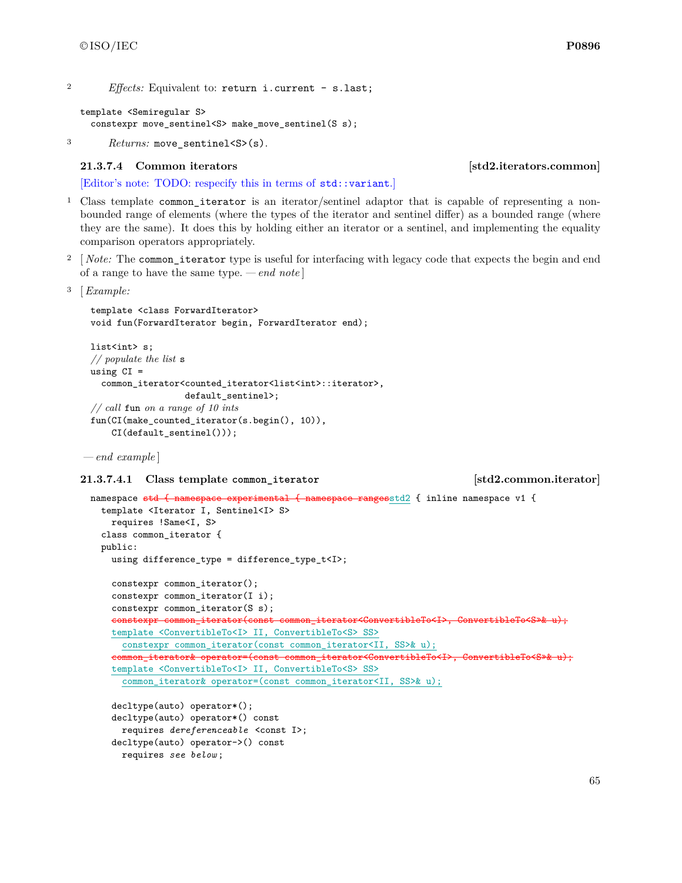2 *Effects:* Equivalent to: `return i.current - s.last;`

```
template <Semiregular S>
  constexpr move_sentinel<S> make_move_sentinel(S s);
```

3 *Returns:* `move_sentinel<S>(s)`.

### 21.3.7.4 Common iterators [std2.iterators.common]

[Editor's note: TODO: respecify this in terms of `std::variant`.]

1 Class template `common_iterator` is an iterator/sentinel adaptor that is capable of representing a non-bounded range of elements (where the types of the iterator and sentinel differ) as a bounded range (where they are the same). It does this by holding either an iterator or a sentinel, and implementing the equality comparison operators appropriately.

2 [ *Note:* The `common_iterator` type is useful for interfacing with legacy code that expects the begin and end of a range to have the same type. — *end note* ]

3 [ *Example:*

```
template <class ForwardIterator>
void fun(ForwardIterator begin, ForwardIterator end);

list<int> s;
// populate the list s
using CI =
  common_iterator<counted_iterator<list<int>::iterator>,
                  default_sentinel>;
// call fun on a range of 10 ints
fun(CI(make_counted_iterator(s.begin(), 10)),
    CI(default_sentinel()));
```

— *end example* ]

#### 21.3.7.4.1 Class template common_iterator [std2.common.iterator]

```
namespace std { namespace experimental { namespace rangesstd2 { inline namespace v1 {
  template <Iterator I, Sentinel<I> S>
    requires !Same<I, S>
  class common_iterator {
  public:
    using difference_type = difference_type_t<I>;

    constexpr common_iterator();
    constexpr common_iterator(I i);
    constexpr common_iterator(S s);
    constexpr common_iterator(const common_iterator<ConvertibleTo<I>, ConvertibleTo<S>& u);
    template <ConvertibleTo<I> II, ConvertibleTo<S> SS>
      constexpr common_iterator(const common_iterator<II, SS>& u);
    common_iterator& operator=(const common_iterator<ConvertibleTo<I>, ConvertibleTo<S>& u);
    template <ConvertibleTo<I> II, ConvertibleTo<S> SS>
      common_iterator& operator=(const common_iterator<II, SS>& u);

    decltype(auto) operator*();
    decltype(auto) operator*() const
      requires dereferenceable <const I>;
    decltype(auto) operator->() const
      requires see below;
```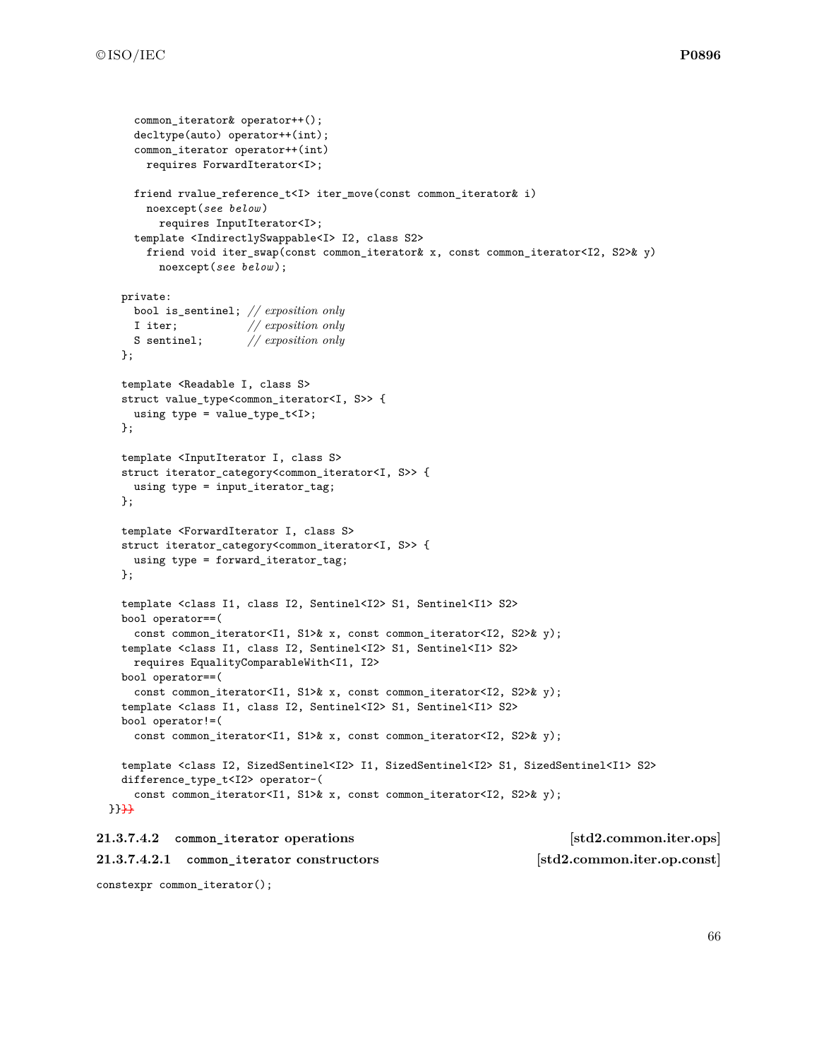```
    common_iterator& operator++();
    decltype(auto) operator++(int);
    common_iterator operator++(int)
      requires ForwardIterator<I>;

    friend rvalue_reference_t<I> iter_move(const common_iterator& i)
      noexcept(see below)
        requires InputIterator<I>;
    template <IndirectlySwappable<I> I2, class S2>
      friend void iter_swap(const common_iterator& x, const common_iterator<I2, S2>& y)
        noexcept(see below);

  private:
    bool is_sentinel; // exposition only
    I iter;           // exposition only
    S sentinel;       // exposition only
  };

  template <Readable I, class S>
  struct value_type<common_iterator<I, S>> {
    using type = value_type_t<I>;
  };

  template <InputIterator I, class S>
  struct iterator_category<common_iterator<I, S>> {
    using type = input_iterator_tag;
  };

  template <ForwardIterator I, class S>
  struct iterator_category<common_iterator<I, S>> {
    using type = forward_iterator_tag;
  };

  template <class I1, class I2, Sentinel<I2> S1, Sentinel<I1> S2>
  bool operator==(
    const common_iterator<I1, S1>& x, const common_iterator<I2, S2>& y);
  template <class I1, class I2, Sentinel<I2> S1, Sentinel<I1> S2>
    requires EqualityComparableWith<I1, I2>
  bool operator==(
    const common_iterator<I1, S1>& x, const common_iterator<I2, S2>& y);
  template <class I1, class I2, Sentinel<I2> S1, Sentinel<I1> S2>
  bool operator!=(
    const common_iterator<I1, S1>& x, const common_iterator<I2, S2>& y);

  template <class I2, SizedSentinel<I2> I1, SizedSentinel<I2> S1, SizedSentinel<I1> S2>
  difference_type_t<I2> operator-(
    const common_iterator<I1, S1>& x, const common_iterator<I2, S2>& y);
}}~~}}~~
```

#### 21.3.7.4.2 common_iterator operations [std2.common.iter.ops]

##### 21.3.7.4.2.1 common_iterator constructors [std2.common.iter.op.const]

```
constexpr common_iterator();
```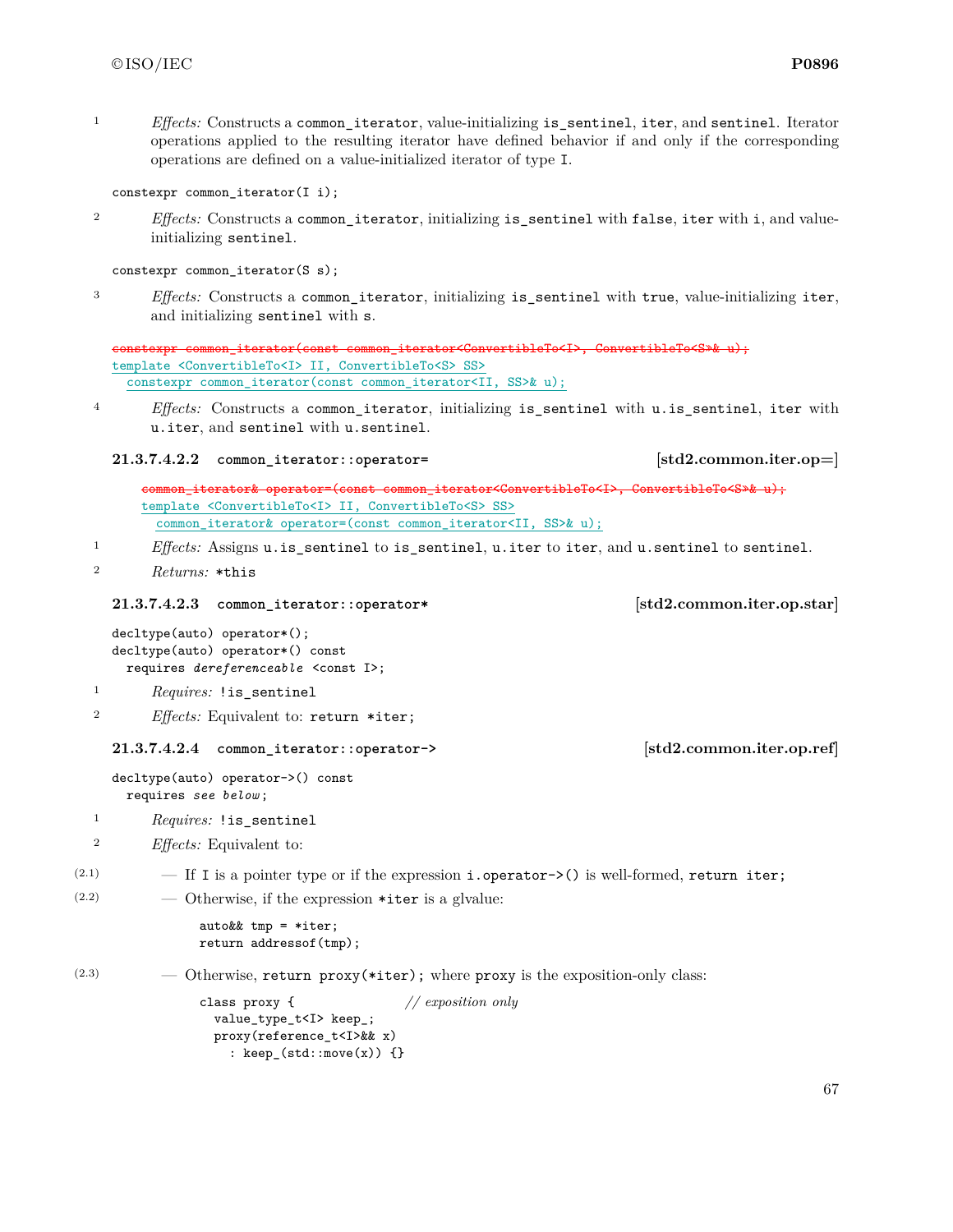1 *Effects:* Constructs a `common_iterator`, value-initializing `is_sentinel`, `iter`, and `sentinel`. Iterator operations applied to the resulting iterator have defined behavior if and only if the corresponding operations are defined on a value-initialized iterator of type `I`.

```
constexpr common_iterator(I i);
```

2 *Effects:* Constructs a `common_iterator`, initializing `is_sentinel` with `false`, `iter` with `i`, and value-initializing `sentinel`.

```
constexpr common_iterator(S s);
```

3 *Effects:* Constructs a `common_iterator`, initializing `is_sentinel` with `true`, value-initializing `iter`, and initializing `sentinel` with `s`.

~~`constexpr common_iterator(const common_iterator<ConvertibleTo<I>, ConvertibleTo<S>& u);`~~

```
template <ConvertibleTo<I> II, ConvertibleTo<S> SS>
  constexpr common_iterator(const common_iterator<II, SS>& u);
```

4 *Effects:* Constructs a `common_iterator`, initializing `is_sentinel` with `u.is_sentinel`, `iter` with `u.iter`, and `sentinel` with `u.sentinel`.

#### 21.3.7.4.2.2 `common_iterator::operator=` [std2.common.iter.op=]

~~`common_iterator& operator=(const common_iterator<ConvertibleTo<I>, ConvertibleTo<S>& u);`~~

```
template <ConvertibleTo<I> II, ConvertibleTo<S> SS>
  common_iterator& operator=(const common_iterator<II, SS>& u);
```

1 *Effects:* Assigns `u.is_sentinel` to `is_sentinel`, `u.iter` to `iter`, and `u.sentinel` to `sentinel`.

2 *Returns:* `*this`

#### 21.3.7.4.2.3 `common_iterator::operator*` [std2.common.iter.op.star]

```
decltype(auto) operator*();
decltype(auto) operator*() const
  requires dereferenceable <const I>;
```

1 *Requires:* `!is_sentinel`

2 *Effects:* Equivalent to: `return *iter;`

#### 21.3.7.4.2.4 `common_iterator::operator->` [std2.common.iter.op.ref]

```
decltype(auto) operator->() const
  requires see below;
```

1 *Requires:* `!is_sentinel`

2 *Effects:* Equivalent to:

(2.1) — If `I` is a pointer type or if the expression `i.operator->()` is well-formed, `return iter;`

(2.2) — Otherwise, if the expression `*iter` is a glvalue:

```
auto&& tmp = *iter;
return addressof(tmp);
```

(2.3) — Otherwise, `return proxy(*iter);` where `proxy` is the exposition-only class:

```
class proxy {                // exposition only
  value_type_t<I> keep_;
  proxy(reference_t<I>&& x)
    : keep_(std::move(x)) {}
```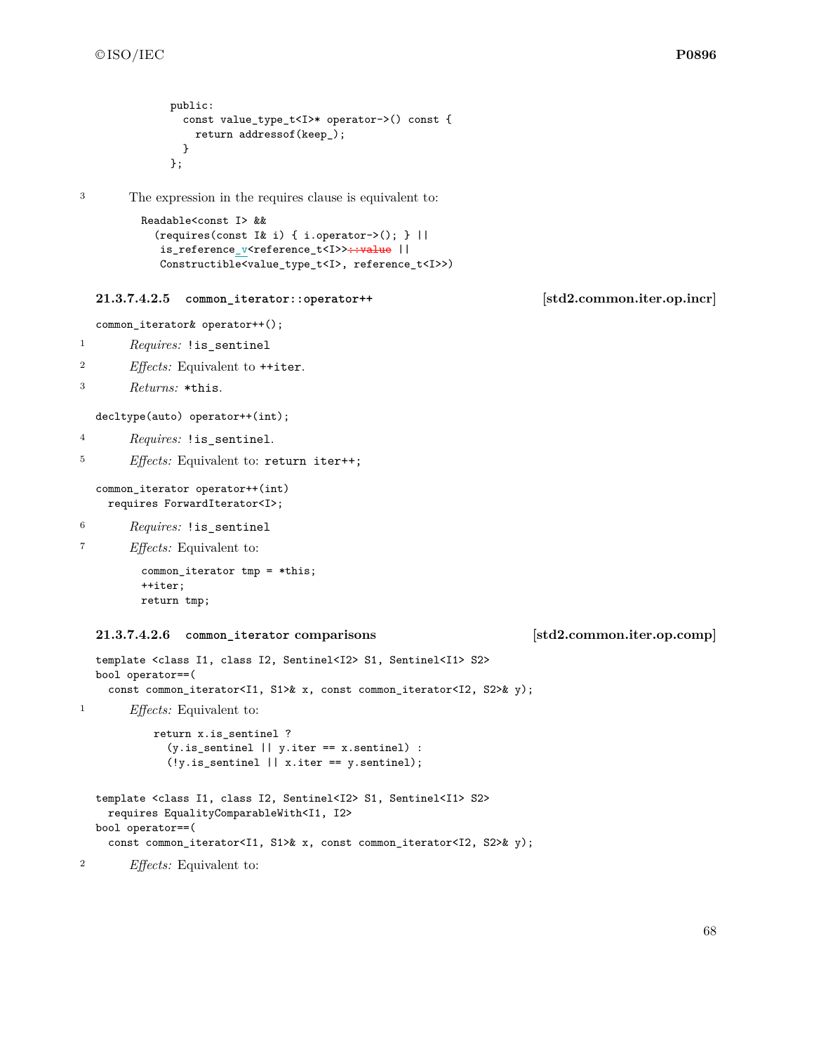```
    public:
      const value_type_t<I>* operator->() const {
        return addressof(keep_);
      }
    };
```

3 The expression in the requires clause is equivalent to:

```
Readable<const I> &&
  (requires(const I& i) { i.operator->(); } ||
   is_reference_v<reference_t<I>>::value ||
   Constructible<value_type_t<I>, reference_t<I>>)
```

#### 21.3.7.4.2.5 `common_iterator::operator++` [std2.common.iter.op.incr]

```
common_iterator& operator++();
```

1 *Requires:* `!is_sentinel`

2 *Effects:* Equivalent to `++iter`.

3 *Returns:* `*this`.

```
decltype(auto) operator++(int);
```

4 *Requires:* `!is_sentinel`.

5 *Effects:* Equivalent to: `return iter++;`

```
common_iterator operator++(int)
  requires ForwardIterator<I>;
```

6 *Requires:* `!is_sentinel`

7 *Effects:* Equivalent to:

```
common_iterator tmp = *this;
++iter;
return tmp;
```

#### 21.3.7.4.2.6 `common_iterator` comparisons [std2.common.iter.op.comp]

```
template <class I1, class I2, Sentinel<I2> S1, Sentinel<I1> S2>
bool operator==(
  const common_iterator<I1, S1>& x, const common_iterator<I2, S2>& y);
```

1 *Effects:* Equivalent to:

```
return x.is_sentinel ?
  (y.is_sentinel || y.iter == x.sentinel) :
  (!y.is_sentinel || x.iter == y.sentinel);
```

```
template <class I1, class I2, Sentinel<I2> S1, Sentinel<I1> S2>
  requires EqualityComparableWith<I1, I2>
bool operator==(
  const common_iterator<I1, S1>& x, const common_iterator<I2, S2>& y);
```

2 *Effects:* Equivalent to: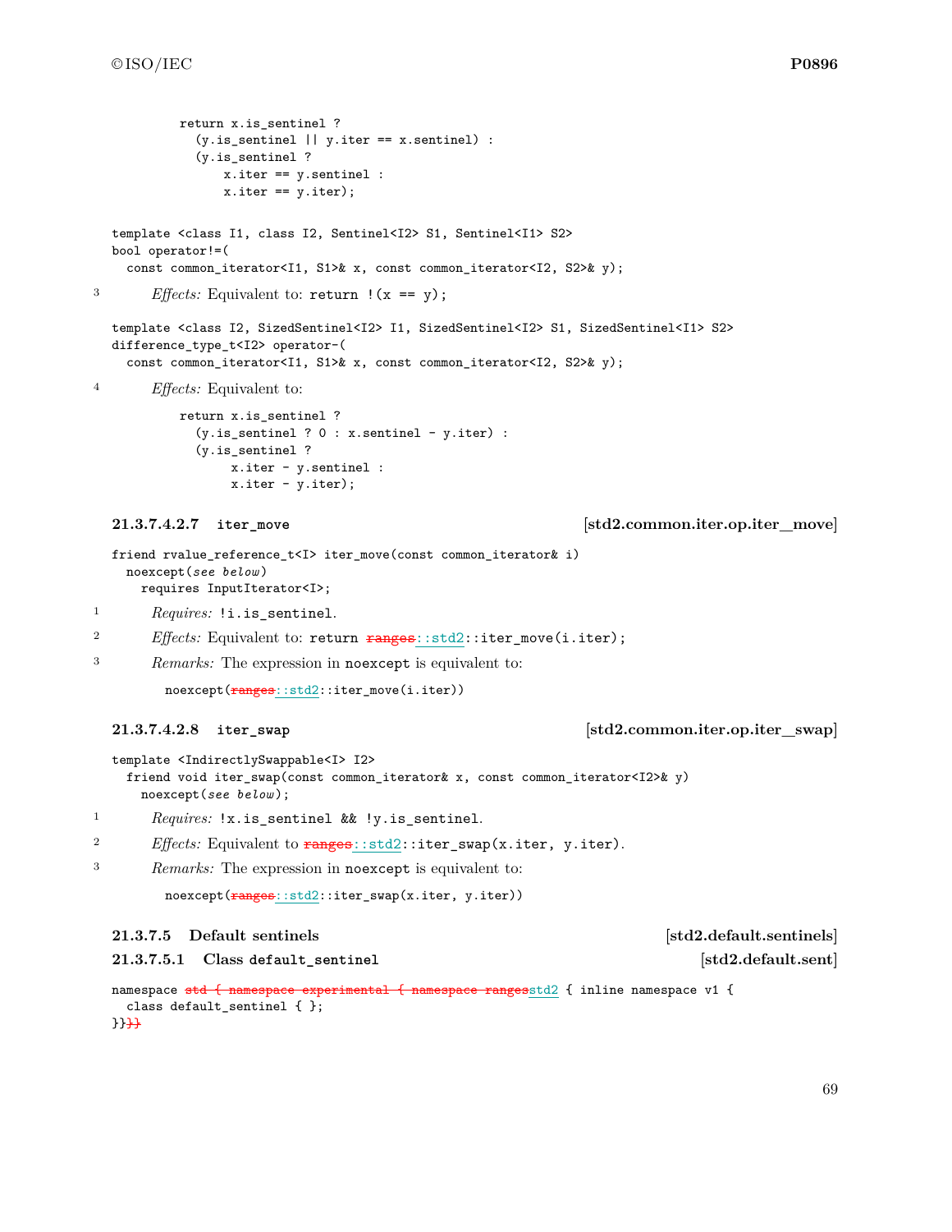```
    return x.is_sentinel ?
      (y.is_sentinel || y.iter == x.sentinel) :
      (y.is_sentinel ?
          x.iter == y.sentinel :
          x.iter == y.iter);
```

```
template <class I1, class I2, Sentinel<I2> S1, Sentinel<I1> S2>
bool operator!=(
  const common_iterator<I1, S1>& x, const common_iterator<I2, S2>& y);
```

3 *Effects:* Equivalent to: `return !(x == y);`

```
template <class I2, SizedSentinel<I2> I1, SizedSentinel<I2> S1, SizedSentinel<I1> S2>
difference_type_t<I2> operator-(
  const common_iterator<I1, S1>& x, const common_iterator<I2, S2>& y);
```

4 *Effects:* Equivalent to:

```
    return x.is_sentinel ?
      (y.is_sentinel ? 0 : x.sentinel - y.iter) :
      (y.is_sentinel ?
           x.iter - y.sentinel :
           x.iter - y.iter);
```

#### 21.3.7.4.2.7 `iter_move` [std2.common.iter.op.iter_move]

```
friend rvalue_reference_t<I> iter_move(const common_iterator& i)
  noexcept(see below)
    requires InputIterator<I>;
```

1 *Requires:* `!i.is_sentinel`.

2 *Effects:* Equivalent to: `return ~~ranges~~::std2::iter_move(i.iter);`

3 *Remarks:* The expression in `noexcept` is equivalent to:

```
noexcept(~~ranges~~::std2::iter_move(i.iter))
```

#### 21.3.7.4.2.8 `iter_swap` [std2.common.iter.op.iter_swap]

```
template <IndirectlySwappable<I> I2>
  friend void iter_swap(const common_iterator& x, const common_iterator<I2>& y)
    noexcept(see below);
```

1 *Requires:* `!x.is_sentinel && !y.is_sentinel`.

2 *Effects:* Equivalent to `~~ranges~~::std2::iter_swap(x.iter, y.iter)`.

3 *Remarks:* The expression in `noexcept` is equivalent to:

```
noexcept(~~ranges~~::std2::iter_swap(x.iter, y.iter))
```

### 21.3.7.5 Default sentinels [std2.default.sentinels]

#### 21.3.7.5.1 Class `default_sentinel` [std2.default.sent]

```
namespace ~~std { namespace experimental { namespace ranges~~std2 { inline namespace v1 {
  class default_sentinel { };
}}~~}}~~
```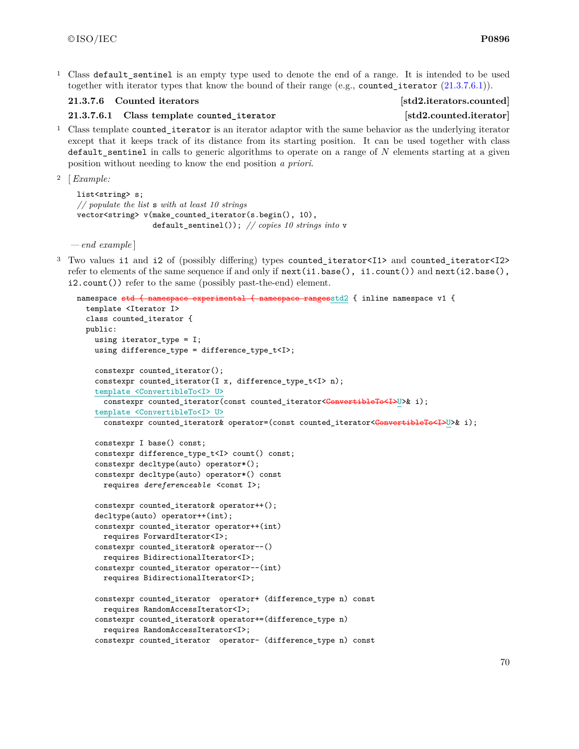1 Class `default_sentinel` is an empty type used to denote the end of a range. It is intended to be used together with iterator types that know the bound of their range (e.g., `counted_iterator` (21.3.7.6.1)).

### 21.3.7.6 Counted iterators [std2.iterators.counted]

#### 21.3.7.6.1 Class template `counted_iterator` [std2.counted.iterator]

1 Class template `counted_iterator` is an iterator adaptor with the same behavior as the underlying iterator except that it keeps track of its distance from its starting position. It can be used together with class `default_sentinel` in calls to generic algorithms to operate on a range of $N$ elements starting at a given position without needing to know the end position *a priori*.

2 [ *Example:*

```
list<string> s;
// populate the list s with at least 10 strings
vector<string> v(make_counted_iterator(s.begin(), 10),
                 default_sentinel()); // copies 10 strings into v
```

*— end example* ]

3 Two values `i1` and `i2` of (possibly differing) types `counted_iterator<I1>` and `counted_iterator<I2>` refer to elements of the same sequence if and only if `next(i1.base(), i1.count())` and `next(i2.base(), i2.count())` refer to the same (possibly past-the-end) element.

```
namespace std { namespace experimental { namespace rangesstd2 { inline namespace v1 {
  template <Iterator I>
  class counted_iterator {
  public:
    using iterator_type = I;
    using difference_type = difference_type_t<I>;

    constexpr counted_iterator();
    constexpr counted_iterator(I x, difference_type_t<I> n);
    template <ConvertibleTo<I> U>
      constexpr counted_iterator(const counted_iterator<ConvertibleTo<I>U>& i);
    template <ConvertibleTo<I> U>
      constexpr counted_iterator& operator=(const counted_iterator<ConvertibleTo<I>U>& i);

    constexpr I base() const;
    constexpr difference_type_t<I> count() const;
    constexpr decltype(auto) operator*();
    constexpr decltype(auto) operator*() const
      requires dereferenceable <const I>;

    constexpr counted_iterator& operator++();
    decltype(auto) operator++(int);
    constexpr counted_iterator operator++(int)
      requires ForwardIterator<I>;
    constexpr counted_iterator& operator--()
      requires BidirectionalIterator<I>;
    constexpr counted_iterator operator--(int)
      requires BidirectionalIterator<I>;

    constexpr counted_iterator  operator+ (difference_type n) const
      requires RandomAccessIterator<I>;
    constexpr counted_iterator& operator+=(difference_type n)
      requires RandomAccessIterator<I>;
    constexpr counted_iterator  operator- (difference_type n) const
```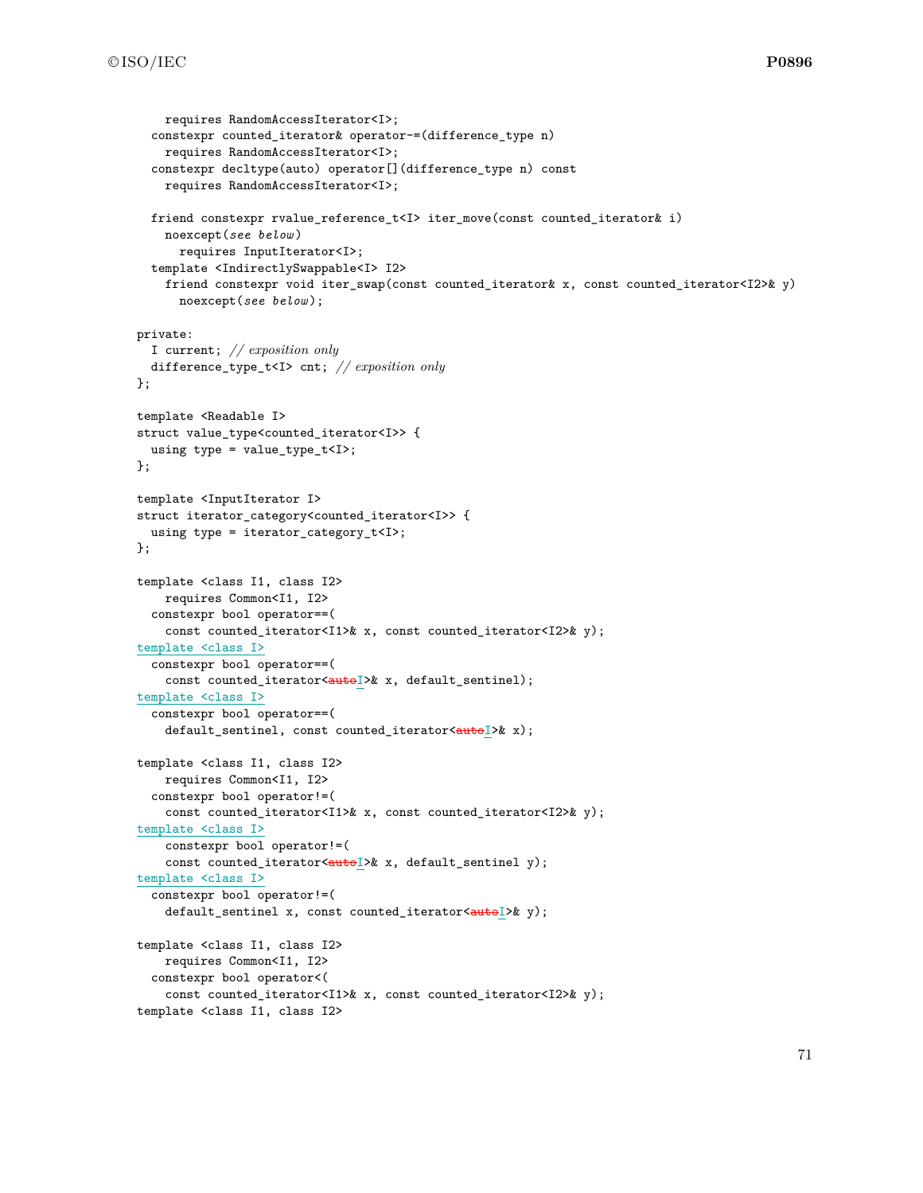```
    requires RandomAccessIterator<I>;
  constexpr counted_iterator& operator-=(difference_type n)
    requires RandomAccessIterator<I>;
  constexpr decltype(auto) operator[](difference_type n) const
    requires RandomAccessIterator<I>;

  friend constexpr rvalue_reference_t<I> iter_move(const counted_iterator& i)
    noexcept(see below)
      requires InputIterator<I>;
  template <IndirectlySwappable<I> I2>
    friend constexpr void iter_swap(const counted_iterator& x, const counted_iterator<I2>& y)
      noexcept(see below);

private:
  I current; // exposition only
  difference_type_t<I> cnt; // exposition only
};

template <Readable I>
struct value_type<counted_iterator<I>> {
  using type = value_type_t<I>;
};

template <InputIterator I>
struct iterator_category<counted_iterator<I>> {
  using type = iterator_category_t<I>;
};

template <class I1, class I2>
    requires Common<I1, I2>
  constexpr bool operator==(
    const counted_iterator<I1>& x, const counted_iterator<I2>& y);
template <class I>
  constexpr bool operator==(
    const counted_iterator<autoI>& x, default_sentinel);
template <class I>
  constexpr bool operator==(
    default_sentinel, const counted_iterator<autoI>& x);

template <class I1, class I2>
    requires Common<I1, I2>
  constexpr bool operator!=(
    const counted_iterator<I1>& x, const counted_iterator<I2>& y);
template <class I>
    constexpr bool operator!=(
    const counted_iterator<autoI>& x, default_sentinel y);
template <class I>
  constexpr bool operator!=(
    default_sentinel x, const counted_iterator<autoI>& y);

template <class I1, class I2>
    requires Common<I1, I2>
  constexpr bool operator<(
    const counted_iterator<I1>& x, const counted_iterator<I2>& y);
template <class I1, class I2>
```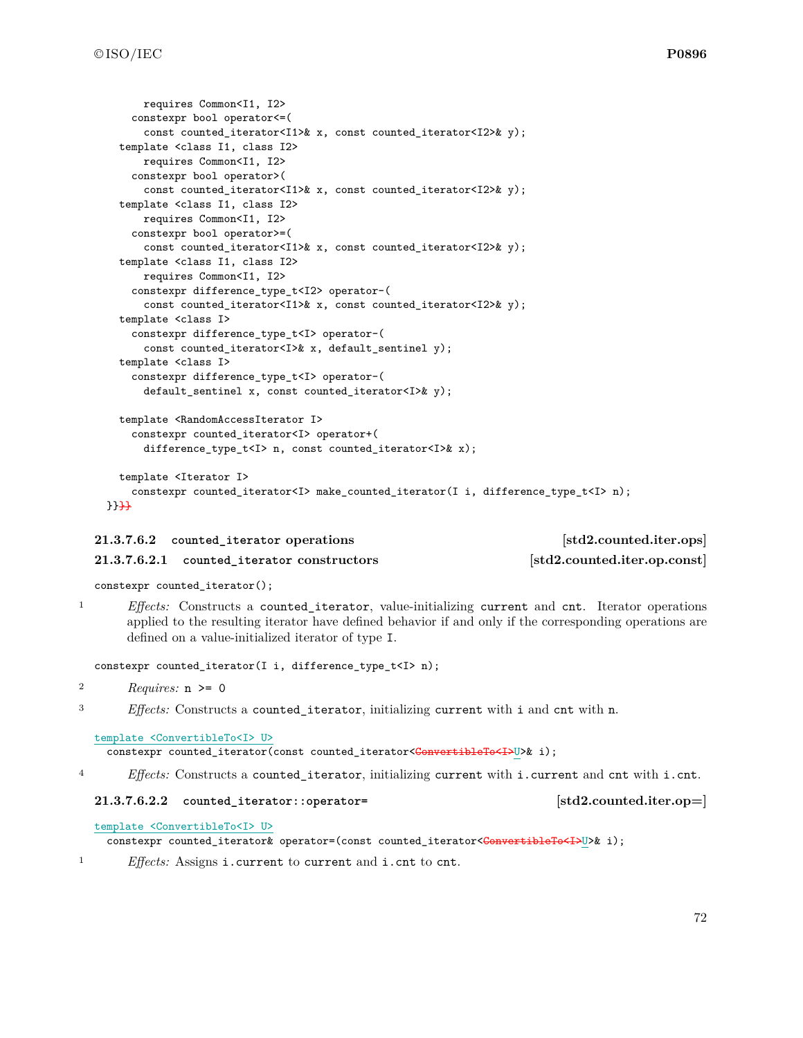```
    requires Common<I1, I2>
  constexpr bool operator<=(
    const counted_iterator<I1>& x, const counted_iterator<I2>& y);
template <class I1, class I2>
    requires Common<I1, I2>
  constexpr bool operator>(
    const counted_iterator<I1>& x, const counted_iterator<I2>& y);
template <class I1, class I2>
    requires Common<I1, I2>
  constexpr bool operator>=(
    const counted_iterator<I1>& x, const counted_iterator<I2>& y);
template <class I1, class I2>
    requires Common<I1, I2>
  constexpr difference_type_t<I2> operator-(
    const counted_iterator<I1>& x, const counted_iterator<I2>& y);
template <class I>
  constexpr difference_type_t<I> operator-(
    const counted_iterator<I>& x, default_sentinel y);
template <class I>
  constexpr difference_type_t<I> operator-(
    default_sentinel x, const counted_iterator<I>& y);

template <RandomAccessIterator I>
  constexpr counted_iterator<I> operator+(
    difference_type_t<I> n, const counted_iterator<I>& x);

template <Iterator I>
  constexpr counted_iterator<I> make_counted_iterator(I i, difference_type_t<I> n);
}}~~}}~~
```

### 21.3.7.6.2 counted_iterator operations [std2.counted.iter.ops]

#### 21.3.7.6.2.1 counted_iterator constructors [std2.counted.iter.op.const]

```
constexpr counted_iterator();
```

1 *Effects:* Constructs a `counted_iterator`, value-initializing `current` and `cnt`. Iterator operations applied to the resulting iterator have defined behavior if and only if the corresponding operations are defined on a value-initialized iterator of type `I`.

```
constexpr counted_iterator(I i, difference_type_t<I> n);
```

2 *Requires:* `n >= 0`

3 *Effects:* Constructs a `counted_iterator`, initializing `current` with `i` and `cnt` with `n`.

```
template <ConvertibleTo<I> U>
  constexpr counted_iterator(const counted_iterator<~~ConvertibleTo<I>~~U>& i);
```

4 *Effects:* Constructs a `counted_iterator`, initializing `current` with `i.current` and `cnt` with `i.cnt`.

#### 21.3.7.6.2.2 counted_iterator::operator= [std2.counted.iter.op=]

```
template <ConvertibleTo<I> U>
  constexpr counted_iterator& operator=(const counted_iterator<~~ConvertibleTo<I>~~U>& i);
```

1 *Effects:* Assigns `i.current` to `current` and `i.cnt` to `cnt`.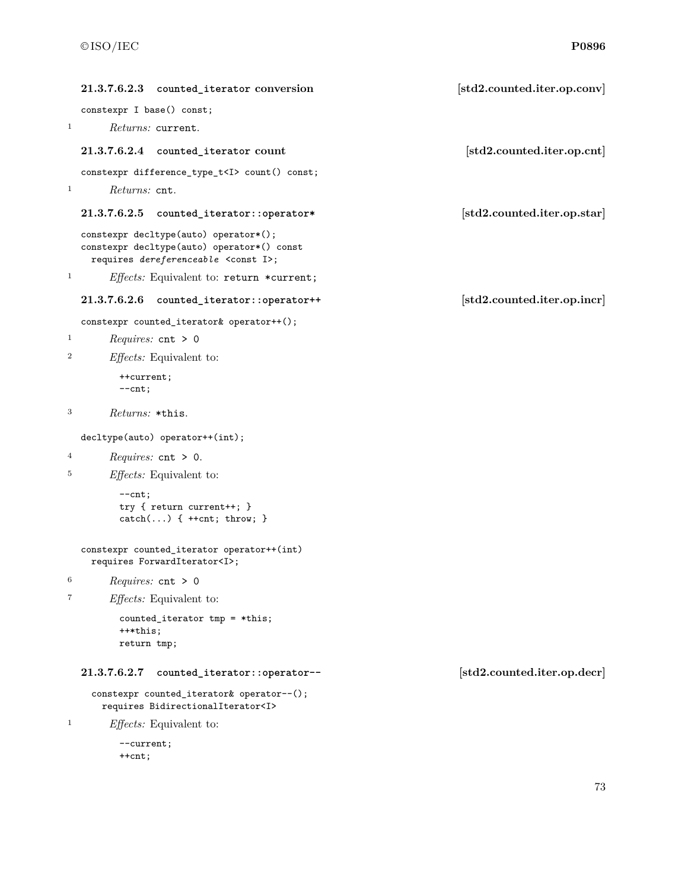#### 21.3.7.6.2.3 counted_iterator conversion [std2.counted.iter.op.conv]

```
constexpr I base() const;
```

1 *Returns:* `current`.

#### 21.3.7.6.2.4 counted_iterator count [std2.counted.iter.op.cnt]

```
constexpr difference_type_t<I> count() const;
```

1 *Returns:* `cnt`.

#### 21.3.7.6.2.5 counted_iterator::operator* [std2.counted.iter.op.star]

```
constexpr decltype(auto) operator*();
constexpr decltype(auto) operator*() const
  requires dereferenceable <const I>;
```

1 *Effects:* Equivalent to: `return *current;`

#### 21.3.7.6.2.6 counted_iterator::operator++ [std2.counted.iter.op.incr]

```
constexpr counted_iterator& operator++();
```

1 *Requires:* `cnt > 0`

2 *Effects:* Equivalent to:

```
++current;
--cnt;
```

3 *Returns:* `*this`.

```
decltype(auto) operator++(int);
```

4 *Requires:* `cnt > 0`.

5 *Effects:* Equivalent to:

```
--cnt;
try { return current++; }
catch(...) { ++cnt; throw; }
```

```
constexpr counted_iterator operator++(int)
  requires ForwardIterator<I>;
```

6 *Requires:* `cnt > 0`

7 *Effects:* Equivalent to:

```
counted_iterator tmp = *this;
++*this;
return tmp;
```

#### 21.3.7.6.2.7 counted_iterator::operator-- [std2.counted.iter.op.decr]

```
constexpr counted_iterator& operator--();
  requires BidirectionalIterator<I>
```

1 *Effects:* Equivalent to:

```
--current;
++cnt;
```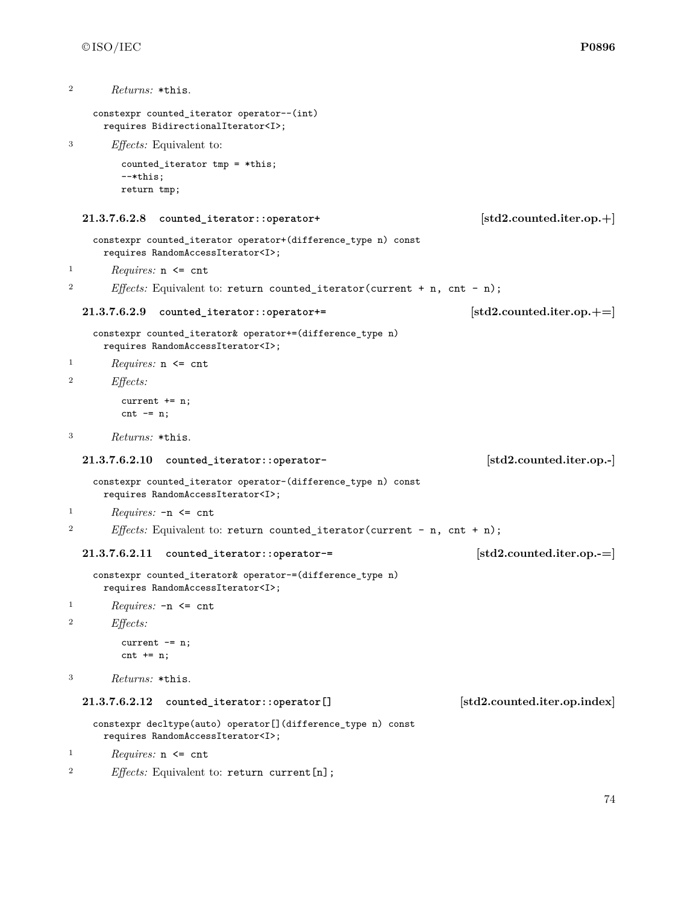2 *Returns:* `*this`.

```
constexpr counted_iterator operator--(int)
  requires BidirectionalIterator<I>;
```

3 *Effects:* Equivalent to:

```
counted_iterator tmp = *this;
--*this;
return tmp;
```

#### 21.3.7.6.2.8 `counted_iterator::operator+` [std2.counted.iter.op.+]

```
constexpr counted_iterator operator+(difference_type n) const
  requires RandomAccessIterator<I>;
```

1 *Requires:* `n <= cnt`

2 *Effects:* Equivalent to: `return counted_iterator(current + n, cnt - n);`

#### 21.3.7.6.2.9 `counted_iterator::operator+=` [std2.counted.iter.op.+=]

```
constexpr counted_iterator& operator+=(difference_type n)
  requires RandomAccessIterator<I>;
```

1 *Requires:* `n <= cnt`

2 *Effects:*

```
current += n;
cnt -= n;
```

3 *Returns:* `*this`.

#### 21.3.7.6.2.10 `counted_iterator::operator-` [std2.counted.iter.op.-]

```
constexpr counted_iterator operator-(difference_type n) const
  requires RandomAccessIterator<I>;
```

1 *Requires:* `-n <= cnt`

2 *Effects:* Equivalent to: `return counted_iterator(current - n, cnt + n);`

#### 21.3.7.6.2.11 `counted_iterator::operator-=` [std2.counted.iter.op.-=]

```
constexpr counted_iterator& operator-=(difference_type n)
  requires RandomAccessIterator<I>;
```

1 *Requires:* `-n <= cnt`

2 *Effects:*

```
current -= n;
cnt += n;
```

3 *Returns:* `*this`.

#### 21.3.7.6.2.12 `counted_iterator::operator[]` [std2.counted.iter.op.index]

```
constexpr decltype(auto) operator[](difference_type n) const
  requires RandomAccessIterator<I>;
```

1 *Requires:* `n <= cnt`

2 *Effects:* Equivalent to: `return current[n];`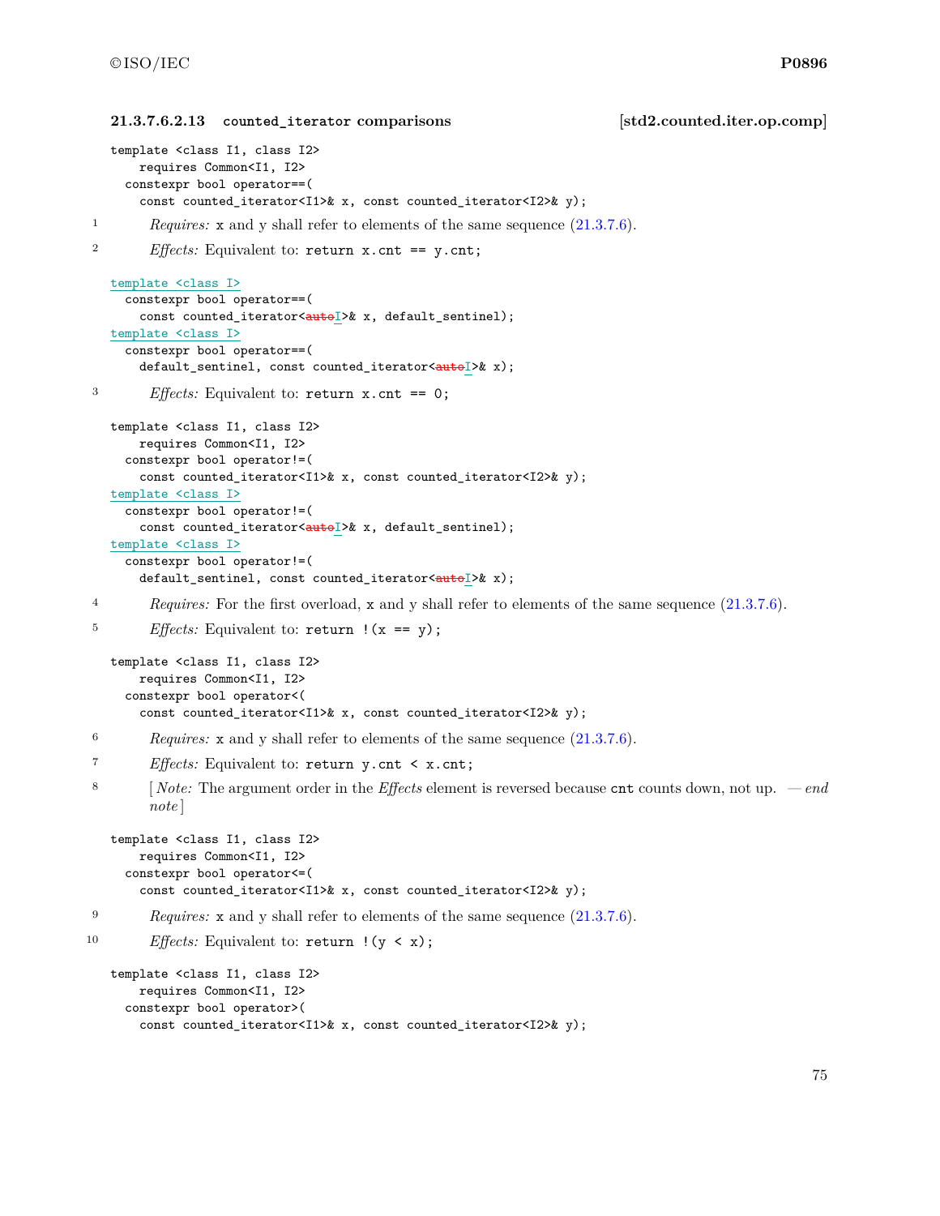#### 21.3.7.6.2.13 counted_iterator comparisons [std2.counted.iter.op.comp]

```
template <class I1, class I2>
    requires Common<I1, I2>
  constexpr bool operator==(
    const counted_iterator<I1>& x, const counted_iterator<I2>& y);
```

1 *Requires:* `x` and `y` shall refer to elements of the same sequence (21.3.7.6).

2 *Effects:* Equivalent to: `return x.cnt == y.cnt;`

```
template <class I>
  constexpr bool operator==(
    const counted_iterator<autoI>& x, default_sentinel);
template <class I>
  constexpr bool operator==(
    default_sentinel, const counted_iterator<autoI>& x);
```

3 *Effects:* Equivalent to: `return x.cnt == 0;`

```
template <class I1, class I2>
    requires Common<I1, I2>
  constexpr bool operator!=(
    const counted_iterator<I1>& x, const counted_iterator<I2>& y);
template <class I>
  constexpr bool operator!=(
    const counted_iterator<autoI>& x, default_sentinel);
template <class I>
  constexpr bool operator!=(
    default_sentinel, const counted_iterator<autoI>& x);
```

4 *Requires:* For the first overload, `x` and `y` shall refer to elements of the same sequence (21.3.7.6).

5 *Effects:* Equivalent to: `return !(x == y);`

```
template <class I1, class I2>
    requires Common<I1, I2>
  constexpr bool operator<(
    const counted_iterator<I1>& x, const counted_iterator<I2>& y);
```

6 *Requires:* `x` and `y` shall refer to elements of the same sequence (21.3.7.6).

7 *Effects:* Equivalent to: `return y.cnt < x.cnt;`

8 [ *Note:* The argument order in the *Effects* element is reversed because `cnt` counts down, not up. — *end note* ]

```
template <class I1, class I2>
    requires Common<I1, I2>
  constexpr bool operator<=(
    const counted_iterator<I1>& x, const counted_iterator<I2>& y);
```

9 *Requires:* `x` and `y` shall refer to elements of the same sequence (21.3.7.6).

10 *Effects:* Equivalent to: `return !(y < x);`

```
template <class I1, class I2>
    requires Common<I1, I2>
  constexpr bool operator>(
    const counted_iterator<I1>& x, const counted_iterator<I2>& y);
```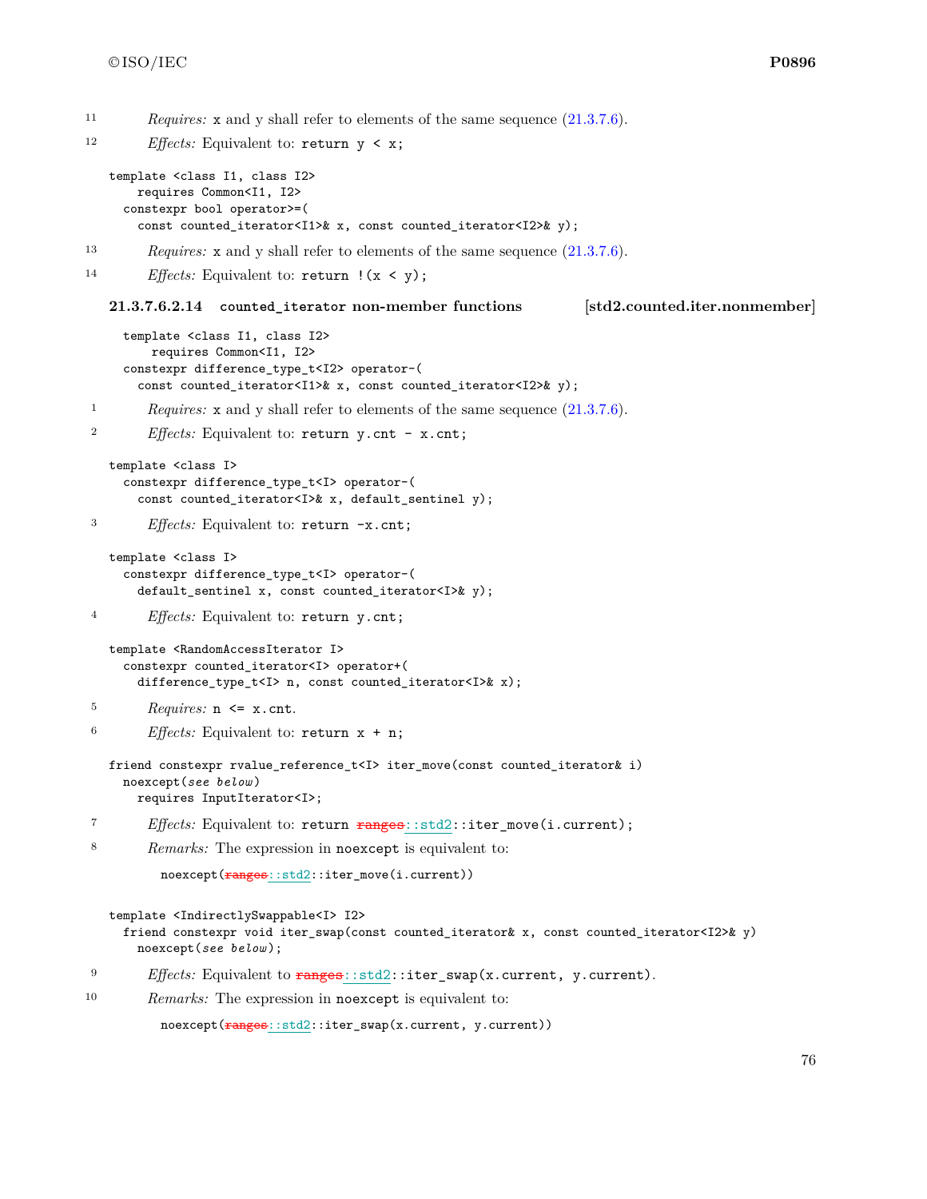11 *Requires:* x and y shall refer to elements of the same sequence (21.3.7.6).

12 *Effects:* Equivalent to: `return y < x;`

```
template <class I1, class I2>
    requires Common<I1, I2>
  constexpr bool operator>=(
    const counted_iterator<I1>& x, const counted_iterator<I2>& y);
```

13 *Requires:* x and y shall refer to elements of the same sequence (21.3.7.6).

14 *Effects:* Equivalent to: `return !(x < y);`

### 21.3.7.6.2.14 counted_iterator non-member functions [std2.counted.iter.nonmember]

```
template <class I1, class I2>
    requires Common<I1, I2>
  constexpr difference_type_t<I2> operator-(
    const counted_iterator<I1>& x, const counted_iterator<I2>& y);
```

1 *Requires:* x and y shall refer to elements of the same sequence (21.3.7.6).

2 *Effects:* Equivalent to: `return y.cnt - x.cnt;`

```
template <class I>
  constexpr difference_type_t<I> operator-(
    const counted_iterator<I>& x, default_sentinel y);
```

3 *Effects:* Equivalent to: `return -x.cnt;`

```
template <class I>
  constexpr difference_type_t<I> operator-(
    default_sentinel x, const counted_iterator<I>& y);
```

4 *Effects:* Equivalent to: `return y.cnt;`

```
template <RandomAccessIterator I>
  constexpr counted_iterator<I> operator+(
    difference_type_t<I> n, const counted_iterator<I>& x);
```

5 *Requires:* `n <= x.cnt`.

6 *Effects:* Equivalent to: `return x + n;`

```
friend constexpr rvalue_reference_t<I> iter_move(const counted_iterator& i)
  noexcept(see below)
    requires InputIterator<I>;
```

7 *Effects:* Equivalent to: `return ~~ranges~~::std2::iter_move(i.current);`

8 *Remarks:* The expression in `noexcept` is equivalent to:

```
noexcept(~~ranges~~::std2::iter_move(i.current))
```

```
template <IndirectlySwappable<I> I2>
  friend constexpr void iter_swap(const counted_iterator& x, const counted_iterator<I2>& y)
    noexcept(see below);
```

9 *Effects:* Equivalent to `~~ranges~~::std2::iter_swap(x.current, y.current)`.

10 *Remarks:* The expression in `noexcept` is equivalent to:

```
noexcept(~~ranges~~::std2::iter_swap(x.current, y.current))
```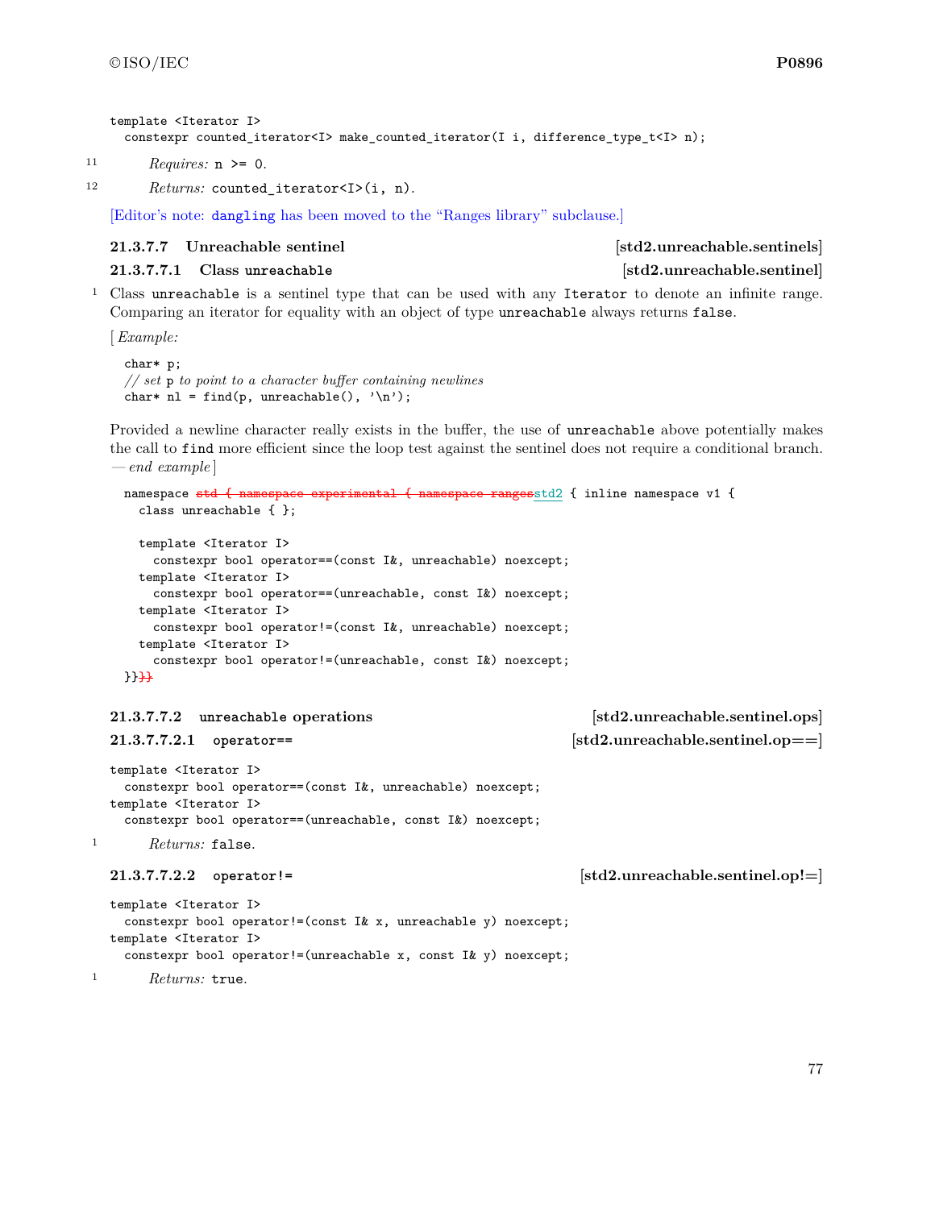```
template <Iterator I>
  constexpr counted_iterator<I> make_counted_iterator(I i, difference_type_t<I> n);
```

11 *Requires:* `n >= 0`.

12 *Returns:* `counted_iterator<I>(i, n)`.

[Editor's note: `dangling` has been moved to the "Ranges library" subclause.]

#### 21.3.7.7 Unreachable sentinel [std2.unreachable.sentinels]

##### 21.3.7.7.1 Class `unreachable` [std2.unreachable.sentinel]

1 Class `unreachable` is a sentinel type that can be used with any `Iterator` to denote an infinite range. Comparing an iterator for equality with an object of type `unreachable` always returns `false`.

[ *Example:*

```
char* p;
// set p to point to a character buffer containing newlines
char* nl = find(p, unreachable(), '\n');
```

Provided a newline character really exists in the buffer, the use of `unreachable` above potentially makes the call to `find` more efficient since the loop test against the sentinel does not require a conditional branch. — *end example* ]

```
namespace ~~std { namespace experimental { namespace ranges~~std2 { inline namespace v1 {
  class unreachable { };

  template <Iterator I>
    constexpr bool operator==(const I&, unreachable) noexcept;
  template <Iterator I>
    constexpr bool operator==(unreachable, const I&) noexcept;
  template <Iterator I>
    constexpr bool operator!=(const I&, unreachable) noexcept;
  template <Iterator I>
    constexpr bool operator!=(unreachable, const I&) noexcept;
}}~~}}~~
```

##### 21.3.7.7.2 `unreachable` operations [std2.unreachable.sentinel.ops]

###### 21.3.7.7.2.1 `operator==` [std2.unreachable.sentinel.op==]

```
template <Iterator I>
  constexpr bool operator==(const I&, unreachable) noexcept;
template <Iterator I>
  constexpr bool operator==(unreachable, const I&) noexcept;
```

1 *Returns:* `false`.

###### 21.3.7.7.2.2 `operator!=` [std2.unreachable.sentinel.op!=]

```
template <Iterator I>
  constexpr bool operator!=(const I& x, unreachable y) noexcept;
template <Iterator I>
  constexpr bool operator!=(unreachable x, const I& y) noexcept;
```

1 *Returns:* `true`.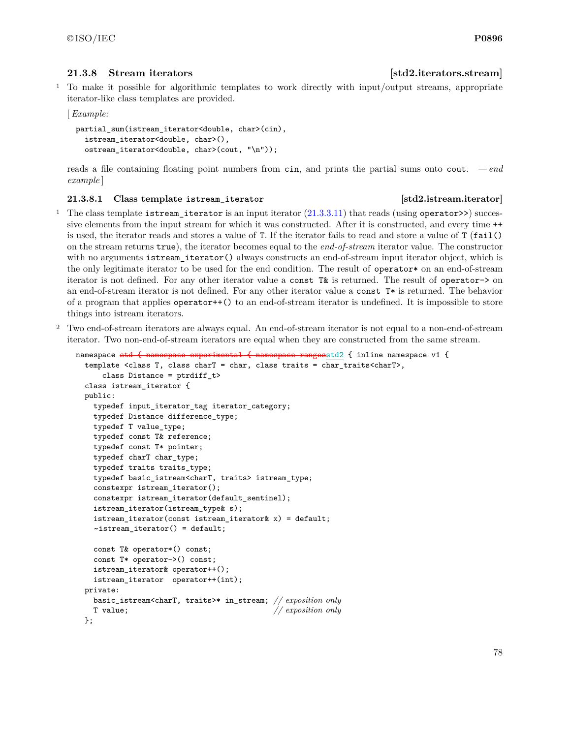### 21.3.8 Stream iterators [std2.iterators.stream]

1 To make it possible for algorithmic templates to work directly with input/output streams, appropriate iterator-like class templates are provided.

[ *Example:*

```
partial_sum(istream_iterator<double, char>(cin),
  istream_iterator<double, char>(),
  ostream_iterator<double, char>(cout, "\n"));
```

reads a file containing floating point numbers from `cin`, and prints the partial sums onto `cout`. — *end example* ]

#### 21.3.8.1 Class template `istream_iterator` [std2.istream.iterator]

1 The class template `istream_iterator` is an input iterator (21.3.3.11) that reads (using `operator>>`) successive elements from the input stream for which it was constructed. After it is constructed, and every time `++` is used, the iterator reads and stores a value of `T`. If the iterator fails to read and store a value of `T` (`fail()` on the stream returns `true`), the iterator becomes equal to the *end-of-stream* iterator value. The constructor with no arguments `istream_iterator()` always constructs an end-of-stream input iterator object, which is the only legitimate iterator to be used for the end condition. The result of `operator*` on an end-of-stream iterator is not defined. For any other iterator value a `const T&` is returned. The result of `operator->` on an end-of-stream iterator is not defined. For any other iterator value a `const T*` is returned. The behavior of a program that applies `operator++()` to an end-of-stream iterator is undefined. It is impossible to store things into istream iterators.

2 Two end-of-stream iterators are always equal. An end-of-stream iterator is not equal to a non-end-of-stream iterator. Two non-end-of-stream iterators are equal when they are constructed from the same stream.

```
namespace ~~std { namespace experimental { namespace ranges~~std2 { inline namespace v1 {
  template <class T, class charT = char, class traits = char_traits<charT>,
      class Distance = ptrdiff_t>
  class istream_iterator {
  public:
    typedef input_iterator_tag iterator_category;
    typedef Distance difference_type;
    typedef T value_type;
    typedef const T& reference;
    typedef const T* pointer;
    typedef charT char_type;
    typedef traits traits_type;
    typedef basic_istream<charT, traits> istream_type;
    constexpr istream_iterator();
    constexpr istream_iterator(default_sentinel);
    istream_iterator(istream_type& s);
    istream_iterator(const istream_iterator& x) = default;
    ~istream_iterator() = default;

    const T& operator*() const;
    const T* operator->() const;
    istream_iterator& operator++();
    istream_iterator  operator++(int);
  private:
    basic_istream<charT, traits>* in_stream; // exposition only
    T value;                                 // exposition only
  };
```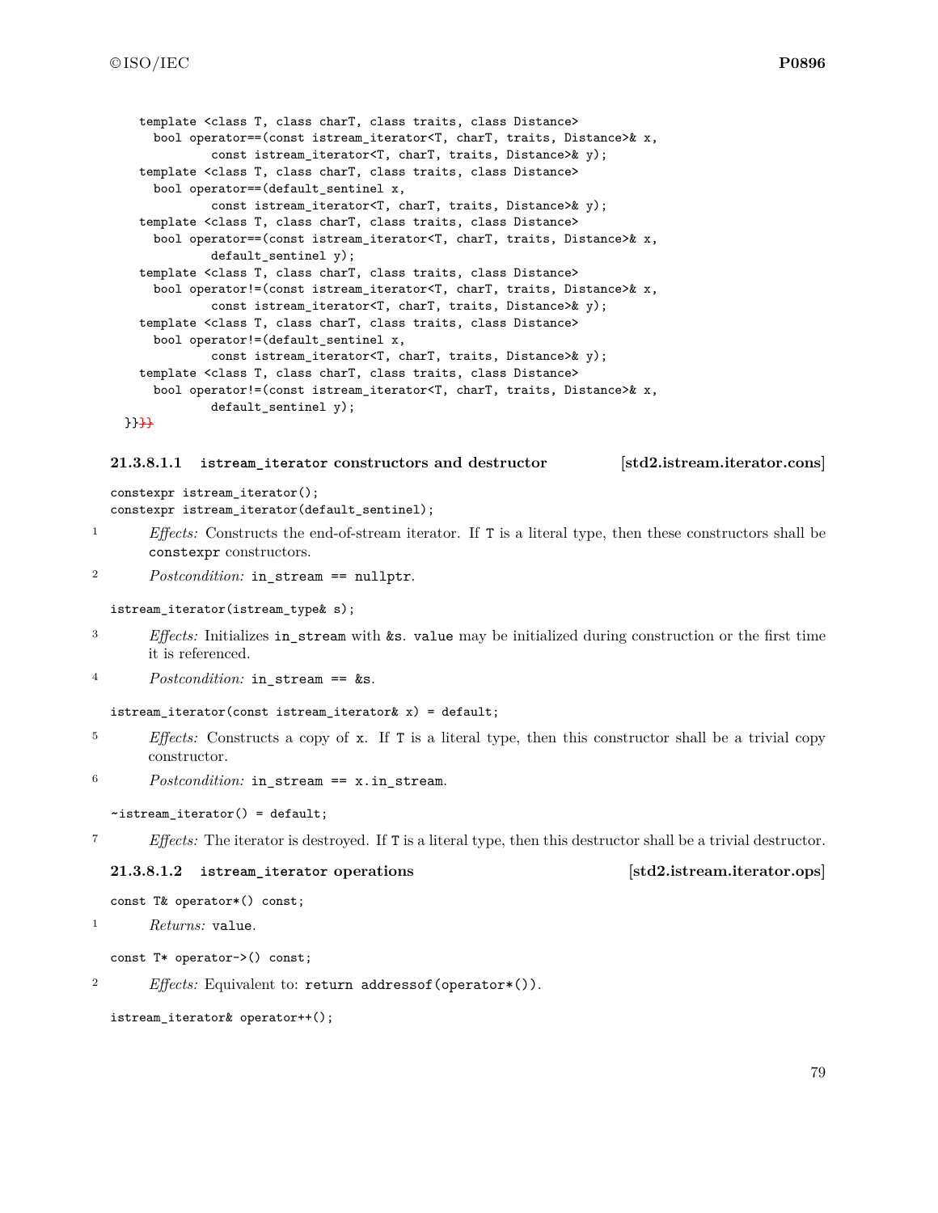```
    template <class T, class charT, class traits, class Distance>
      bool operator==(const istream_iterator<T, charT, traits, Distance>& x,
              const istream_iterator<T, charT, traits, Distance>& y);
    template <class T, class charT, class traits, class Distance>
      bool operator==(default_sentinel x,
              const istream_iterator<T, charT, traits, Distance>& y);
    template <class T, class charT, class traits, class Distance>
      bool operator==(const istream_iterator<T, charT, traits, Distance>& x,
              default_sentinel y);
    template <class T, class charT, class traits, class Distance>
      bool operator!=(const istream_iterator<T, charT, traits, Distance>& x,
              const istream_iterator<T, charT, traits, Distance>& y);
    template <class T, class charT, class traits, class Distance>
      bool operator!=(default_sentinel x,
              const istream_iterator<T, charT, traits, Distance>& y);
    template <class T, class charT, class traits, class Distance>
      bool operator!=(const istream_iterator<T, charT, traits, Distance>& x,
              default_sentinel y);
  }}~~}}~~
```

#### 21.3.8.1.1 istream_iterator constructors and destructor [std2.istream.iterator.cons]

```
constexpr istream_iterator();
constexpr istream_iterator(default_sentinel);
```

1 *Effects:* Constructs the end-of-stream iterator. If T is a literal type, then these constructors shall be constexpr constructors.

2 *Postcondition:* in_stream == nullptr.

```
istream_iterator(istream_type& s);
```

3 *Effects:* Initializes in_stream with &s. value may be initialized during construction or the first time it is referenced.

4 *Postcondition:* in_stream == &s.

```
istream_iterator(const istream_iterator& x) = default;
```

5 *Effects:* Constructs a copy of x. If T is a literal type, then this constructor shall be a trivial copy constructor.

6 *Postcondition:* in_stream == x.in_stream.

```
~istream_iterator() = default;
```

7 *Effects:* The iterator is destroyed. If T is a literal type, then this destructor shall be a trivial destructor.

#### 21.3.8.1.2 istream_iterator operations [std2.istream.iterator.ops]

```
const T& operator*() const;
```

1 *Returns:* value.

```
const T* operator->() const;
```

2 *Effects:* Equivalent to: return addressof(operator*()).

```
istream_iterator& operator++();
```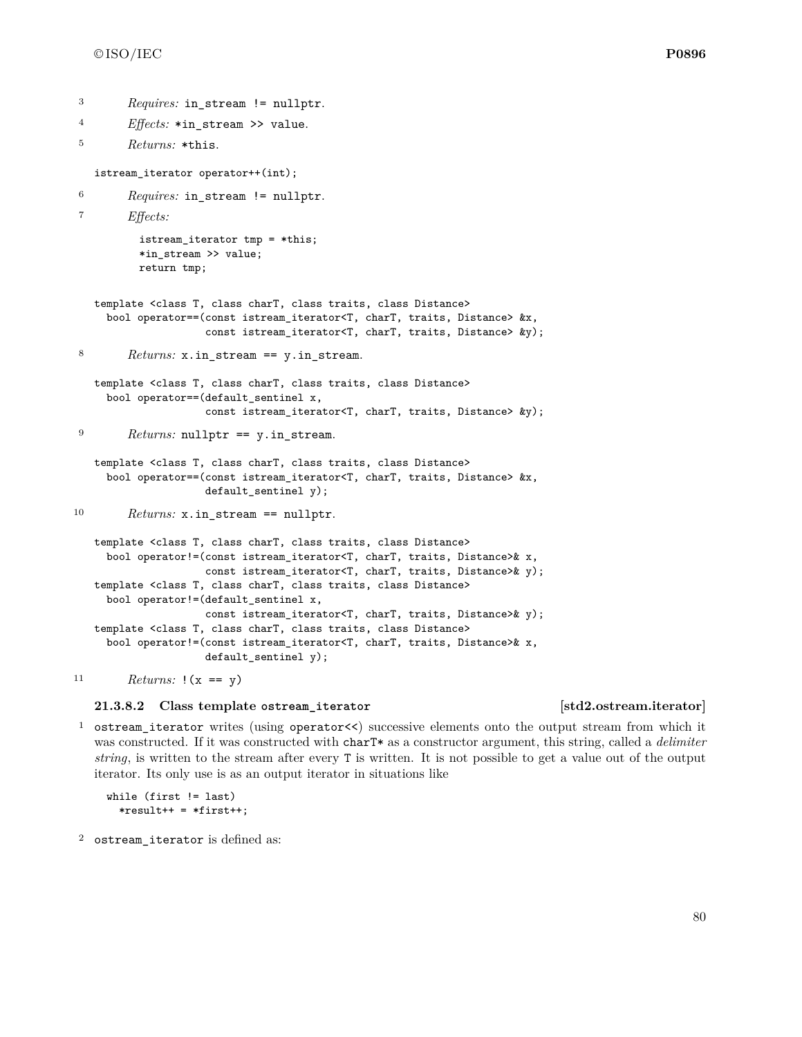3 *Requires:* `in_stream != nullptr`.

4 *Effects:* `*in_stream >> value`.

5 *Returns:* `*this`.

```
istream_iterator operator++(int);
```

6 *Requires:* `in_stream != nullptr`.

7 *Effects:*

```
istream_iterator tmp = *this;
*in_stream >> value;
return tmp;
```

```
template <class T, class charT, class traits, class Distance>
  bool operator==(const istream_iterator<T, charT, traits, Distance> &x,
                  const istream_iterator<T, charT, traits, Distance> &y);
```

8 *Returns:* `x.in_stream == y.in_stream`.

```
template <class T, class charT, class traits, class Distance>
  bool operator==(default_sentinel x,
                  const istream_iterator<T, charT, traits, Distance> &y);
```

9 *Returns:* `nullptr == y.in_stream`.

```
template <class T, class charT, class traits, class Distance>
  bool operator==(const istream_iterator<T, charT, traits, Distance> &x,
                  default_sentinel y);
```

10 *Returns:* `x.in_stream == nullptr`.

```
template <class T, class charT, class traits, class Distance>
  bool operator!=(const istream_iterator<T, charT, traits, Distance>& x,
                  const istream_iterator<T, charT, traits, Distance>& y);
template <class T, class charT, class traits, class Distance>
  bool operator!=(default_sentinel x,
                  const istream_iterator<T, charT, traits, Distance>& y);
template <class T, class charT, class traits, class Distance>
  bool operator!=(const istream_iterator<T, charT, traits, Distance>& x,
                  default_sentinel y);
```

11 *Returns:* `!(x == y)`

#### 21.3.8.2 Class template `ostream_iterator` [std2.ostream.iterator]

1 `ostream_iterator` writes (using `operator<<`) successive elements onto the output stream from which it was constructed. If it was constructed with `charT*` as a constructor argument, this string, called a *delimiter string*, is written to the stream after every `T` is written. It is not possible to get a value out of the output iterator. Its only use is as an output iterator in situations like

```
while (first != last)
  *result++ = *first++;
```

2 `ostream_iterator` is defined as: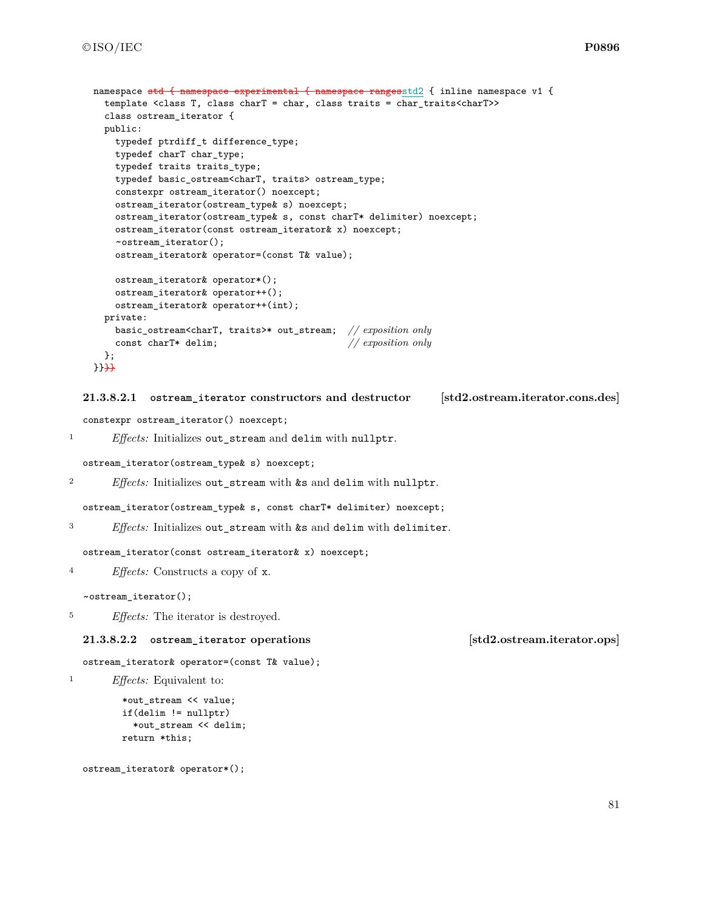```
namespace std { namespace experimental { namespace rangesstd2 { inline namespace v1 {
  template <class T, class charT = char, class traits = char_traits<charT>>
  class ostream_iterator {
  public:
    typedef ptrdiff_t difference_type;
    typedef charT char_type;
    typedef traits traits_type;
    typedef basic_ostream<charT, traits> ostream_type;
    constexpr ostream_iterator() noexcept;
    ostream_iterator(ostream_type& s) noexcept;
    ostream_iterator(ostream_type& s, const charT* delimiter) noexcept;
    ostream_iterator(const ostream_iterator& x) noexcept;
    ~ostream_iterator();
    ostream_iterator& operator=(const T& value);

    ostream_iterator& operator*();
    ostream_iterator& operator++();
    ostream_iterator& operator++(int);
  private:
    basic_ostream<charT, traits>* out_stream;  // exposition only
    const charT* delim;                        // exposition only
  };
}}}}
```

#### 21.3.8.2.1 ostream_iterator constructors and destructor [std2.ostream.iterator.cons.des]

```
constexpr ostream_iterator() noexcept;
```

1 *Effects:* Initializes `out_stream` and `delim` with `nullptr`.

```
ostream_iterator(ostream_type& s) noexcept;
```

2 *Effects:* Initializes `out_stream` with `&s` and `delim` with `nullptr`.

```
ostream_iterator(ostream_type& s, const charT* delimiter) noexcept;
```

3 *Effects:* Initializes `out_stream` with `&s` and `delim` with `delimiter`.

```
ostream_iterator(const ostream_iterator& x) noexcept;
```

4 *Effects:* Constructs a copy of `x`.

```
~ostream_iterator();
```

5 *Effects:* The iterator is destroyed.

#### 21.3.8.2.2 ostream_iterator operations [std2.ostream.iterator.ops]

```
ostream_iterator& operator=(const T& value);
```

1 *Effects:* Equivalent to:

```
*out_stream << value;
if(delim != nullptr)
  *out_stream << delim;
return *this;
```

```
ostream_iterator& operator*();
```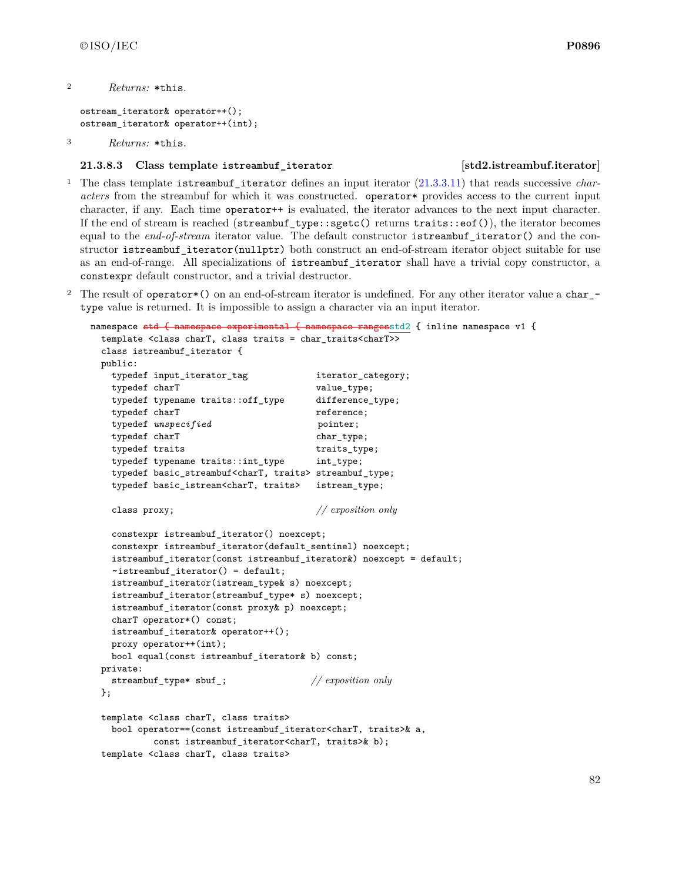2 *Returns:* `*this`.

```
ostream_iterator& operator++();
ostream_iterator& operator++(int);
```

3 *Returns:* `*this`.

#### 21.3.8.3 Class template `istreambuf_iterator` [std2.istreambuf.iterator]

1 The class template `istreambuf_iterator` defines an input iterator (21.3.3.11) that reads successive *characters* from the streambuf for which it was constructed. `operator*` provides access to the current input character, if any. Each time `operator++` is evaluated, the iterator advances to the next input character. If the end of stream is reached (`streambuf_type::sgetc()` returns `traits::eof()`), the iterator becomes equal to the *end-of-stream* iterator value. The default constructor `istreambuf_iterator()` and the constructor `istreambuf_iterator(nullptr)` both construct an end-of-stream iterator object suitable for use as an end-of-range. All specializations of `istreambuf_iterator` shall have a trivial copy constructor, a `constexpr` default constructor, and a trivial destructor.

2 The result of `operator*()` on an end-of-stream iterator is undefined. For any other iterator value a `char_type` value is returned. It is impossible to assign a character via an input iterator.

```
namespace ~~std { namespace experimental { namespace ranges~~std2 { inline namespace v1 {
  template <class charT, class traits = char_traits<charT>>
  class istreambuf_iterator {
  public:
    typedef input_iterator_tag             iterator_category;
    typedef charT                          value_type;
    typedef typename traits::off_type      difference_type;
    typedef charT                          reference;
    typedef unspecified                    pointer;
    typedef charT                          char_type;
    typedef traits                         traits_type;
    typedef typename traits::int_type      int_type;
    typedef basic_streambuf<charT, traits> streambuf_type;
    typedef basic_istream<charT, traits>   istream_type;

    class proxy;                           // exposition only

    constexpr istreambuf_iterator() noexcept;
    constexpr istreambuf_iterator(default_sentinel) noexcept;
    istreambuf_iterator(const istreambuf_iterator&) noexcept = default;
    ~istreambuf_iterator() = default;
    istreambuf_iterator(istream_type& s) noexcept;
    istreambuf_iterator(streambuf_type* s) noexcept;
    istreambuf_iterator(const proxy& p) noexcept;
    charT operator*() const;
    istreambuf_iterator& operator++();
    proxy operator++(int);
    bool equal(const istreambuf_iterator& b) const;
  private:
    streambuf_type* sbuf_;                // exposition only
  };

  template <class charT, class traits>
    bool operator==(const istreambuf_iterator<charT, traits>& a,
            const istreambuf_iterator<charT, traits>& b);
  template <class charT, class traits>
```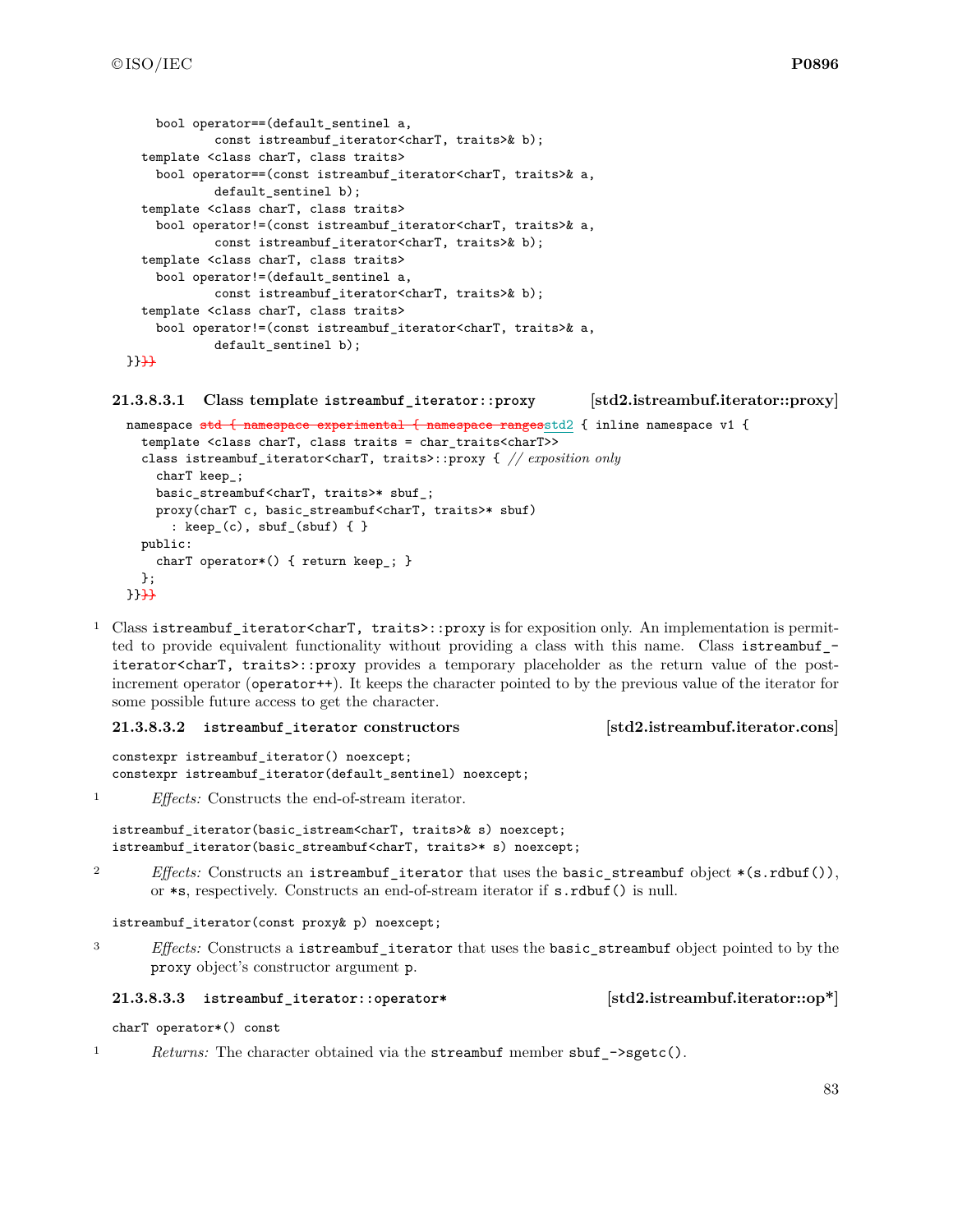```
    bool operator==(default_sentinel a,
            const istreambuf_iterator<charT, traits>& b);
  template <class charT, class traits>
    bool operator==(const istreambuf_iterator<charT, traits>& a,
            default_sentinel b);
  template <class charT, class traits>
    bool operator!=(const istreambuf_iterator<charT, traits>& a,
            const istreambuf_iterator<charT, traits>& b);
  template <class charT, class traits>
    bool operator!=(default_sentinel a,
            const istreambuf_iterator<charT, traits>& b);
  template <class charT, class traits>
    bool operator!=(const istreambuf_iterator<charT, traits>& a,
            default_sentinel b);
}}}}
```

### 21.3.8.3.1 Class template istreambuf_iterator::proxy [std2.istreambuf.iterator::proxy]

```
namespace std { namespace experimental { namespace rangesstd2 { inline namespace v1 {
  template <class charT, class traits = char_traits<charT>>
  class istreambuf_iterator<charT, traits>::proxy { // exposition only
    charT keep_;
    basic_streambuf<charT, traits>* sbuf_;
    proxy(charT c, basic_streambuf<charT, traits>* sbuf)
      : keep_(c), sbuf_(sbuf) { }
  public:
    charT operator*() { return keep_; }
  };
}}}}
```

1 Class `istreambuf_iterator<charT, traits>::proxy` is for exposition only. An implementation is permitted to provide equivalent functionality without providing a class with this name. Class `istreambuf_iterator<charT, traits>::proxy` provides a temporary placeholder as the return value of the post-increment operator (`operator++`). It keeps the character pointed to by the previous value of the iterator for some possible future access to get the character.

### 21.3.8.3.2 istreambuf_iterator constructors [std2.istreambuf.iterator.cons]

```
constexpr istreambuf_iterator() noexcept;
constexpr istreambuf_iterator(default_sentinel) noexcept;
```

1 *Effects:* Constructs the end-of-stream iterator.

```
istreambuf_iterator(basic_istream<charT, traits>& s) noexcept;
istreambuf_iterator(basic_streambuf<charT, traits>* s) noexcept;
```

2 *Effects:* Constructs an `istreambuf_iterator` that uses the `basic_streambuf` object `*(s.rdbuf())`, or `*s`, respectively. Constructs an end-of-stream iterator if `s.rdbuf()` is null.

```
istreambuf_iterator(const proxy& p) noexcept;
```

3 *Effects:* Constructs a `istreambuf_iterator` that uses the `basic_streambuf` object pointed to by the `proxy` object's constructor argument `p`.

### 21.3.8.3.3 istreambuf_iterator::operator* [std2.istreambuf.iterator::op*]

```
charT operator*() const
```

1 *Returns:* The character obtained via the `streambuf` member `sbuf_->sgetc()`.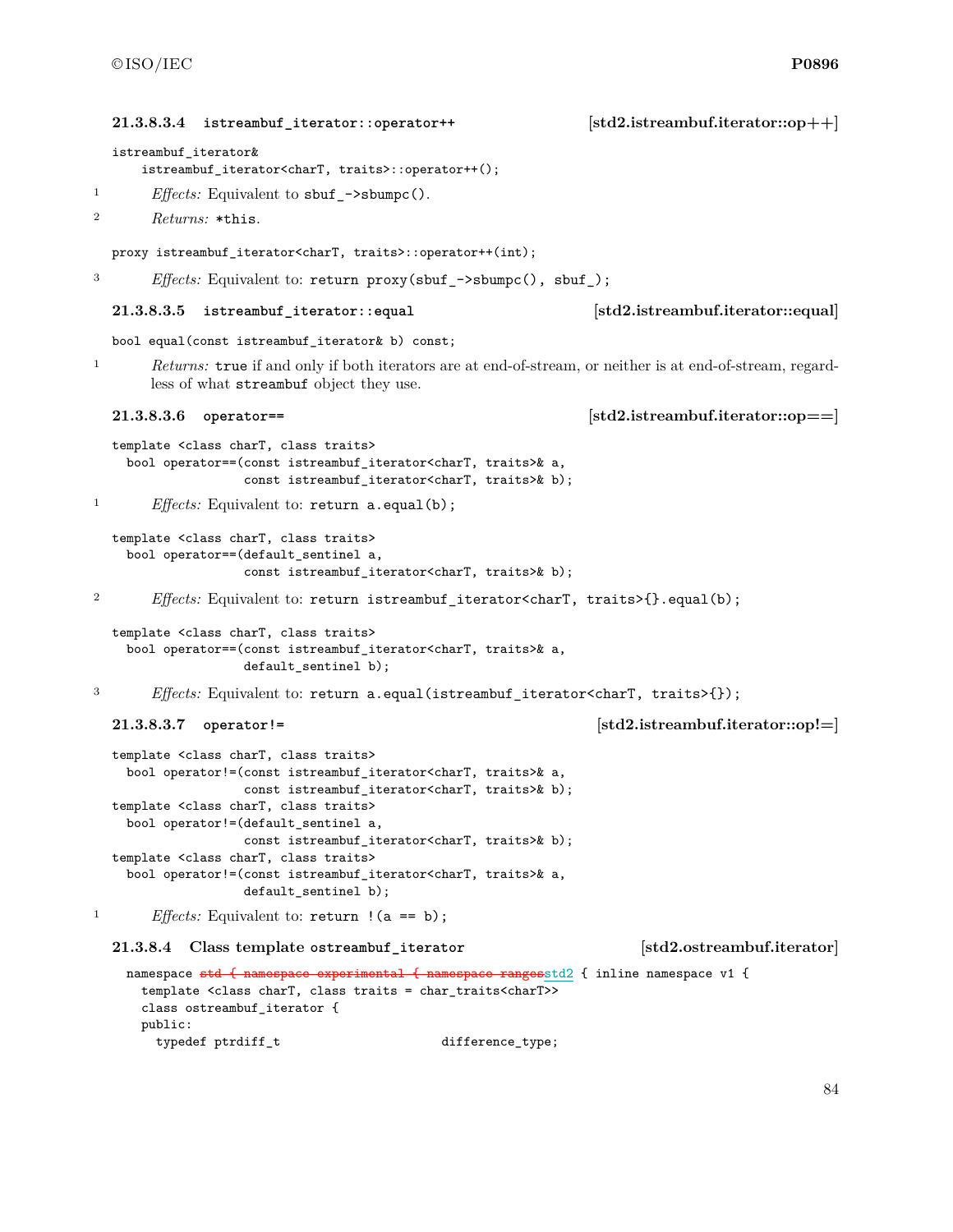#### 21.3.8.3.4 istreambuf_iterator::operator++ [std2.istreambuf.iterator::op++]

```
istreambuf_iterator&
    istreambuf_iterator<charT, traits>::operator++();
```

1 *Effects:* Equivalent to `sbuf_->sbumpc()`.

2 *Returns:* `*this`.

```
proxy istreambuf_iterator<charT, traits>::operator++(int);
```

3 *Effects:* Equivalent to: `return proxy(sbuf_->sbumpc(), sbuf_);`

#### 21.3.8.3.5 istreambuf_iterator::equal [std2.istreambuf.iterator::equal]

```
bool equal(const istreambuf_iterator& b) const;
```

1 *Returns:* `true` if and only if both iterators are at end-of-stream, or neither is at end-of-stream, regardless of what `streambuf` object they use.

#### 21.3.8.3.6 operator== [std2.istreambuf.iterator::op==]

```
template <class charT, class traits>
  bool operator==(const istreambuf_iterator<charT, traits>& a,
                  const istreambuf_iterator<charT, traits>& b);
```

1 *Effects:* Equivalent to: `return a.equal(b);`

```
template <class charT, class traits>
  bool operator==(default_sentinel a,
                  const istreambuf_iterator<charT, traits>& b);
```

2 *Effects:* Equivalent to: `return istreambuf_iterator<charT, traits>{}.equal(b);`

```
template <class charT, class traits>
  bool operator==(const istreambuf_iterator<charT, traits>& a,
                  default_sentinel b);
```

3 *Effects:* Equivalent to: `return a.equal(istreambuf_iterator<charT, traits>{});`

#### 21.3.8.3.7 operator!= [std2.istreambuf.iterator::op!=]

```
template <class charT, class traits>
  bool operator!=(const istreambuf_iterator<charT, traits>& a,
                  const istreambuf_iterator<charT, traits>& b);
template <class charT, class traits>
  bool operator!=(default_sentinel a,
                  const istreambuf_iterator<charT, traits>& b);
template <class charT, class traits>
  bool operator!=(const istreambuf_iterator<charT, traits>& a,
                  default_sentinel b);
```

1 *Effects:* Equivalent to: `return !(a == b);`

### 21.3.8.4 Class template ostreambuf_iterator [std2.ostreambuf.iterator]

```
namespace ~~std { namespace experimental { namespace ranges~~std2 { inline namespace v1 {
  template <class charT, class traits = char_traits<charT>>
  class ostreambuf_iterator {
  public:
    typedef ptrdiff_t                     difference_type;
```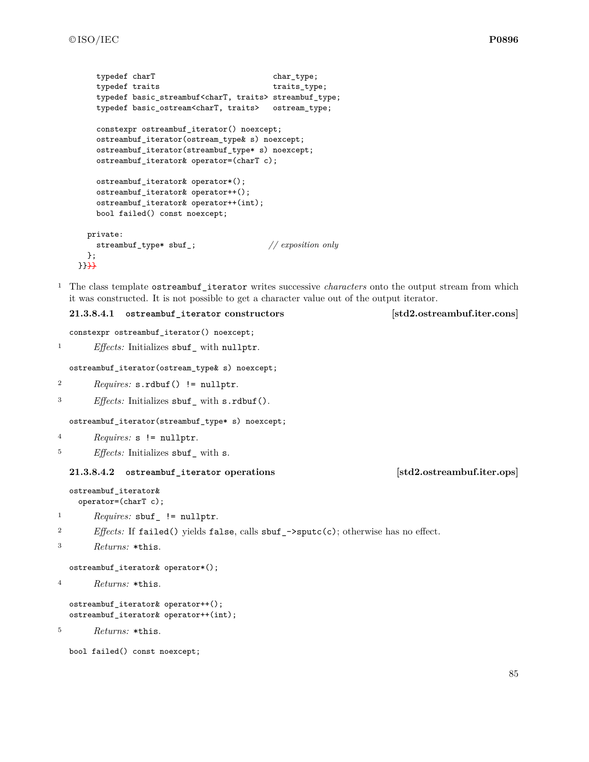```
    typedef charT                          char_type;
    typedef traits                         traits_type;
    typedef basic_streambuf<charT, traits> streambuf_type;
    typedef basic_ostream<charT, traits>   ostream_type;

    constexpr ostreambuf_iterator() noexcept;
    ostreambuf_iterator(ostream_type& s) noexcept;
    ostreambuf_iterator(streambuf_type* s) noexcept;
    ostreambuf_iterator& operator=(charT c);

    ostreambuf_iterator& operator*();
    ostreambuf_iterator& operator++();
    ostreambuf_iterator& operator++(int);
    bool failed() const noexcept;

  private:
    streambuf_type* sbuf_;                // exposition only
  };
}}}}
```

1 The class template `ostreambuf_iterator` writes successive *characters* onto the output stream from which it was constructed. It is not possible to get a character value out of the output iterator.

#### 21.3.8.4.1 `ostreambuf_iterator` constructors [std2.ostreambuf.iter.cons]

```
constexpr ostreambuf_iterator() noexcept;
```

1 *Effects:* Initializes `sbuf_` with `nullptr`.

```
ostreambuf_iterator(ostream_type& s) noexcept;
```

2 *Requires:* `s.rdbuf() != nullptr`.

3 *Effects:* Initializes `sbuf_` with `s.rdbuf()`.

```
ostreambuf_iterator(streambuf_type* s) noexcept;
```

4 *Requires:* `s != nullptr`.

5 *Effects:* Initializes `sbuf_` with `s`.

#### 21.3.8.4.2 `ostreambuf_iterator` operations [std2.ostreambuf.iter.ops]

```
ostreambuf_iterator&
  operator=(charT c);
```

1 *Requires:* `sbuf_ != nullptr`.

2 *Effects:* If `failed()` yields `false`, calls `sbuf_->sputc(c)`; otherwise has no effect.

3 *Returns:* `*this`.

```
ostreambuf_iterator& operator*();
```

4 *Returns:* `*this`.

```
ostreambuf_iterator& operator++();
ostreambuf_iterator& operator++(int);
```

5 *Returns:* `*this`.

```
bool failed() const noexcept;
```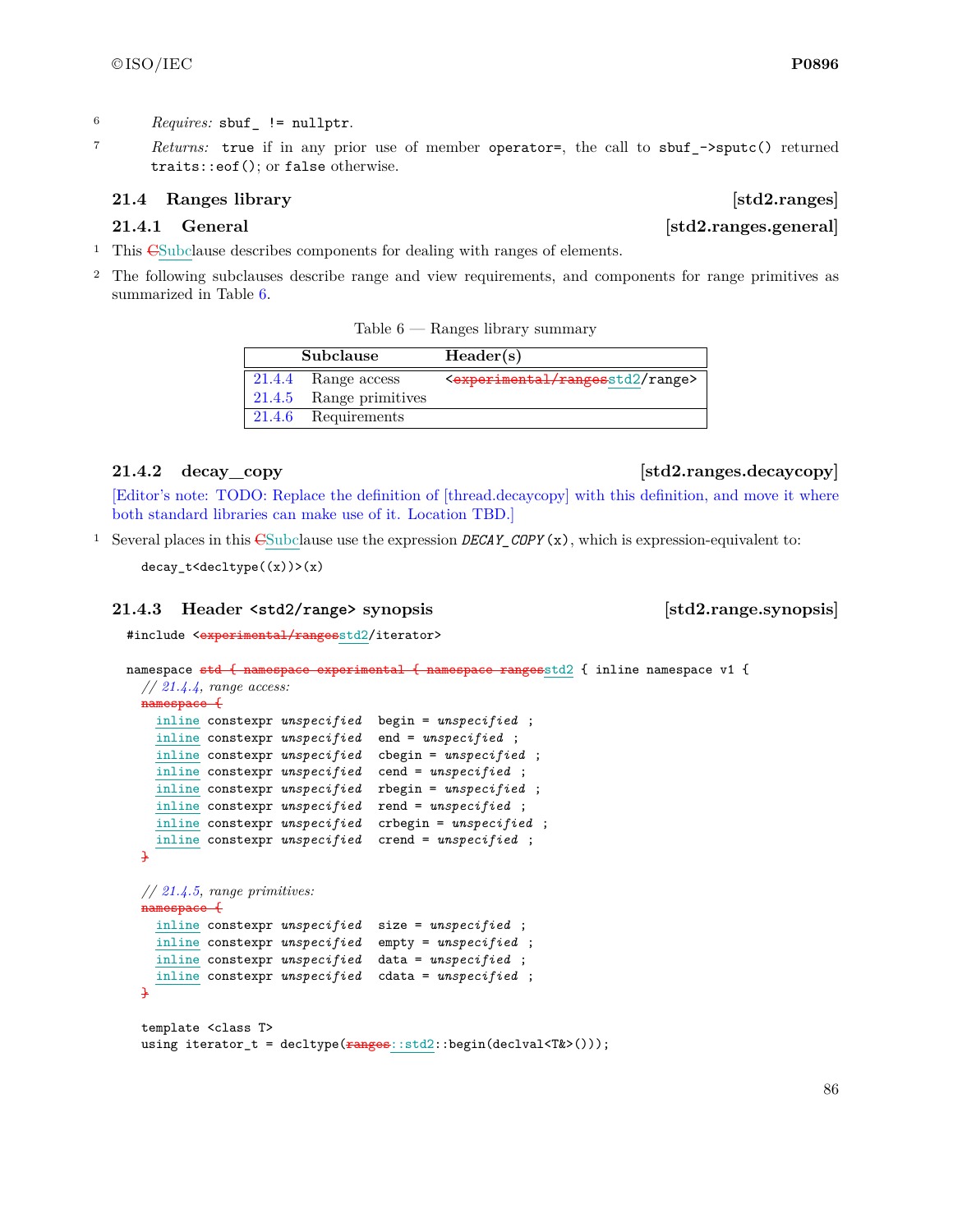6 *Requires:* `sbuf_ != nullptr`.

7 *Returns:* `true` if in any prior use of member `operator=`, the call to `sbuf_->sputc()` returned `traits::eof()`; or `false` otherwise.

### 21.4 Ranges library [std2.ranges]

#### 21.4.1 General [std2.ranges.general]

1 This ~~C~~Subclause describes components for dealing with ranges of elements.

2 The following subclauses describe range and view requirements, and components for range primitives as summarized in Table 6.

Table 6 — Ranges library summary

| | Subclause | Header(s) |
|---|---|---|
| 21.4.4 | Range access | `<~~experimental/ranges~~std2/range>` |
| 21.4.5 | Range primitives | |
| 21.4.6 | Requirements | |

#### 21.4.2 decay_copy [std2.ranges.decaycopy]

[Editor's note: TODO: Replace the definition of [thread.decaycopy] with this definition, and move it where both standard libraries can make use of it. Location TBD.]

1 Several places in this ~~C~~Subclause use the expression *`DECAY_COPY`*`(x)`, which is expression-equivalent to:

```
decay_t<decltype((x))>(x)
```

#### 21.4.3 Header `<std2/range>` synopsis [std2.range.synopsis]

```
#include <~~experimental/ranges~~std2/iterator>

namespace ~~std { namespace experimental { namespace ranges~~std2 { inline namespace v1 {
  // 21.4.4, range access:
  ~~namespace {~~
    inline constexpr unspecified  begin = unspecified ;
    inline constexpr unspecified  end = unspecified ;
    inline constexpr unspecified  cbegin = unspecified ;
    inline constexpr unspecified  cend = unspecified ;
    inline constexpr unspecified  rbegin = unspecified ;
    inline constexpr unspecified  rend = unspecified ;
    inline constexpr unspecified  crbegin = unspecified ;
    inline constexpr unspecified  crend = unspecified ;
  ~~}~~

  // 21.4.5, range primitives:
  ~~namespace {~~
    inline constexpr unspecified  size = unspecified ;
    inline constexpr unspecified  empty = unspecified ;
    inline constexpr unspecified  data = unspecified ;
    inline constexpr unspecified  cdata = unspecified ;
  ~~}~~

  template <class T>
  using iterator_t = decltype(~~ranges~~::std2::begin(declval<T&>()));
```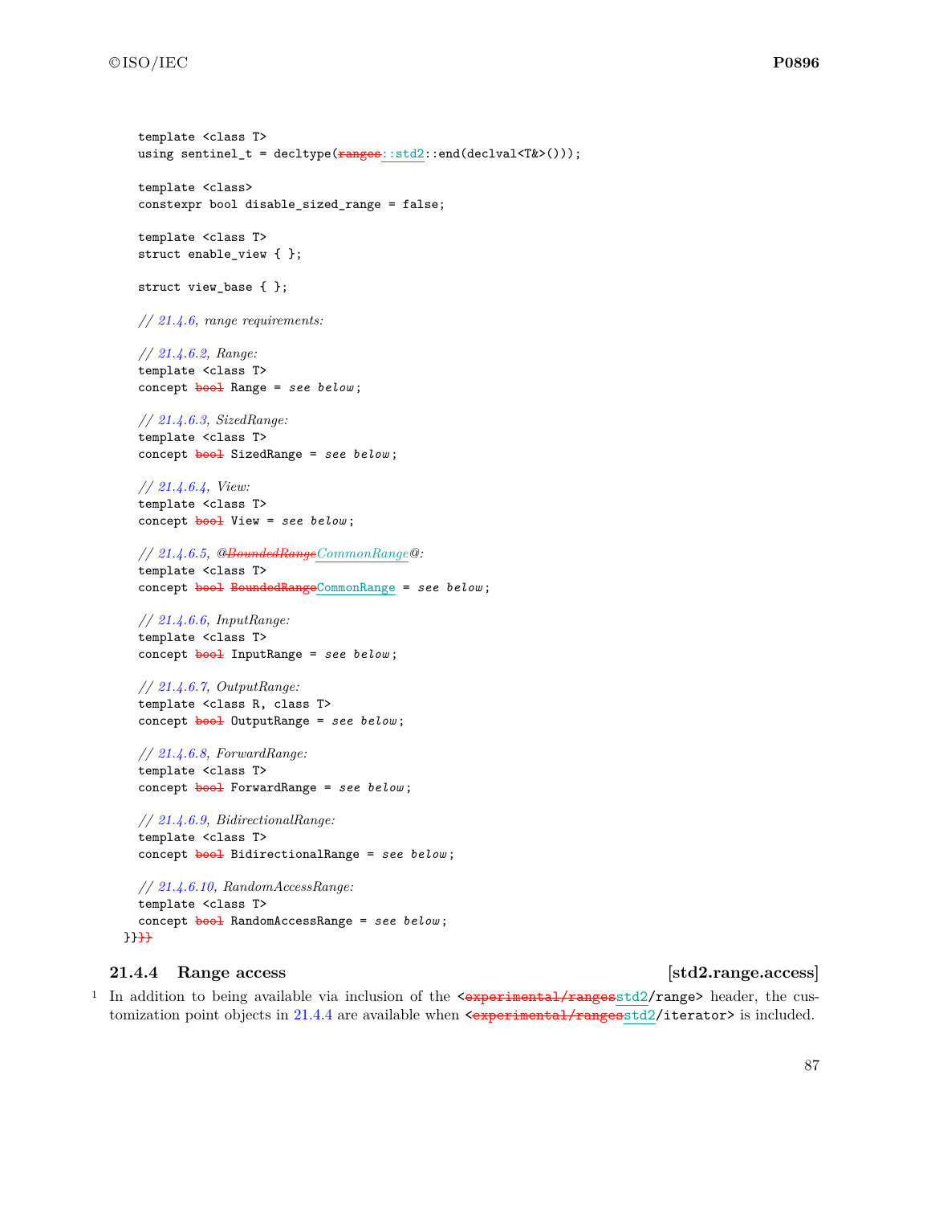```
template <class T>
using sentinel_t = decltype(ranges::std2::end(declval<T&>()));

template <class>
constexpr bool disable_sized_range = false;

template <class T>
struct enable_view { };

struct view_base { };

// 21.4.6, range requirements:

// 21.4.6.2, Range:
template <class T>
concept bool Range = see below;

// 21.4.6.3, SizedRange:
template <class T>
concept bool SizedRange = see below;

// 21.4.6.4, View:
template <class T>
concept bool View = see below;

// 21.4.6.5, @BoundedRangeCommonRange@:
template <class T>
concept bool BoundedRangeCommonRange = see below;

// 21.4.6.6, InputRange:
template <class T>
concept bool InputRange = see below;

// 21.4.6.7, OutputRange:
template <class R, class T>
concept bool OutputRange = see below;

// 21.4.6.8, ForwardRange:
template <class T>
concept bool ForwardRange = see below;

// 21.4.6.9, BidirectionalRange:
template <class T>
concept bool BidirectionalRange = see below;

// 21.4.6.10, RandomAccessRange:
template <class T>
concept bool RandomAccessRange = see below;
}}}}
```

### 21.4.4 Range access [std2.range.access]

[1] In addition to being available via inclusion of the `<experimental/rangesstd2/range>` header, the customization point objects in 21.4.4 are available when `<experimental/rangesstd2/iterator>` is included.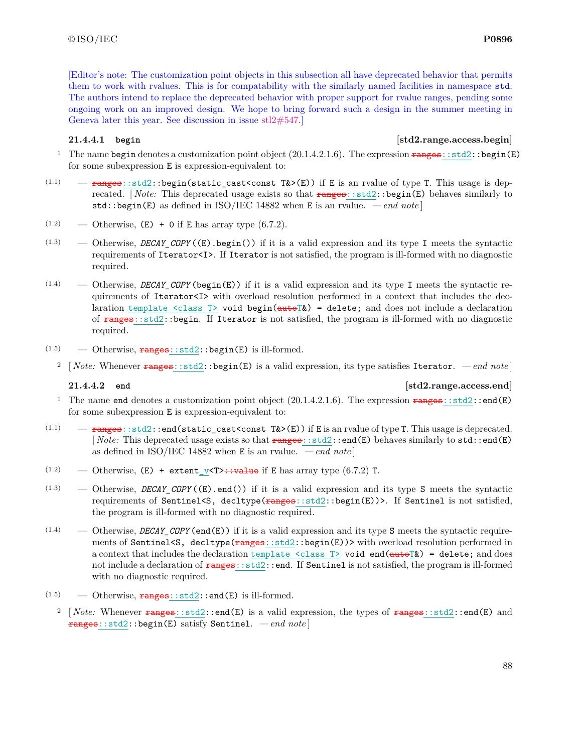[Editor's note: The customization point objects in this subsection all have deprecated behavior that permits them to work with rvalues. This is for compatability with the similarly named facilities in namespace `std`. The authors intend to replace the deprecated behavior with proper support for rvalue ranges, pending some ongoing work on an improved design. We hope to bring forward such a design in the summer meeting in Geneva later this year. See discussion in issue stl2#547.]

### 21.4.4.1 `begin` [std2.range.access.begin]

1 The name `begin` denotes a customization point object (20.1.4.2.1.6). The expression ~~`ranges`~~`::std2::begin(E)` for some subexpression `E` is expression-equivalent to:

(1.1) — ~~`ranges`~~`::std2::begin(static_cast<const T&>(E))` if `E` is an rvalue of type `T`. This usage is deprecated. [ *Note:* This deprecated usage exists so that ~~`ranges`~~`::std2::begin(E)` behaves similarly to `std::begin(E)` as defined in ISO/IEC 14882 when `E` is an rvalue. — *end note* ]

(1.2) — Otherwise, `(E) + 0` if `E` has array type (6.7.2).

(1.3) — Otherwise, *`DECAY_COPY`*`((E).begin())` if it is a valid expression and its type `I` meets the syntactic requirements of `Iterator<I>`. If `Iterator` is not satisfied, the program is ill-formed with no diagnostic required.

(1.4) — Otherwise, *`DECAY_COPY`*`(begin(E))` if it is a valid expression and its type `I` meets the syntactic requirements of `Iterator<I>` with overload resolution performed in a context that includes the declaration `template <class T> void begin(`~~`auto`~~`T&) = delete;` and does not include a declaration of ~~`ranges`~~`::std2::begin`. If `Iterator` is not satisfied, the program is ill-formed with no diagnostic required.

(1.5) — Otherwise, ~~`ranges`~~`::std2::begin(E)` is ill-formed.

2 [ *Note:* Whenever ~~`ranges`~~`::std2::begin(E)` is a valid expression, its type satisfies `Iterator`. — *end note* ]

### 21.4.4.2 `end` [std2.range.access.end]

1 The name `end` denotes a customization point object (20.1.4.2.1.6). The expression ~~`ranges`~~`::std2::end(E)` for some subexpression `E` is expression-equivalent to:

(1.1) — ~~`ranges`~~`::std2::end(static_cast<const T&>(E))` if `E` is an rvalue of type `T`. This usage is deprecated. [ *Note:* This deprecated usage exists so that ~~`ranges`~~`::std2::end(E)` behaves similarly to `std::end(E)` as defined in ISO/IEC 14882 when `E` is an rvalue. — *end note* ]

(1.2) — Otherwise, `(E) + extent_v<T>`~~`::value`~~ if `E` has array type (6.7.2) `T`.

(1.3) — Otherwise, *`DECAY_COPY`*`((E).end())` if it is a valid expression and its type `S` meets the syntactic requirements of `Sentinel<S, decltype(`~~`ranges`~~`::std2::begin(E))>`. If `Sentinel` is not satisfied, the program is ill-formed with no diagnostic required.

(1.4) — Otherwise, *`DECAY_COPY`*`(end(E))` if it is a valid expression and its type `S` meets the syntactic requirements of `Sentinel<S, decltype(`~~`ranges`~~`::std2::begin(E))>` with overload resolution performed in a context that includes the declaration `template <class T> void end(`~~`auto`~~`T&) = delete;` and does not include a declaration of ~~`ranges`~~`::std2::end`. If `Sentinel` is not satisfied, the program is ill-formed with no diagnostic required.

(1.5) — Otherwise, ~~`ranges`~~`::std2::end(E)` is ill-formed.

2 [ *Note:* Whenever ~~`ranges`~~`::std2::end(E)` is a valid expression, the types of ~~`ranges`~~`::std2::end(E)` and ~~`ranges`~~`::std2::begin(E)` satisfy `Sentinel`. — *end note* ]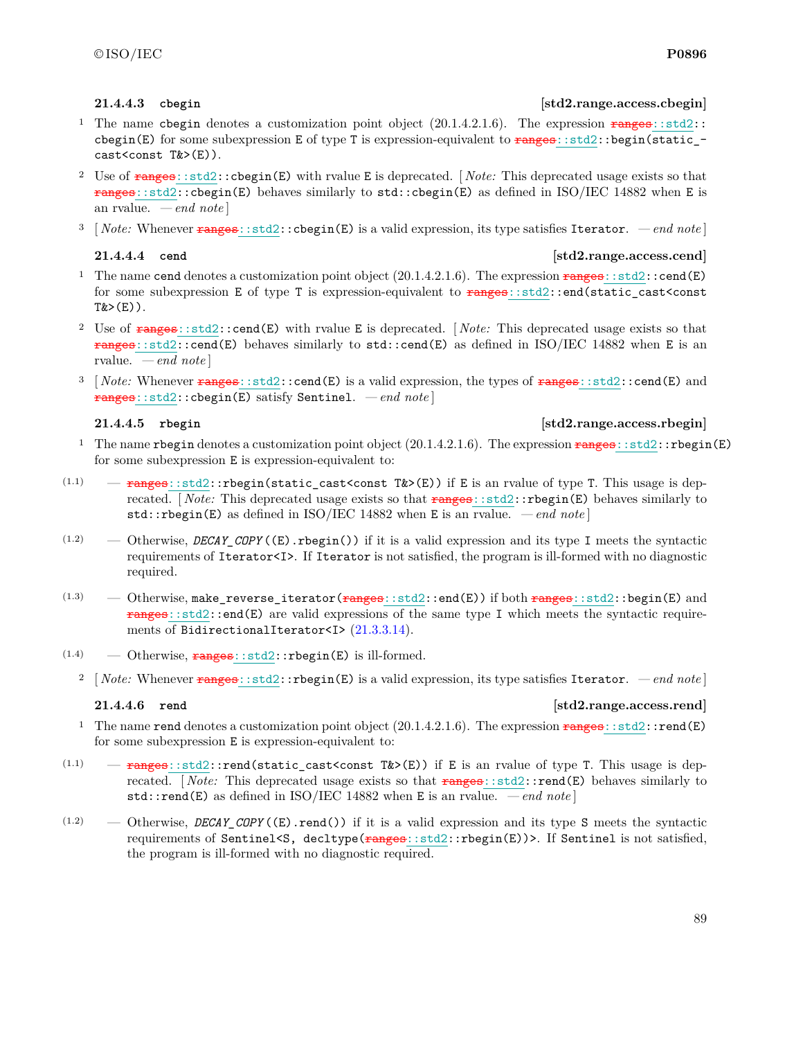#### 21.4.4.3 cbegin [std2.range.access.cbegin]

1 The name cbegin denotes a customization point object (20.1.4.2.1.6). The expression ~~ranges~~::std2::cbegin(E) for some subexpression E of type T is expression-equivalent to ~~ranges~~::std2::begin(static_cast<const T&>(E)).

2 Use of ~~ranges~~::std2::cbegin(E) with rvalue E is deprecated. [ *Note:* This deprecated usage exists so that ~~ranges~~::std2::cbegin(E) behaves similarly to std::cbegin(E) as defined in ISO/IEC 14882 when E is an rvalue. — *end note* ]

3 [ *Note:* Whenever ~~ranges~~::std2::cbegin(E) is a valid expression, its type satisfies Iterator. — *end note* ]

#### 21.4.4.4 cend [std2.range.access.cend]

1 The name cend denotes a customization point object (20.1.4.2.1.6). The expression ~~ranges~~::std2::cend(E) for some subexpression E of type T is expression-equivalent to ~~ranges~~::std2::end(static_cast<const T&>(E)).

2 Use of ~~ranges~~::std2::cend(E) with rvalue E is deprecated. [ *Note:* This deprecated usage exists so that ~~ranges~~::std2::cend(E) behaves similarly to std::cend(E) as defined in ISO/IEC 14882 when E is an rvalue. — *end note* ]

3 [ *Note:* Whenever ~~ranges~~::std2::cend(E) is a valid expression, the types of ~~ranges~~::std2::cend(E) and ~~ranges~~::std2::cbegin(E) satisfy Sentinel. — *end note* ]

#### 21.4.4.5 rbegin [std2.range.access.rbegin]

1 The name rbegin denotes a customization point object (20.1.4.2.1.6). The expression ~~ranges~~::std2::rbegin(E) for some subexpression E is expression-equivalent to:

(1.1) — ~~ranges~~::std2::rbegin(static_cast<const T&>(E)) if E is an rvalue of type T. This usage is deprecated. [ *Note:* This deprecated usage exists so that ~~ranges~~::std2::rbegin(E) behaves similarly to std::rbegin(E) as defined in ISO/IEC 14882 when E is an rvalue. — *end note* ]

(1.2) — Otherwise, *DECAY_COPY*((E).rbegin()) if it is a valid expression and its type I meets the syntactic requirements of Iterator<I>. If Iterator is not satisfied, the program is ill-formed with no diagnostic required.

(1.3) — Otherwise, make_reverse_iterator(~~ranges~~::std2::end(E)) if both ~~ranges~~::std2::begin(E) and ~~ranges~~::std2::end(E) are valid expressions of the same type I which meets the syntactic requirements of BidirectionalIterator<I> (21.3.3.14).

(1.4) — Otherwise, ~~ranges~~::std2::rbegin(E) is ill-formed.

2 [ *Note:* Whenever ~~ranges~~::std2::rbegin(E) is a valid expression, its type satisfies Iterator. — *end note* ]

#### 21.4.4.6 rend [std2.range.access.rend]

1 The name rend denotes a customization point object (20.1.4.2.1.6). The expression ~~ranges~~::std2::rend(E) for some subexpression E is expression-equivalent to:

(1.1) — ~~ranges~~::std2::rend(static_cast<const T&>(E)) if E is an rvalue of type T. This usage is deprecated. [ *Note:* This deprecated usage exists so that ~~ranges~~::std2::rend(E) behaves similarly to std::rend(E) as defined in ISO/IEC 14882 when E is an rvalue. — *end note* ]

(1.2) — Otherwise, *DECAY_COPY*((E).rend()) if it is a valid expression and its type S meets the syntactic requirements of Sentinel<S, decltype(~~ranges~~::std2::rbegin(E))>. If Sentinel is not satisfied, the program is ill-formed with no diagnostic required.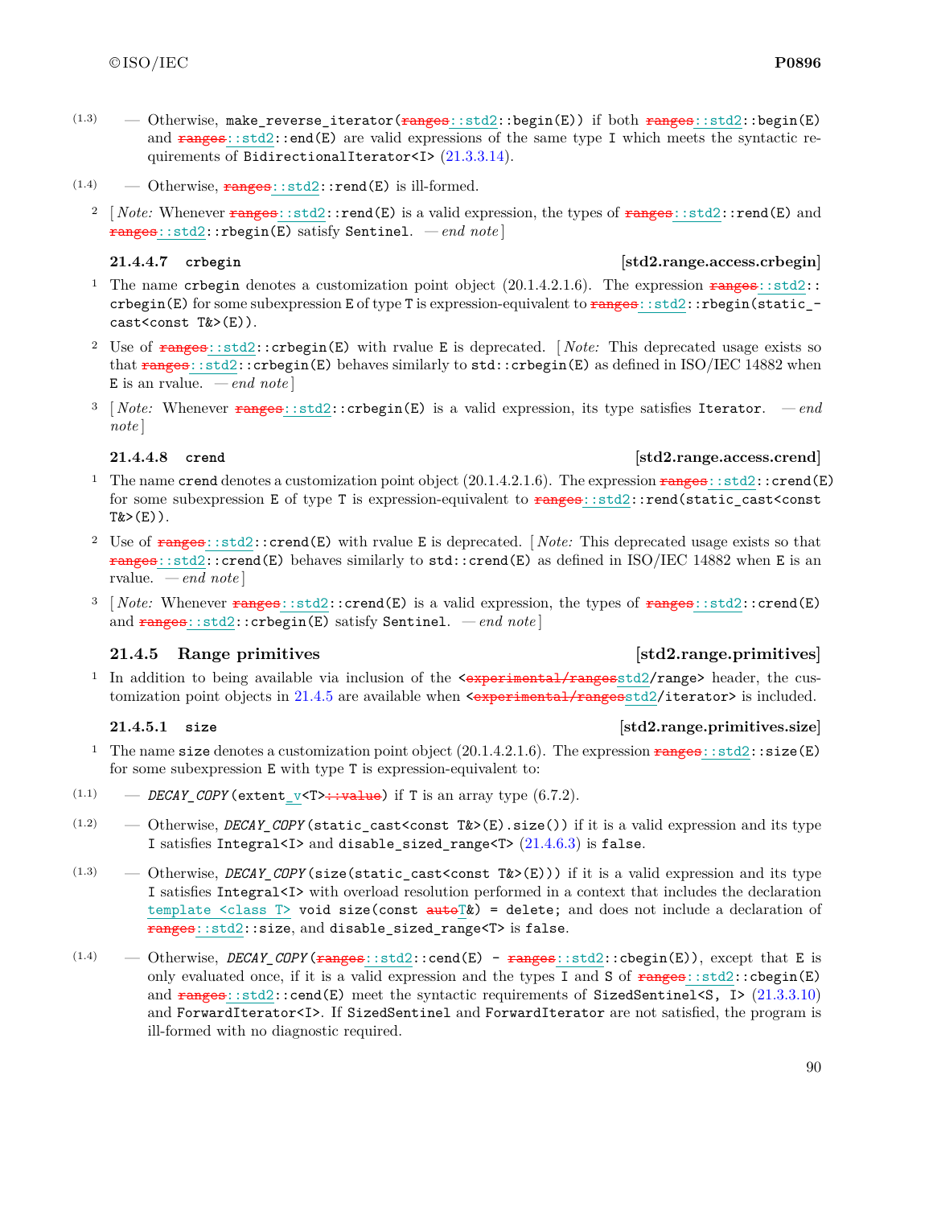(1.3) — Otherwise, `make_reverse_iterator(~~ranges~~::std2::begin(E))` if both `~~ranges~~::std2::begin(E)` and `~~ranges~~::std2::end(E)` are valid expressions of the same type `I` which meets the syntactic requirements of `BidirectionalIterator<I>` (21.3.3.14).

(1.4) — Otherwise, `~~ranges~~::std2::rend(E)` is ill-formed.

2 [ *Note:* Whenever `~~ranges~~::std2::rend(E)` is a valid expression, the types of `~~ranges~~::std2::rend(E)` and `~~ranges~~::std2::rbegin(E)` satisfy `Sentinel`. — *end note* ]

#### 21.4.4.7 `crbegin` [std2.range.access.crbegin]

1 The name `crbegin` denotes a customization point object (20.1.4.2.1.6). The expression `~~ranges~~::std2::crbegin(E)` for some subexpression `E` of type `T` is expression-equivalent to `~~ranges~~::std2::rbegin(static_cast<const T&>(E))`.

2 Use of `~~ranges~~::std2::crbegin(E)` with rvalue `E` is deprecated. [ *Note:* This deprecated usage exists so that `~~ranges~~::std2::crbegin(E)` behaves similarly to `std::crbegin(E)` as defined in ISO/IEC 14882 when `E` is an rvalue. — *end note* ]

3 [ *Note:* Whenever `~~ranges~~::std2::crbegin(E)` is a valid expression, its type satisfies `Iterator`. — *end note* ]

#### 21.4.4.8 `crend` [std2.range.access.crend]

1 The name `crend` denotes a customization point object (20.1.4.2.1.6). The expression `~~ranges~~::std2::crend(E)` for some subexpression `E` of type `T` is expression-equivalent to `~~ranges~~::std2::rend(static_cast<const T&>(E))`.

2 Use of `~~ranges~~::std2::crend(E)` with rvalue `E` is deprecated. [ *Note:* This deprecated usage exists so that `~~ranges~~::std2::crend(E)` behaves similarly to `std::crend(E)` as defined in ISO/IEC 14882 when `E` is an rvalue. — *end note* ]

3 [ *Note:* Whenever `~~ranges~~::std2::crend(E)` is a valid expression, the types of `~~ranges~~::std2::crend(E)` and `~~ranges~~::std2::crbegin(E)` satisfy `Sentinel`. — *end note* ]

### 21.4.5 Range primitives [std2.range.primitives]

1 In addition to being available via inclusion of the `<~~experimental/ranges~~std2/range>` header, the customization point objects in 21.4.5 are available when `<~~experimental/ranges~~std2/iterator>` is included.

#### 21.4.5.1 `size` [std2.range.primitives.size]

1 The name `size` denotes a customization point object (20.1.4.2.1.6). The expression `~~ranges~~::std2::size(E)` for some subexpression `E` with type `T` is expression-equivalent to:

(1.1) — `DECAY_COPY(extent_v<T>~~::value~~)` if `T` is an array type (6.7.2).

(1.2) — Otherwise, `DECAY_COPY(static_cast<const T&>(E).size())` if it is a valid expression and its type `I` satisfies `Integral<I>` and `disable_sized_range<T>` (21.4.6.3) is `false`.

(1.3) — Otherwise, `DECAY_COPY(size(static_cast<const T&>(E)))` if it is a valid expression and its type `I` satisfies `Integral<I>` with overload resolution performed in a context that includes the declaration `template <class T> void size(const ~~auto~~T&) = delete;` and does not include a declaration of `~~ranges~~::std2::size`, and `disable_sized_range<T>` is `false`.

(1.4) — Otherwise, `DECAY_COPY(~~ranges~~::std2::cend(E) - ~~ranges~~::std2::cbegin(E))`, except that `E` is only evaluated once, if it is a valid expression and the types `I` and `S` of `~~ranges~~::std2::cbegin(E)` and `~~ranges~~::std2::cend(E)` meet the syntactic requirements of `SizedSentinel<S, I>` (21.3.3.10) and `ForwardIterator<I>`. If `SizedSentinel` and `ForwardIterator` are not satisfied, the program is ill-formed with no diagnostic required.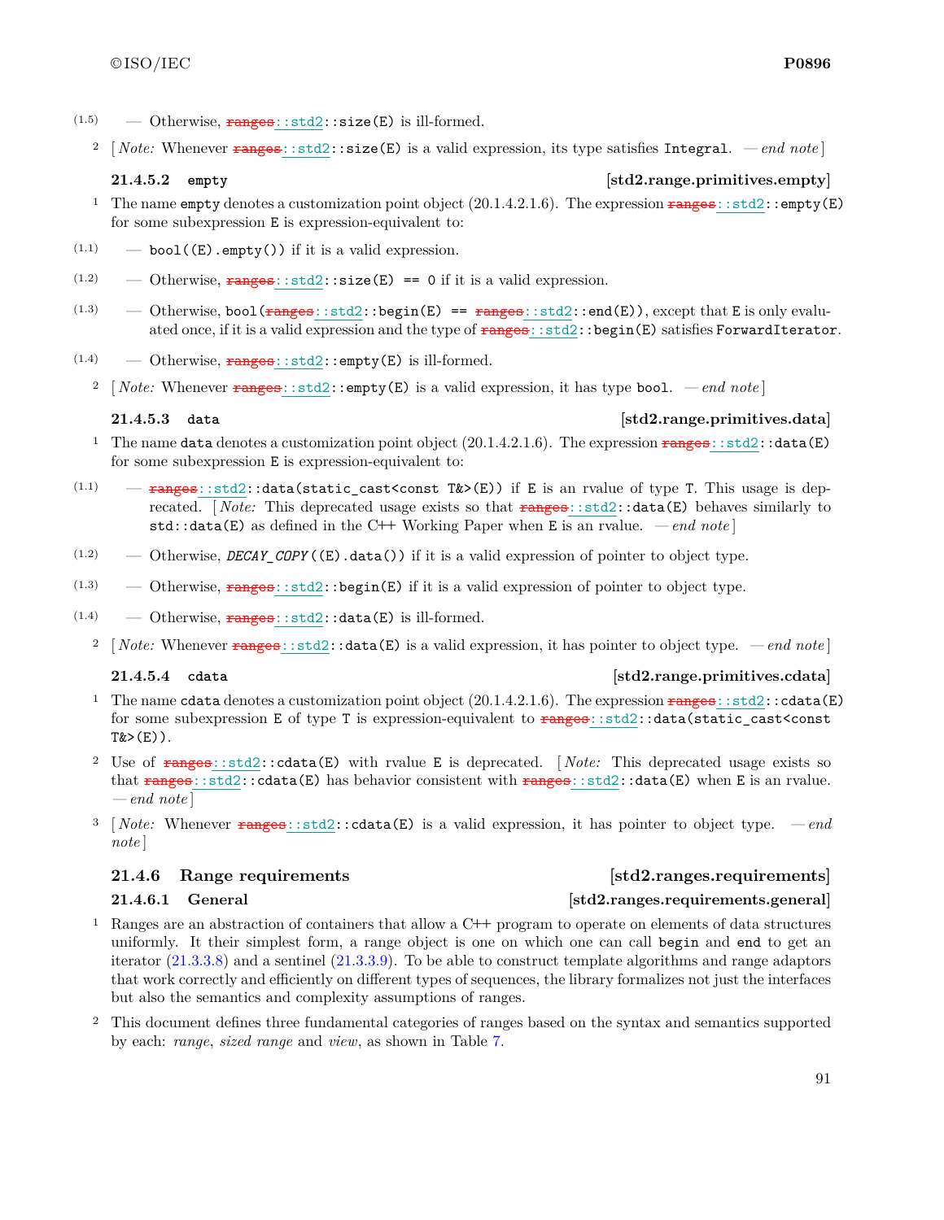(1.5) — Otherwise, ~~ranges~~::std2::size(E) is ill-formed.

2 [ *Note:* Whenever ~~ranges~~::std2::size(E) is a valid expression, its type satisfies `Integral`. — *end note* ]

### 21.4.5.2 empty [std2.range.primitives.empty]

1 The name `empty` denotes a customization point object (20.1.4.2.1.6). The expression ~~ranges~~::std2::empty(E) for some subexpression `E` is expression-equivalent to:

(1.1) — `bool((E).empty())` if it is a valid expression.

(1.2) — Otherwise, ~~ranges~~::std2::size(E) == 0 if it is a valid expression.

(1.3) — Otherwise, `bool(`~~ranges~~`::std2::begin(E) == `~~ranges~~`::std2::end(E))`, except that `E` is only evaluated once, if it is a valid expression and the type of ~~ranges~~::std2::begin(E) satisfies `ForwardIterator`.

(1.4) — Otherwise, ~~ranges~~::std2::empty(E) is ill-formed.

2 [ *Note:* Whenever ~~ranges~~::std2::empty(E) is a valid expression, it has type `bool`. — *end note* ]

### 21.4.5.3 data [std2.range.primitives.data]

1 The name `data` denotes a customization point object (20.1.4.2.1.6). The expression ~~ranges~~::std2::data(E) for some subexpression `E` is expression-equivalent to:

(1.1) — ~~ranges~~`::std2::data(static_cast<const T&>(E))` if `E` is an rvalue of type `T`. This usage is deprecated. [ *Note:* This deprecated usage exists so that ~~ranges~~::std2::data(E) behaves similarly to `std::data(E)` as defined in the C++ Working Paper when `E` is an rvalue. — *end note* ]

(1.2) — Otherwise, *DECAY_COPY*`((E).data())` if it is a valid expression of pointer to object type.

(1.3) — Otherwise, ~~ranges~~::std2::begin(E) if it is a valid expression of pointer to object type.

(1.4) — Otherwise, ~~ranges~~::std2::data(E) is ill-formed.

2 [ *Note:* Whenever ~~ranges~~::std2::data(E) is a valid expression, it has pointer to object type. — *end note* ]

### 21.4.5.4 cdata [std2.range.primitives.cdata]

1 The name `cdata` denotes a customization point object (20.1.4.2.1.6). The expression ~~ranges~~::std2::cdata(E) for some subexpression `E` of type `T` is expression-equivalent to ~~ranges~~`::std2::data(static_cast<const T&>(E))`.

2 Use of ~~ranges~~::std2::cdata(E) with rvalue `E` is deprecated. [ *Note:* This deprecated usage exists so that ~~ranges~~::std2::cdata(E) has behavior consistent with ~~ranges~~::std2::data(E) when `E` is an rvalue. — *end note* ]

3 [ *Note:* Whenever ~~ranges~~::std2::cdata(E) is a valid expression, it has pointer to object type. — *end note* ]

## 21.4.6 Range requirements [std2.ranges.requirements]

### 21.4.6.1 General [std2.ranges.requirements.general]

1 Ranges are an abstraction of containers that allow a C++ program to operate on elements of data structures uniformly. It their simplest form, a range object is one on which one can call `begin` and `end` to get an iterator (21.3.3.8) and a sentinel (21.3.3.9). To be able to construct template algorithms and range adaptors that work correctly and efficiently on different types of sequences, the library formalizes not just the interfaces but also the semantics and complexity assumptions of ranges.

2 This document defines three fundamental categories of ranges based on the syntax and semantics supported by each: *range*, *sized range* and *view*, as shown in Table 7.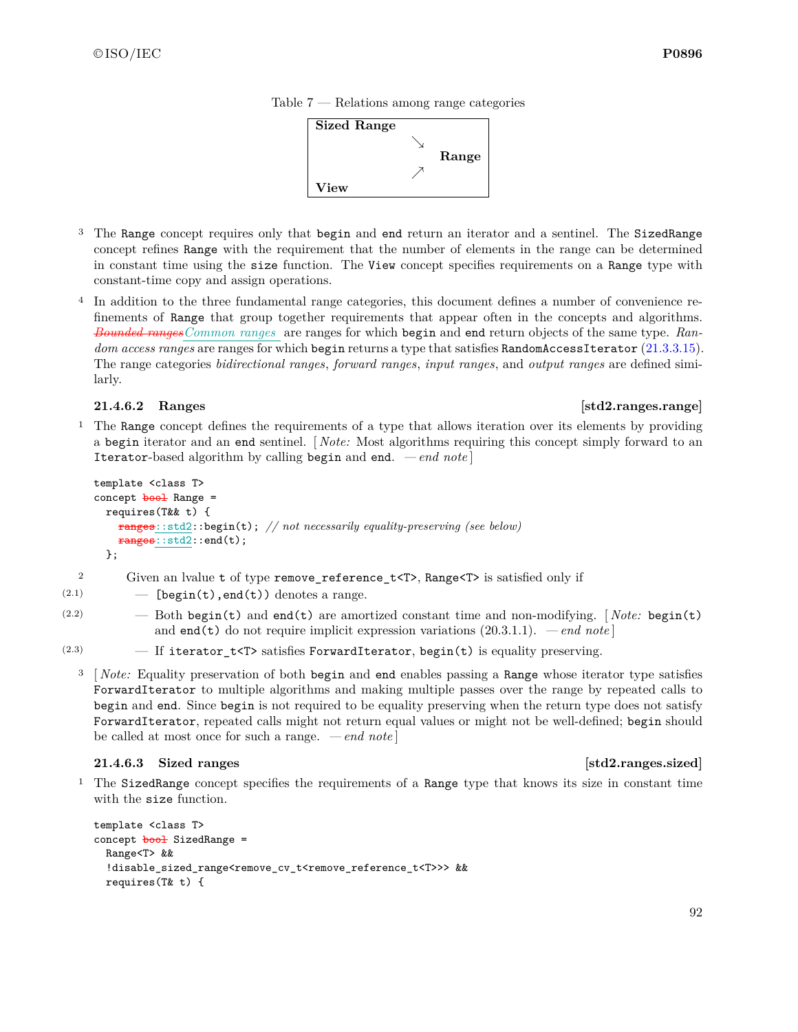Table 7 — Relations among range categories

| | | |
|---|---|---|
| **Sized Range** | ↘ | |
| | | **Range** |
| **View** | ↗ | |

3 The `Range` concept requires only that `begin` and `end` return an iterator and a sentinel. The `SizedRange` concept refines `Range` with the requirement that the number of elements in the range can be determined in constant time using the `size` function. The `View` concept specifies requirements on a `Range` type with constant-time copy and assign operations.

4 In addition to the three fundamental range categories, this document defines a number of convenience refinements of `Range` that group together requirements that appear often in the concepts and algorithms. ~~*Bounded ranges*~~*Common ranges* are ranges for which `begin` and `end` return objects of the same type. *Random access ranges* are ranges for which `begin` returns a type that satisfies `RandomAccessIterator` (21.3.3.15). The range categories *bidirectional ranges*, *forward ranges*, *input ranges*, and *output ranges* are defined similarly.

### 21.4.6.2 Ranges [std2.ranges.range]

1 The `Range` concept defines the requirements of a type that allows iteration over its elements by providing a `begin` iterator and an `end` sentinel. [ *Note:* Most algorithms requiring this concept simply forward to an `Iterator`-based algorithm by calling `begin` and `end`. — *end note* ]

```
template <class T>
concept bool Range =
  requires(T&& t) {
    ranges::std2::begin(t); // not necessarily equality-preserving (see below)
    ranges::std2::end(t);
  };
```

(Note: `bool` and `ranges` are struck out; `::std2` is inserted.)

2 Given an lvalue `t` of type `remove_reference_t<T>`, `Range<T>` is satisfied only if

(2.1) — `[begin(t),end(t))` denotes a range.

(2.2) — Both `begin(t)` and `end(t)` are amortized constant time and non-modifying. [ *Note:* `begin(t)` and `end(t)` do not require implicit expression variations (20.3.1.1). — *end note* ]

(2.3) — If `iterator_t<T>` satisfies `ForwardIterator`, `begin(t)` is equality preserving.

3 [ *Note:* Equality preservation of both `begin` and `end` enables passing a `Range` whose iterator type satisfies `ForwardIterator` to multiple algorithms and making multiple passes over the range by repeated calls to `begin` and `end`. Since `begin` is not required to be equality preserving when the return type does not satisfy `ForwardIterator`, repeated calls might not return equal values or might not be well-defined; `begin` should be called at most once for such a range. — *end note* ]

### 21.4.6.3 Sized ranges [std2.ranges.sized]

1 The `SizedRange` concept specifies the requirements of a `Range` type that knows its size in constant time with the `size` function.

```
template <class T>
concept bool SizedRange =
  Range<T> &&
  !disable_sized_range<remove_cv_t<remove_reference_t<T>>> &&
  requires(T& t) {
```

(Note: `bool` is struck out.)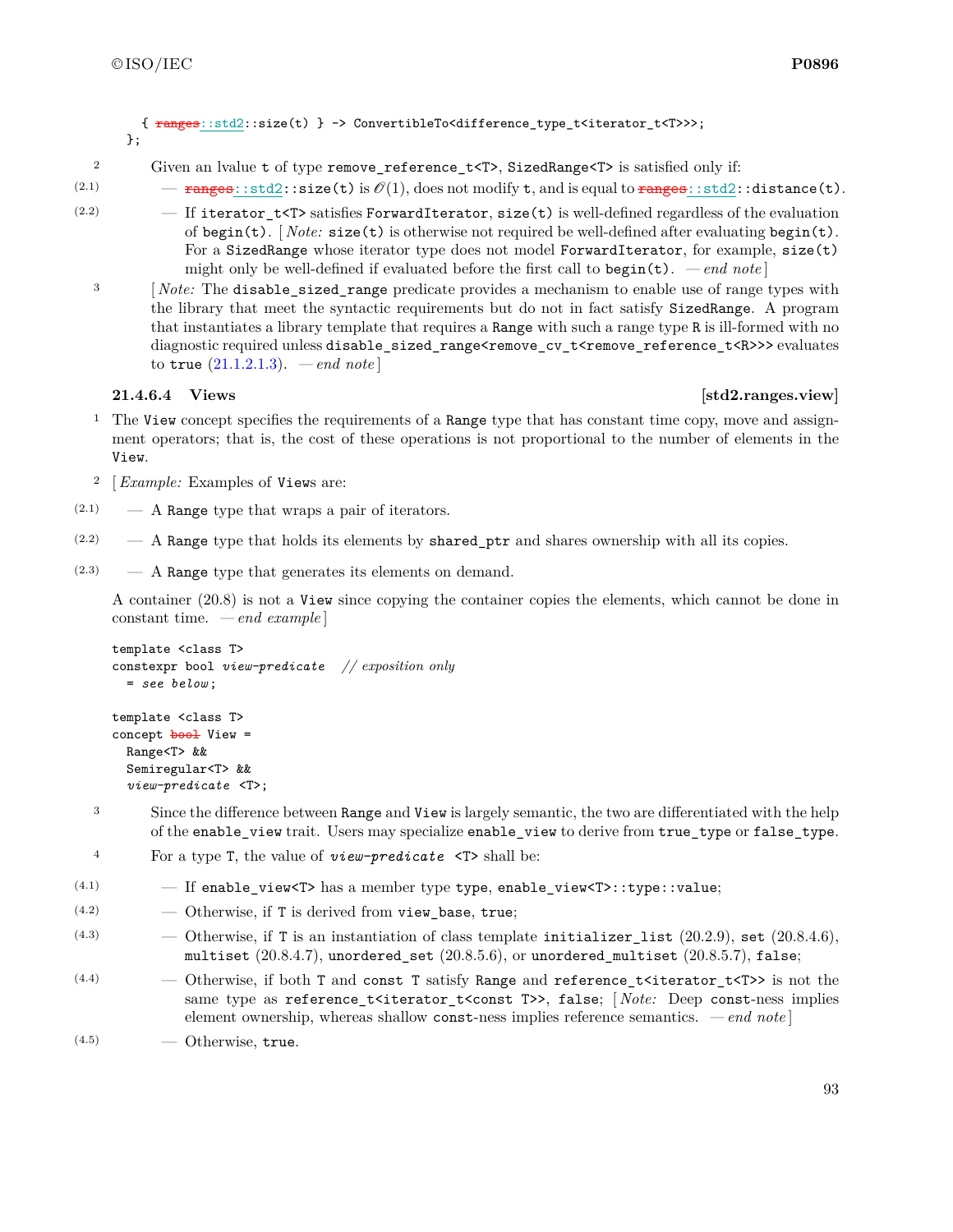```
    { ranges::std2::size(t) } -> ConvertibleTo<difference_type_t<iterator_t<T>>>;
};
```

2 Given an lvalue `t` of type `remove_reference_t<T>`, `SizedRange<T>` is satisfied only if:

(2.1) — ~~ranges~~::std2::size(t) is $\mathcal{O}(1)$, does not modify `t`, and is equal to ~~ranges~~::std2::distance(t).

(2.2) — If `iterator_t<T>` satisfies `ForwardIterator`, `size(t)` is well-defined regardless of the evaluation of `begin(t)`. [ *Note:* `size(t)` is otherwise not required be well-defined after evaluating `begin(t)`. For a `SizedRange` whose iterator type does not model `ForwardIterator`, for example, `size(t)` might only be well-defined if evaluated before the first call to `begin(t)`. — *end note* ]

3 [ *Note:* The `disable_sized_range` predicate provides a mechanism to enable use of range types with the library that meet the syntactic requirements but do not in fact satisfy `SizedRange`. A program that instantiates a library template that requires a `Range` with such a range type `R` is ill-formed with no diagnostic required unless `disable_sized_range<remove_cv_t<remove_reference_t<R>>>` evaluates to `true` (21.1.2.1.3). — *end note* ]

### 21.4.6.4 Views [std2.ranges.view]

1 The `View` concept specifies the requirements of a `Range` type that has constant time copy, move and assignment operators; that is, the cost of these operations is not proportional to the number of elements in the `View`.

2 [ *Example:* Examples of `View`s are:

(2.1) — A `Range` type that wraps a pair of iterators.

(2.2) — A `Range` type that holds its elements by `shared_ptr` and shares ownership with all its copies.

(2.3) — A `Range` type that generates its elements on demand.

A container (20.8) is not a `View` since copying the container copies the elements, which cannot be done in constant time. — *end example* ]

```
template <class T>
constexpr bool view-predicate   // exposition only
  = see below;

template <class T>
concept bool View =
  Range<T> &&
  Semiregular<T> &&
  view-predicate <T>;
```

3 Since the difference between `Range` and `View` is largely semantic, the two are differentiated with the help of the `enable_view` trait. Users may specialize `enable_view` to derive from `true_type` or `false_type`.

4 For a type `T`, the value of *`view-predicate`* `<T>` shall be:

(4.1) — If `enable_view<T>` has a member type `type`, `enable_view<T>::type::value`;

(4.2) — Otherwise, if `T` is derived from `view_base`, `true`;

(4.3) — Otherwise, if `T` is an instantiation of class template `initializer_list` (20.2.9), `set` (20.8.4.6), `multiset` (20.8.4.7), `unordered_set` (20.8.5.6), or `unordered_multiset` (20.8.5.7), `false`;

(4.4) — Otherwise, if both `T` and `const T` satisfy `Range` and `reference_t<iterator_t<T>>` is not the same type as `reference_t<iterator_t<const T>>`, `false`; [ *Note:* Deep `const`-ness implies element ownership, whereas shallow `const`-ness implies reference semantics. — *end note* ]

(4.5) — Otherwise, `true`.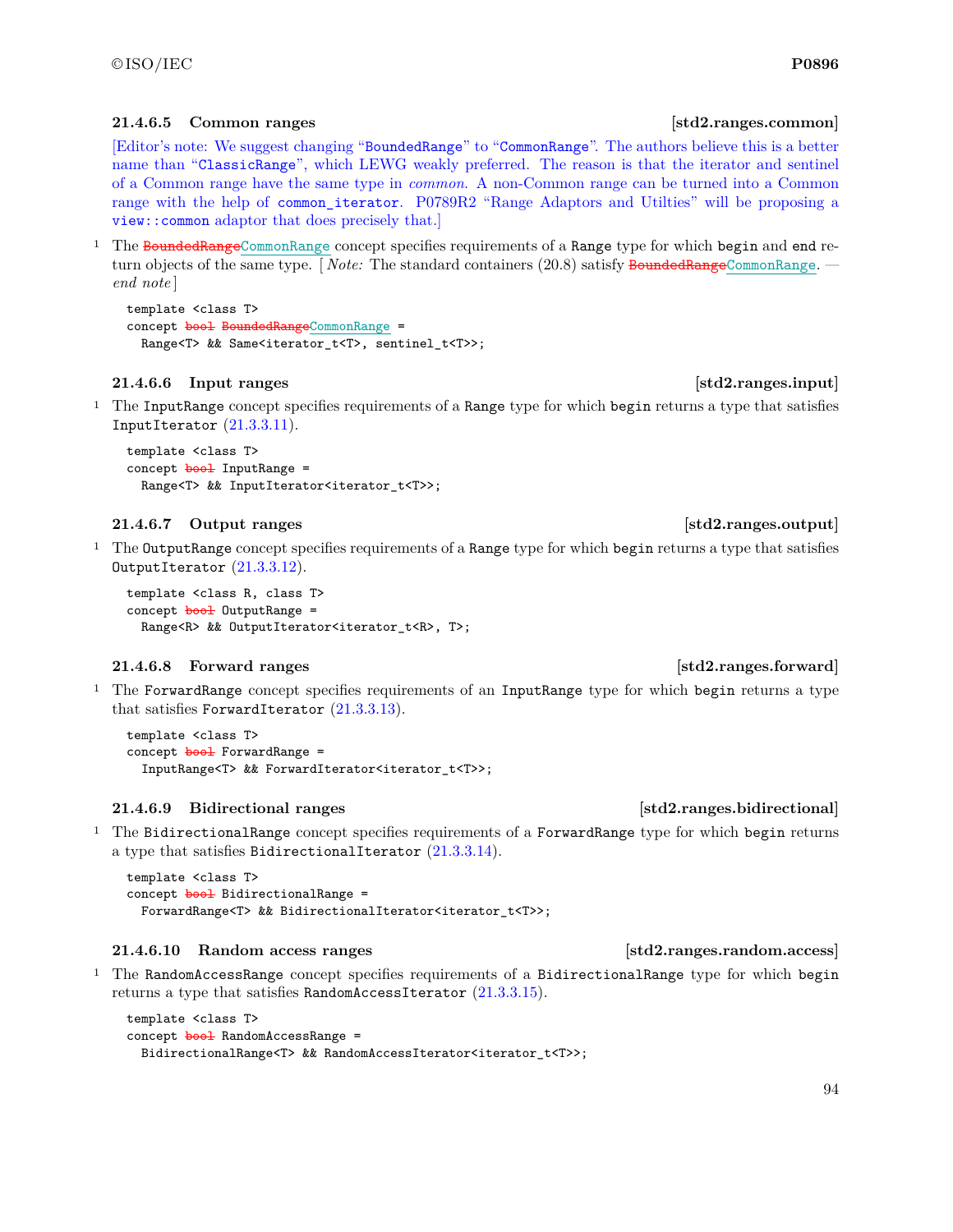#### 21.4.6.5 Common ranges [std2.ranges.common]

[Editor's note: We suggest changing "`BoundedRange`" to "`CommonRange`". The authors believe this is a better name than "`ClassicRange`", which LEWG weakly preferred. The reason is that the iterator and sentinel of a Common range have the same type in *common*. A non-Common range can be turned into a Common range with the help of `common_iterator`. P0789R2 "Range Adaptors and Utilties" will be proposing a `view::common` adaptor that does precisely that.]

1 The ~~`BoundedRange`~~`CommonRange` concept specifies requirements of a `Range` type for which `begin` and `end` return objects of the same type. [ *Note:* The standard containers (20.8) satisfy ~~`BoundedRange`~~`CommonRange`. — *end note* ]

```
template <class T>
concept bool BoundedRange CommonRange =
  Range<T> && Same<iterator_t<T>, sentinel_t<T>>;
```

#### 21.4.6.6 Input ranges [std2.ranges.input]

1 The `InputRange` concept specifies requirements of a `Range` type for which `begin` returns a type that satisfies `InputIterator` (21.3.3.11).

```
template <class T>
concept bool InputRange =
  Range<T> && InputIterator<iterator_t<T>>;
```

#### 21.4.6.7 Output ranges [std2.ranges.output]

1 The `OutputRange` concept specifies requirements of a `Range` type for which `begin` returns a type that satisfies `OutputIterator` (21.3.3.12).

```
template <class R, class T>
concept bool OutputRange =
  Range<R> && OutputIterator<iterator_t<R>, T>;
```

#### 21.4.6.8 Forward ranges [std2.ranges.forward]

1 The `ForwardRange` concept specifies requirements of an `InputRange` type for which `begin` returns a type that satisfies `ForwardIterator` (21.3.3.13).

```
template <class T>
concept bool ForwardRange =
  InputRange<T> && ForwardIterator<iterator_t<T>>;
```

#### 21.4.6.9 Bidirectional ranges [std2.ranges.bidirectional]

1 The `BidirectionalRange` concept specifies requirements of a `ForwardRange` type for which `begin` returns a type that satisfies `BidirectionalIterator` (21.3.3.14).

```
template <class T>
concept bool BidirectionalRange =
  ForwardRange<T> && BidirectionalIterator<iterator_t<T>>;
```

#### 21.4.6.10 Random access ranges [std2.ranges.random.access]

1 The `RandomAccessRange` concept specifies requirements of a `BidirectionalRange` type for which `begin` returns a type that satisfies `RandomAccessIterator` (21.3.3.15).

```
template <class T>
concept bool RandomAccessRange =
  BidirectionalRange<T> && RandomAccessIterator<iterator_t<T>>;
```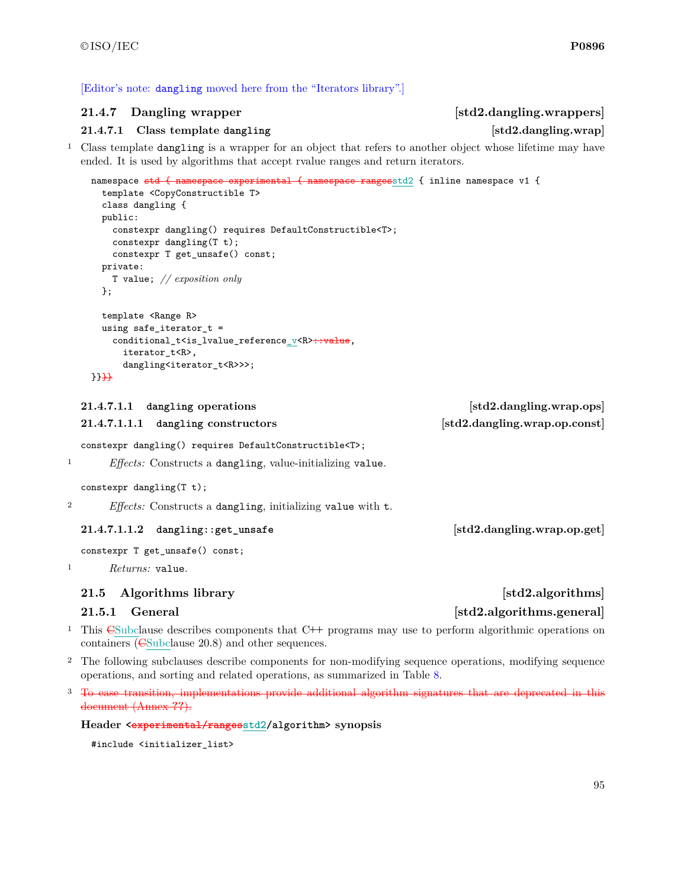[Editor's note: dangling moved here from the "Iterators library".]

### 21.4.7 Dangling wrapper [std2.dangling.wrappers]

#### 21.4.7.1 Class template dangling [std2.dangling.wrap]

1 Class template dangling is a wrapper for an object that refers to another object whose lifetime may have ended. It is used by algorithms that accept rvalue ranges and return iterators.

```
namespace std { namespace experimental { namespace rangesstd2 { inline namespace v1 {
  template <CopyConstructible T>
  class dangling {
  public:
    constexpr dangling() requires DefaultConstructible<T>;
    constexpr dangling(T t);
    constexpr T get_unsafe() const;
  private:
    T value; // exposition only
  };

  template <Range R>
  using safe_iterator_t =
    conditional_t<is_lvalue_reference_v<R>::value,
      iterator_t<R>,
      dangling<iterator_t<R>>>;
}}}}
```

##### 21.4.7.1.1 dangling operations [std2.dangling.wrap.ops]

##### 21.4.7.1.1.1 dangling constructors [std2.dangling.wrap.op.const]

```
constexpr dangling() requires DefaultConstructible<T>;
```

1 *Effects:* Constructs a dangling, value-initializing value.

```
constexpr dangling(T t);
```

2 *Effects:* Constructs a dangling, initializing value with t.

##### 21.4.7.1.1.2 dangling::get_unsafe [std2.dangling.wrap.op.get]

```
constexpr T get_unsafe() const;
```

1 *Returns:* value.

## 21.5 Algorithms library [std2.algorithms]

### 21.5.1 General [std2.algorithms.general]

1 This ~~C~~Subclause describes components that C++ programs may use to perform algorithmic operations on containers (~~C~~Subclause 20.8) and other sequences.

2 The following subclauses describe components for non-modifying sequence operations, modifying sequence operations, and sorting and related operations, as summarized in Table 8.

3 ~~To ease transition, implementations provide additional algorithm signatures that are deprecated in this document (Annex ??).~~

**Header <~~experimental/ranges~~std2/algorithm> synopsis**

```
#include <initializer_list>
```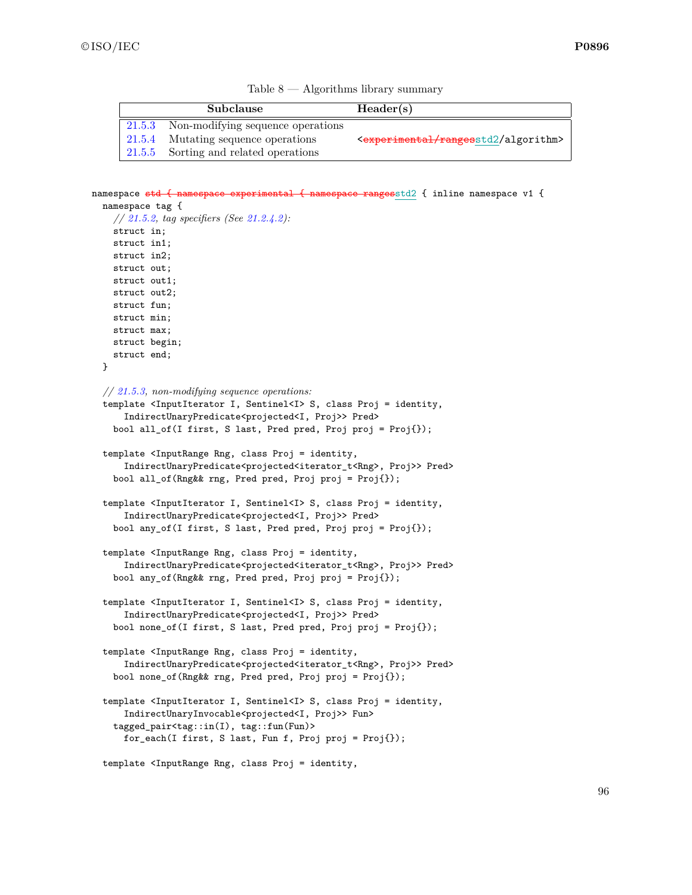Table 8 — Algorithms library summary

| | Subclause | Header(s) |
|---|---|---|
| 21.5.3 | Non-modifying sequence operations | |
| 21.5.4 | Mutating sequence operations | `<~~experimental/ranges~~std2/algorithm>` |
| 21.5.5 | Sorting and related operations | |

```
namespace ~~std { namespace experimental { namespace ranges~~std2 { inline namespace v1 {
  namespace tag {
    // 21.5.2, tag specifiers (See 21.2.4.2):
    struct in;
    struct in1;
    struct in2;
    struct out;
    struct out1;
    struct out2;
    struct fun;
    struct min;
    struct max;
    struct begin;
    struct end;
  }

  // 21.5.3, non-modifying sequence operations:
  template <InputIterator I, Sentinel<I> S, class Proj = identity,
      IndirectUnaryPredicate<projected<I, Proj>> Pred>
    bool all_of(I first, S last, Pred pred, Proj proj = Proj{});

  template <InputRange Rng, class Proj = identity,
      IndirectUnaryPredicate<projected<iterator_t<Rng>, Proj>> Pred>
    bool all_of(Rng&& rng, Pred pred, Proj proj = Proj{});

  template <InputIterator I, Sentinel<I> S, class Proj = identity,
      IndirectUnaryPredicate<projected<I, Proj>> Pred>
    bool any_of(I first, S last, Pred pred, Proj proj = Proj{});

  template <InputRange Rng, class Proj = identity,
      IndirectUnaryPredicate<projected<iterator_t<Rng>, Proj>> Pred>
    bool any_of(Rng&& rng, Pred pred, Proj proj = Proj{});

  template <InputIterator I, Sentinel<I> S, class Proj = identity,
      IndirectUnaryPredicate<projected<I, Proj>> Pred>
    bool none_of(I first, S last, Pred pred, Proj proj = Proj{});

  template <InputRange Rng, class Proj = identity,
      IndirectUnaryPredicate<projected<iterator_t<Rng>, Proj>> Pred>
    bool none_of(Rng&& rng, Pred pred, Proj proj = Proj{});

  template <InputIterator I, Sentinel<I> S, class Proj = identity,
      IndirectUnaryInvocable<projected<I, Proj>> Fun>
    tagged_pair<tag::in(I), tag::fun(Fun)>
      for_each(I first, S last, Fun f, Proj proj = Proj{});

  template <InputRange Rng, class Proj = identity,
```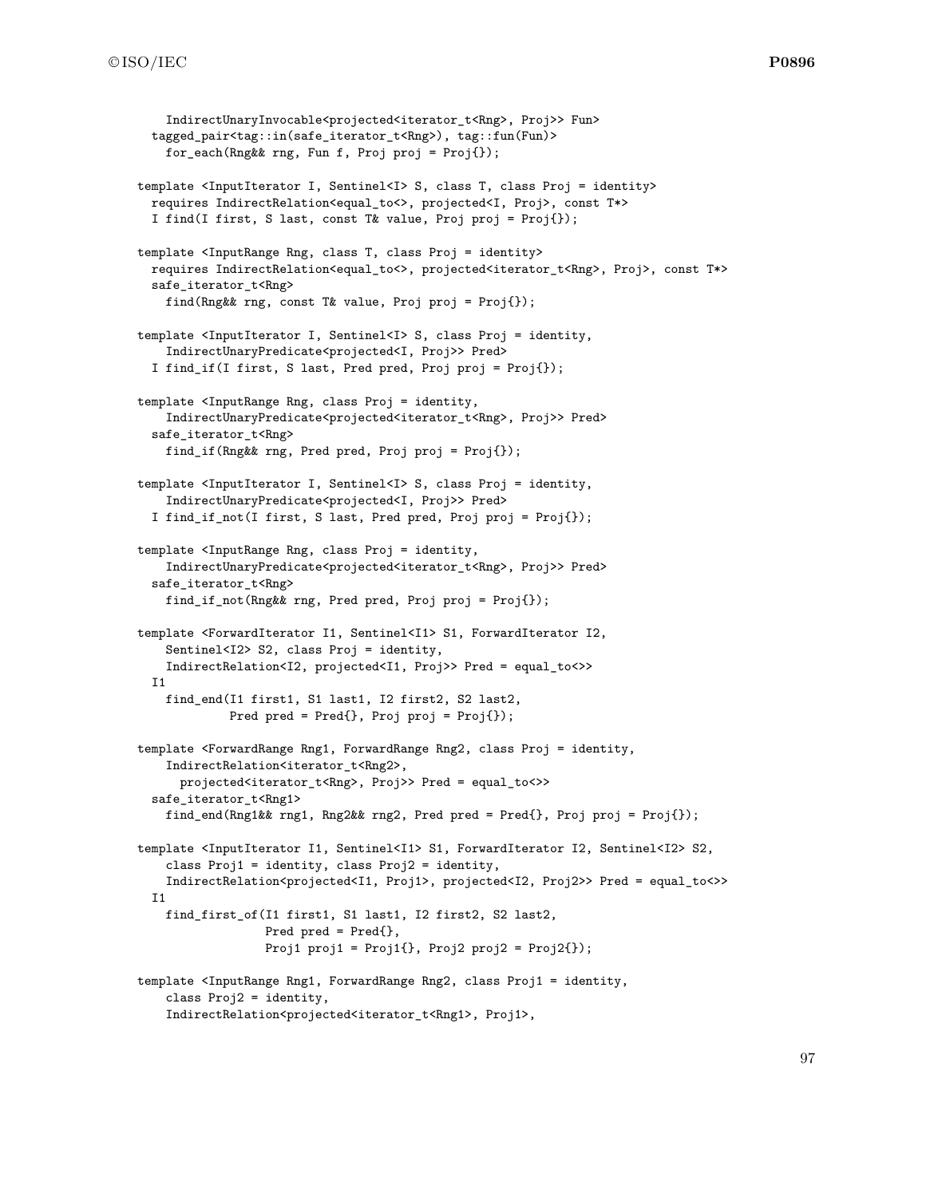```
    IndirectUnaryInvocable<projected<iterator_t<Rng>, Proj>> Fun>
  tagged_pair<tag::in(safe_iterator_t<Rng>), tag::fun(Fun)>
    for_each(Rng&& rng, Fun f, Proj proj = Proj{});

template <InputIterator I, Sentinel<I> S, class T, class Proj = identity>
  requires IndirectRelation<equal_to<>, projected<I, Proj>, const T*>
  I find(I first, S last, const T& value, Proj proj = Proj{});

template <InputRange Rng, class T, class Proj = identity>
  requires IndirectRelation<equal_to<>, projected<iterator_t<Rng>, Proj>, const T*>
  safe_iterator_t<Rng>
    find(Rng&& rng, const T& value, Proj proj = Proj{});

template <InputIterator I, Sentinel<I> S, class Proj = identity,
    IndirectUnaryPredicate<projected<I, Proj>> Pred>
  I find_if(I first, S last, Pred pred, Proj proj = Proj{});

template <InputRange Rng, class Proj = identity,
    IndirectUnaryPredicate<projected<iterator_t<Rng>, Proj>> Pred>
  safe_iterator_t<Rng>
    find_if(Rng&& rng, Pred pred, Proj proj = Proj{});

template <InputIterator I, Sentinel<I> S, class Proj = identity,
    IndirectUnaryPredicate<projected<I, Proj>> Pred>
  I find_if_not(I first, S last, Pred pred, Proj proj = Proj{});

template <InputRange Rng, class Proj = identity,
    IndirectUnaryPredicate<projected<iterator_t<Rng>, Proj>> Pred>
  safe_iterator_t<Rng>
    find_if_not(Rng&& rng, Pred pred, Proj proj = Proj{});

template <ForwardIterator I1, Sentinel<I1> S1, ForwardIterator I2,
    Sentinel<I2> S2, class Proj = identity,
    IndirectRelation<I2, projected<I1, Proj>> Pred = equal_to<>>
  I1
    find_end(I1 first1, S1 last1, I2 first2, S2 last2,
             Pred pred = Pred{}, Proj proj = Proj{});

template <ForwardRange Rng1, ForwardRange Rng2, class Proj = identity,
    IndirectRelation<iterator_t<Rng2>,
      projected<iterator_t<Rng>, Proj>> Pred = equal_to<>>
  safe_iterator_t<Rng1>
    find_end(Rng1&& rng1, Rng2&& rng2, Pred pred = Pred{}, Proj proj = Proj{});

template <InputIterator I1, Sentinel<I1> S1, ForwardIterator I2, Sentinel<I2> S2,
    class Proj1 = identity, class Proj2 = identity,
    IndirectRelation<projected<I1, Proj1>, projected<I2, Proj2>> Pred = equal_to<>>
  I1
    find_first_of(I1 first1, S1 last1, I2 first2, S2 last2,
                  Pred pred = Pred{},
                  Proj1 proj1 = Proj1{}, Proj2 proj2 = Proj2{});

template <InputRange Rng1, ForwardRange Rng2, class Proj1 = identity,
    class Proj2 = identity,
    IndirectRelation<projected<iterator_t<Rng1>, Proj1>,
```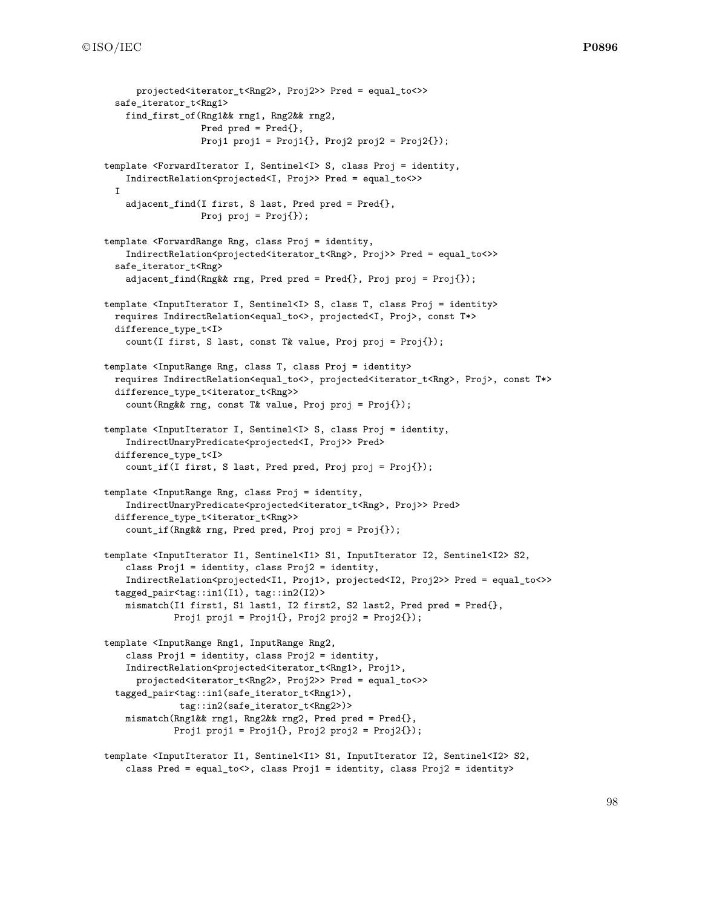```
      projected<iterator_t<Rng2>, Proj2>> Pred = equal_to<>>
  safe_iterator_t<Rng1>
    find_first_of(Rng1&& rng1, Rng2&& rng2,
                  Pred pred = Pred{},
                  Proj1 proj1 = Proj1{}, Proj2 proj2 = Proj2{});

template <ForwardIterator I, Sentinel<I> S, class Proj = identity,
    IndirectRelation<projected<I, Proj>> Pred = equal_to<>>
  I
    adjacent_find(I first, S last, Pred pred = Pred{},
                  Proj proj = Proj{});

template <ForwardRange Rng, class Proj = identity,
    IndirectRelation<projected<iterator_t<Rng>, Proj>> Pred = equal_to<>>
  safe_iterator_t<Rng>
    adjacent_find(Rng&& rng, Pred pred = Pred{}, Proj proj = Proj{});

template <InputIterator I, Sentinel<I> S, class T, class Proj = identity>
  requires IndirectRelation<equal_to<>, projected<I, Proj>, const T*>
  difference_type_t<I>
    count(I first, S last, const T& value, Proj proj = Proj{});

template <InputRange Rng, class T, class Proj = identity>
  requires IndirectRelation<equal_to<>, projected<iterator_t<Rng>, Proj>, const T*>
  difference_type_t<iterator_t<Rng>>
    count(Rng&& rng, const T& value, Proj proj = Proj{});

template <InputIterator I, Sentinel<I> S, class Proj = identity,
    IndirectUnaryPredicate<projected<I, Proj>> Pred>
  difference_type_t<I>
    count_if(I first, S last, Pred pred, Proj proj = Proj{});

template <InputRange Rng, class Proj = identity,
    IndirectUnaryPredicate<projected<iterator_t<Rng>, Proj>> Pred>
  difference_type_t<iterator_t<Rng>>
    count_if(Rng&& rng, Pred pred, Proj proj = Proj{});

template <InputIterator I1, Sentinel<I1> S1, InputIterator I2, Sentinel<I2> S2,
    class Proj1 = identity, class Proj2 = identity,
    IndirectRelation<projected<I1, Proj1>, projected<I2, Proj2>> Pred = equal_to<>>
  tagged_pair<tag::in1(I1), tag::in2(I2)>
    mismatch(I1 first1, S1 last1, I2 first2, S2 last2, Pred pred = Pred{},
             Proj1 proj1 = Proj1{}, Proj2 proj2 = Proj2{});

template <InputRange Rng1, InputRange Rng2,
    class Proj1 = identity, class Proj2 = identity,
    IndirectRelation<projected<iterator_t<Rng1>, Proj1>,
      projected<iterator_t<Rng2>, Proj2>> Pred = equal_to<>>
  tagged_pair<tag::in1(safe_iterator_t<Rng1>),
              tag::in2(safe_iterator_t<Rng2>)>
    mismatch(Rng1&& rng1, Rng2&& rng2, Pred pred = Pred{},
             Proj1 proj1 = Proj1{}, Proj2 proj2 = Proj2{});

template <InputIterator I1, Sentinel<I1> S1, InputIterator I2, Sentinel<I2> S2,
    class Pred = equal_to<>, class Proj1 = identity, class Proj2 = identity>
```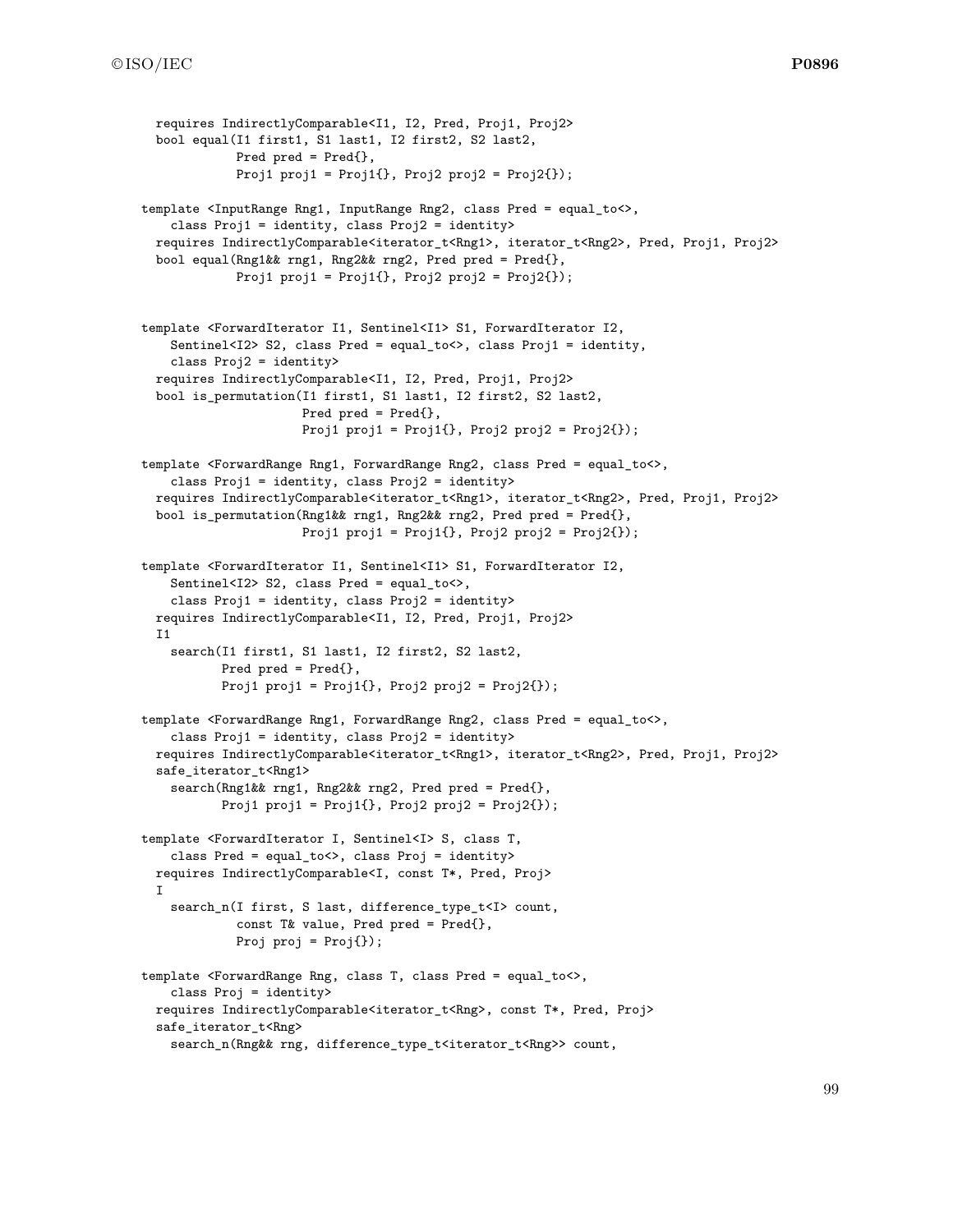```
  requires IndirectlyComparable<I1, I2, Pred, Proj1, Proj2>
  bool equal(I1 first1, S1 last1, I2 first2, S2 last2,
             Pred pred = Pred{},
             Proj1 proj1 = Proj1{}, Proj2 proj2 = Proj2{});

template <InputRange Rng1, InputRange Rng2, class Pred = equal_to<>,
    class Proj1 = identity, class Proj2 = identity>
  requires IndirectlyComparable<iterator_t<Rng1>, iterator_t<Rng2>, Pred, Proj1, Proj2>
  bool equal(Rng1&& rng1, Rng2&& rng2, Pred pred = Pred{},
             Proj1 proj1 = Proj1{}, Proj2 proj2 = Proj2{});


template <ForwardIterator I1, Sentinel<I1> S1, ForwardIterator I2,
    Sentinel<I2> S2, class Pred = equal_to<>, class Proj1 = identity,
    class Proj2 = identity>
  requires IndirectlyComparable<I1, I2, Pred, Proj1, Proj2>
  bool is_permutation(I1 first1, S1 last1, I2 first2, S2 last2,
                      Pred pred = Pred{},
                      Proj1 proj1 = Proj1{}, Proj2 proj2 = Proj2{});

template <ForwardRange Rng1, ForwardRange Rng2, class Pred = equal_to<>,
    class Proj1 = identity, class Proj2 = identity>
  requires IndirectlyComparable<iterator_t<Rng1>, iterator_t<Rng2>, Pred, Proj1, Proj2>
  bool is_permutation(Rng1&& rng1, Rng2&& rng2, Pred pred = Pred{},
                      Proj1 proj1 = Proj1{}, Proj2 proj2 = Proj2{});

template <ForwardIterator I1, Sentinel<I1> S1, ForwardIterator I2,
    Sentinel<I2> S2, class Pred = equal_to<>,
    class Proj1 = identity, class Proj2 = identity>
  requires IndirectlyComparable<I1, I2, Pred, Proj1, Proj2>
  I1
    search(I1 first1, S1 last1, I2 first2, S2 last2,
           Pred pred = Pred{},
           Proj1 proj1 = Proj1{}, Proj2 proj2 = Proj2{});

template <ForwardRange Rng1, ForwardRange Rng2, class Pred = equal_to<>,
    class Proj1 = identity, class Proj2 = identity>
  requires IndirectlyComparable<iterator_t<Rng1>, iterator_t<Rng2>, Pred, Proj1, Proj2>
  safe_iterator_t<Rng1>
    search(Rng1&& rng1, Rng2&& rng2, Pred pred = Pred{},
           Proj1 proj1 = Proj1{}, Proj2 proj2 = Proj2{});

template <ForwardIterator I, Sentinel<I> S, class T,
    class Pred = equal_to<>, class Proj = identity>
  requires IndirectlyComparable<I, const T*, Pred, Proj>
  I
    search_n(I first, S last, difference_type_t<I> count,
             const T& value, Pred pred = Pred{},
             Proj proj = Proj{});

template <ForwardRange Rng, class T, class Pred = equal_to<>,
    class Proj = identity>
  requires IndirectlyComparable<iterator_t<Rng>, const T*, Pred, Proj>
  safe_iterator_t<Rng>
    search_n(Rng&& rng, difference_type_t<iterator_t<Rng>> count,
```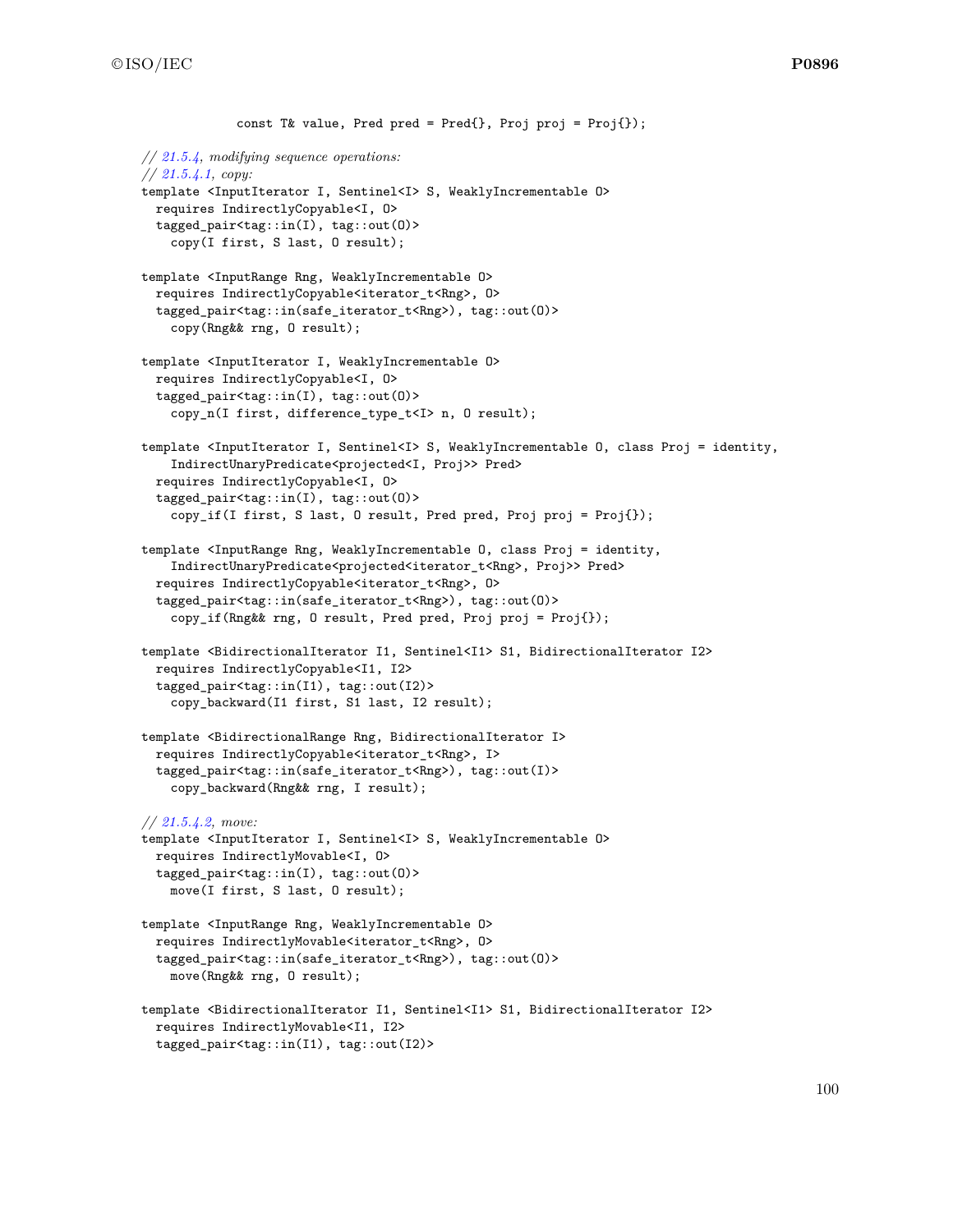```
                const T& value, Pred pred = Pred{}, Proj proj = Proj{});

  // 21.5.4, modifying sequence operations:
  // 21.5.4.1, copy:
  template <InputIterator I, Sentinel<I> S, WeaklyIncrementable O>
    requires IndirectlyCopyable<I, O>
    tagged_pair<tag::in(I), tag::out(O)>
      copy(I first, S last, O result);

  template <InputRange Rng, WeaklyIncrementable O>
    requires IndirectlyCopyable<iterator_t<Rng>, O>
    tagged_pair<tag::in(safe_iterator_t<Rng>), tag::out(O)>
      copy(Rng&& rng, O result);

  template <InputIterator I, WeaklyIncrementable O>
    requires IndirectlyCopyable<I, O>
    tagged_pair<tag::in(I), tag::out(O)>
      copy_n(I first, difference_type_t<I> n, O result);

  template <InputIterator I, Sentinel<I> S, WeaklyIncrementable O, class Proj = identity,
      IndirectUnaryPredicate<projected<I, Proj>> Pred>
    requires IndirectlyCopyable<I, O>
    tagged_pair<tag::in(I), tag::out(O)>
      copy_if(I first, S last, O result, Pred pred, Proj proj = Proj{});

  template <InputRange Rng, WeaklyIncrementable O, class Proj = identity,
      IndirectUnaryPredicate<projected<iterator_t<Rng>, Proj>> Pred>
    requires IndirectlyCopyable<iterator_t<Rng>, O>
    tagged_pair<tag::in(safe_iterator_t<Rng>), tag::out(O)>
      copy_if(Rng&& rng, O result, Pred pred, Proj proj = Proj{});

  template <BidirectionalIterator I1, Sentinel<I1> S1, BidirectionalIterator I2>
    requires IndirectlyCopyable<I1, I2>
    tagged_pair<tag::in(I1), tag::out(I2)>
      copy_backward(I1 first, S1 last, I2 result);

  template <BidirectionalRange Rng, BidirectionalIterator I>
    requires IndirectlyCopyable<iterator_t<Rng>, I>
    tagged_pair<tag::in(safe_iterator_t<Rng>), tag::out(I)>
      copy_backward(Rng&& rng, I result);

  // 21.5.4.2, move:
  template <InputIterator I, Sentinel<I> S, WeaklyIncrementable O>
    requires IndirectlyMovable<I, O>
    tagged_pair<tag::in(I), tag::out(O)>
      move(I first, S last, O result);

  template <InputRange Rng, WeaklyIncrementable O>
    requires IndirectlyMovable<iterator_t<Rng>, O>
    tagged_pair<tag::in(safe_iterator_t<Rng>), tag::out(O)>
      move(Rng&& rng, O result);

  template <BidirectionalIterator I1, Sentinel<I1> S1, BidirectionalIterator I2>
    requires IndirectlyMovable<I1, I2>
    tagged_pair<tag::in(I1), tag::out(I2)>
```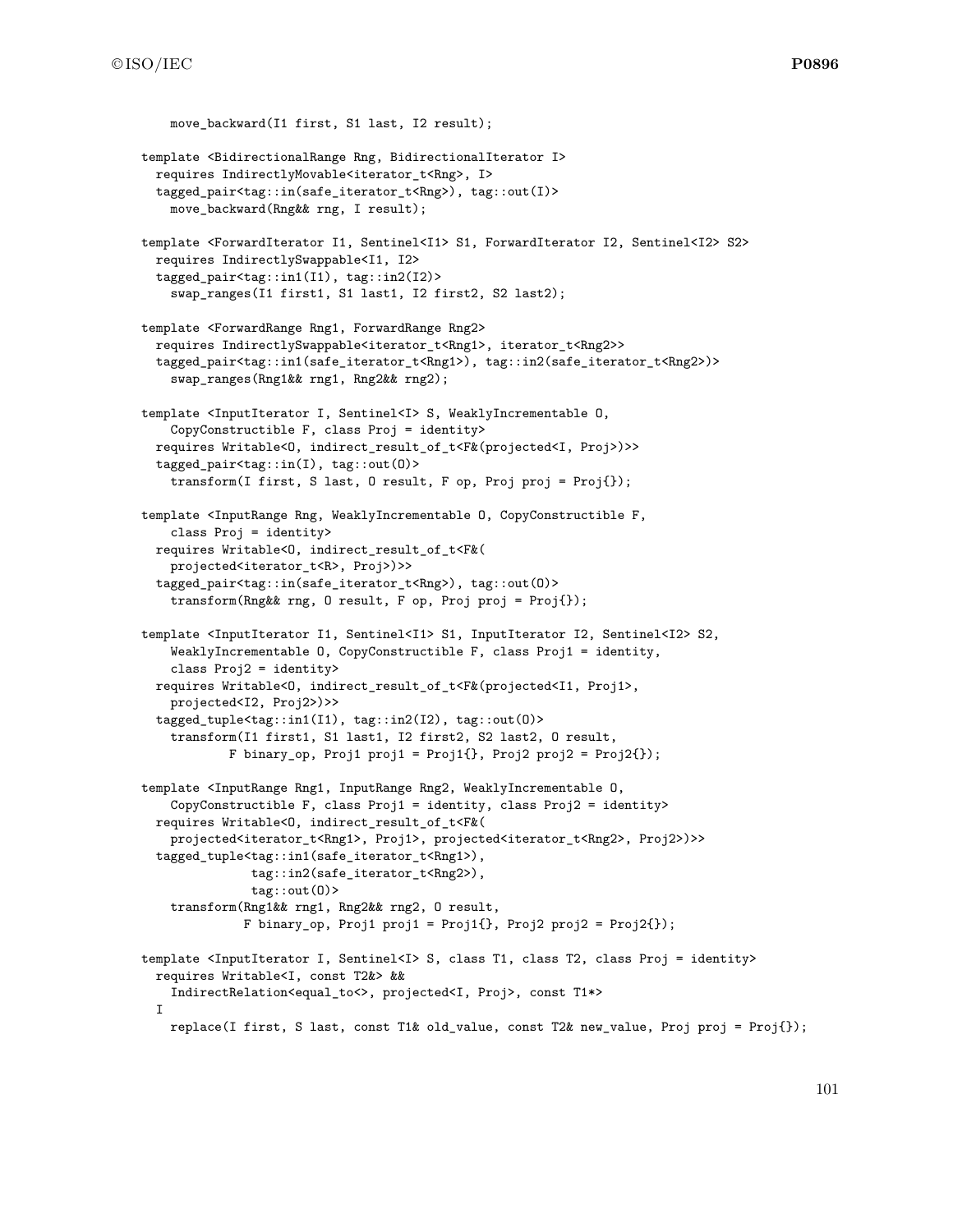```
    move_backward(I1 first, S1 last, I2 result);

template <BidirectionalRange Rng, BidirectionalIterator I>
  requires IndirectlyMovable<iterator_t<Rng>, I>
  tagged_pair<tag::in(safe_iterator_t<Rng>), tag::out(I)>
    move_backward(Rng&& rng, I result);

template <ForwardIterator I1, Sentinel<I1> S1, ForwardIterator I2, Sentinel<I2> S2>
  requires IndirectlySwappable<I1, I2>
  tagged_pair<tag::in1(I1), tag::in2(I2)>
    swap_ranges(I1 first1, S1 last1, I2 first2, S2 last2);

template <ForwardRange Rng1, ForwardRange Rng2>
  requires IndirectlySwappable<iterator_t<Rng1>, iterator_t<Rng2>>
  tagged_pair<tag::in1(safe_iterator_t<Rng1>), tag::in2(safe_iterator_t<Rng2>)>
    swap_ranges(Rng1&& rng1, Rng2&& rng2);

template <InputIterator I, Sentinel<I> S, WeaklyIncrementable O,
    CopyConstructible F, class Proj = identity>
  requires Writable<O, indirect_result_of_t<F&(projected<I, Proj>)>>
  tagged_pair<tag::in(I), tag::out(O)>
    transform(I first, S last, O result, F op, Proj proj = Proj{});

template <InputRange Rng, WeaklyIncrementable O, CopyConstructible F,
    class Proj = identity>
  requires Writable<O, indirect_result_of_t<F&(
    projected<iterator_t<R>, Proj>)>>
  tagged_pair<tag::in(safe_iterator_t<Rng>), tag::out(O)>
    transform(Rng&& rng, O result, F op, Proj proj = Proj{});

template <InputIterator I1, Sentinel<I1> S1, InputIterator I2, Sentinel<I2> S2,
    WeaklyIncrementable O, CopyConstructible F, class Proj1 = identity,
    class Proj2 = identity>
  requires Writable<O, indirect_result_of_t<F&(projected<I1, Proj1>,
    projected<I2, Proj2>)>>
  tagged_tuple<tag::in1(I1), tag::in2(I2), tag::out(O)>
    transform(I1 first1, S1 last1, I2 first2, S2 last2, O result,
          F binary_op, Proj1 proj1 = Proj1{}, Proj2 proj2 = Proj2{});

template <InputRange Rng1, InputRange Rng2, WeaklyIncrementable O,
    CopyConstructible F, class Proj1 = identity, class Proj2 = identity>
  requires Writable<O, indirect_result_of_t<F&(
    projected<iterator_t<Rng1>, Proj1>, projected<iterator_t<Rng2>, Proj2>)>>
  tagged_tuple<tag::in1(safe_iterator_t<Rng1>),
               tag::in2(safe_iterator_t<Rng2>),
               tag::out(O)>
    transform(Rng1&& rng1, Rng2&& rng2, O result,
             F binary_op, Proj1 proj1 = Proj1{}, Proj2 proj2 = Proj2{});

template <InputIterator I, Sentinel<I> S, class T1, class T2, class Proj = identity>
  requires Writable<I, const T2&> &&
    IndirectRelation<equal_to<>, projected<I, Proj>, const T1*>
  I
    replace(I first, S last, const T1& old_value, const T2& new_value, Proj proj = Proj{});
```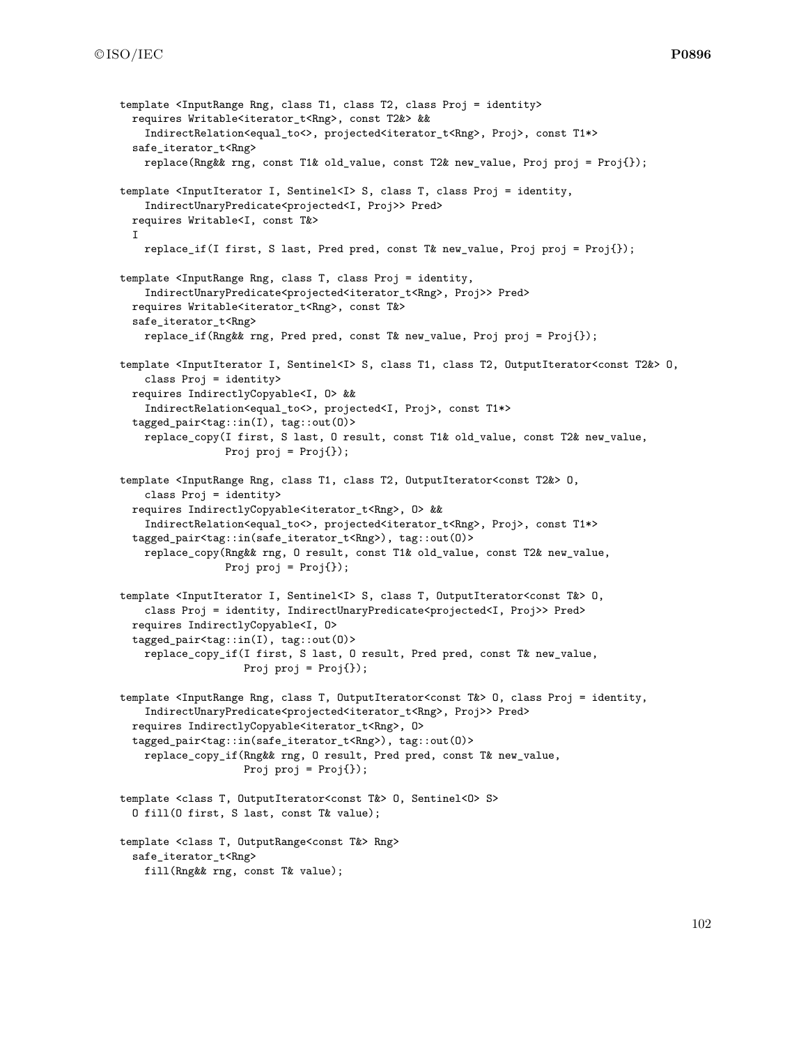```
template <InputRange Rng, class T1, class T2, class Proj = identity>
  requires Writable<iterator_t<Rng>, const T2&> &&
    IndirectRelation<equal_to<>, projected<iterator_t<Rng>, Proj>, const T1*>
  safe_iterator_t<Rng>
    replace(Rng&& rng, const T1& old_value, const T2& new_value, Proj proj = Proj{});

template <InputIterator I, Sentinel<I> S, class T, class Proj = identity,
    IndirectUnaryPredicate<projected<I, Proj>> Pred>
  requires Writable<I, const T&>
  I
    replace_if(I first, S last, Pred pred, const T& new_value, Proj proj = Proj{});

template <InputRange Rng, class T, class Proj = identity,
    IndirectUnaryPredicate<projected<iterator_t<Rng>, Proj>> Pred>
  requires Writable<iterator_t<Rng>, const T&>
  safe_iterator_t<Rng>
    replace_if(Rng&& rng, Pred pred, const T& new_value, Proj proj = Proj{});

template <InputIterator I, Sentinel<I> S, class T1, class T2, OutputIterator<const T2&> O,
    class Proj = identity>
  requires IndirectlyCopyable<I, O> &&
    IndirectRelation<equal_to<>, projected<I, Proj>, const T1*>
  tagged_pair<tag::in(I), tag::out(O)>
    replace_copy(I first, S last, O result, const T1& old_value, const T2& new_value,
                 Proj proj = Proj{});

template <InputRange Rng, class T1, class T2, OutputIterator<const T2&> O,
    class Proj = identity>
  requires IndirectlyCopyable<iterator_t<Rng>, O> &&
    IndirectRelation<equal_to<>, projected<iterator_t<Rng>, Proj>, const T1*>
  tagged_pair<tag::in(safe_iterator_t<Rng>), tag::out(O)>
    replace_copy(Rng&& rng, O result, const T1& old_value, const T2& new_value,
                 Proj proj = Proj{});

template <InputIterator I, Sentinel<I> S, class T, OutputIterator<const T&> O,
    class Proj = identity, IndirectUnaryPredicate<projected<I, Proj>> Pred>
  requires IndirectlyCopyable<I, O>
  tagged_pair<tag::in(I), tag::out(O)>
    replace_copy_if(I first, S last, O result, Pred pred, const T& new_value,
                    Proj proj = Proj{});

template <InputRange Rng, class T, OutputIterator<const T&> O, class Proj = identity,
    IndirectUnaryPredicate<projected<iterator_t<Rng>, Proj>> Pred>
  requires IndirectlyCopyable<iterator_t<Rng>, O>
  tagged_pair<tag::in(safe_iterator_t<Rng>), tag::out(O)>
    replace_copy_if(Rng&& rng, O result, Pred pred, const T& new_value,
                    Proj proj = Proj{});

template <class T, OutputIterator<const T&> O, Sentinel<O> S>
  O fill(O first, S last, const T& value);

template <class T, OutputRange<const T&> Rng>
  safe_iterator_t<Rng>
    fill(Rng&& rng, const T& value);
```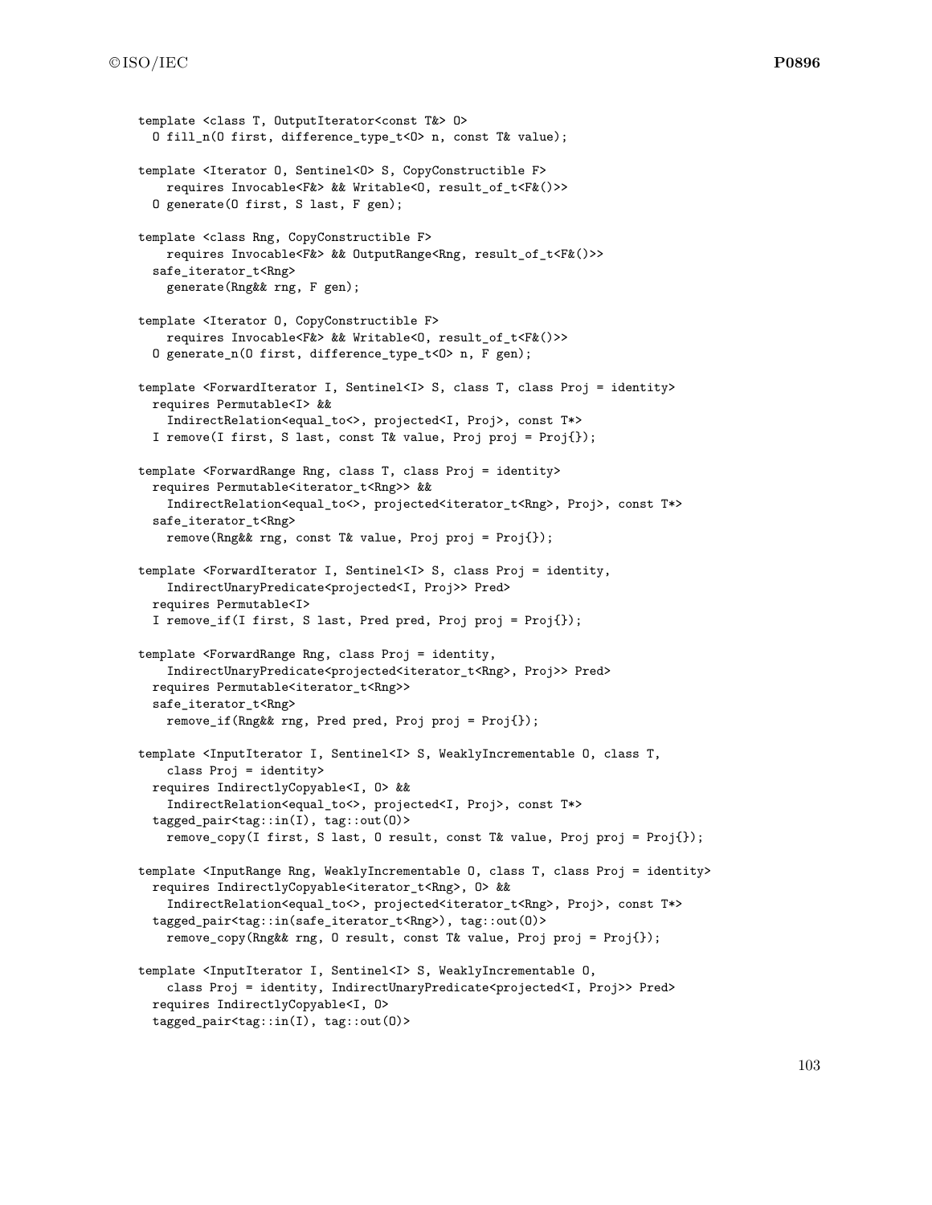```
template <class T, OutputIterator<const T&> O>
  O fill_n(O first, difference_type_t<O> n, const T& value);

template <Iterator O, Sentinel<O> S, CopyConstructible F>
    requires Invocable<F&> && Writable<O, result_of_t<F&()>>
  O generate(O first, S last, F gen);

template <class Rng, CopyConstructible F>
    requires Invocable<F&> && OutputRange<Rng, result_of_t<F&()>>
  safe_iterator_t<Rng>
    generate(Rng&& rng, F gen);

template <Iterator O, CopyConstructible F>
    requires Invocable<F&> && Writable<O, result_of_t<F&()>>
  O generate_n(O first, difference_type_t<O> n, F gen);

template <ForwardIterator I, Sentinel<I> S, class T, class Proj = identity>
  requires Permutable<I> &&
    IndirectRelation<equal_to<>, projected<I, Proj>, const T*>
  I remove(I first, S last, const T& value, Proj proj = Proj{});

template <ForwardRange Rng, class T, class Proj = identity>
  requires Permutable<iterator_t<Rng>> &&
    IndirectRelation<equal_to<>, projected<iterator_t<Rng>, Proj>, const T*>
  safe_iterator_t<Rng>
    remove(Rng&& rng, const T& value, Proj proj = Proj{});

template <ForwardIterator I, Sentinel<I> S, class Proj = identity,
    IndirectUnaryPredicate<projected<I, Proj>> Pred>
  requires Permutable<I>
  I remove_if(I first, S last, Pred pred, Proj proj = Proj{});

template <ForwardRange Rng, class Proj = identity,
    IndirectUnaryPredicate<projected<iterator_t<Rng>, Proj>> Pred>
  requires Permutable<iterator_t<Rng>>
  safe_iterator_t<Rng>
    remove_if(Rng&& rng, Pred pred, Proj proj = Proj{});

template <InputIterator I, Sentinel<I> S, WeaklyIncrementable O, class T,
    class Proj = identity>
  requires IndirectlyCopyable<I, O> &&
    IndirectRelation<equal_to<>, projected<I, Proj>, const T*>
  tagged_pair<tag::in(I), tag::out(O)>
    remove_copy(I first, S last, O result, const T& value, Proj proj = Proj{});

template <InputRange Rng, WeaklyIncrementable O, class T, class Proj = identity>
  requires IndirectlyCopyable<iterator_t<Rng>, O> &&
    IndirectRelation<equal_to<>, projected<iterator_t<Rng>, Proj>, const T*>
  tagged_pair<tag::in(safe_iterator_t<Rng>), tag::out(O)>
    remove_copy(Rng&& rng, O result, const T& value, Proj proj = Proj{});

template <InputIterator I, Sentinel<I> S, WeaklyIncrementable O,
    class Proj = identity, IndirectUnaryPredicate<projected<I, Proj>> Pred>
  requires IndirectlyCopyable<I, O>
  tagged_pair<tag::in(I), tag::out(O)>
```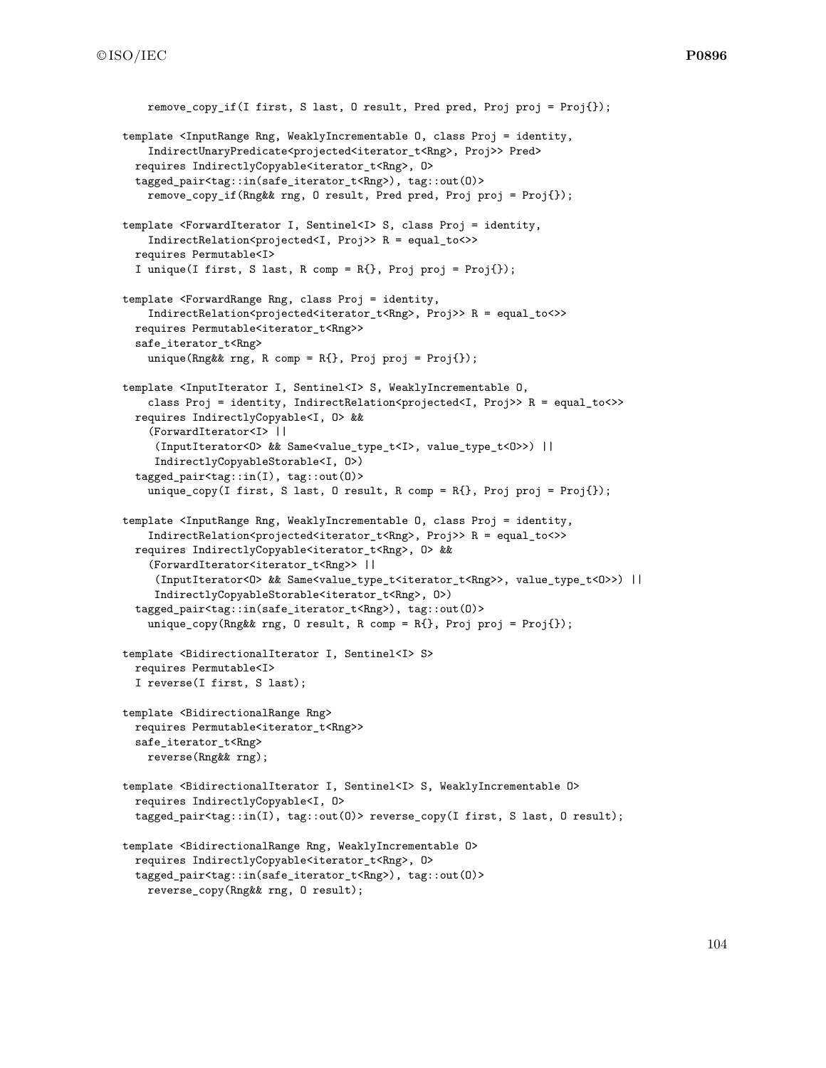```
    remove_copy_if(I first, S last, O result, Pred pred, Proj proj = Proj{});

template <InputRange Rng, WeaklyIncrementable O, class Proj = identity,
    IndirectUnaryPredicate<projected<iterator_t<Rng>, Proj>> Pred>
  requires IndirectlyCopyable<iterator_t<Rng>, O>
  tagged_pair<tag::in(safe_iterator_t<Rng>), tag::out(O)>
    remove_copy_if(Rng&& rng, O result, Pred pred, Proj proj = Proj{});

template <ForwardIterator I, Sentinel<I> S, class Proj = identity,
    IndirectRelation<projected<I, Proj>> R = equal_to<>>
  requires Permutable<I>
  I unique(I first, S last, R comp = R{}, Proj proj = Proj{});

template <ForwardRange Rng, class Proj = identity,
    IndirectRelation<projected<iterator_t<Rng>, Proj>> R = equal_to<>>
  requires Permutable<iterator_t<Rng>>
  safe_iterator_t<Rng>
    unique(Rng&& rng, R comp = R{}, Proj proj = Proj{});

template <InputIterator I, Sentinel<I> S, WeaklyIncrementable O,
    class Proj = identity, IndirectRelation<projected<I, Proj>> R = equal_to<>>
  requires IndirectlyCopyable<I, O> &&
    (ForwardIterator<I> ||
     (InputIterator<O> && Same<value_type_t<I>, value_type_t<O>>) ||
     IndirectlyCopyableStorable<I, O>)
  tagged_pair<tag::in(I), tag::out(O)>
    unique_copy(I first, S last, O result, R comp = R{}, Proj proj = Proj{});

template <InputRange Rng, WeaklyIncrementable O, class Proj = identity,
    IndirectRelation<projected<iterator_t<Rng>, Proj>> R = equal_to<>>
  requires IndirectlyCopyable<iterator_t<Rng>, O> &&
    (ForwardIterator<iterator_t<Rng>> ||
     (InputIterator<O> && Same<value_type_t<iterator_t<Rng>>, value_type_t<O>>) ||
     IndirectlyCopyableStorable<iterator_t<Rng>, O>)
  tagged_pair<tag::in(safe_iterator_t<Rng>), tag::out(O)>
    unique_copy(Rng&& rng, O result, R comp = R{}, Proj proj = Proj{});

template <BidirectionalIterator I, Sentinel<I> S>
  requires Permutable<I>
  I reverse(I first, S last);

template <BidirectionalRange Rng>
  requires Permutable<iterator_t<Rng>>
  safe_iterator_t<Rng>
    reverse(Rng&& rng);

template <BidirectionalIterator I, Sentinel<I> S, WeaklyIncrementable O>
  requires IndirectlyCopyable<I, O>
  tagged_pair<tag::in(I), tag::out(O)> reverse_copy(I first, S last, O result);

template <BidirectionalRange Rng, WeaklyIncrementable O>
  requires IndirectlyCopyable<iterator_t<Rng>, O>
  tagged_pair<tag::in(safe_iterator_t<Rng>), tag::out(O)>
    reverse_copy(Rng&& rng, O result);
```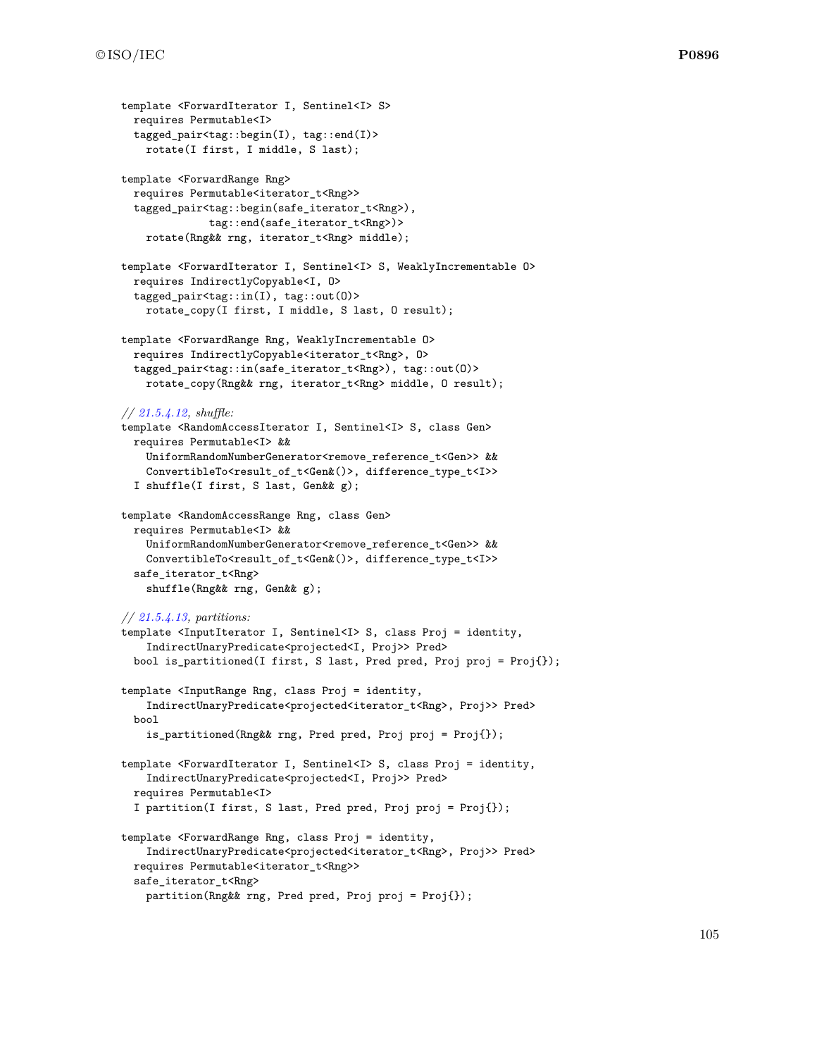```
template <ForwardIterator I, Sentinel<I> S>
  requires Permutable<I>
  tagged_pair<tag::begin(I), tag::end(I)>
    rotate(I first, I middle, S last);

template <ForwardRange Rng>
  requires Permutable<iterator_t<Rng>>
  tagged_pair<tag::begin(safe_iterator_t<Rng>),
              tag::end(safe_iterator_t<Rng>)>
    rotate(Rng&& rng, iterator_t<Rng> middle);

template <ForwardIterator I, Sentinel<I> S, WeaklyIncrementable O>
  requires IndirectlyCopyable<I, O>
  tagged_pair<tag::in(I), tag::out(O)>
    rotate_copy(I first, I middle, S last, O result);

template <ForwardRange Rng, WeaklyIncrementable O>
  requires IndirectlyCopyable<iterator_t<Rng>, O>
  tagged_pair<tag::in(safe_iterator_t<Rng>), tag::out(O)>
    rotate_copy(Rng&& rng, iterator_t<Rng> middle, O result);

// 21.5.4.12, shuffle:
template <RandomAccessIterator I, Sentinel<I> S, class Gen>
  requires Permutable<I> &&
    UniformRandomNumberGenerator<remove_reference_t<Gen>> &&
    ConvertibleTo<result_of_t<Gen&()>, difference_type_t<I>>
  I shuffle(I first, S last, Gen&& g);

template <RandomAccessRange Rng, class Gen>
  requires Permutable<I> &&
    UniformRandomNumberGenerator<remove_reference_t<Gen>> &&
    ConvertibleTo<result_of_t<Gen&()>, difference_type_t<I>>
  safe_iterator_t<Rng>
    shuffle(Rng&& rng, Gen&& g);

// 21.5.4.13, partitions:
template <InputIterator I, Sentinel<I> S, class Proj = identity,
    IndirectUnaryPredicate<projected<I, Proj>> Pred>
  bool is_partitioned(I first, S last, Pred pred, Proj proj = Proj{});

template <InputRange Rng, class Proj = identity,
    IndirectUnaryPredicate<projected<iterator_t<Rng>, Proj>> Pred>
  bool
    is_partitioned(Rng&& rng, Pred pred, Proj proj = Proj{});

template <ForwardIterator I, Sentinel<I> S, class Proj = identity,
    IndirectUnaryPredicate<projected<I, Proj>> Pred>
  requires Permutable<I>
  I partition(I first, S last, Pred pred, Proj proj = Proj{});

template <ForwardRange Rng, class Proj = identity,
    IndirectUnaryPredicate<projected<iterator_t<Rng>, Proj>> Pred>
  requires Permutable<iterator_t<Rng>>
  safe_iterator_t<Rng>
    partition(Rng&& rng, Pred pred, Proj proj = Proj{});
```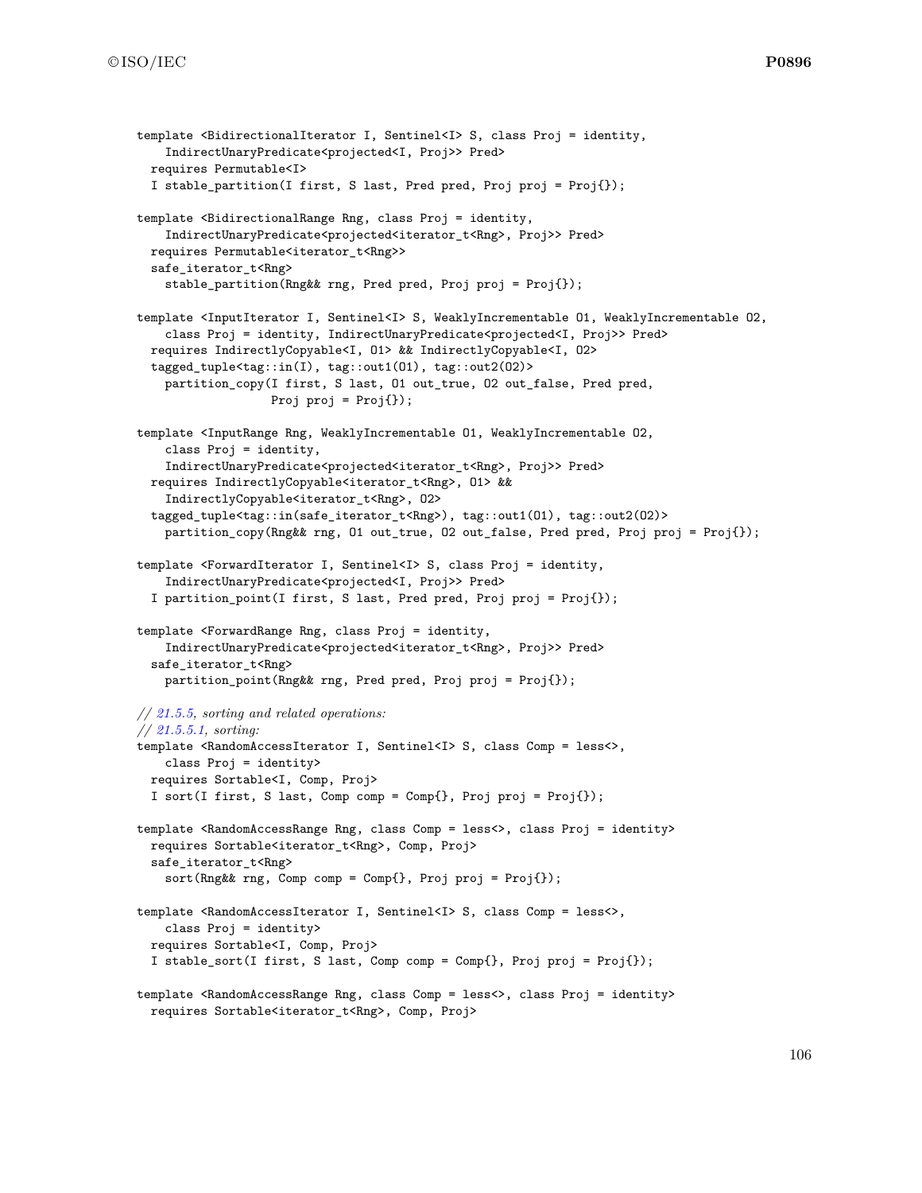```
template <BidirectionalIterator I, Sentinel<I> S, class Proj = identity,
    IndirectUnaryPredicate<projected<I, Proj>> Pred>
  requires Permutable<I>
  I stable_partition(I first, S last, Pred pred, Proj proj = Proj{});

template <BidirectionalRange Rng, class Proj = identity,
    IndirectUnaryPredicate<projected<iterator_t<Rng>, Proj>> Pred>
  requires Permutable<iterator_t<Rng>>
  safe_iterator_t<Rng>
    stable_partition(Rng&& rng, Pred pred, Proj proj = Proj{});

template <InputIterator I, Sentinel<I> S, WeaklyIncrementable O1, WeaklyIncrementable O2,
    class Proj = identity, IndirectUnaryPredicate<projected<I, Proj>> Pred>
  requires IndirectlyCopyable<I, O1> && IndirectlyCopyable<I, O2>
  tagged_tuple<tag::in(I), tag::out1(O1), tag::out2(O2)>
    partition_copy(I first, S last, O1 out_true, O2 out_false, Pred pred,
                   Proj proj = Proj{});

template <InputRange Rng, WeaklyIncrementable O1, WeaklyIncrementable O2,
    class Proj = identity,
    IndirectUnaryPredicate<projected<iterator_t<Rng>, Proj>> Pred>
  requires IndirectlyCopyable<iterator_t<Rng>, O1> &&
    IndirectlyCopyable<iterator_t<Rng>, O2>
  tagged_tuple<tag::in(safe_iterator_t<Rng>), tag::out1(O1), tag::out2(O2)>
    partition_copy(Rng&& rng, O1 out_true, O2 out_false, Pred pred, Proj proj = Proj{});

template <ForwardIterator I, Sentinel<I> S, class Proj = identity,
    IndirectUnaryPredicate<projected<I, Proj>> Pred>
  I partition_point(I first, S last, Pred pred, Proj proj = Proj{});

template <ForwardRange Rng, class Proj = identity,
    IndirectUnaryPredicate<projected<iterator_t<Rng>, Proj>> Pred>
  safe_iterator_t<Rng>
    partition_point(Rng&& rng, Pred pred, Proj proj = Proj{});

// 21.5.5, sorting and related operations:
// 21.5.5.1, sorting:
template <RandomAccessIterator I, Sentinel<I> S, class Comp = less<>,
    class Proj = identity>
  requires Sortable<I, Comp, Proj>
  I sort(I first, S last, Comp comp = Comp{}, Proj proj = Proj{});

template <RandomAccessRange Rng, class Comp = less<>, class Proj = identity>
  requires Sortable<iterator_t<Rng>, Comp, Proj>
  safe_iterator_t<Rng>
    sort(Rng&& rng, Comp comp = Comp{}, Proj proj = Proj{});

template <RandomAccessIterator I, Sentinel<I> S, class Comp = less<>,
    class Proj = identity>
  requires Sortable<I, Comp, Proj>
  I stable_sort(I first, S last, Comp comp = Comp{}, Proj proj = Proj{});

template <RandomAccessRange Rng, class Comp = less<>, class Proj = identity>
  requires Sortable<iterator_t<Rng>, Comp, Proj>
```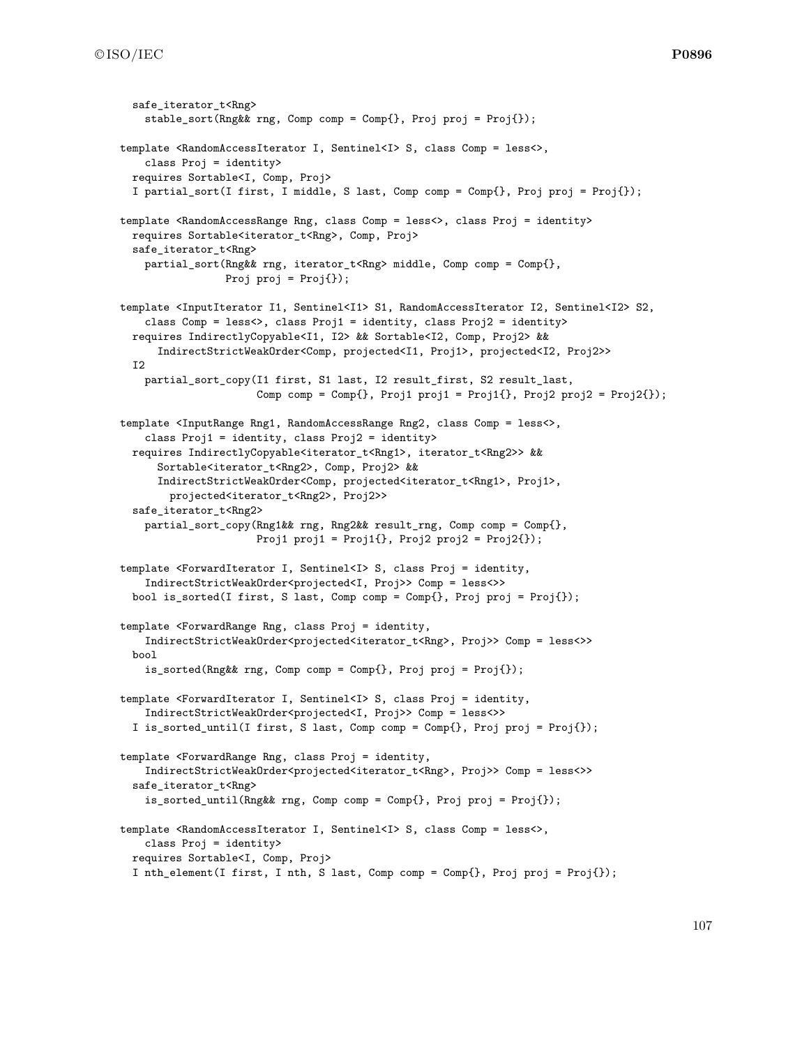```
  safe_iterator_t<Rng>
    stable_sort(Rng&& rng, Comp comp = Comp{}, Proj proj = Proj{});

template <RandomAccessIterator I, Sentinel<I> S, class Comp = less<>,
    class Proj = identity>
  requires Sortable<I, Comp, Proj>
  I partial_sort(I first, I middle, S last, Comp comp = Comp{}, Proj proj = Proj{});

template <RandomAccessRange Rng, class Comp = less<>, class Proj = identity>
  requires Sortable<iterator_t<Rng>, Comp, Proj>
  safe_iterator_t<Rng>
    partial_sort(Rng&& rng, iterator_t<Rng> middle, Comp comp = Comp{},
                 Proj proj = Proj{});

template <InputIterator I1, Sentinel<I1> S1, RandomAccessIterator I2, Sentinel<I2> S2,
    class Comp = less<>, class Proj1 = identity, class Proj2 = identity>
  requires IndirectlyCopyable<I1, I2> && Sortable<I2, Comp, Proj2> &&
      IndirectStrictWeakOrder<Comp, projected<I1, Proj1>, projected<I2, Proj2>>
  I2
    partial_sort_copy(I1 first, S1 last, I2 result_first, S2 result_last,
                      Comp comp = Comp{}, Proj1 proj1 = Proj1{}, Proj2 proj2 = Proj2{});

template <InputRange Rng1, RandomAccessRange Rng2, class Comp = less<>,
    class Proj1 = identity, class Proj2 = identity>
  requires IndirectlyCopyable<iterator_t<Rng1>, iterator_t<Rng2>> &&
      Sortable<iterator_t<Rng2>, Comp, Proj2> &&
      IndirectStrictWeakOrder<Comp, projected<iterator_t<Rng1>, Proj1>,
        projected<iterator_t<Rng2>, Proj2>>
  safe_iterator_t<Rng2>
    partial_sort_copy(Rng1&& rng, Rng2&& result_rng, Comp comp = Comp{},
                      Proj1 proj1 = Proj1{}, Proj2 proj2 = Proj2{});

template <ForwardIterator I, Sentinel<I> S, class Proj = identity,
    IndirectStrictWeakOrder<projected<I, Proj>> Comp = less<>>
  bool is_sorted(I first, S last, Comp comp = Comp{}, Proj proj = Proj{});

template <ForwardRange Rng, class Proj = identity,
    IndirectStrictWeakOrder<projected<iterator_t<Rng>, Proj>> Comp = less<>>
  bool
    is_sorted(Rng&& rng, Comp comp = Comp{}, Proj proj = Proj{});

template <ForwardIterator I, Sentinel<I> S, class Proj = identity,
    IndirectStrictWeakOrder<projected<I, Proj>> Comp = less<>>
  I is_sorted_until(I first, S last, Comp comp = Comp{}, Proj proj = Proj{});

template <ForwardRange Rng, class Proj = identity,
    IndirectStrictWeakOrder<projected<iterator_t<Rng>, Proj>> Comp = less<>>
  safe_iterator_t<Rng>
    is_sorted_until(Rng&& rng, Comp comp = Comp{}, Proj proj = Proj{});

template <RandomAccessIterator I, Sentinel<I> S, class Comp = less<>,
    class Proj = identity>
  requires Sortable<I, Comp, Proj>
  I nth_element(I first, I nth, S last, Comp comp = Comp{}, Proj proj = Proj{});
```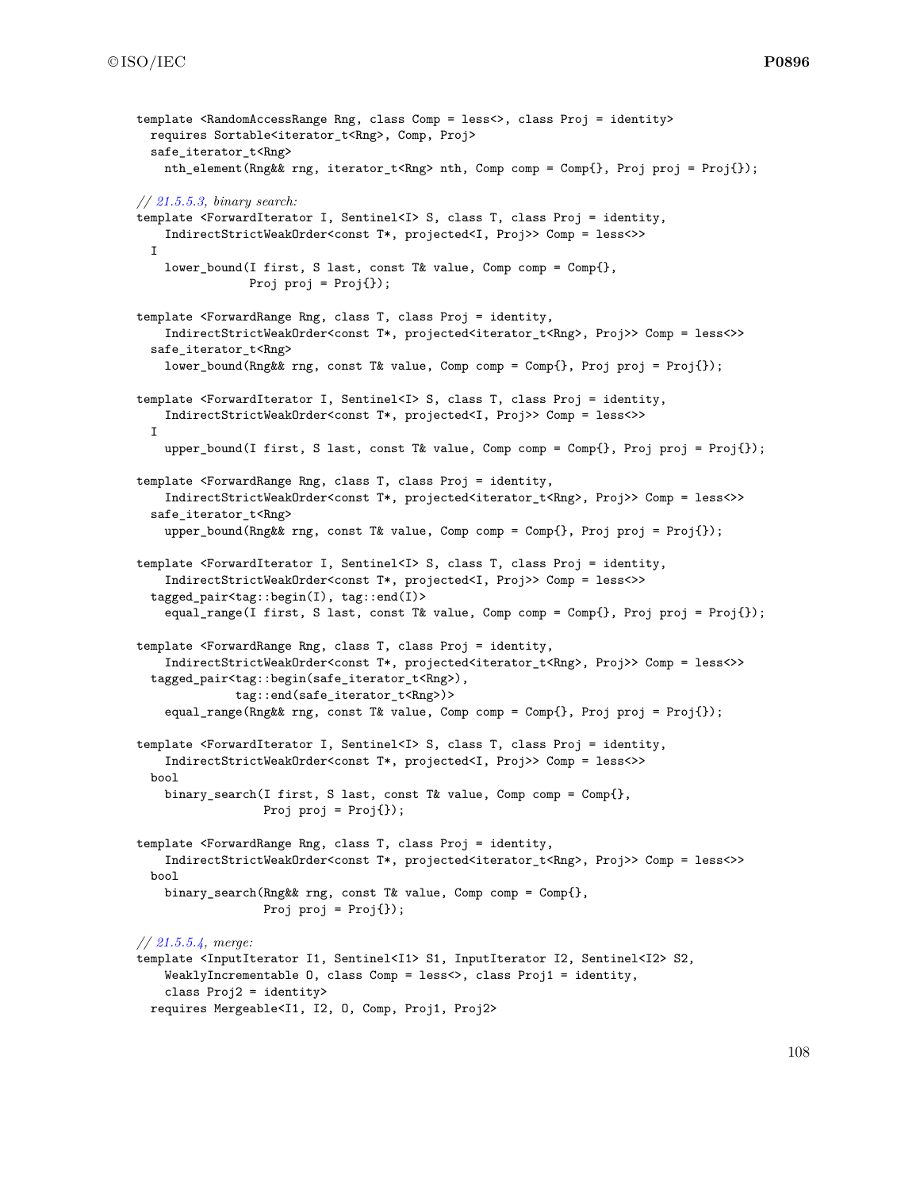```
template <RandomAccessRange Rng, class Comp = less<>, class Proj = identity>
  requires Sortable<iterator_t<Rng>, Comp, Proj>
  safe_iterator_t<Rng>
    nth_element(Rng&& rng, iterator_t<Rng> nth, Comp comp = Comp{}, Proj proj = Proj{});

// 21.5.5.3, binary search:
template <ForwardIterator I, Sentinel<I> S, class T, class Proj = identity,
    IndirectStrictWeakOrder<const T*, projected<I, Proj>> Comp = less<>>
  I
    lower_bound(I first, S last, const T& value, Comp comp = Comp{},
                Proj proj = Proj{});

template <ForwardRange Rng, class T, class Proj = identity,
    IndirectStrictWeakOrder<const T*, projected<iterator_t<Rng>, Proj>> Comp = less<>>
  safe_iterator_t<Rng>
    lower_bound(Rng&& rng, const T& value, Comp comp = Comp{}, Proj proj = Proj{});

template <ForwardIterator I, Sentinel<I> S, class T, class Proj = identity,
    IndirectStrictWeakOrder<const T*, projected<I, Proj>> Comp = less<>>
  I
    upper_bound(I first, S last, const T& value, Comp comp = Comp{}, Proj proj = Proj{});

template <ForwardRange Rng, class T, class Proj = identity,
    IndirectStrictWeakOrder<const T*, projected<iterator_t<Rng>, Proj>> Comp = less<>>
  safe_iterator_t<Rng>
    upper_bound(Rng&& rng, const T& value, Comp comp = Comp{}, Proj proj = Proj{});

template <ForwardIterator I, Sentinel<I> S, class T, class Proj = identity,
    IndirectStrictWeakOrder<const T*, projected<I, Proj>> Comp = less<>>
  tagged_pair<tag::begin(I), tag::end(I)>
    equal_range(I first, S last, const T& value, Comp comp = Comp{}, Proj proj = Proj{});

template <ForwardRange Rng, class T, class Proj = identity,
    IndirectStrictWeakOrder<const T*, projected<iterator_t<Rng>, Proj>> Comp = less<>>
  tagged_pair<tag::begin(safe_iterator_t<Rng>),
              tag::end(safe_iterator_t<Rng>)>
    equal_range(Rng&& rng, const T& value, Comp comp = Comp{}, Proj proj = Proj{});

template <ForwardIterator I, Sentinel<I> S, class T, class Proj = identity,
    IndirectStrictWeakOrder<const T*, projected<I, Proj>> Comp = less<>>
  bool
    binary_search(I first, S last, const T& value, Comp comp = Comp{},
                  Proj proj = Proj{});

template <ForwardRange Rng, class T, class Proj = identity,
    IndirectStrictWeakOrder<const T*, projected<iterator_t<Rng>, Proj>> Comp = less<>>
  bool
    binary_search(Rng&& rng, const T& value, Comp comp = Comp{},
                  Proj proj = Proj{});

// 21.5.5.4, merge:
template <InputIterator I1, Sentinel<I1> S1, InputIterator I2, Sentinel<I2> S2,
    WeaklyIncrementable O, class Comp = less<>, class Proj1 = identity,
    class Proj2 = identity>
  requires Mergeable<I1, I2, O, Comp, Proj1, Proj2>
```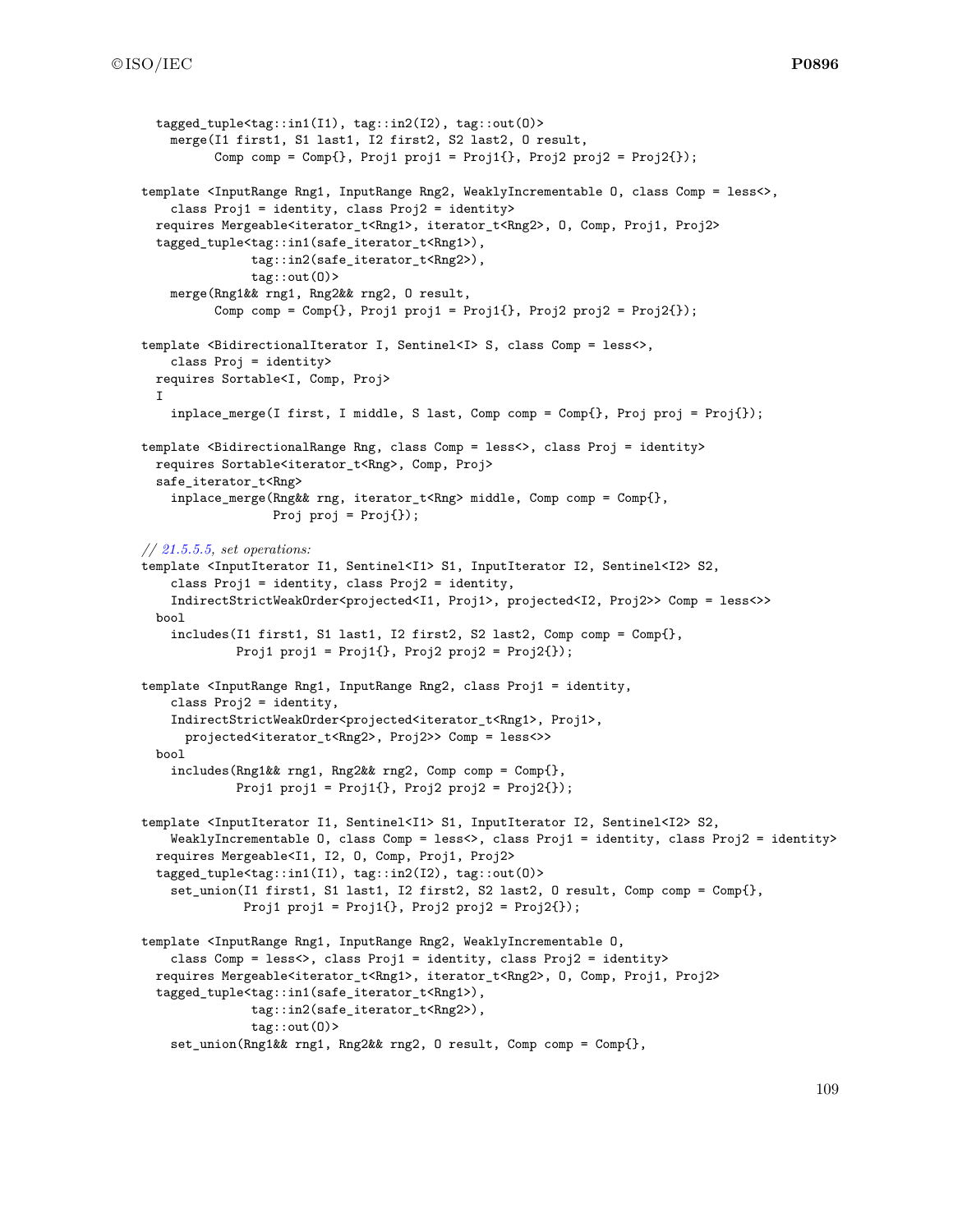```
  tagged_tuple<tag::in1(I1), tag::in2(I2), tag::out(O)>
    merge(I1 first1, S1 last1, I2 first2, S2 last2, O result,
          Comp comp = Comp{}, Proj1 proj1 = Proj1{}, Proj2 proj2 = Proj2{});

template <InputRange Rng1, InputRange Rng2, WeaklyIncrementable O, class Comp = less<>,
    class Proj1 = identity, class Proj2 = identity>
  requires Mergeable<iterator_t<Rng1>, iterator_t<Rng2>, O, Comp, Proj1, Proj2>
  tagged_tuple<tag::in1(safe_iterator_t<Rng1>),
               tag::in2(safe_iterator_t<Rng2>),
               tag::out(O)>
    merge(Rng1&& rng1, Rng2&& rng2, O result,
          Comp comp = Comp{}, Proj1 proj1 = Proj1{}, Proj2 proj2 = Proj2{});

template <BidirectionalIterator I, Sentinel<I> S, class Comp = less<>,
    class Proj = identity>
  requires Sortable<I, Comp, Proj>
  I
    inplace_merge(I first, I middle, S last, Comp comp = Comp{}, Proj proj = Proj{});

template <BidirectionalRange Rng, class Comp = less<>, class Proj = identity>
  requires Sortable<iterator_t<Rng>, Comp, Proj>
  safe_iterator_t<Rng>
    inplace_merge(Rng&& rng, iterator_t<Rng> middle, Comp comp = Comp{},
                  Proj proj = Proj{});

// 21.5.5.5, set operations:
template <InputIterator I1, Sentinel<I1> S1, InputIterator I2, Sentinel<I2> S2,
    class Proj1 = identity, class Proj2 = identity,
    IndirectStrictWeakOrder<projected<I1, Proj1>, projected<I2, Proj2>> Comp = less<>>
  bool
    includes(I1 first1, S1 last1, I2 first2, S2 last2, Comp comp = Comp{},
             Proj1 proj1 = Proj1{}, Proj2 proj2 = Proj2{});

template <InputRange Rng1, InputRange Rng2, class Proj1 = identity,
    class Proj2 = identity,
    IndirectStrictWeakOrder<projected<iterator_t<Rng1>, Proj1>,
      projected<iterator_t<Rng2>, Proj2>> Comp = less<>>
  bool
    includes(Rng1&& rng1, Rng2&& rng2, Comp comp = Comp{},
             Proj1 proj1 = Proj1{}, Proj2 proj2 = Proj2{});

template <InputIterator I1, Sentinel<I1> S1, InputIterator I2, Sentinel<I2> S2,
    WeaklyIncrementable O, class Comp = less<>, class Proj1 = identity, class Proj2 = identity>
  requires Mergeable<I1, I2, O, Comp, Proj1, Proj2>
  tagged_tuple<tag::in1(I1), tag::in2(I2), tag::out(O)>
    set_union(I1 first1, S1 last1, I2 first2, S2 last2, O result, Comp comp = Comp{},
              Proj1 proj1 = Proj1{}, Proj2 proj2 = Proj2{});

template <InputRange Rng1, InputRange Rng2, WeaklyIncrementable O,
    class Comp = less<>, class Proj1 = identity, class Proj2 = identity>
  requires Mergeable<iterator_t<Rng1>, iterator_t<Rng2>, O, Comp, Proj1, Proj2>
  tagged_tuple<tag::in1(safe_iterator_t<Rng1>),
               tag::in2(safe_iterator_t<Rng2>),
               tag::out(O)>
    set_union(Rng1&& rng1, Rng2&& rng2, O result, Comp comp = Comp{},
```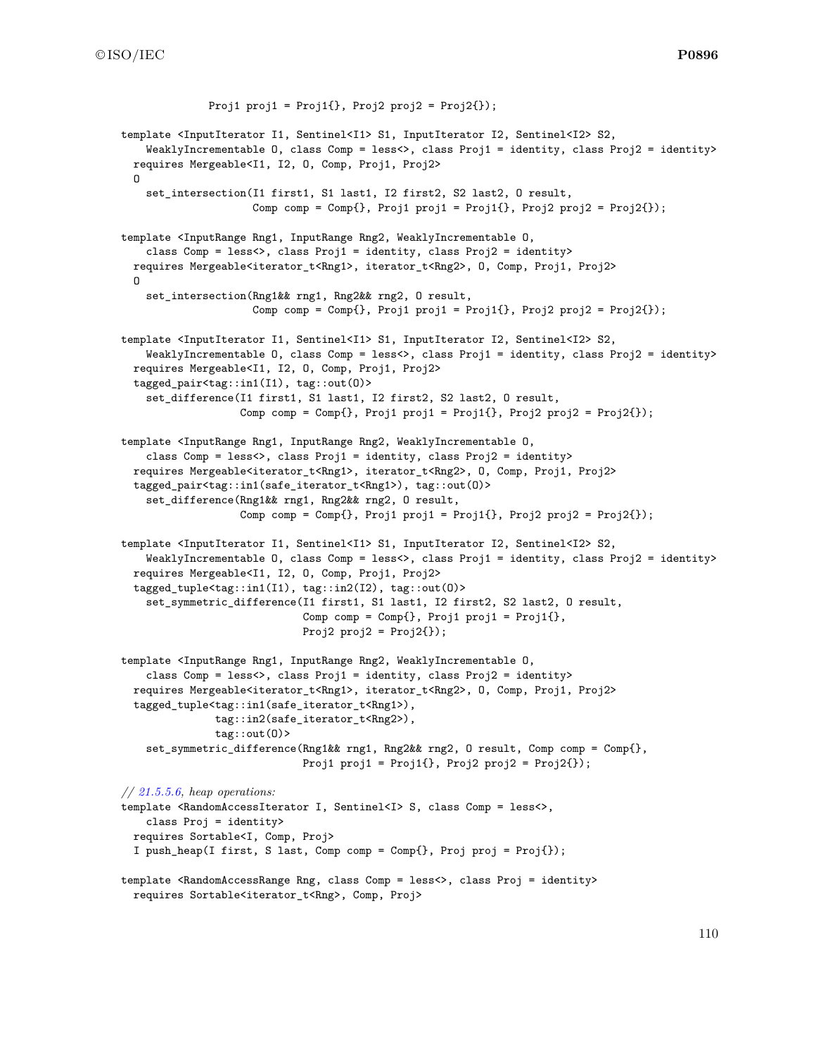```
              Proj1 proj1 = Proj1{}, Proj2 proj2 = Proj2{});

template <InputIterator I1, Sentinel<I1> S1, InputIterator I2, Sentinel<I2> S2,
    WeaklyIncrementable O, class Comp = less<>, class Proj1 = identity, class Proj2 = identity>
  requires Mergeable<I1, I2, O, Comp, Proj1, Proj2>
  O
    set_intersection(I1 first1, S1 last1, I2 first2, S2 last2, O result,
                     Comp comp = Comp{}, Proj1 proj1 = Proj1{}, Proj2 proj2 = Proj2{});

template <InputRange Rng1, InputRange Rng2, WeaklyIncrementable O,
    class Comp = less<>, class Proj1 = identity, class Proj2 = identity>
  requires Mergeable<iterator_t<Rng1>, iterator_t<Rng2>, O, Comp, Proj1, Proj2>
  O
    set_intersection(Rng1&& rng1, Rng2&& rng2, O result,
                     Comp comp = Comp{}, Proj1 proj1 = Proj1{}, Proj2 proj2 = Proj2{});

template <InputIterator I1, Sentinel<I1> S1, InputIterator I2, Sentinel<I2> S2,
    WeaklyIncrementable O, class Comp = less<>, class Proj1 = identity, class Proj2 = identity>
  requires Mergeable<I1, I2, O, Comp, Proj1, Proj2>
  tagged_pair<tag::in1(I1), tag::out(O)>
    set_difference(I1 first1, S1 last1, I2 first2, S2 last2, O result,
                   Comp comp = Comp{}, Proj1 proj1 = Proj1{}, Proj2 proj2 = Proj2{});

template <InputRange Rng1, InputRange Rng2, WeaklyIncrementable O,
    class Comp = less<>, class Proj1 = identity, class Proj2 = identity>
  requires Mergeable<iterator_t<Rng1>, iterator_t<Rng2>, O, Comp, Proj1, Proj2>
  tagged_pair<tag::in1(safe_iterator_t<Rng1>), tag::out(O)>
    set_difference(Rng1&& rng1, Rng2&& rng2, O result,
                   Comp comp = Comp{}, Proj1 proj1 = Proj1{}, Proj2 proj2 = Proj2{});

template <InputIterator I1, Sentinel<I1> S1, InputIterator I2, Sentinel<I2> S2,
    WeaklyIncrementable O, class Comp = less<>, class Proj1 = identity, class Proj2 = identity>
  requires Mergeable<I1, I2, O, Comp, Proj1, Proj2>
  tagged_tuple<tag::in1(I1), tag::in2(I2), tag::out(O)>
    set_symmetric_difference(I1 first1, S1 last1, I2 first2, S2 last2, O result,
                             Comp comp = Comp{}, Proj1 proj1 = Proj1{},
                             Proj2 proj2 = Proj2{});

template <InputRange Rng1, InputRange Rng2, WeaklyIncrementable O,
    class Comp = less<>, class Proj1 = identity, class Proj2 = identity>
  requires Mergeable<iterator_t<Rng1>, iterator_t<Rng2>, O, Comp, Proj1, Proj2>
  tagged_tuple<tag::in1(safe_iterator_t<Rng1>),
               tag::in2(safe_iterator_t<Rng2>),
               tag::out(O)>
    set_symmetric_difference(Rng1&& rng1, Rng2&& rng2, O result, Comp comp = Comp{},
                             Proj1 proj1 = Proj1{}, Proj2 proj2 = Proj2{});

// 21.5.5.6, heap operations:
template <RandomAccessIterator I, Sentinel<I> S, class Comp = less<>,
    class Proj = identity>
  requires Sortable<I, Comp, Proj>
  I push_heap(I first, S last, Comp comp = Comp{}, Proj proj = Proj{});

template <RandomAccessRange Rng, class Comp = less<>, class Proj = identity>
  requires Sortable<iterator_t<Rng>, Comp, Proj>
```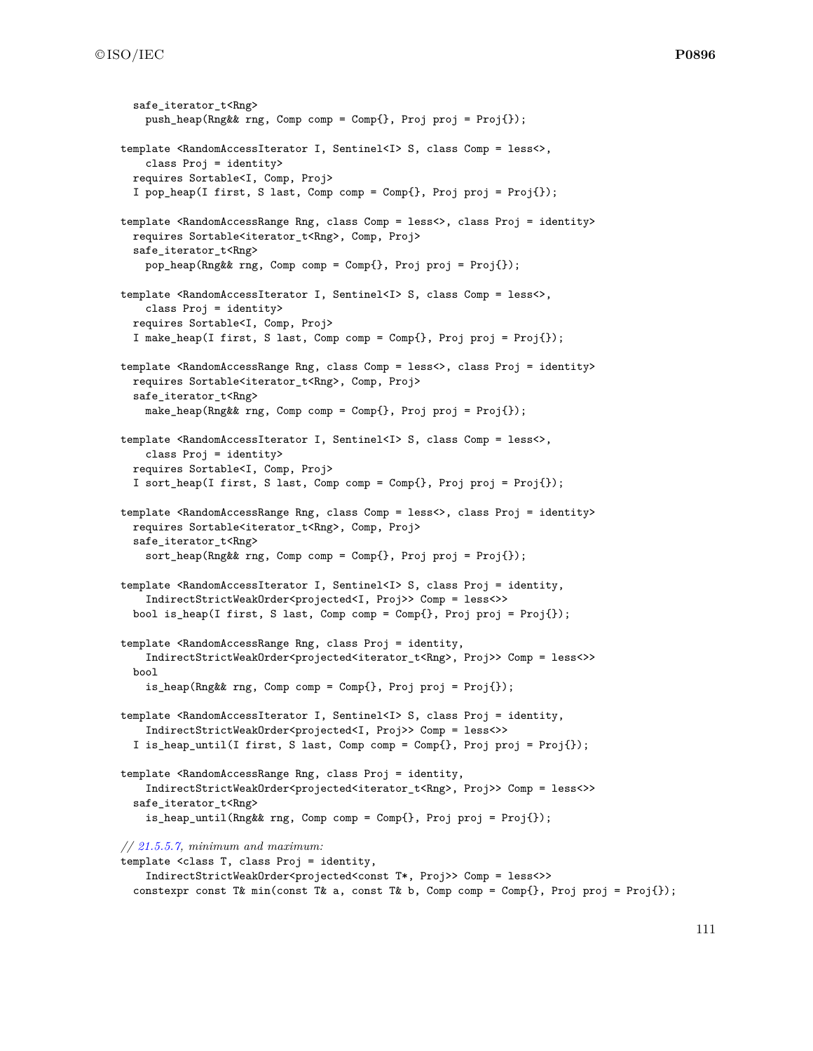```
  safe_iterator_t<Rng>
    push_heap(Rng&& rng, Comp comp = Comp{}, Proj proj = Proj{});

template <RandomAccessIterator I, Sentinel<I> S, class Comp = less<>,
    class Proj = identity>
  requires Sortable<I, Comp, Proj>
  I pop_heap(I first, S last, Comp comp = Comp{}, Proj proj = Proj{});

template <RandomAccessRange Rng, class Comp = less<>, class Proj = identity>
  requires Sortable<iterator_t<Rng>, Comp, Proj>
  safe_iterator_t<Rng>
    pop_heap(Rng&& rng, Comp comp = Comp{}, Proj proj = Proj{});

template <RandomAccessIterator I, Sentinel<I> S, class Comp = less<>,
    class Proj = identity>
  requires Sortable<I, Comp, Proj>
  I make_heap(I first, S last, Comp comp = Comp{}, Proj proj = Proj{});

template <RandomAccessRange Rng, class Comp = less<>, class Proj = identity>
  requires Sortable<iterator_t<Rng>, Comp, Proj>
  safe_iterator_t<Rng>
    make_heap(Rng&& rng, Comp comp = Comp{}, Proj proj = Proj{});

template <RandomAccessIterator I, Sentinel<I> S, class Comp = less<>,
    class Proj = identity>
  requires Sortable<I, Comp, Proj>
  I sort_heap(I first, S last, Comp comp = Comp{}, Proj proj = Proj{});

template <RandomAccessRange Rng, class Comp = less<>, class Proj = identity>
  requires Sortable<iterator_t<Rng>, Comp, Proj>
  safe_iterator_t<Rng>
    sort_heap(Rng&& rng, Comp comp = Comp{}, Proj proj = Proj{});

template <RandomAccessIterator I, Sentinel<I> S, class Proj = identity,
    IndirectStrictWeakOrder<projected<I, Proj>> Comp = less<>>
  bool is_heap(I first, S last, Comp comp = Comp{}, Proj proj = Proj{});

template <RandomAccessRange Rng, class Proj = identity,
    IndirectStrictWeakOrder<projected<iterator_t<Rng>, Proj>> Comp = less<>>
  bool
    is_heap(Rng&& rng, Comp comp = Comp{}, Proj proj = Proj{});

template <RandomAccessIterator I, Sentinel<I> S, class Proj = identity,
    IndirectStrictWeakOrder<projected<I, Proj>> Comp = less<>>
  I is_heap_until(I first, S last, Comp comp = Comp{}, Proj proj = Proj{});

template <RandomAccessRange Rng, class Proj = identity,
    IndirectStrictWeakOrder<projected<iterator_t<Rng>, Proj>> Comp = less<>>
  safe_iterator_t<Rng>
    is_heap_until(Rng&& rng, Comp comp = Comp{}, Proj proj = Proj{});

// 21.5.5.7, minimum and maximum:
template <class T, class Proj = identity,
    IndirectStrictWeakOrder<projected<const T*, Proj>> Comp = less<>>
  constexpr const T& min(const T& a, const T& b, Comp comp = Comp{}, Proj proj = Proj{});
```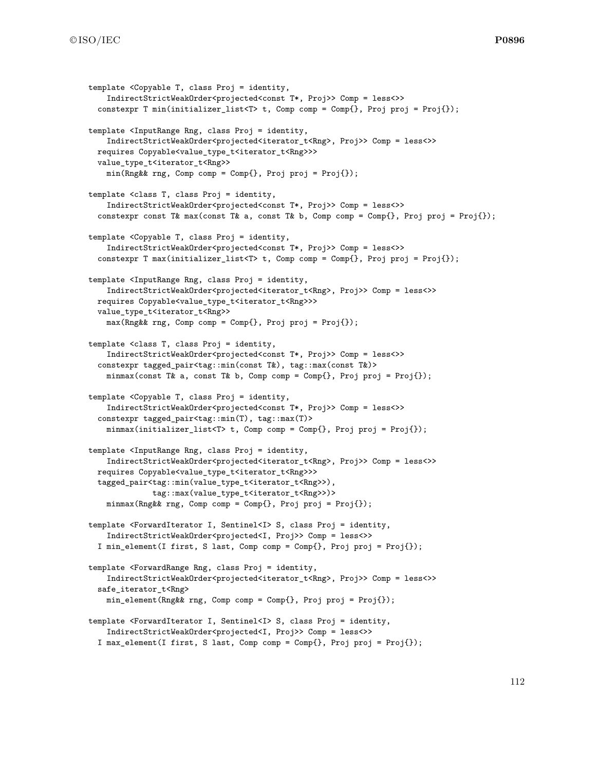```
template <Copyable T, class Proj = identity,
    IndirectStrictWeakOrder<projected<const T*, Proj>> Comp = less<>>
  constexpr T min(initializer_list<T> t, Comp comp = Comp{}, Proj proj = Proj{});

template <InputRange Rng, class Proj = identity,
    IndirectStrictWeakOrder<projected<iterator_t<Rng>, Proj>> Comp = less<>>
  requires Copyable<value_type_t<iterator_t<Rng>>>
  value_type_t<iterator_t<Rng>>
    min(Rng&& rng, Comp comp = Comp{}, Proj proj = Proj{});

template <class T, class Proj = identity,
    IndirectStrictWeakOrder<projected<const T*, Proj>> Comp = less<>>
  constexpr const T& max(const T& a, const T& b, Comp comp = Comp{}, Proj proj = Proj{});

template <Copyable T, class Proj = identity,
    IndirectStrictWeakOrder<projected<const T*, Proj>> Comp = less<>>
  constexpr T max(initializer_list<T> t, Comp comp = Comp{}, Proj proj = Proj{});

template <InputRange Rng, class Proj = identity,
    IndirectStrictWeakOrder<projected<iterator_t<Rng>, Proj>> Comp = less<>>
  requires Copyable<value_type_t<iterator_t<Rng>>>
  value_type_t<iterator_t<Rng>>
    max(Rng&& rng, Comp comp = Comp{}, Proj proj = Proj{});

template <class T, class Proj = identity,
    IndirectStrictWeakOrder<projected<const T*, Proj>> Comp = less<>>
  constexpr tagged_pair<tag::min(const T&), tag::max(const T&)>
    minmax(const T& a, const T& b, Comp comp = Comp{}, Proj proj = Proj{});

template <Copyable T, class Proj = identity,
    IndirectStrictWeakOrder<projected<const T*, Proj>> Comp = less<>>
  constexpr tagged_pair<tag::min(T), tag::max(T)>
    minmax(initializer_list<T> t, Comp comp = Comp{}, Proj proj = Proj{});

template <InputRange Rng, class Proj = identity,
    IndirectStrictWeakOrder<projected<iterator_t<Rng>, Proj>> Comp = less<>>
  requires Copyable<value_type_t<iterator_t<Rng>>>
  tagged_pair<tag::min(value_type_t<iterator_t<Rng>>),
              tag::max(value_type_t<iterator_t<Rng>>)>
    minmax(Rng&& rng, Comp comp = Comp{}, Proj proj = Proj{});

template <ForwardIterator I, Sentinel<I> S, class Proj = identity,
    IndirectStrictWeakOrder<projected<I, Proj>> Comp = less<>>
  I min_element(I first, S last, Comp comp = Comp{}, Proj proj = Proj{});

template <ForwardRange Rng, class Proj = identity,
    IndirectStrictWeakOrder<projected<iterator_t<Rng>, Proj>> Comp = less<>>
  safe_iterator_t<Rng>
    min_element(Rng&& rng, Comp comp = Comp{}, Proj proj = Proj{});

template <ForwardIterator I, Sentinel<I> S, class Proj = identity,
    IndirectStrictWeakOrder<projected<I, Proj>> Comp = less<>>
  I max_element(I first, S last, Comp comp = Comp{}, Proj proj = Proj{});
```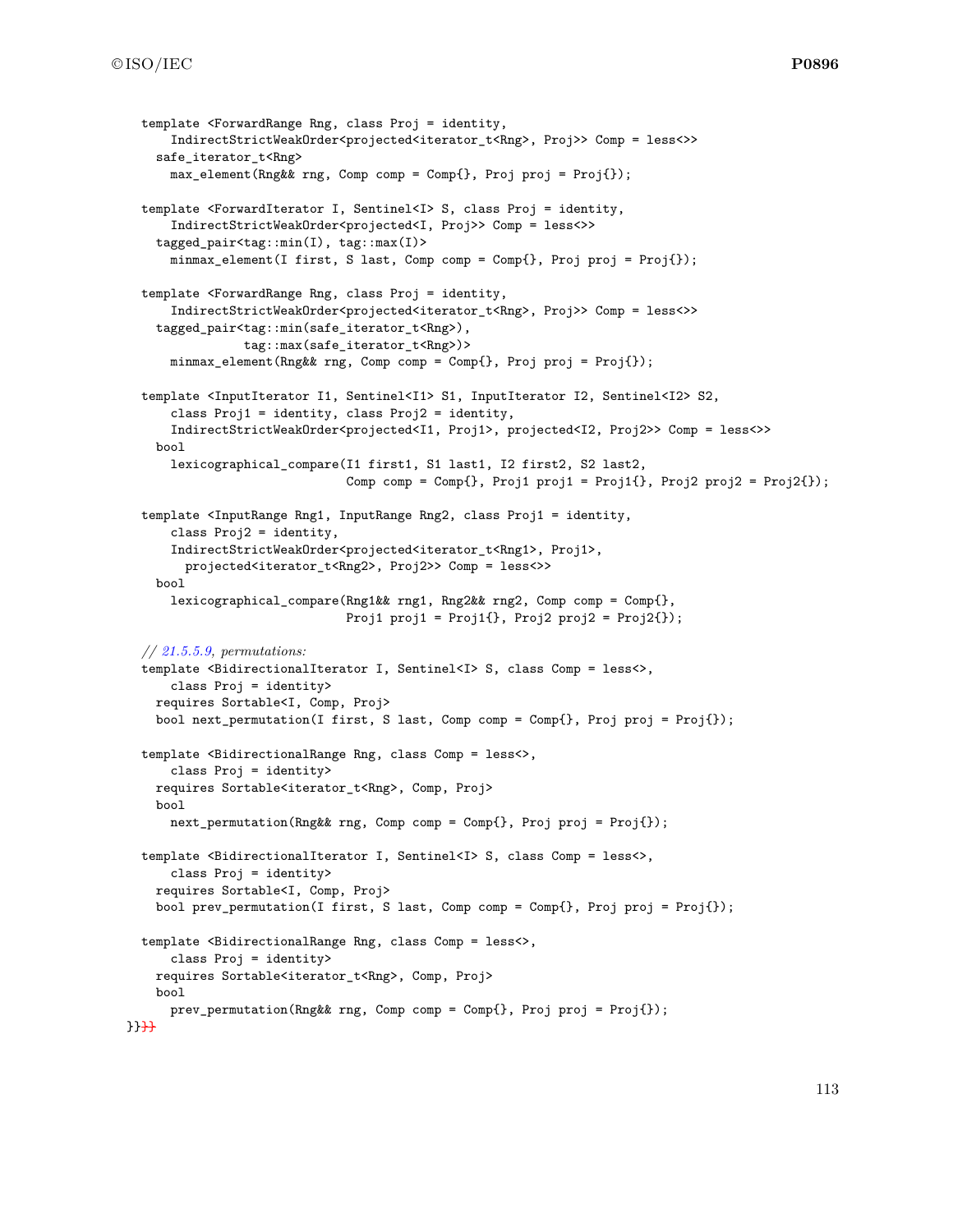```
template <ForwardRange Rng, class Proj = identity,
    IndirectStrictWeakOrder<projected<iterator_t<Rng>, Proj>> Comp = less<>>
  safe_iterator_t<Rng>
    max_element(Rng&& rng, Comp comp = Comp{}, Proj proj = Proj{});

template <ForwardIterator I, Sentinel<I> S, class Proj = identity,
    IndirectStrictWeakOrder<projected<I, Proj>> Comp = less<>>
  tagged_pair<tag::min(I), tag::max(I)>
    minmax_element(I first, S last, Comp comp = Comp{}, Proj proj = Proj{});

template <ForwardRange Rng, class Proj = identity,
    IndirectStrictWeakOrder<projected<iterator_t<Rng>, Proj>> Comp = less<>>
  tagged_pair<tag::min(safe_iterator_t<Rng>),
              tag::max(safe_iterator_t<Rng>)>
    minmax_element(Rng&& rng, Comp comp = Comp{}, Proj proj = Proj{});

template <InputIterator I1, Sentinel<I1> S1, InputIterator I2, Sentinel<I2> S2,
    class Proj1 = identity, class Proj2 = identity,
    IndirectStrictWeakOrder<projected<I1, Proj1>, projected<I2, Proj2>> Comp = less<>>
  bool
    lexicographical_compare(I1 first1, S1 last1, I2 first2, S2 last2,
                            Comp comp = Comp{}, Proj1 proj1 = Proj1{}, Proj2 proj2 = Proj2{});

template <InputRange Rng1, InputRange Rng2, class Proj1 = identity,
    class Proj2 = identity,
    IndirectStrictWeakOrder<projected<iterator_t<Rng1>, Proj1>,
      projected<iterator_t<Rng2>, Proj2>> Comp = less<>>
  bool
    lexicographical_compare(Rng1&& rng1, Rng2&& rng2, Comp comp = Comp{},
                            Proj1 proj1 = Proj1{}, Proj2 proj2 = Proj2{});

// 21.5.5.9, permutations:
template <BidirectionalIterator I, Sentinel<I> S, class Comp = less<>,
    class Proj = identity>
  requires Sortable<I, Comp, Proj>
  bool next_permutation(I first, S last, Comp comp = Comp{}, Proj proj = Proj{});

template <BidirectionalRange Rng, class Comp = less<>,
    class Proj = identity>
  requires Sortable<iterator_t<Rng>, Comp, Proj>
  bool
    next_permutation(Rng&& rng, Comp comp = Comp{}, Proj proj = Proj{});

template <BidirectionalIterator I, Sentinel<I> S, class Comp = less<>,
    class Proj = identity>
  requires Sortable<I, Comp, Proj>
  bool prev_permutation(I first, S last, Comp comp = Comp{}, Proj proj = Proj{});

template <BidirectionalRange Rng, class Comp = less<>,
    class Proj = identity>
  requires Sortable<iterator_t<Rng>, Comp, Proj>
  bool
    prev_permutation(Rng&& rng, Comp comp = Comp{}, Proj proj = Proj{});
}}}}
```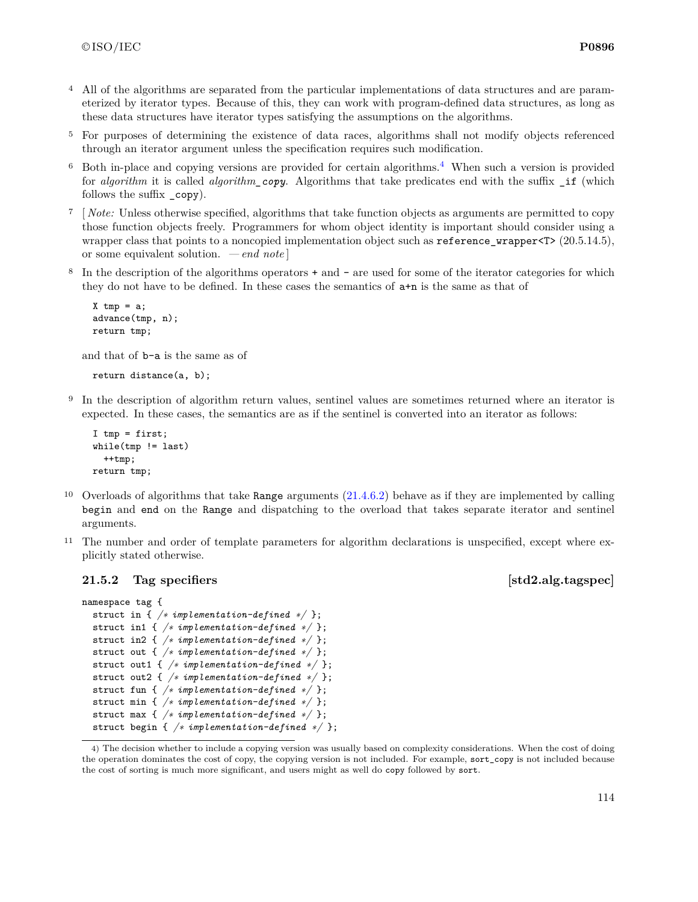4 All of the algorithms are separated from the particular implementations of data structures and are parameterized by iterator types. Because of this, they can work with program-defined data structures, as long as these data structures have iterator types satisfying the assumptions on the algorithms.

5 For purposes of determining the existence of data races, algorithms shall not modify objects referenced through an iterator argument unless the specification requires such modification.

6 Both in-place and copying versions are provided for certain algorithms.[4] When such a version is provided for *algorithm* it is called *algorithm_copy*. Algorithms that take predicates end with the suffix `_if` (which follows the suffix `_copy`).

7 [ *Note:* Unless otherwise specified, algorithms that take function objects as arguments are permitted to copy those function objects freely. Programmers for whom object identity is important should consider using a wrapper class that points to a noncopied implementation object such as `reference_wrapper<T>` (20.5.14.5), or some equivalent solution. — *end note* ]

8 In the description of the algorithms operators `+` and `-` are used for some of the iterator categories for which they do not have to be defined. In these cases the semantics of `a+n` is the same as that of

```
X tmp = a;
advance(tmp, n);
return tmp;
```

and that of `b-a` is the same as of

```
return distance(a, b);
```

9 In the description of algorithm return values, sentinel values are sometimes returned where an iterator is expected. In these cases, the semantics are as if the sentinel is converted into an iterator as follows:

```
I tmp = first;
while(tmp != last)
  ++tmp;
return tmp;
```

10 Overloads of algorithms that take `Range` arguments (21.4.6.2) behave as if they are implemented by calling `begin` and `end` on the `Range` and dispatching to the overload that takes separate iterator and sentinel arguments.

11 The number and order of template parameters for algorithm declarations is unspecified, except where explicitly stated otherwise.

### 21.5.2 Tag specifiers [std2.alg.tagspec]

```
namespace tag {
  struct in { /* implementation-defined */ };
  struct in1 { /* implementation-defined */ };
  struct in2 { /* implementation-defined */ };
  struct out { /* implementation-defined */ };
  struct out1 { /* implementation-defined */ };
  struct out2 { /* implementation-defined */ };
  struct fun { /* implementation-defined */ };
  struct min { /* implementation-defined */ };
  struct max { /* implementation-defined */ };
  struct begin { /* implementation-defined */ };
```

4) The decision whether to include a copying version was usually based on complexity considerations. When the cost of doing the operation dominates the cost of copy, the copying version is not included. For example, `sort_copy` is not included because the cost of sorting is much more significant, and users might as well do `copy` followed by `sort`.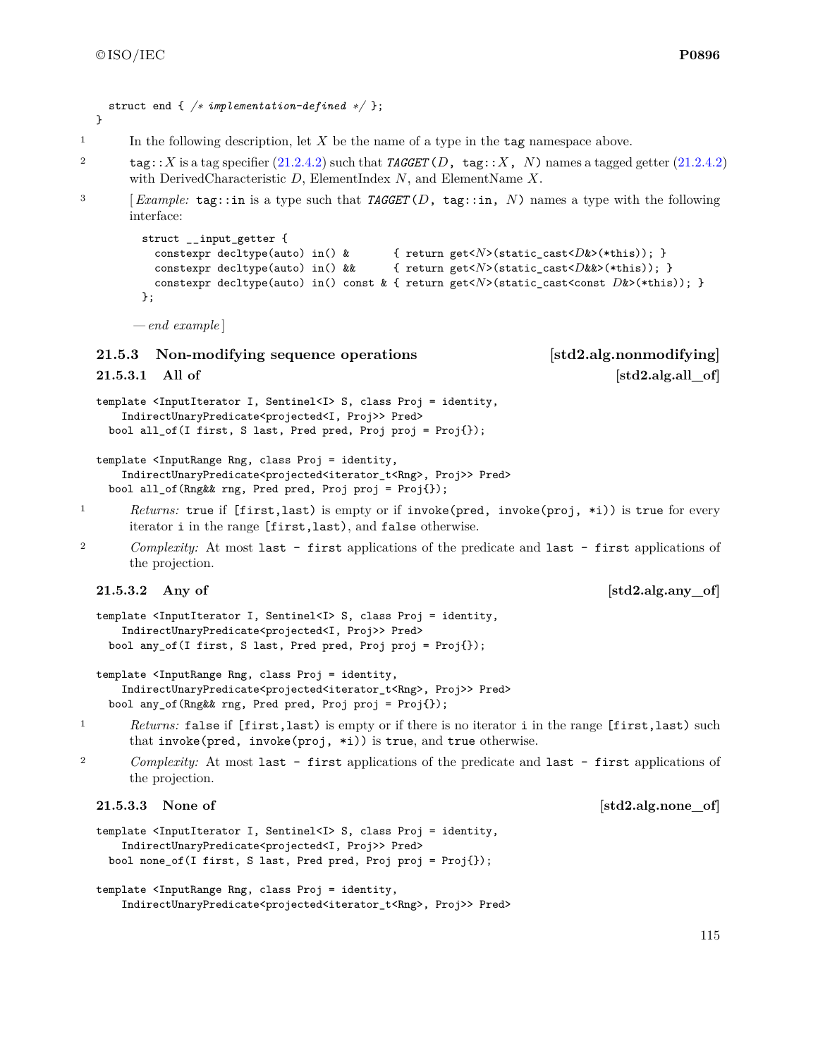```
  struct end { /* implementation-defined */ };
}
```

1 In the following description, let *X* be the name of a type in the `tag` namespace above.

2 `tag::`*X* is a tag specifier (21.2.4.2) such that *TAGGET*(*D*, `tag::`*X*, *N*) names a tagged getter (21.2.4.2) with DerivedCharacteristic *D*, ElementIndex *N*, and ElementName *X*.

3 [ *Example:* `tag::in` is a type such that *TAGGET*(*D*, `tag::in`, *N*) names a type with the following interface:

```
struct __input_getter {
  constexpr decltype(auto) in() &       { return get<N>(static_cast<D&>(*this)); }
  constexpr decltype(auto) in() &&      { return get<N>(static_cast<D&&>(*this)); }
  constexpr decltype(auto) in() const & { return get<N>(static_cast<const D&>(*this)); }
};
```

— *end example* ]

### 21.5.3 Non-modifying sequence operations [std2.alg.nonmodifying]

#### 21.5.3.1 All of [std2.alg.all_of]

```
template <InputIterator I, Sentinel<I> S, class Proj = identity,
    IndirectUnaryPredicate<projected<I, Proj>> Pred>
  bool all_of(I first, S last, Pred pred, Proj proj = Proj{});

template <InputRange Rng, class Proj = identity,
    IndirectUnaryPredicate<projected<iterator_t<Rng>, Proj>> Pred>
  bool all_of(Rng&& rng, Pred pred, Proj proj = Proj{});
```

1 *Returns:* `true` if `[first,last)` is empty or if `invoke(pred, invoke(proj, *i))` is `true` for every iterator `i` in the range `[first,last)`, and `false` otherwise.

2 *Complexity:* At most `last - first` applications of the predicate and `last - first` applications of the projection.

#### 21.5.3.2 Any of [std2.alg.any_of]

```
template <InputIterator I, Sentinel<I> S, class Proj = identity,
    IndirectUnaryPredicate<projected<I, Proj>> Pred>
  bool any_of(I first, S last, Pred pred, Proj proj = Proj{});

template <InputRange Rng, class Proj = identity,
    IndirectUnaryPredicate<projected<iterator_t<Rng>, Proj>> Pred>
  bool any_of(Rng&& rng, Pred pred, Proj proj = Proj{});
```

1 *Returns:* `false` if `[first,last)` is empty or if there is no iterator `i` in the range `[first,last)` such that `invoke(pred, invoke(proj, *i))` is `true`, and `true` otherwise.

2 *Complexity:* At most `last - first` applications of the predicate and `last - first` applications of the projection.

#### 21.5.3.3 None of [std2.alg.none_of]

```
template <InputIterator I, Sentinel<I> S, class Proj = identity,
    IndirectUnaryPredicate<projected<I, Proj>> Pred>
  bool none_of(I first, S last, Pred pred, Proj proj = Proj{});

template <InputRange Rng, class Proj = identity,
    IndirectUnaryPredicate<projected<iterator_t<Rng>, Proj>> Pred>
```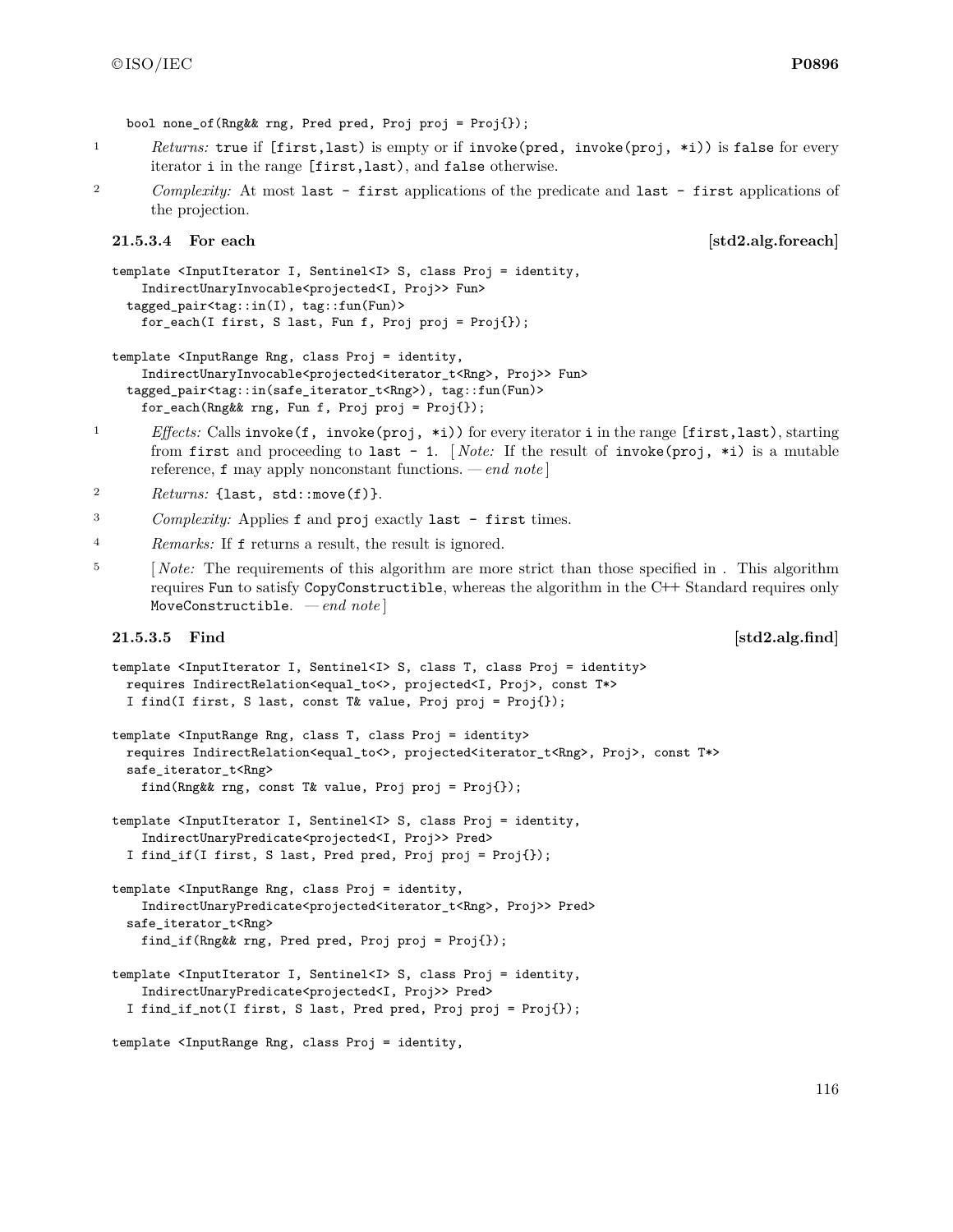```
bool none_of(Rng&& rng, Pred pred, Proj proj = Proj{});
```

1 *Returns:* `true` if `[first,last)` is empty or if `invoke(pred, invoke(proj, *i))` is `false` for every iterator `i` in the range `[first,last)`, and `false` otherwise.

2 *Complexity:* At most `last - first` applications of the predicate and `last - first` applications of the projection.

### 21.5.3.4 For each [std2.alg.foreach]

```
template <InputIterator I, Sentinel<I> S, class Proj = identity,
    IndirectUnaryInvocable<projected<I, Proj>> Fun>
  tagged_pair<tag::in(I), tag::fun(Fun)>
    for_each(I first, S last, Fun f, Proj proj = Proj{});

template <InputRange Rng, class Proj = identity,
    IndirectUnaryInvocable<projected<iterator_t<Rng>, Proj>> Fun>
  tagged_pair<tag::in(safe_iterator_t<Rng>), tag::fun(Fun)>
    for_each(Rng&& rng, Fun f, Proj proj = Proj{});
```

1 *Effects:* Calls `invoke(f, invoke(proj, *i))` for every iterator `i` in the range `[first,last)`, starting from `first` and proceeding to `last - 1`. [ *Note:* If the result of `invoke(proj, *i)` is a mutable reference, `f` may apply nonconstant functions. — *end note* ]

2 *Returns:* `{last, std::move(f)}`.

3 *Complexity:* Applies `f` and `proj` exactly `last - first` times.

4 *Remarks:* If `f` returns a result, the result is ignored.

5 [ *Note:* The requirements of this algorithm are more strict than those specified in . This algorithm requires `Fun` to satisfy `CopyConstructible`, whereas the algorithm in the C++ Standard requires only `MoveConstructible`. — *end note* ]

### 21.5.3.5 Find [std2.alg.find]

```
template <InputIterator I, Sentinel<I> S, class T, class Proj = identity>
  requires IndirectRelation<equal_to<>, projected<I, Proj>, const T*>
  I find(I first, S last, const T& value, Proj proj = Proj{});

template <InputRange Rng, class T, class Proj = identity>
  requires IndirectRelation<equal_to<>, projected<iterator_t<Rng>, Proj>, const T*>
  safe_iterator_t<Rng>
    find(Rng&& rng, const T& value, Proj proj = Proj{});

template <InputIterator I, Sentinel<I> S, class Proj = identity,
    IndirectUnaryPredicate<projected<I, Proj>> Pred>
  I find_if(I first, S last, Pred pred, Proj proj = Proj{});

template <InputRange Rng, class Proj = identity,
    IndirectUnaryPredicate<projected<iterator_t<Rng>, Proj>> Pred>
  safe_iterator_t<Rng>
    find_if(Rng&& rng, Pred pred, Proj proj = Proj{});

template <InputIterator I, Sentinel<I> S, class Proj = identity,
    IndirectUnaryPredicate<projected<I, Proj>> Pred>
  I find_if_not(I first, S last, Pred pred, Proj proj = Proj{});

template <InputRange Rng, class Proj = identity,
```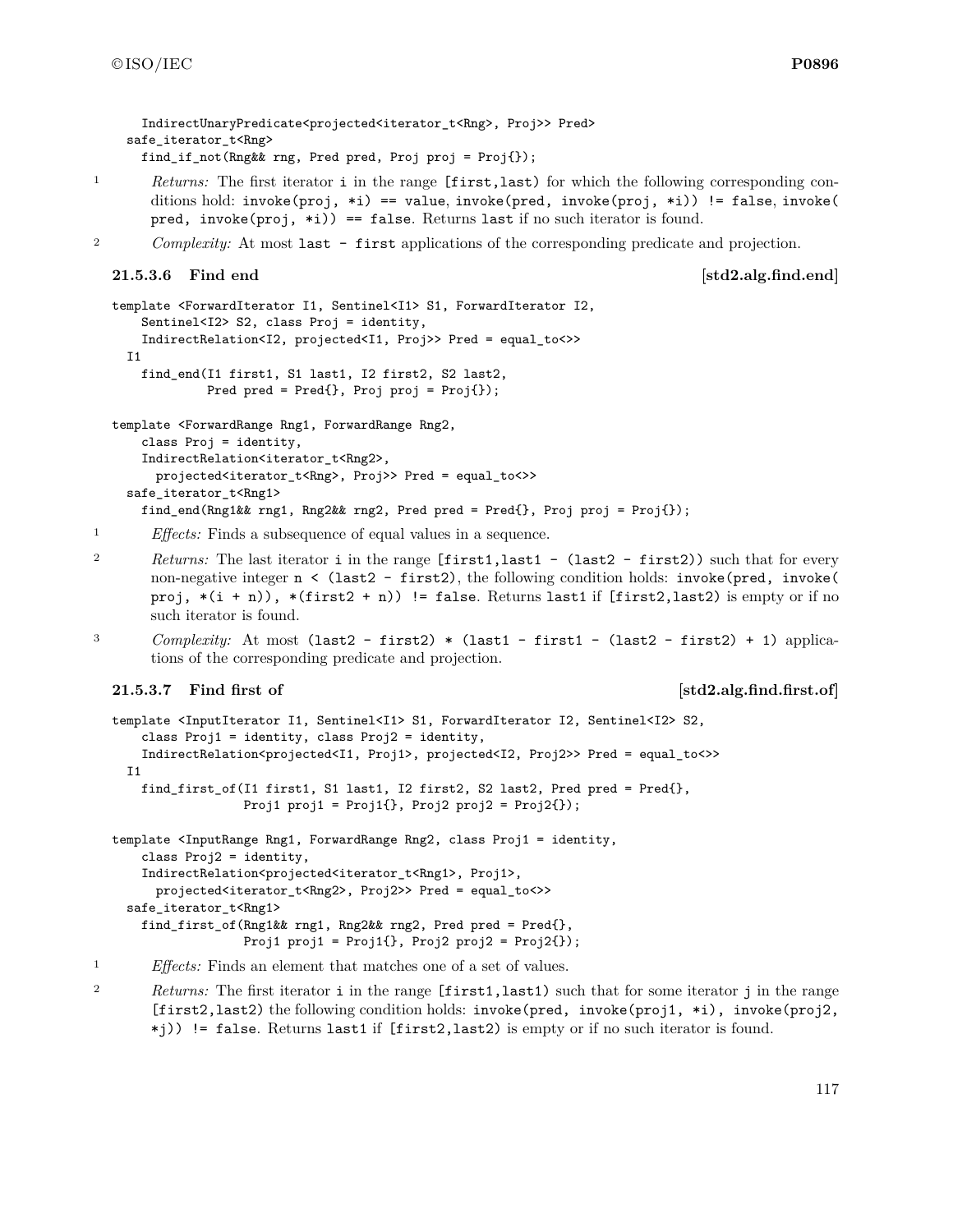```
    IndirectUnaryPredicate<projected<iterator_t<Rng>, Proj>> Pred>
  safe_iterator_t<Rng>
    find_if_not(Rng&& rng, Pred pred, Proj proj = Proj{});
```

1 *Returns:* The first iterator `i` in the range `[first,last)` for which the following corresponding conditions hold: `invoke(proj, *i) == value`, `invoke(pred, invoke(proj, *i)) != false`, `invoke(pred, invoke(proj, *i)) == false`. Returns `last` if no such iterator is found.

2 *Complexity:* At most `last - first` applications of the corresponding predicate and projection.

### 21.5.3.6 Find end [std2.alg.find.end]

```
template <ForwardIterator I1, Sentinel<I1> S1, ForwardIterator I2,
    Sentinel<I2> S2, class Proj = identity,
    IndirectRelation<I2, projected<I1, Proj>> Pred = equal_to<>>
  I1
    find_end(I1 first1, S1 last1, I2 first2, S2 last2,
             Pred pred = Pred{}, Proj proj = Proj{});

template <ForwardRange Rng1, ForwardRange Rng2,
    class Proj = identity,
    IndirectRelation<iterator_t<Rng2>,
      projected<iterator_t<Rng>, Proj>> Pred = equal_to<>>
  safe_iterator_t<Rng1>
    find_end(Rng1&& rng1, Rng2&& rng2, Pred pred = Pred{}, Proj proj = Proj{});
```

1 *Effects:* Finds a subsequence of equal values in a sequence.

2 *Returns:* The last iterator `i` in the range `[first1,last1 - (last2 - first2))` such that for every non-negative integer `n < (last2 - first2)`, the following condition holds: `invoke(pred, invoke(proj, *(i + n)), *(first2 + n)) != false`. Returns `last1` if `[first2,last2)` is empty or if no such iterator is found.

3 *Complexity:* At most `(last2 - first2) * (last1 - first1 - (last2 - first2) + 1)` applications of the corresponding predicate and projection.

### 21.5.3.7 Find first of [std2.alg.find.first.of]

```
template <InputIterator I1, Sentinel<I1> S1, ForwardIterator I2, Sentinel<I2> S2,
    class Proj1 = identity, class Proj2 = identity,
    IndirectRelation<projected<I1, Proj1>, projected<I2, Proj2>> Pred = equal_to<>>
  I1
    find_first_of(I1 first1, S1 last1, I2 first2, S2 last2, Pred pred = Pred{},
                  Proj1 proj1 = Proj1{}, Proj2 proj2 = Proj2{});

template <InputRange Rng1, ForwardRange Rng2, class Proj1 = identity,
    class Proj2 = identity,
    IndirectRelation<projected<iterator_t<Rng1>, Proj1>,
      projected<iterator_t<Rng2>, Proj2>> Pred = equal_to<>>
  safe_iterator_t<Rng1>
    find_first_of(Rng1&& rng1, Rng2&& rng2, Pred pred = Pred{},
                  Proj1 proj1 = Proj1{}, Proj2 proj2 = Proj2{});
```

1 *Effects:* Finds an element that matches one of a set of values.

2 *Returns:* The first iterator `i` in the range `[first1,last1)` such that for some iterator `j` in the range `[first2,last2)` the following condition holds: `invoke(pred, invoke(proj1, *i), invoke(proj2, *j)) != false`. Returns `last1` if `[first2,last2)` is empty or if no such iterator is found.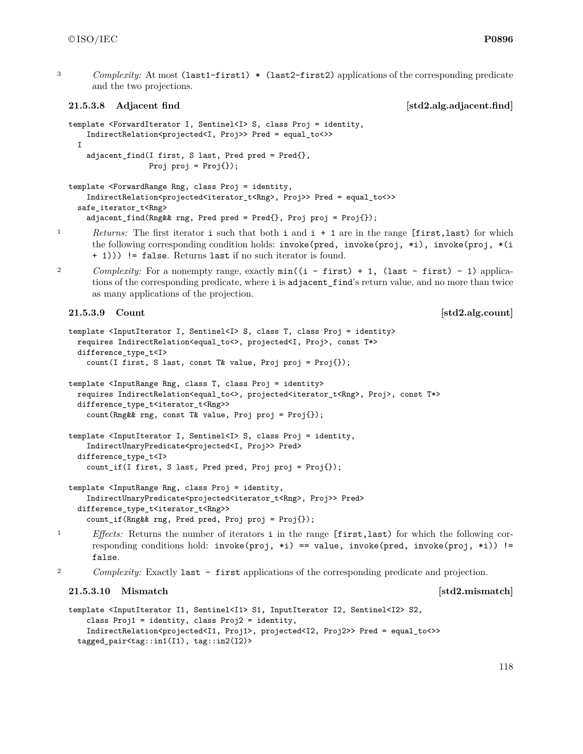3 *Complexity:* At most `(last1-first1) * (last2-first2)` applications of the corresponding predicate and the two projections.

### 21.5.3.8 Adjacent find [std2.alg.adjacent.find]

```
template <ForwardIterator I, Sentinel<I> S, class Proj = identity,
    IndirectRelation<projected<I, Proj>> Pred = equal_to<>>
  I
    adjacent_find(I first, S last, Pred pred = Pred{},
                  Proj proj = Proj{});

template <ForwardRange Rng, class Proj = identity,
    IndirectRelation<projected<iterator_t<Rng>, Proj>> Pred = equal_to<>>
  safe_iterator_t<Rng>
    adjacent_find(Rng&& rng, Pred pred = Pred{}, Proj proj = Proj{});
```

1 *Returns:* The first iterator `i` such that both `i` and `i + 1` are in the range `[first,last)` for which the following corresponding condition holds: `invoke(pred, invoke(proj, *i), invoke(proj, *(i + 1))) != false`. Returns `last` if no such iterator is found.

2 *Complexity:* For a nonempty range, exactly `min((i - first) + 1, (last - first) - 1)` applications of the corresponding predicate, where `i` is `adjacent_find`'s return value, and no more than twice as many applications of the projection.

### 21.5.3.9 Count [std2.alg.count]

```
template <InputIterator I, Sentinel<I> S, class T, class Proj = identity>
  requires IndirectRelation<equal_to<>, projected<I, Proj>, const T*>
  difference_type_t<I>
    count(I first, S last, const T& value, Proj proj = Proj{});

template <InputRange Rng, class T, class Proj = identity>
  requires IndirectRelation<equal_to<>, projected<iterator_t<Rng>, Proj>, const T*>
  difference_type_t<iterator_t<Rng>>
    count(Rng&& rng, const T& value, Proj proj = Proj{});

template <InputIterator I, Sentinel<I> S, class Proj = identity,
    IndirectUnaryPredicate<projected<I, Proj>> Pred>
  difference_type_t<I>
    count_if(I first, S last, Pred pred, Proj proj = Proj{});

template <InputRange Rng, class Proj = identity,
    IndirectUnaryPredicate<projected<iterator_t<Rng>, Proj>> Pred>
  difference_type_t<iterator_t<Rng>>
    count_if(Rng&& rng, Pred pred, Proj proj = Proj{});
```

1 *Effects:* Returns the number of iterators `i` in the range `[first,last)` for which the following corresponding conditions hold: `invoke(proj, *i) == value, invoke(pred, invoke(proj, *i)) != false`.

2 *Complexity:* Exactly `last - first` applications of the corresponding predicate and projection.

### 21.5.3.10 Mismatch [std2.mismatch]

```
template <InputIterator I1, Sentinel<I1> S1, InputIterator I2, Sentinel<I2> S2,
    class Proj1 = identity, class Proj2 = identity,
    IndirectRelation<projected<I1, Proj1>, projected<I2, Proj2>> Pred = equal_to<>>
  tagged_pair<tag::in1(I1), tag::in2(I2)>
```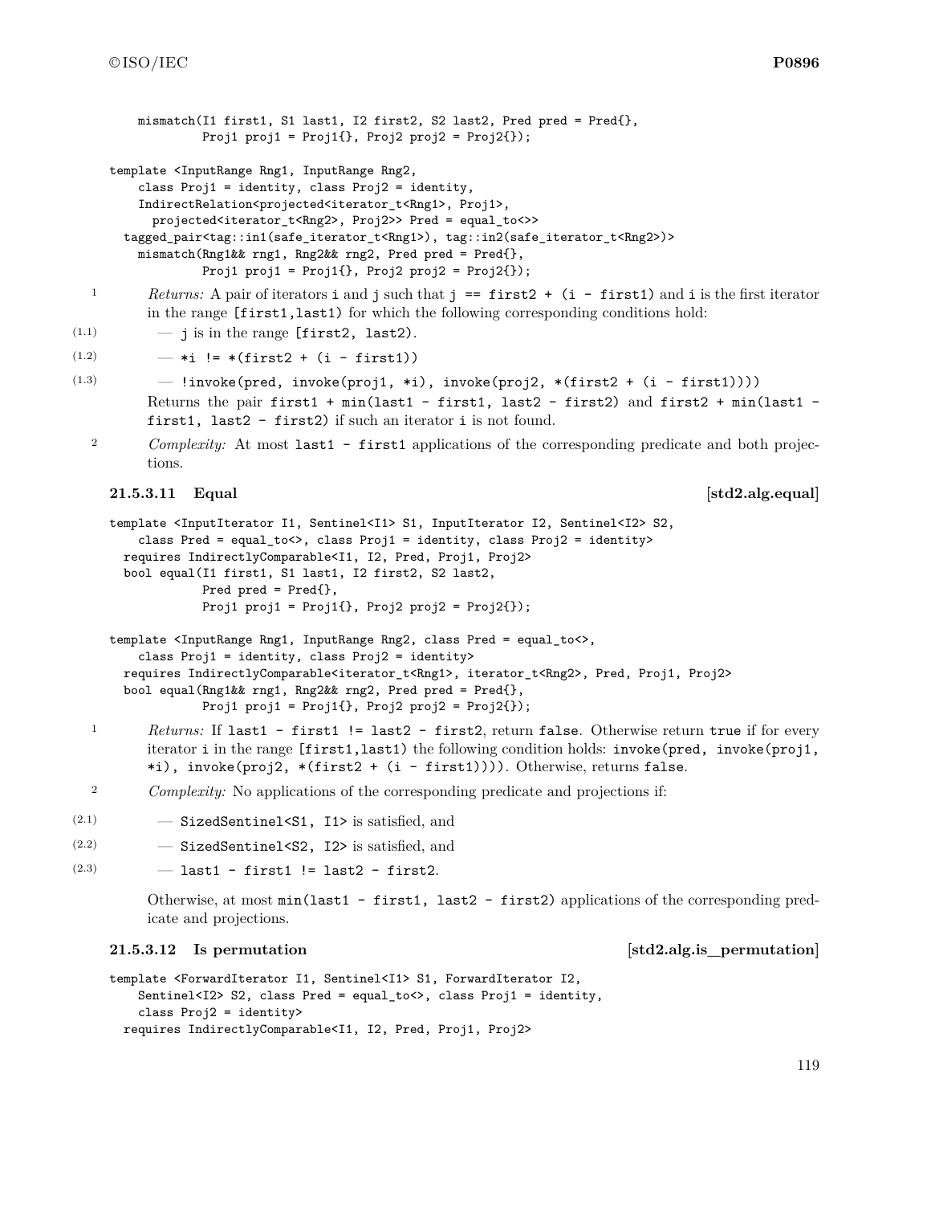```
    mismatch(I1 first1, S1 last1, I2 first2, S2 last2, Pred pred = Pred{},
             Proj1 proj1 = Proj1{}, Proj2 proj2 = Proj2{});

template <InputRange Rng1, InputRange Rng2,
    class Proj1 = identity, class Proj2 = identity,
    IndirectRelation<projected<iterator_t<Rng1>, Proj1>,
      projected<iterator_t<Rng2>, Proj2>> Pred = equal_to<>>
  tagged_pair<tag::in1(safe_iterator_t<Rng1>), tag::in2(safe_iterator_t<Rng2>)>
    mismatch(Rng1&& rng1, Rng2&& rng2, Pred pred = Pred{},
             Proj1 proj1 = Proj1{}, Proj2 proj2 = Proj2{});
```

1 *Returns:* A pair of iterators `i` and `j` such that `j == first2 + (i - first1)` and `i` is the first iterator in the range `[first1,last1)` for which the following corresponding conditions hold:

(1.1) — `j` is in the range `[first2, last2)`.

(1.2) — `*i != *(first2 + (i - first1))`

(1.3) — `!invoke(pred, invoke(proj1, *i), invoke(proj2, *(first2 + (i - first1))))`

Returns the pair `first1 + min(last1 - first1, last2 - first2)` and `first2 + min(last1 - first1, last2 - first2)` if such an iterator `i` is not found.

2 *Complexity:* At most `last1 - first1` applications of the corresponding predicate and both projections.

### 21.5.3.11 Equal [std2.alg.equal]

```
template <InputIterator I1, Sentinel<I1> S1, InputIterator I2, Sentinel<I2> S2,
    class Pred = equal_to<>, class Proj1 = identity, class Proj2 = identity>
  requires IndirectlyComparable<I1, I2, Pred, Proj1, Proj2>
  bool equal(I1 first1, S1 last1, I2 first2, S2 last2,
             Pred pred = Pred{},
             Proj1 proj1 = Proj1{}, Proj2 proj2 = Proj2{});

template <InputRange Rng1, InputRange Rng2, class Pred = equal_to<>,
    class Proj1 = identity, class Proj2 = identity>
  requires IndirectlyComparable<iterator_t<Rng1>, iterator_t<Rng2>, Pred, Proj1, Proj2>
  bool equal(Rng1&& rng1, Rng2&& rng2, Pred pred = Pred{},
             Proj1 proj1 = Proj1{}, Proj2 proj2 = Proj2{});
```

1 *Returns:* If `last1 - first1 != last2 - first2`, return `false`. Otherwise return `true` if for every iterator `i` in the range `[first1,last1)` the following condition holds: `invoke(pred, invoke(proj1, *i), invoke(proj2, *(first2 + (i - first1))))`. Otherwise, returns `false`.

2 *Complexity:* No applications of the corresponding predicate and projections if:

(2.1) — `SizedSentinel<S1, I1>` is satisfied, and

(2.2) — `SizedSentinel<S2, I2>` is satisfied, and

(2.3) — `last1 - first1 != last2 - first2`.

Otherwise, at most `min(last1 - first1, last2 - first2)` applications of the corresponding predicate and projections.

### 21.5.3.12 Is permutation [std2.alg.is_permutation]

```
template <ForwardIterator I1, Sentinel<I1> S1, ForwardIterator I2,
    Sentinel<I2> S2, class Pred = equal_to<>, class Proj1 = identity,
    class Proj2 = identity>
  requires IndirectlyComparable<I1, I2, Pred, Proj1, Proj2>
```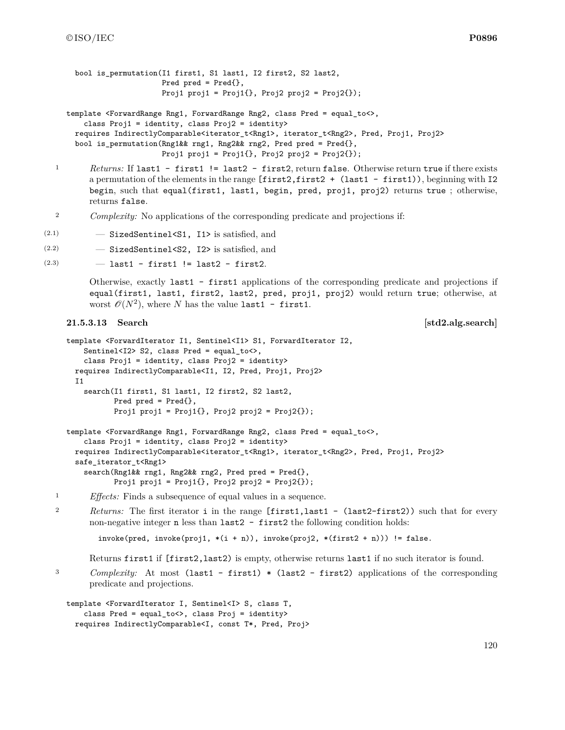```
  bool is_permutation(I1 first1, S1 last1, I2 first2, S2 last2,
                      Pred pred = Pred{},
                      Proj1 proj1 = Proj1{}, Proj2 proj2 = Proj2{});

template <ForwardRange Rng1, ForwardRange Rng2, class Pred = equal_to<>,
    class Proj1 = identity, class Proj2 = identity>
  requires IndirectlyComparable<iterator_t<Rng1>, iterator_t<Rng2>, Pred, Proj1, Proj2>
  bool is_permutation(Rng1&& rng1, Rng2&& rng2, Pred pred = Pred{},
                      Proj1 proj1 = Proj1{}, Proj2 proj2 = Proj2{});
```

1 *Returns:* If `last1 - first1 != last2 - first2`, return `false`. Otherwise return `true` if there exists a permutation of the elements in the range `[first2,first2 + (last1 - first1))`, beginning with `I2 begin`, such that `equal(first1, last1, begin, pred, proj1, proj2)` returns `true` ; otherwise, returns `false`.

2 *Complexity:* No applications of the corresponding predicate and projections if:

(2.1) — `SizedSentinel<S1, I1>` is satisfied, and

(2.2) — `SizedSentinel<S2, I2>` is satisfied, and

(2.3) — `last1 - first1 != last2 - first2`.

Otherwise, exactly `last1 - first1` applications of the corresponding predicate and projections if `equal(first1, last1, first2, last2, pred, proj1, proj2)` would return `true`; otherwise, at worst $\mathcal{O}(N^2)$, where $N$ has the value `last1 - first1`.

### 21.5.3.13 Search [std2.alg.search]

```
template <ForwardIterator I1, Sentinel<I1> S1, ForwardIterator I2,
    Sentinel<I2> S2, class Pred = equal_to<>,
    class Proj1 = identity, class Proj2 = identity>
  requires IndirectlyComparable<I1, I2, Pred, Proj1, Proj2>
  I1
    search(I1 first1, S1 last1, I2 first2, S2 last2,
           Pred pred = Pred{},
           Proj1 proj1 = Proj1{}, Proj2 proj2 = Proj2{});

template <ForwardRange Rng1, ForwardRange Rng2, class Pred = equal_to<>,
    class Proj1 = identity, class Proj2 = identity>
  requires IndirectlyComparable<iterator_t<Rng1>, iterator_t<Rng2>, Pred, Proj1, Proj2>
  safe_iterator_t<Rng1>
    search(Rng1&& rng1, Rng2&& rng2, Pred pred = Pred{},
           Proj1 proj1 = Proj1{}, Proj2 proj2 = Proj2{});
```

1 *Effects:* Finds a subsequence of equal values in a sequence.

2 *Returns:* The first iterator `i` in the range `[first1,last1 - (last2-first2))` such that for every non-negative integer `n` less than `last2 - first2` the following condition holds:

```
invoke(pred, invoke(proj1, *(i + n)), invoke(proj2, *(first2 + n))) != false.
```

Returns `first1` if `[first2,last2)` is empty, otherwise returns `last1` if no such iterator is found.

3 *Complexity:* At most `(last1 - first1) * (last2 - first2)` applications of the corresponding predicate and projections.

```
template <ForwardIterator I, Sentinel<I> S, class T,
    class Pred = equal_to<>, class Proj = identity>
  requires IndirectlyComparable<I, const T*, Pred, Proj>
```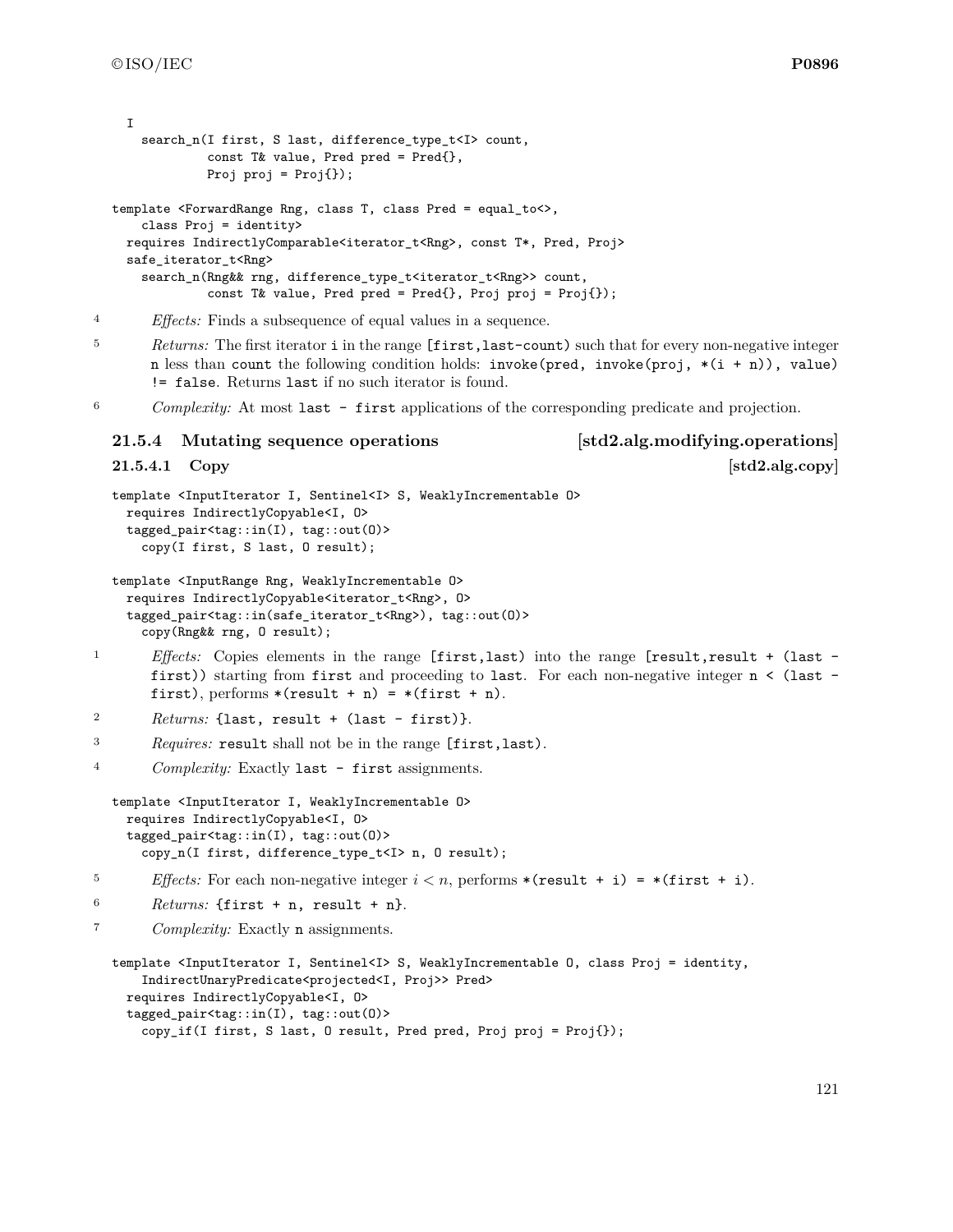```
  I
    search_n(I first, S last, difference_type_t<I> count,
             const T& value, Pred pred = Pred{},
             Proj proj = Proj{});

template <ForwardRange Rng, class T, class Pred = equal_to<>,
    class Proj = identity>
  requires IndirectlyComparable<iterator_t<Rng>, const T*, Pred, Proj>
  safe_iterator_t<Rng>
    search_n(Rng&& rng, difference_type_t<iterator_t<Rng>> count,
             const T& value, Pred pred = Pred{}, Proj proj = Proj{});
```

4 *Effects:* Finds a subsequence of equal values in a sequence.

5 *Returns:* The first iterator `i` in the range `[first,last-count)` such that for every non-negative integer `n` less than `count` the following condition holds: `invoke(pred, invoke(proj, *(i + n)), value) != false`. Returns `last` if no such iterator is found.

6 *Complexity:* At most `last - first` applications of the corresponding predicate and projection.

### 21.5.4 Mutating sequence operations [std2.alg.modifying.operations]

#### 21.5.4.1 Copy [std2.alg.copy]

```
template <InputIterator I, Sentinel<I> S, WeaklyIncrementable O>
  requires IndirectlyCopyable<I, O>
  tagged_pair<tag::in(I), tag::out(O)>
    copy(I first, S last, O result);

template <InputRange Rng, WeaklyIncrementable O>
  requires IndirectlyCopyable<iterator_t<Rng>, O>
  tagged_pair<tag::in(safe_iterator_t<Rng>), tag::out(O)>
    copy(Rng&& rng, O result);
```

1 *Effects:* Copies elements in the range `[first,last)` into the range `[result,result + (last - first))` starting from `first` and proceeding to `last`. For each non-negative integer `n < (last - first)`, performs `*(result + n) = *(first + n)`.

2 *Returns:* `{last, result + (last - first)}`.

3 *Requires:* `result` shall not be in the range `[first,last)`.

4 *Complexity:* Exactly `last - first` assignments.

```
template <InputIterator I, WeaklyIncrementable O>
  requires IndirectlyCopyable<I, O>
  tagged_pair<tag::in(I), tag::out(O)>
    copy_n(I first, difference_type_t<I> n, O result);
```

5 *Effects:* For each non-negative integer $i < n$, performs `*(result + i) = *(first + i)`.

6 *Returns:* `{first + n, result + n}`.

7 *Complexity:* Exactly `n` assignments.

```
template <InputIterator I, Sentinel<I> S, WeaklyIncrementable O, class Proj = identity,
    IndirectUnaryPredicate<projected<I, Proj>> Pred>
  requires IndirectlyCopyable<I, O>
  tagged_pair<tag::in(I), tag::out(O)>
    copy_if(I first, S last, O result, Pred pred, Proj proj = Proj{});
```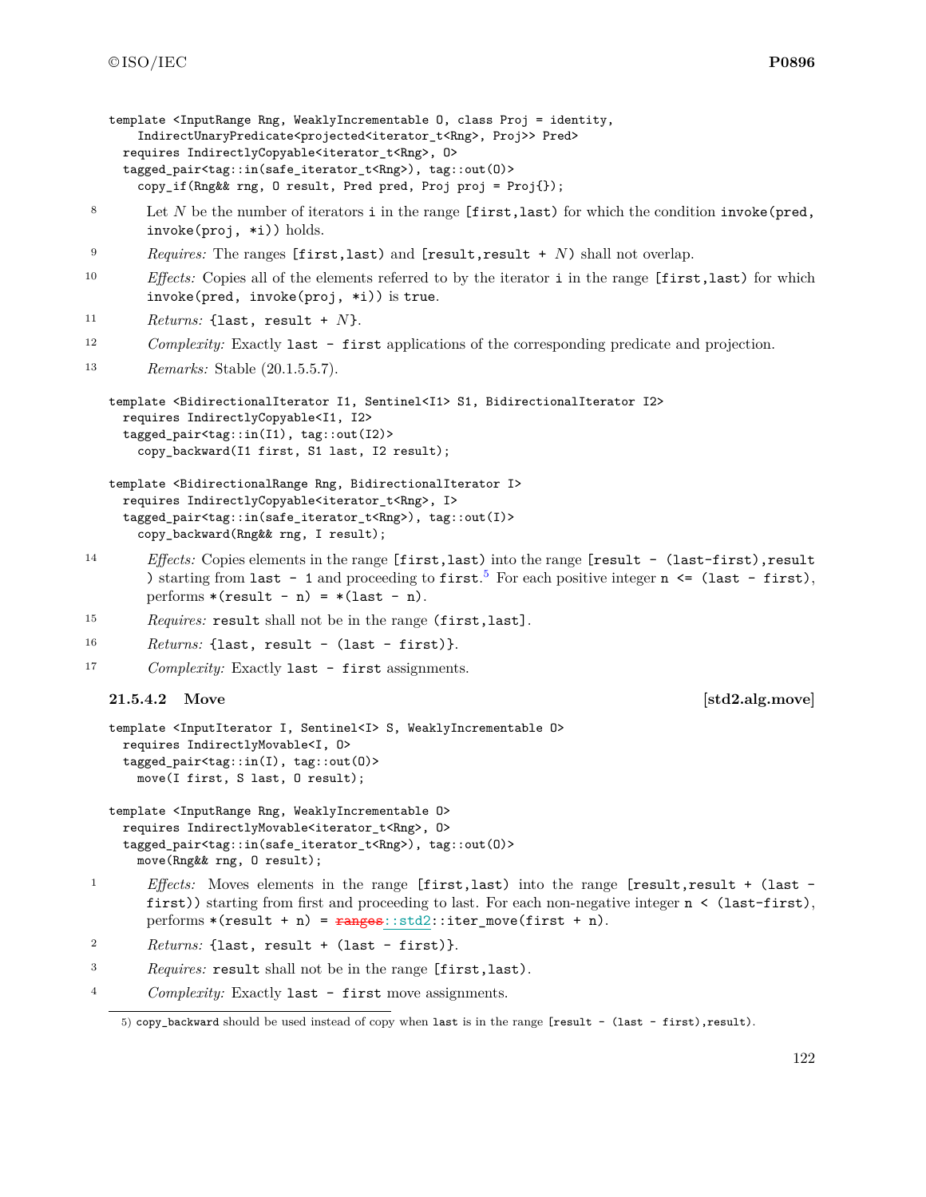```
template <InputRange Rng, WeaklyIncrementable O, class Proj = identity,
    IndirectUnaryPredicate<projected<iterator_t<Rng>, Proj>> Pred>
  requires IndirectlyCopyable<iterator_t<Rng>, O>
  tagged_pair<tag::in(safe_iterator_t<Rng>), tag::out(O)>
    copy_if(Rng&& rng, O result, Pred pred, Proj proj = Proj{});
```

8 Let $N$ be the number of iterators `i` in the range `[first,last)` for which the condition `invoke(pred, invoke(proj, *i))` holds.

9 *Requires:* The ranges `[first,last)` and `[result,result +` $N$`)` shall not overlap.

10 *Effects:* Copies all of the elements referred to by the iterator `i` in the range `[first,last)` for which `invoke(pred, invoke(proj, *i))` is `true`.

11 *Returns:* `{last, result +` $N$`}`.

12 *Complexity:* Exactly `last - first` applications of the corresponding predicate and projection.

13 *Remarks:* Stable (20.1.5.5.7).

```
template <BidirectionalIterator I1, Sentinel<I1> S1, BidirectionalIterator I2>
  requires IndirectlyCopyable<I1, I2>
  tagged_pair<tag::in(I1), tag::out(I2)>
    copy_backward(I1 first, S1 last, I2 result);

template <BidirectionalRange Rng, BidirectionalIterator I>
  requires IndirectlyCopyable<iterator_t<Rng>, I>
  tagged_pair<tag::in(safe_iterator_t<Rng>), tag::out(I)>
    copy_backward(Rng&& rng, I result);
```

14 *Effects:* Copies elements in the range `[first,last)` into the range `[result - (last-first),result )` starting from `last - 1` and proceeding to `first`.[5] For each positive integer `n <= (last - first)`, performs `*(result - n) = *(last - n)`.

15 *Requires:* `result` shall not be in the range `(first,last]`.

16 *Returns:* `{last, result - (last - first)}`.

17 *Complexity:* Exactly `last - first` assignments.

### 21.5.4.2 Move [std2.alg.move]

```
template <InputIterator I, Sentinel<I> S, WeaklyIncrementable O>
  requires IndirectlyMovable<I, O>
  tagged_pair<tag::in(I), tag::out(O)>
    move(I first, S last, O result);

template <InputRange Rng, WeaklyIncrementable O>
  requires IndirectlyMovable<iterator_t<Rng>, O>
  tagged_pair<tag::in(safe_iterator_t<Rng>), tag::out(O)>
    move(Rng&& rng, O result);
```

1 *Effects:* Moves elements in the range `[first,last)` into the range `[result,result + (last - first))` starting from first and proceeding to last. For each non-negative integer `n < (last-first)`, performs `*(result + n) = ~~ranges~~::std2::iter_move(first + n)`.

2 *Returns:* `{last, result + (last - first)}`.

3 *Requires:* `result` shall not be in the range `[first,last)`.

4 *Complexity:* Exactly `last - first` move assignments.

5) `copy_backward` should be used instead of copy when `last` is in the range `[result - (last - first),result)`.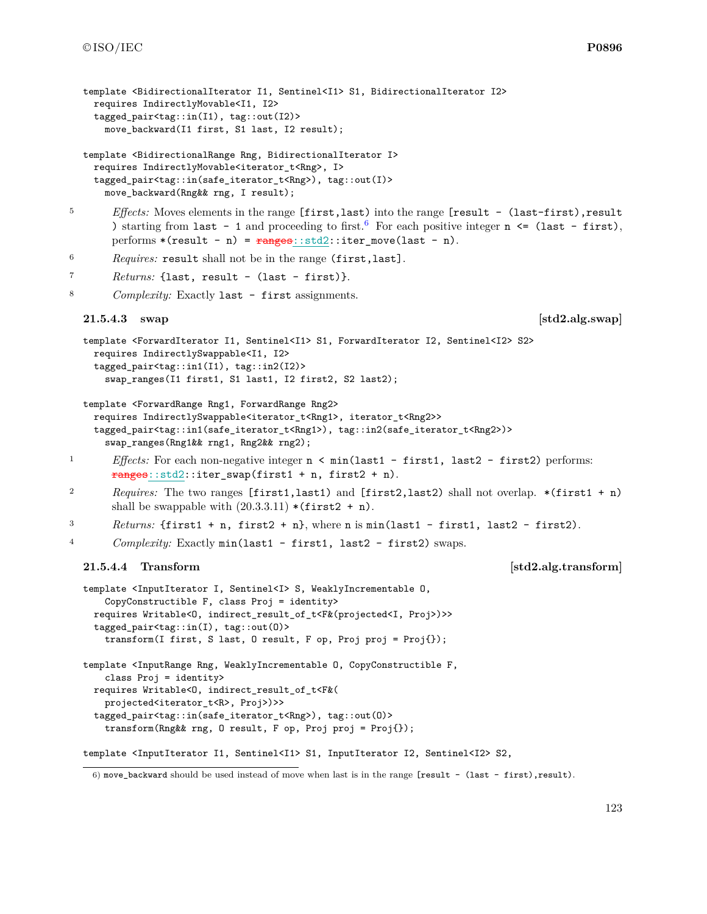```
template <BidirectionalIterator I1, Sentinel<I1> S1, BidirectionalIterator I2>
  requires IndirectlyMovable<I1, I2>
  tagged_pair<tag::in(I1), tag::out(I2)>
    move_backward(I1 first, S1 last, I2 result);

template <BidirectionalRange Rng, BidirectionalIterator I>
  requires IndirectlyMovable<iterator_t<Rng>, I>
  tagged_pair<tag::in(safe_iterator_t<Rng>), tag::out(I)>
    move_backward(Rng&& rng, I result);
```

5 *Effects:* Moves elements in the range `[first,last)` into the range `[result - (last-first),result )` starting from `last - 1` and proceeding to first.[6] For each positive integer `n <= (last - first)`, performs `*(result - n) = ~~ranges~~::std2::iter_move(last - n)`.

6 *Requires:* `result` shall not be in the range `(first,last]`.

7 *Returns:* `{last, result - (last - first)}`.

8 *Complexity:* Exactly `last - first` assignments.

### 21.5.4.3 swap [std2.alg.swap]

```
template <ForwardIterator I1, Sentinel<I1> S1, ForwardIterator I2, Sentinel<I2> S2>
  requires IndirectlySwappable<I1, I2>
  tagged_pair<tag::in1(I1), tag::in2(I2)>
    swap_ranges(I1 first1, S1 last1, I2 first2, S2 last2);

template <ForwardRange Rng1, ForwardRange Rng2>
  requires IndirectlySwappable<iterator_t<Rng1>, iterator_t<Rng2>>
  tagged_pair<tag::in1(safe_iterator_t<Rng1>), tag::in2(safe_iterator_t<Rng2>)>
    swap_ranges(Rng1&& rng1, Rng2&& rng2);
```

1 *Effects:* For each non-negative integer `n < min(last1 - first1, last2 - first2)` performs: `~~ranges~~::std2::iter_swap(first1 + n, first2 + n)`.

2 *Requires:* The two ranges `[first1,last1)` and `[first2,last2)` shall not overlap. `*(first1 + n)` shall be swappable with (20.3.3.11) `*(first2 + n)`.

3 *Returns:* `{first1 + n, first2 + n}`, where `n` is `min(last1 - first1, last2 - first2)`.

4 *Complexity:* Exactly `min(last1 - first1, last2 - first2)` swaps.

### 21.5.4.4 Transform [std2.alg.transform]

```
template <InputIterator I, Sentinel<I> S, WeaklyIncrementable O,
    CopyConstructible F, class Proj = identity>
  requires Writable<O, indirect_result_of_t<F&(projected<I, Proj>)>>
  tagged_pair<tag::in(I), tag::out(O)>
    transform(I first, S last, O result, F op, Proj proj = Proj{});

template <InputRange Rng, WeaklyIncrementable O, CopyConstructible F,
    class Proj = identity>
  requires Writable<O, indirect_result_of_t<F&(
    projected<iterator_t<R>, Proj>)>>
  tagged_pair<tag::in(safe_iterator_t<Rng>), tag::out(O)>
    transform(Rng&& rng, O result, F op, Proj proj = Proj{});

template <InputIterator I1, Sentinel<I1> S1, InputIterator I2, Sentinel<I2> S2,
```

6) `move_backward` should be used instead of move when last is in the range `[result - (last - first),result)`.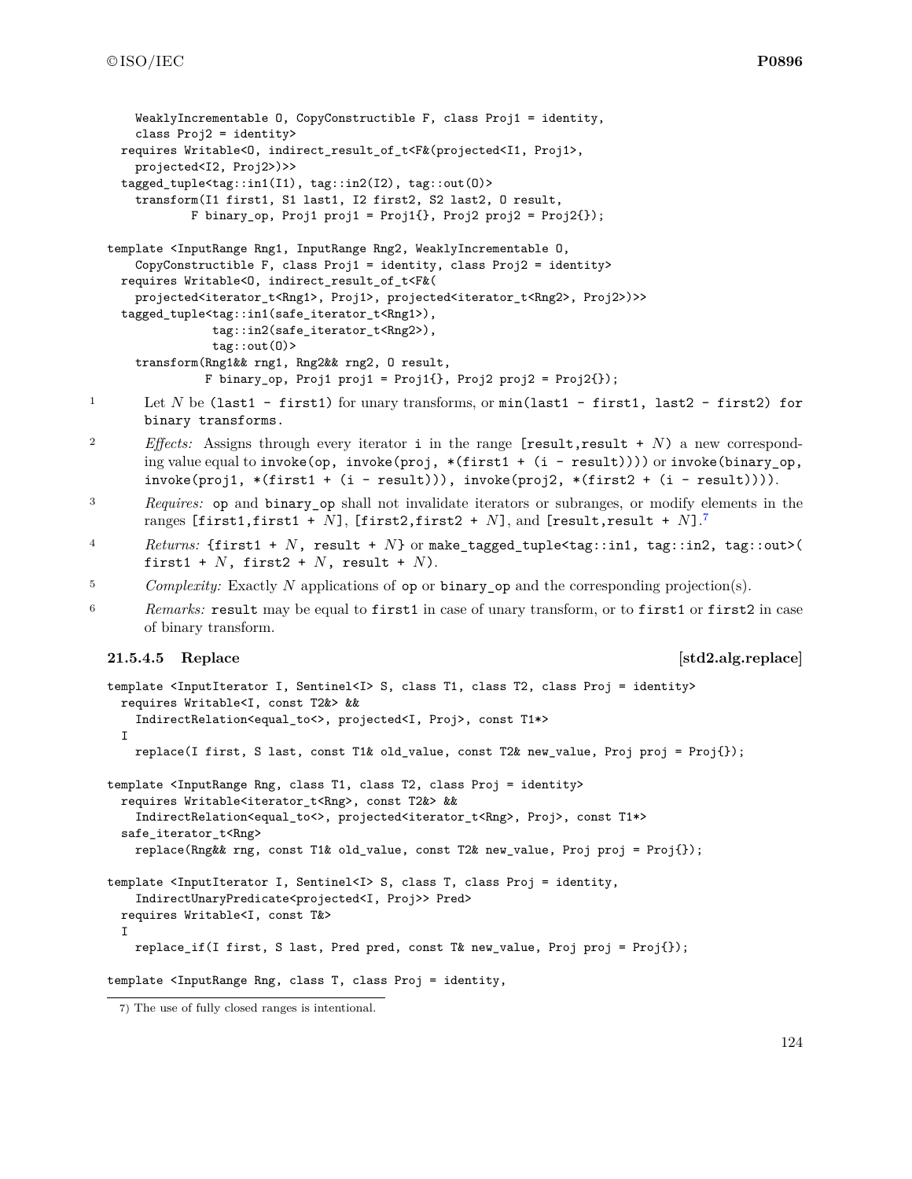```
    WeaklyIncrementable O, CopyConstructible F, class Proj1 = identity,
    class Proj2 = identity>
  requires Writable<O, indirect_result_of_t<F&(projected<I1, Proj1>,
    projected<I2, Proj2>)>>
  tagged_tuple<tag::in1(I1), tag::in2(I2), tag::out(O)>
    transform(I1 first1, S1 last1, I2 first2, S2 last2, O result,
             F binary_op, Proj1 proj1 = Proj1{}, Proj2 proj2 = Proj2{});

template <InputRange Rng1, InputRange Rng2, WeaklyIncrementable O,
    CopyConstructible F, class Proj1 = identity, class Proj2 = identity>
  requires Writable<O, indirect_result_of_t<F&(
    projected<iterator_t<Rng1>, Proj1>, projected<iterator_t<Rng2>, Proj2>)>>
  tagged_tuple<tag::in1(safe_iterator_t<Rng1>),
               tag::in2(safe_iterator_t<Rng2>),
               tag::out(O)>
    transform(Rng1&& rng1, Rng2&& rng2, O result,
              F binary_op, Proj1 proj1 = Proj1{}, Proj2 proj2 = Proj2{});
```

1 Let $N$ be `(last1 - first1)` for unary transforms, or `min(last1 - first1, last2 - first2) for binary transforms.`

2 *Effects:* Assigns through every iterator `i` in the range `[result,result +` $N$`)` a new corresponding value equal to `invoke(op, invoke(proj, *(first1 + (i - result))))` or `invoke(binary_op, invoke(proj1, *(first1 + (i - result))), invoke(proj2, *(first2 + (i - result))))`.

3 *Requires:* `op` and `binary_op` shall not invalidate iterators or subranges, or modify elements in the ranges `[first1,first1 +` $N$`]`, `[first2,first2 +` $N$`]`, and `[result,result +` $N$`]`.[7]

4 *Returns:* `{first1 +` $N$`, result +` $N$`}` or `make_tagged_tuple<tag::in1, tag::in2, tag::out>( first1 +` $N$`, first2 +` $N$`, result +` $N$`)`.

5 *Complexity:* Exactly $N$ applications of `op` or `binary_op` and the corresponding projection(s).

6 *Remarks:* `result` may be equal to `first1` in case of unary transform, or to `first1` or `first2` in case of binary transform.

### 21.5.4.5 Replace [std2.alg.replace]

```
template <InputIterator I, Sentinel<I> S, class T1, class T2, class Proj = identity>
  requires Writable<I, const T2&> &&
    IndirectRelation<equal_to<>, projected<I, Proj>, const T1*>
  I
    replace(I first, S last, const T1& old_value, const T2& new_value, Proj proj = Proj{});

template <InputRange Rng, class T1, class T2, class Proj = identity>
  requires Writable<iterator_t<Rng>, const T2&> &&
    IndirectRelation<equal_to<>, projected<iterator_t<Rng>, Proj>, const T1*>
  safe_iterator_t<Rng>
    replace(Rng&& rng, const T1& old_value, const T2& new_value, Proj proj = Proj{});

template <InputIterator I, Sentinel<I> S, class T, class Proj = identity,
    IndirectUnaryPredicate<projected<I, Proj>> Pred>
  requires Writable<I, const T&>
  I
    replace_if(I first, S last, Pred pred, const T& new_value, Proj proj = Proj{});

template <InputRange Rng, class T, class Proj = identity,
```

7) The use of fully closed ranges is intentional.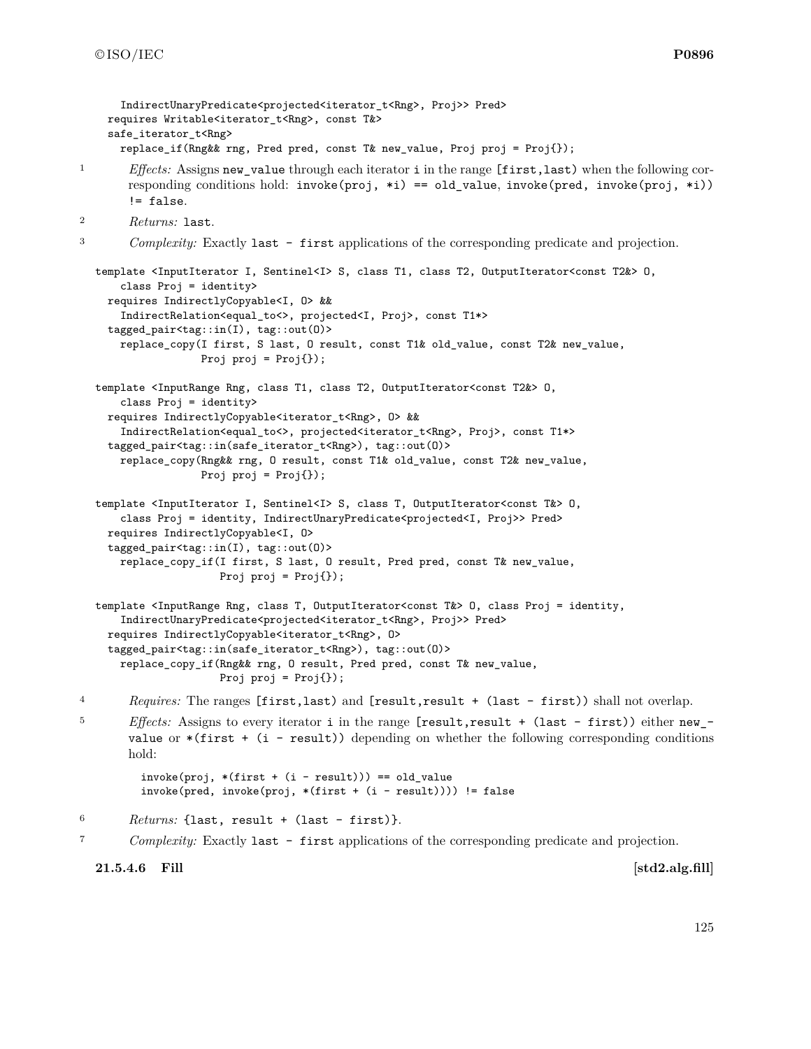```
    IndirectUnaryPredicate<projected<iterator_t<Rng>, Proj>> Pred>
  requires Writable<iterator_t<Rng>, const T&>
  safe_iterator_t<Rng>
    replace_if(Rng&& rng, Pred pred, const T& new_value, Proj proj = Proj{});
```

1 *Effects:* Assigns `new_value` through each iterator `i` in the range `[first,last)` when the following corresponding conditions hold: `invoke(proj, *i) == old_value`, `invoke(pred, invoke(proj, *i)) != false`.

2 *Returns:* `last`.

3 *Complexity:* Exactly `last - first` applications of the corresponding predicate and projection.

```
template <InputIterator I, Sentinel<I> S, class T1, class T2, OutputIterator<const T2&> O,
    class Proj = identity>
  requires IndirectlyCopyable<I, O> &&
    IndirectRelation<equal_to<>, projected<I, Proj>, const T1*>
  tagged_pair<tag::in(I), tag::out(O)>
    replace_copy(I first, S last, O result, const T1& old_value, const T2& new_value,
                 Proj proj = Proj{});

template <InputRange Rng, class T1, class T2, OutputIterator<const T2&> O,
    class Proj = identity>
  requires IndirectlyCopyable<iterator_t<Rng>, O> &&
    IndirectRelation<equal_to<>, projected<iterator_t<Rng>, Proj>, const T1*>
  tagged_pair<tag::in(safe_iterator_t<Rng>), tag::out(O)>
    replace_copy(Rng&& rng, O result, const T1& old_value, const T2& new_value,
                 Proj proj = Proj{});

template <InputIterator I, Sentinel<I> S, class T, OutputIterator<const T&> O,
    class Proj = identity, IndirectUnaryPredicate<projected<I, Proj>> Pred>
  requires IndirectlyCopyable<I, O>
  tagged_pair<tag::in(I), tag::out(O)>
    replace_copy_if(I first, S last, O result, Pred pred, const T& new_value,
                    Proj proj = Proj{});

template <InputRange Rng, class T, OutputIterator<const T&> O, class Proj = identity,
    IndirectUnaryPredicate<projected<iterator_t<Rng>, Proj>> Pred>
  requires IndirectlyCopyable<iterator_t<Rng>, O>
  tagged_pair<tag::in(safe_iterator_t<Rng>), tag::out(O)>
    replace_copy_if(Rng&& rng, O result, Pred pred, const T& new_value,
                    Proj proj = Proj{});
```

4 *Requires:* The ranges `[first,last)` and `[result,result + (last - first))` shall not overlap.

5 *Effects:* Assigns to every iterator `i` in the range `[result,result + (last - first))` either `new_value` or `*(first + (i - result))` depending on whether the following corresponding conditions hold:

```
invoke(proj, *(first + (i - result))) == old_value
invoke(pred, invoke(proj, *(first + (i - result)))) != false
```

6 *Returns:* `{last, result + (last - first)}`.

7 *Complexity:* Exactly `last - first` applications of the corresponding predicate and projection.

### 21.5.4.6 Fill [std2.alg.fill]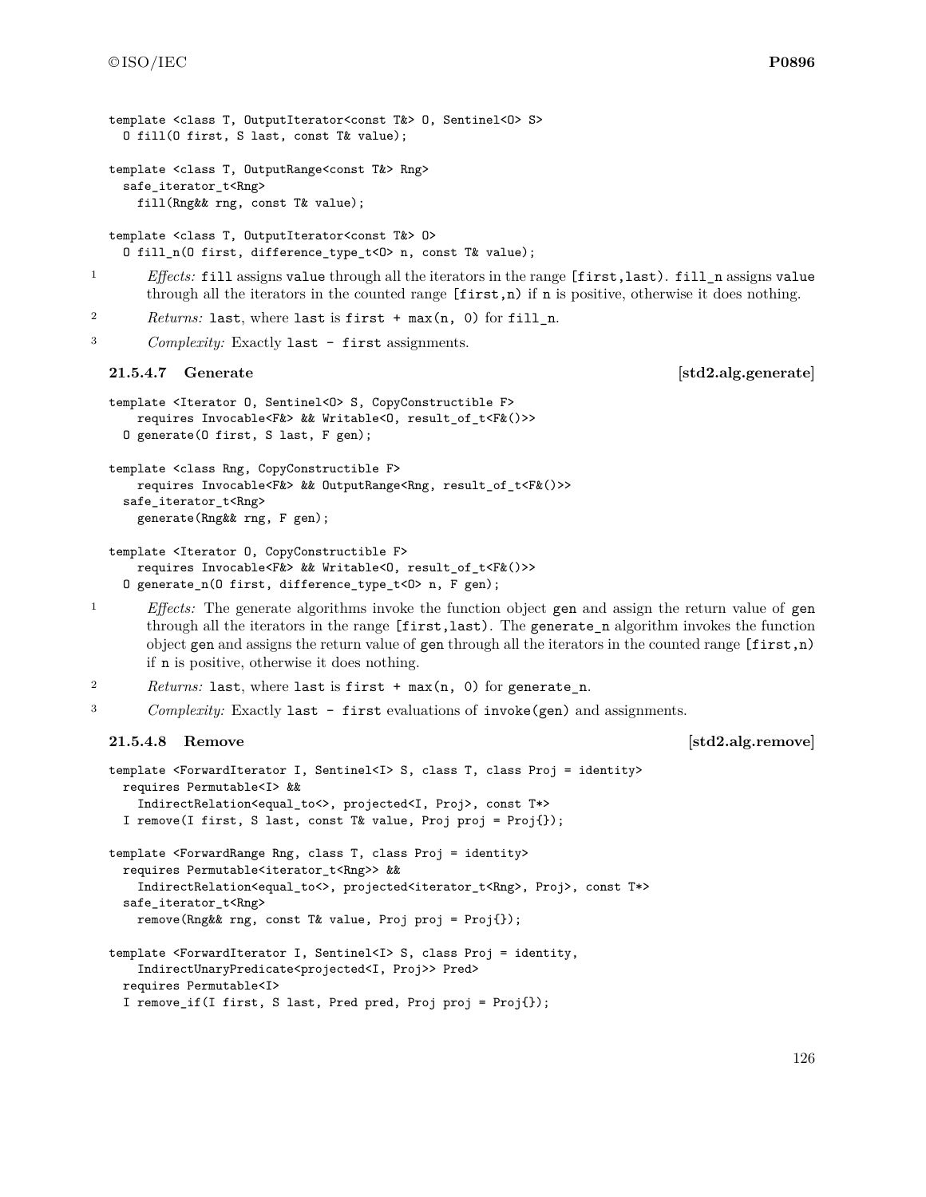```
template <class T, OutputIterator<const T&> O, Sentinel<O> S>
  O fill(O first, S last, const T& value);

template <class T, OutputRange<const T&> Rng>
  safe_iterator_t<Rng>
    fill(Rng&& rng, const T& value);

template <class T, OutputIterator<const T&> O>
  O fill_n(O first, difference_type_t<O> n, const T& value);
```

1 *Effects:* `fill` assigns `value` through all the iterators in the range `[first,last)`. `fill_n` assigns `value` through all the iterators in the counted range `[first,n)` if `n` is positive, otherwise it does nothing.

2 *Returns:* `last`, where `last` is `first + max(n, 0)` for `fill_n`.

3 *Complexity:* Exactly `last - first` assignments.

### 21.5.4.7 Generate [std2.alg.generate]

```
template <Iterator O, Sentinel<O> S, CopyConstructible F>
    requires Invocable<F&> && Writable<O, result_of_t<F&()>>
  O generate(O first, S last, F gen);

template <class Rng, CopyConstructible F>
    requires Invocable<F&> && OutputRange<Rng, result_of_t<F&()>>
  safe_iterator_t<Rng>
    generate(Rng&& rng, F gen);

template <Iterator O, CopyConstructible F>
    requires Invocable<F&> && Writable<O, result_of_t<F&()>>
  O generate_n(O first, difference_type_t<O> n, F gen);
```

1 *Effects:* The generate algorithms invoke the function object `gen` and assign the return value of `gen` through all the iterators in the range `[first,last)`. The `generate_n` algorithm invokes the function object `gen` and assigns the return value of `gen` through all the iterators in the counted range `[first,n)` if `n` is positive, otherwise it does nothing.

2 *Returns:* `last`, where `last` is `first + max(n, 0)` for `generate_n`.

3 *Complexity:* Exactly `last - first` evaluations of `invoke(gen)` and assignments.

### 21.5.4.8 Remove [std2.alg.remove]

```
template <ForwardIterator I, Sentinel<I> S, class T, class Proj = identity>
  requires Permutable<I> &&
    IndirectRelation<equal_to<>, projected<I, Proj>, const T*>
  I remove(I first, S last, const T& value, Proj proj = Proj{});

template <ForwardRange Rng, class T, class Proj = identity>
  requires Permutable<iterator_t<Rng>> &&
    IndirectRelation<equal_to<>, projected<iterator_t<Rng>, Proj>, const T*>
  safe_iterator_t<Rng>
    remove(Rng&& rng, const T& value, Proj proj = Proj{});

template <ForwardIterator I, Sentinel<I> S, class Proj = identity,
    IndirectUnaryPredicate<projected<I, Proj>> Pred>
  requires Permutable<I>
  I remove_if(I first, S last, Pred pred, Proj proj = Proj{});
```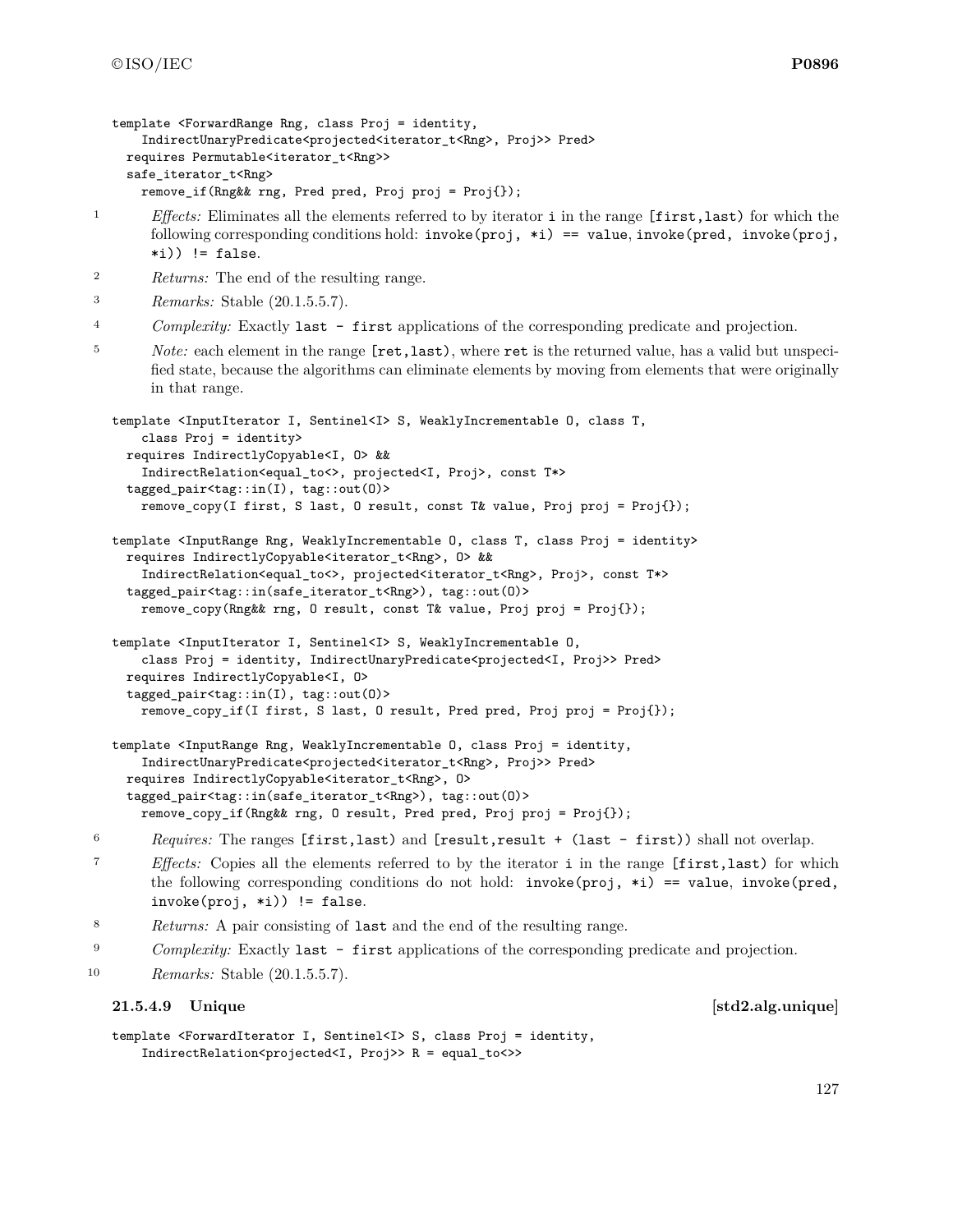```
template <ForwardRange Rng, class Proj = identity,
    IndirectUnaryPredicate<projected<iterator_t<Rng>, Proj>> Pred>
  requires Permutable<iterator_t<Rng>>
  safe_iterator_t<Rng>
    remove_if(Rng&& rng, Pred pred, Proj proj = Proj{});
```

1 *Effects:* Eliminates all the elements referred to by iterator `i` in the range `[first,last)` for which the following corresponding conditions hold: `invoke(proj, *i) == value`, `invoke(pred, invoke(proj, *i)) != false`.

2 *Returns:* The end of the resulting range.

3 *Remarks:* Stable (20.1.5.5.7).

4 *Complexity:* Exactly `last - first` applications of the corresponding predicate and projection.

5 *Note:* each element in the range `[ret,last)`, where `ret` is the returned value, has a valid but unspecified state, because the algorithms can eliminate elements by moving from elements that were originally in that range.

```
template <InputIterator I, Sentinel<I> S, WeaklyIncrementable O, class T,
    class Proj = identity>
  requires IndirectlyCopyable<I, O> &&
    IndirectRelation<equal_to<>, projected<I, Proj>, const T*>
  tagged_pair<tag::in(I), tag::out(O)>
    remove_copy(I first, S last, O result, const T& value, Proj proj = Proj{});

template <InputRange Rng, WeaklyIncrementable O, class T, class Proj = identity>
  requires IndirectlyCopyable<iterator_t<Rng>, O> &&
    IndirectRelation<equal_to<>, projected<iterator_t<Rng>, Proj>, const T*>
  tagged_pair<tag::in(safe_iterator_t<Rng>), tag::out(O)>
    remove_copy(Rng&& rng, O result, const T& value, Proj proj = Proj{});

template <InputIterator I, Sentinel<I> S, WeaklyIncrementable O,
    class Proj = identity, IndirectUnaryPredicate<projected<I, Proj>> Pred>
  requires IndirectlyCopyable<I, O>
  tagged_pair<tag::in(I), tag::out(O)>
    remove_copy_if(I first, S last, O result, Pred pred, Proj proj = Proj{});

template <InputRange Rng, WeaklyIncrementable O, class Proj = identity,
    IndirectUnaryPredicate<projected<iterator_t<Rng>, Proj>> Pred>
  requires IndirectlyCopyable<iterator_t<Rng>, O>
  tagged_pair<tag::in(safe_iterator_t<Rng>), tag::out(O)>
    remove_copy_if(Rng&& rng, O result, Pred pred, Proj proj = Proj{});
```

6 *Requires:* The ranges `[first,last)` and `[result,result + (last - first))` shall not overlap.

7 *Effects:* Copies all the elements referred to by the iterator `i` in the range `[first,last)` for which the following corresponding conditions do not hold: `invoke(proj, *i) == value`, `invoke(pred, invoke(proj, *i)) != false`.

8 *Returns:* A pair consisting of `last` and the end of the resulting range.

9 *Complexity:* Exactly `last - first` applications of the corresponding predicate and projection.

10 *Remarks:* Stable (20.1.5.5.7).

### 21.5.4.9 Unique [std2.alg.unique]

```
template <ForwardIterator I, Sentinel<I> S, class Proj = identity,
    IndirectRelation<projected<I, Proj>> R = equal_to<>>
```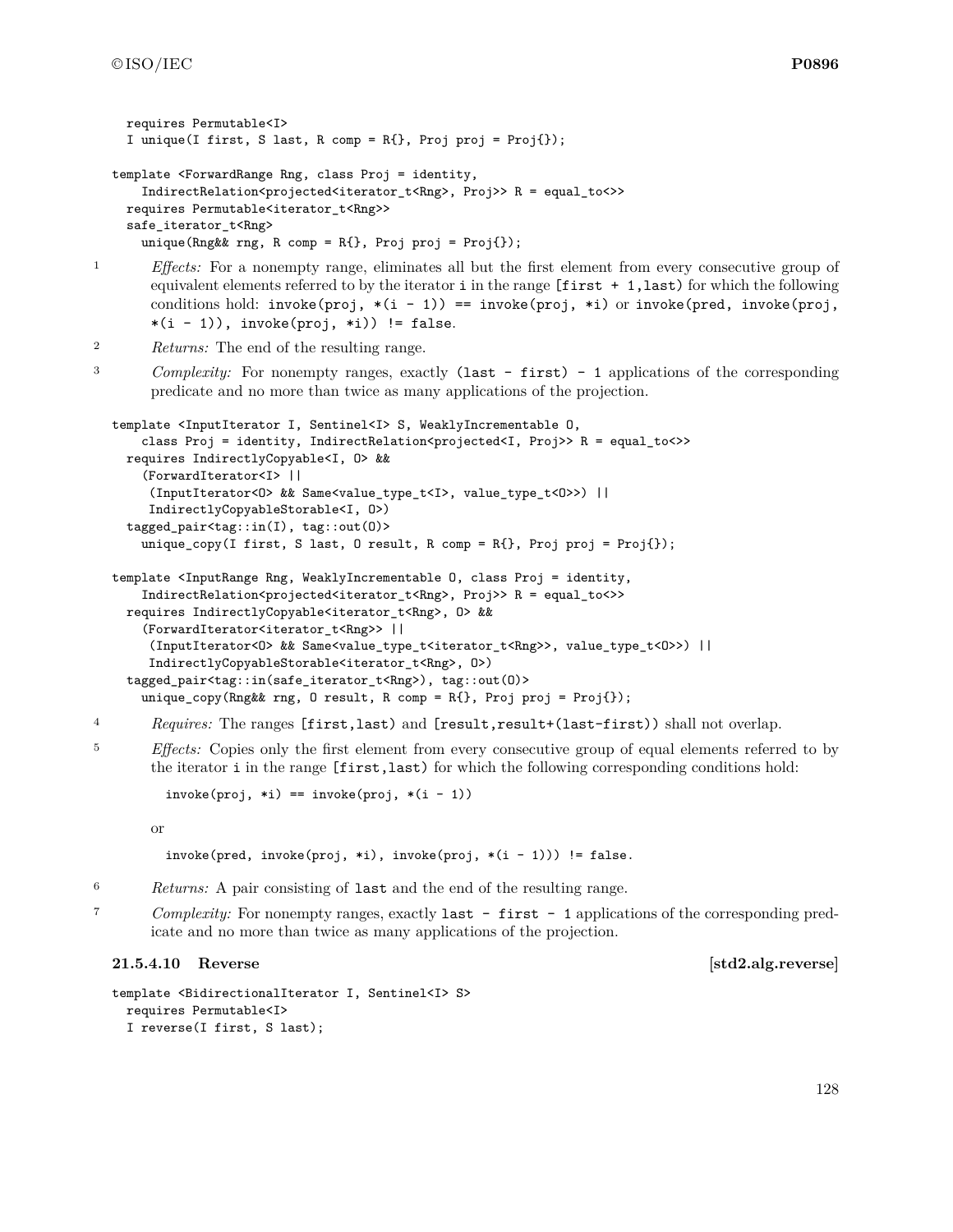```
  requires Permutable<I>
  I unique(I first, S last, R comp = R{}, Proj proj = Proj{});

template <ForwardRange Rng, class Proj = identity,
    IndirectRelation<projected<iterator_t<Rng>, Proj>> R = equal_to<>>
  requires Permutable<iterator_t<Rng>>
  safe_iterator_t<Rng>
    unique(Rng&& rng, R comp = R{}, Proj proj = Proj{});
```

1 *Effects:* For a nonempty range, eliminates all but the first element from every consecutive group of equivalent elements referred to by the iterator `i` in the range `[first + 1,last)` for which the following conditions hold: `invoke(proj, *(i - 1)) == invoke(proj, *i)` or `invoke(pred, invoke(proj, *(i - 1)), invoke(proj, *i)) != false`.

2 *Returns:* The end of the resulting range.

3 *Complexity:* For nonempty ranges, exactly `(last - first) - 1` applications of the corresponding predicate and no more than twice as many applications of the projection.

```
template <InputIterator I, Sentinel<I> S, WeaklyIncrementable O,
    class Proj = identity, IndirectRelation<projected<I, Proj>> R = equal_to<>>
  requires IndirectlyCopyable<I, O> &&
    (ForwardIterator<I> ||
     (InputIterator<O> && Same<value_type_t<I>, value_type_t<O>>) ||
     IndirectlyCopyableStorable<I, O>)
  tagged_pair<tag::in(I), tag::out(O)>
    unique_copy(I first, S last, O result, R comp = R{}, Proj proj = Proj{});

template <InputRange Rng, WeaklyIncrementable O, class Proj = identity,
    IndirectRelation<projected<iterator_t<Rng>, Proj>> R = equal_to<>>
  requires IndirectlyCopyable<iterator_t<Rng>, O> &&
    (ForwardIterator<iterator_t<Rng>> ||
     (InputIterator<O> && Same<value_type_t<iterator_t<Rng>>, value_type_t<O>>) ||
     IndirectlyCopyableStorable<iterator_t<Rng>, O>)
  tagged_pair<tag::in(safe_iterator_t<Rng>), tag::out(O)>
    unique_copy(Rng&& rng, O result, R comp = R{}, Proj proj = Proj{});
```

4 *Requires:* The ranges `[first,last)` and `[result,result+(last-first))` shall not overlap.

5 *Effects:* Copies only the first element from every consecutive group of equal elements referred to by the iterator `i` in the range `[first,last)` for which the following corresponding conditions hold:

```
invoke(proj, *i) == invoke(proj, *(i - 1))
```

or

```
invoke(pred, invoke(proj, *i), invoke(proj, *(i - 1))) != false.
```

6 *Returns:* A pair consisting of `last` and the end of the resulting range.

7 *Complexity:* For nonempty ranges, exactly `last - first - 1` applications of the corresponding predicate and no more than twice as many applications of the projection.

### 21.5.4.10 Reverse [std2.alg.reverse]

```
template <BidirectionalIterator I, Sentinel<I> S>
  requires Permutable<I>
  I reverse(I first, S last);
```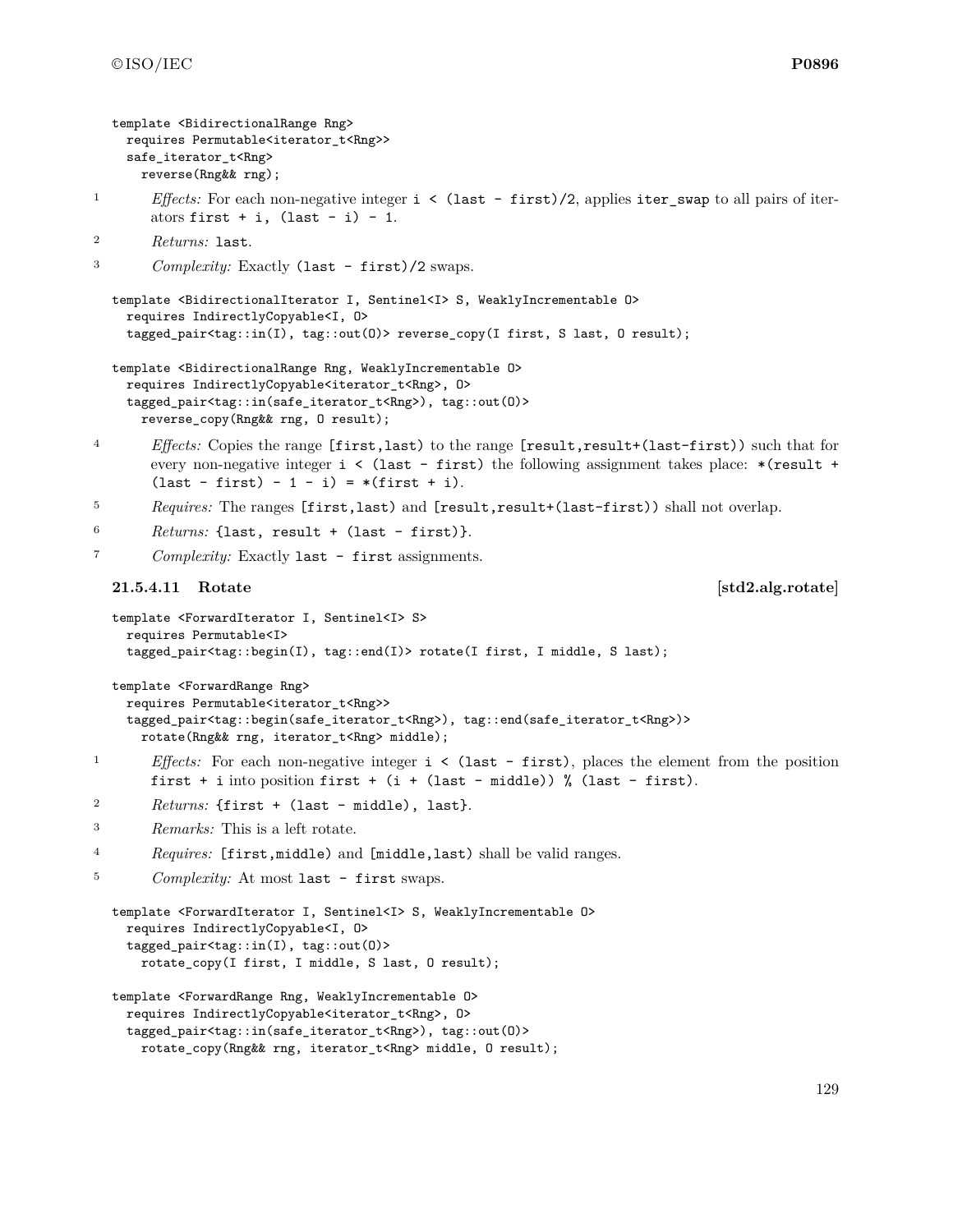```
template <BidirectionalRange Rng>
  requires Permutable<iterator_t<Rng>>
  safe_iterator_t<Rng>
    reverse(Rng&& rng);
```

1 *Effects:* For each non-negative integer `i < (last - first)/2`, applies `iter_swap` to all pairs of iterators `first + i, (last - i) - 1`.

2 *Returns:* `last`.

3 *Complexity:* Exactly `(last - first)/2` swaps.

```
template <BidirectionalIterator I, Sentinel<I> S, WeaklyIncrementable O>
  requires IndirectlyCopyable<I, O>
  tagged_pair<tag::in(I), tag::out(O)> reverse_copy(I first, S last, O result);

template <BidirectionalRange Rng, WeaklyIncrementable O>
  requires IndirectlyCopyable<iterator_t<Rng>, O>
  tagged_pair<tag::in(safe_iterator_t<Rng>), tag::out(O)>
    reverse_copy(Rng&& rng, O result);
```

4 *Effects:* Copies the range `[first,last)` to the range `[result,result+(last-first))` such that for every non-negative integer `i < (last - first)` the following assignment takes place: `*(result + (last - first) - 1 - i) = *(first + i)`.

5 *Requires:* The ranges `[first,last)` and `[result,result+(last-first))` shall not overlap.

6 *Returns:* `{last, result + (last - first)}`.

7 *Complexity:* Exactly `last - first` assignments.

### 21.5.4.11 Rotate [std2.alg.rotate]

```
template <ForwardIterator I, Sentinel<I> S>
  requires Permutable<I>
  tagged_pair<tag::begin(I), tag::end(I)> rotate(I first, I middle, S last);

template <ForwardRange Rng>
  requires Permutable<iterator_t<Rng>>
  tagged_pair<tag::begin(safe_iterator_t<Rng>), tag::end(safe_iterator_t<Rng>)>
    rotate(Rng&& rng, iterator_t<Rng> middle);
```

1 *Effects:* For each non-negative integer `i < (last - first)`, places the element from the position `first + i` into position `first + (i + (last - middle)) % (last - first)`.

2 *Returns:* `{first + (last - middle), last}`.

3 *Remarks:* This is a left rotate.

4 *Requires:* `[first,middle)` and `[middle,last)` shall be valid ranges.

5 *Complexity:* At most `last - first` swaps.

```
template <ForwardIterator I, Sentinel<I> S, WeaklyIncrementable O>
  requires IndirectlyCopyable<I, O>
  tagged_pair<tag::in(I), tag::out(O)>
    rotate_copy(I first, I middle, S last, O result);

template <ForwardRange Rng, WeaklyIncrementable O>
  requires IndirectlyCopyable<iterator_t<Rng>, O>
  tagged_pair<tag::in(safe_iterator_t<Rng>), tag::out(O)>
    rotate_copy(Rng&& rng, iterator_t<Rng> middle, O result);
```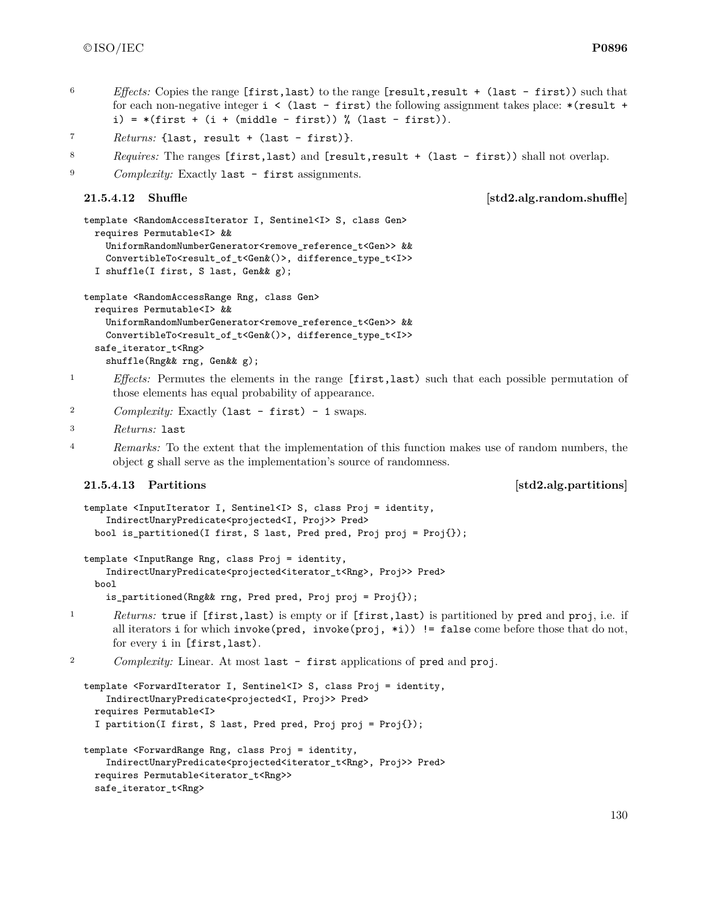6 *Effects:* Copies the range `[first,last)` to the range `[result,result + (last - first))` such that for each non-negative integer `i < (last - first)` the following assignment takes place: `*(result + i) = *(first + (i + (middle - first)) % (last - first))`.

7 *Returns:* `{last, result + (last - first)}`.

8 *Requires:* The ranges `[first,last)` and `[result,result + (last - first))` shall not overlap.

9 *Complexity:* Exactly `last - first` assignments.

### 21.5.4.12 Shuffle [std2.alg.random.shuffle]

```
template <RandomAccessIterator I, Sentinel<I> S, class Gen>
  requires Permutable<I> &&
    UniformRandomNumberGenerator<remove_reference_t<Gen>> &&
    ConvertibleTo<result_of_t<Gen&()>, difference_type_t<I>>
  I shuffle(I first, S last, Gen&& g);

template <RandomAccessRange Rng, class Gen>
  requires Permutable<I> &&
    UniformRandomNumberGenerator<remove_reference_t<Gen>> &&
    ConvertibleTo<result_of_t<Gen&()>, difference_type_t<I>>
  safe_iterator_t<Rng>
    shuffle(Rng&& rng, Gen&& g);
```

1 *Effects:* Permutes the elements in the range `[first,last)` such that each possible permutation of those elements has equal probability of appearance.

2 *Complexity:* Exactly `(last - first) - 1` swaps.

3 *Returns:* `last`

4 *Remarks:* To the extent that the implementation of this function makes use of random numbers, the object `g` shall serve as the implementation's source of randomness.

### 21.5.4.13 Partitions [std2.alg.partitions]

```
template <InputIterator I, Sentinel<I> S, class Proj = identity,
    IndirectUnaryPredicate<projected<I, Proj>> Pred>
  bool is_partitioned(I first, S last, Pred pred, Proj proj = Proj{});

template <InputRange Rng, class Proj = identity,
    IndirectUnaryPredicate<projected<iterator_t<Rng>, Proj>> Pred>
  bool
    is_partitioned(Rng&& rng, Pred pred, Proj proj = Proj{});
```

1 *Returns:* `true` if `[first,last)` is empty or if `[first,last)` is partitioned by `pred` and `proj`, i.e. if all iterators `i` for which `invoke(pred, invoke(proj, *i)) != false` come before those that do not, for every `i` in `[first,last)`.

2 *Complexity:* Linear. At most `last - first` applications of `pred` and `proj`.

```
template <ForwardIterator I, Sentinel<I> S, class Proj = identity,
    IndirectUnaryPredicate<projected<I, Proj>> Pred>
  requires Permutable<I>
  I partition(I first, S last, Pred pred, Proj proj = Proj{});

template <ForwardRange Rng, class Proj = identity,
    IndirectUnaryPredicate<projected<iterator_t<Rng>, Proj>> Pred>
  requires Permutable<iterator_t<Rng>>
  safe_iterator_t<Rng>
```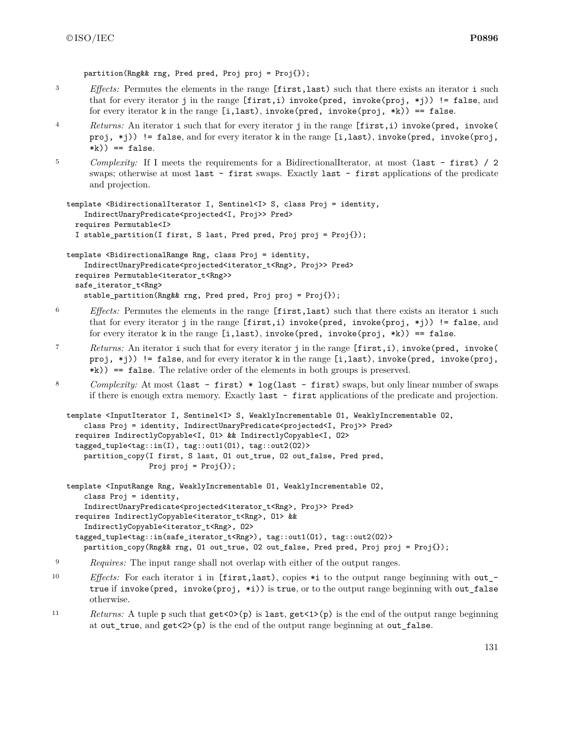```
    partition(Rng&& rng, Pred pred, Proj proj = Proj{});
```

3 *Effects:* Permutes the elements in the range [first,last) such that there exists an iterator i such that for every iterator j in the range [first,i) invoke(pred, invoke(proj, *j)) != false, and for every iterator k in the range [i,last), invoke(pred, invoke(proj, *k)) == false.

4 *Returns:* An iterator i such that for every iterator j in the range [first,i) invoke(pred, invoke( proj, *j)) != false, and for every iterator k in the range [i,last), invoke(pred, invoke(proj, *k)) == false.

5 *Complexity:* If I meets the requirements for a BidirectionalIterator, at most (last - first) / 2 swaps; otherwise at most last - first swaps. Exactly last - first applications of the predicate and projection.

```
template <BidirectionalIterator I, Sentinel<I> S, class Proj = identity,
    IndirectUnaryPredicate<projected<I, Proj>> Pred>
  requires Permutable<I>
  I stable_partition(I first, S last, Pred pred, Proj proj = Proj{});

template <BidirectionalRange Rng, class Proj = identity,
    IndirectUnaryPredicate<projected<iterator_t<Rng>, Proj>> Pred>
  requires Permutable<iterator_t<Rng>>
  safe_iterator_t<Rng>
    stable_partition(Rng&& rng, Pred pred, Proj proj = Proj{});
```

6 *Effects:* Permutes the elements in the range [first,last) such that there exists an iterator i such that for every iterator j in the range [first,i) invoke(pred, invoke(proj, *j)) != false, and for every iterator k in the range [i,last), invoke(pred, invoke(proj, *k)) == false.

7 *Returns:* An iterator i such that for every iterator j in the range [first,i), invoke(pred, invoke( proj, *j)) != false, and for every iterator k in the range [i,last), invoke(pred, invoke(proj, *k)) == false. The relative order of the elements in both groups is preserved.

8 *Complexity:* At most (last - first) * log(last - first) swaps, but only linear number of swaps if there is enough extra memory. Exactly last - first applications of the predicate and projection.

```
template <InputIterator I, Sentinel<I> S, WeaklyIncrementable O1, WeaklyIncrementable O2,
    class Proj = identity, IndirectUnaryPredicate<projected<I, Proj>> Pred>
  requires IndirectlyCopyable<I, O1> && IndirectlyCopyable<I, O2>
  tagged_tuple<tag::in(I), tag::out1(O1), tag::out2(O2)>
    partition_copy(I first, S last, O1 out_true, O2 out_false, Pred pred,
                   Proj proj = Proj{});

template <InputRange Rng, WeaklyIncrementable O1, WeaklyIncrementable O2,
    class Proj = identity,
    IndirectUnaryPredicate<projected<iterator_t<Rng>, Proj>> Pred>
  requires IndirectlyCopyable<iterator_t<Rng>, O1> &&
    IndirectlyCopyable<iterator_t<Rng>, O2>
  tagged_tuple<tag::in(safe_iterator_t<Rng>), tag::out1(O1), tag::out2(O2)>
    partition_copy(Rng&& rng, O1 out_true, O2 out_false, Pred pred, Proj proj = Proj{});
```

9 *Requires:* The input range shall not overlap with either of the output ranges.

10 *Effects:* For each iterator i in [first,last), copies *i to the output range beginning with out_true if invoke(pred, invoke(proj, *i)) is true, or to the output range beginning with out_false otherwise.

11 *Returns:* A tuple p such that get<0>(p) is last, get<1>(p) is the end of the output range beginning at out_true, and get<2>(p) is the end of the output range beginning at out_false.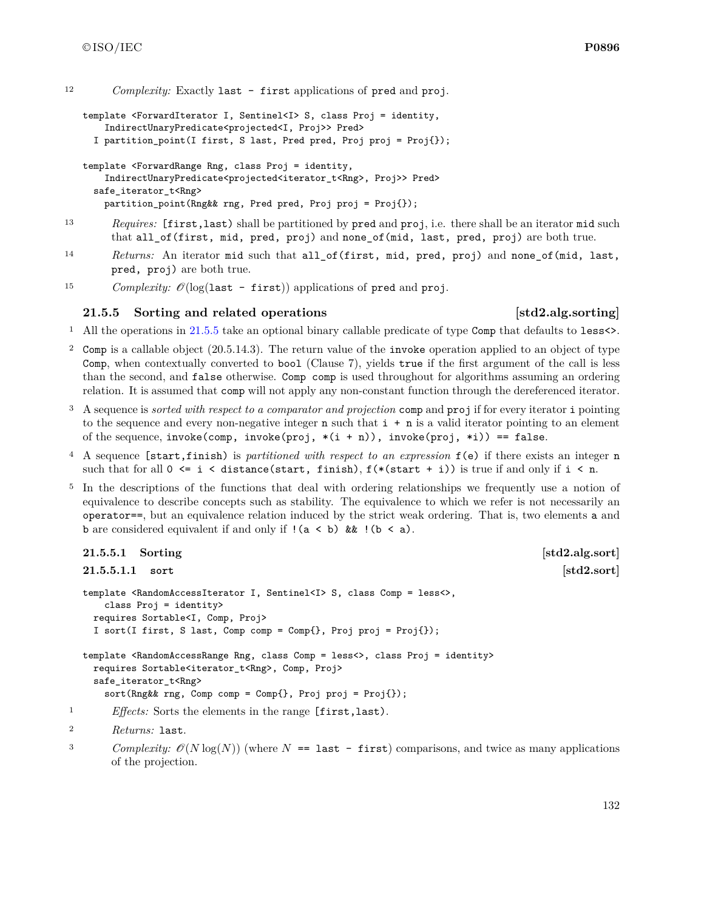12 *Complexity:* Exactly `last - first` applications of `pred` and `proj`.

```
template <ForwardIterator I, Sentinel<I> S, class Proj = identity,
    IndirectUnaryPredicate<projected<I, Proj>> Pred>
  I partition_point(I first, S last, Pred pred, Proj proj = Proj{});

template <ForwardRange Rng, class Proj = identity,
    IndirectUnaryPredicate<projected<iterator_t<Rng>, Proj>> Pred>
  safe_iterator_t<Rng>
    partition_point(Rng&& rng, Pred pred, Proj proj = Proj{});
```

13 *Requires:* `[first,last)` shall be partitioned by `pred` and `proj`, i.e. there shall be an iterator `mid` such that `all_of(first, mid, pred, proj)` and `none_of(mid, last, pred, proj)` are both true.

14 *Returns:* An iterator `mid` such that `all_of(first, mid, pred, proj)` and `none_of(mid, last, pred, proj)` are both true.

15 *Complexity:* $\mathcal{O}(\log($`last - first`$))$ applications of `pred` and `proj`.

### 21.5.5 Sorting and related operations [std2.alg.sorting]

1 All the operations in 21.5.5 take an optional binary callable predicate of type `Comp` that defaults to `less<>`.

2 `Comp` is a callable object (20.5.14.3). The return value of the `invoke` operation applied to an object of type `Comp`, when contextually converted to `bool` (Clause 7), yields `true` if the first argument of the call is less than the second, and `false` otherwise. `Comp comp` is used throughout for algorithms assuming an ordering relation. It is assumed that `comp` will not apply any non-constant function through the dereferenced iterator.

3 A sequence is *sorted with respect to a comparator and projection* `comp` and `proj` if for every iterator `i` pointing to the sequence and every non-negative integer `n` such that `i + n` is a valid iterator pointing to an element of the sequence, `invoke(comp, invoke(proj, *(i + n)), invoke(proj, *i)) == false`.

4 A sequence `[start,finish)` is *partitioned with respect to an expression* `f(e)` if there exists an integer `n` such that for all `0 <= i < distance(start, finish)`, `f(*(start + i))` is true if and only if `i < n`.

5 In the descriptions of the functions that deal with ordering relationships we frequently use a notion of equivalence to describe concepts such as stability. The equivalence to which we refer is not necessarily an `operator==`, but an equivalence relation induced by the strict weak ordering. That is, two elements `a` and `b` are considered equivalent if and only if `!(a < b) && !(b < a)`.

#### 21.5.5.1 Sorting [std2.alg.sort]

##### 21.5.5.1.1 sort [std2.sort]

```
template <RandomAccessIterator I, Sentinel<I> S, class Comp = less<>,
    class Proj = identity>
  requires Sortable<I, Comp, Proj>
  I sort(I first, S last, Comp comp = Comp{}, Proj proj = Proj{});

template <RandomAccessRange Rng, class Comp = less<>, class Proj = identity>
  requires Sortable<iterator_t<Rng>, Comp, Proj>
  safe_iterator_t<Rng>
    sort(Rng&& rng, Comp comp = Comp{}, Proj proj = Proj{});
```

1 *Effects:* Sorts the elements in the range `[first,last)`.

2 *Returns:* `last`.

3 *Complexity:* $\mathcal{O}(N \log(N))$ (where $N$ `== last - first`) comparisons, and twice as many applications of the projection.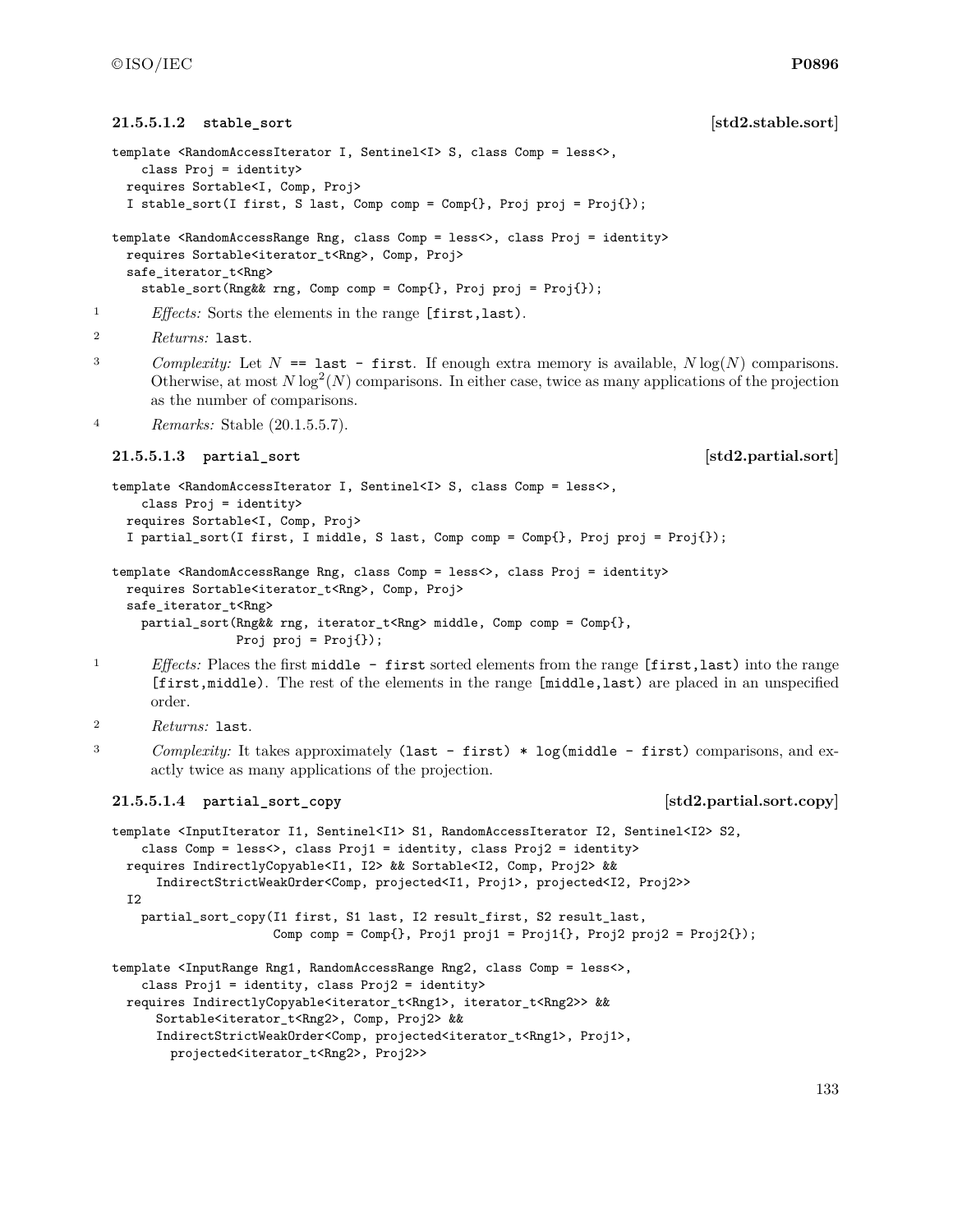#### 21.5.5.1.2 stable_sort [std2.stable.sort]

```
template <RandomAccessIterator I, Sentinel<I> S, class Comp = less<>,
    class Proj = identity>
  requires Sortable<I, Comp, Proj>
  I stable_sort(I first, S last, Comp comp = Comp{}, Proj proj = Proj{});

template <RandomAccessRange Rng, class Comp = less<>, class Proj = identity>
  requires Sortable<iterator_t<Rng>, Comp, Proj>
  safe_iterator_t<Rng>
    stable_sort(Rng&& rng, Comp comp = Comp{}, Proj proj = Proj{});
```

1 *Effects:* Sorts the elements in the range `[first,last)`.

2 *Returns:* `last`.

3 *Complexity:* Let $N$ `==` `last - first`. If enough extra memory is available, $N \log(N)$ comparisons. Otherwise, at most $N \log^2(N)$ comparisons. In either case, twice as many applications of the projection as the number of comparisons.

4 *Remarks:* Stable (20.1.5.5.7).

#### 21.5.5.1.3 partial_sort [std2.partial.sort]

```
template <RandomAccessIterator I, Sentinel<I> S, class Comp = less<>,
    class Proj = identity>
  requires Sortable<I, Comp, Proj>
  I partial_sort(I first, I middle, S last, Comp comp = Comp{}, Proj proj = Proj{});

template <RandomAccessRange Rng, class Comp = less<>, class Proj = identity>
  requires Sortable<iterator_t<Rng>, Comp, Proj>
  safe_iterator_t<Rng>
    partial_sort(Rng&& rng, iterator_t<Rng> middle, Comp comp = Comp{},
                 Proj proj = Proj{});
```

1 *Effects:* Places the first `middle - first` sorted elements from the range `[first,last)` into the range `[first,middle)`. The rest of the elements in the range `[middle,last)` are placed in an unspecified order.

2 *Returns:* `last`.

3 *Complexity:* It takes approximately `(last - first) * log(middle - first)` comparisons, and exactly twice as many applications of the projection.

#### 21.5.5.1.4 partial_sort_copy [std2.partial.sort.copy]

```
template <InputIterator I1, Sentinel<I1> S1, RandomAccessIterator I2, Sentinel<I2> S2,
    class Comp = less<>, class Proj1 = identity, class Proj2 = identity>
  requires IndirectlyCopyable<I1, I2> && Sortable<I2, Comp, Proj2> &&
      IndirectStrictWeakOrder<Comp, projected<I1, Proj1>, projected<I2, Proj2>>
  I2
    partial_sort_copy(I1 first, S1 last, I2 result_first, S2 result_last,
                      Comp comp = Comp{}, Proj1 proj1 = Proj1{}, Proj2 proj2 = Proj2{});

template <InputRange Rng1, RandomAccessRange Rng2, class Comp = less<>,
    class Proj1 = identity, class Proj2 = identity>
  requires IndirectlyCopyable<iterator_t<Rng1>, iterator_t<Rng2>> &&
      Sortable<iterator_t<Rng2>, Comp, Proj2> &&
      IndirectStrictWeakOrder<Comp, projected<iterator_t<Rng1>, Proj1>,
        projected<iterator_t<Rng2>, Proj2>>
```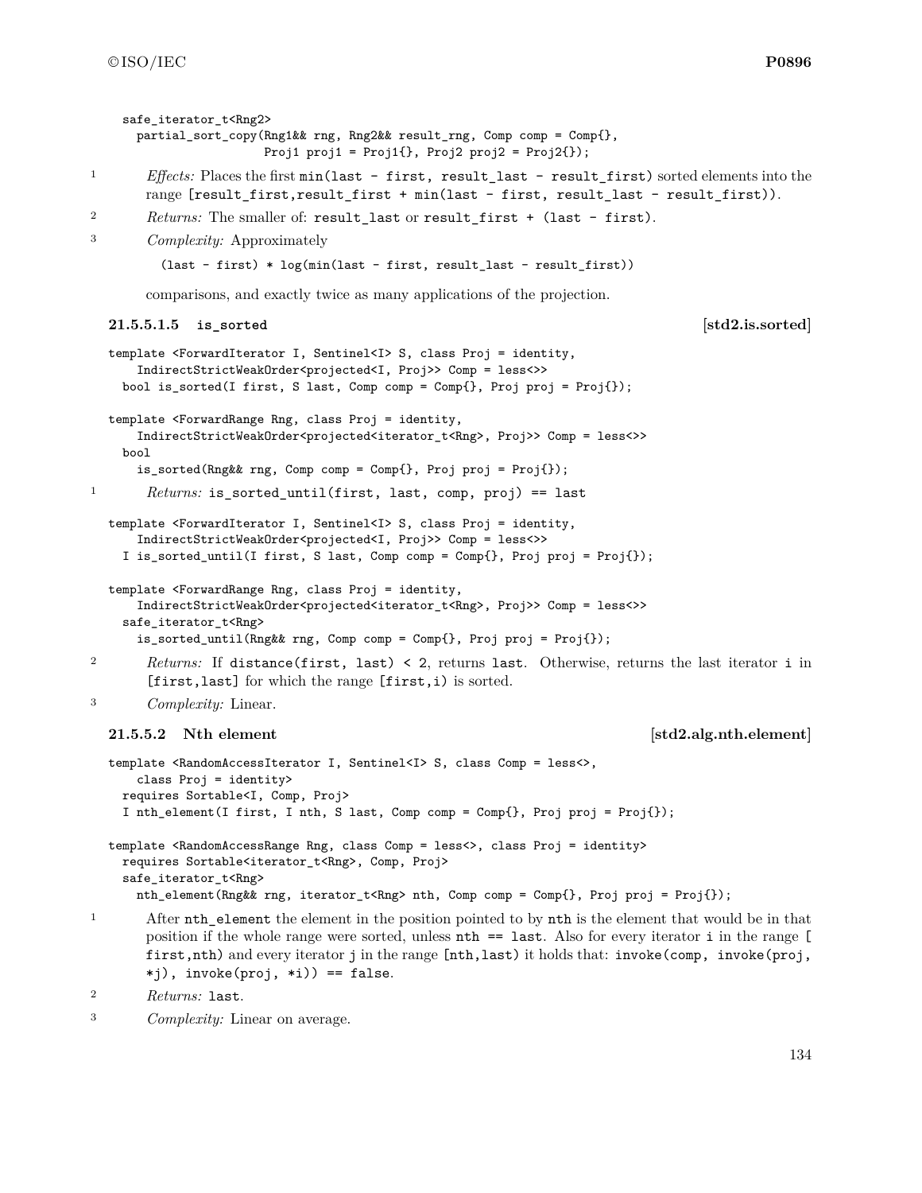```
safe_iterator_t<Rng2>
  partial_sort_copy(Rng1&& rng, Rng2&& result_rng, Comp comp = Comp{},
                    Proj1 proj1 = Proj1{}, Proj2 proj2 = Proj2{});
```

1 *Effects:* Places the first `min(last - first, result_last - result_first)` sorted elements into the range `[result_first,result_first + min(last - first, result_last - result_first))`.

2 *Returns:* The smaller of: `result_last` or `result_first + (last - first)`.

3 *Complexity:* Approximately

```
(last - first) * log(min(last - first, result_last - result_first))
```

comparisons, and exactly twice as many applications of the projection.

#### 21.5.5.1.5 is_sorted [std2.is.sorted]

```
template <ForwardIterator I, Sentinel<I> S, class Proj = identity,
    IndirectStrictWeakOrder<projected<I, Proj>> Comp = less<>>
  bool is_sorted(I first, S last, Comp comp = Comp{}, Proj proj = Proj{});

template <ForwardRange Rng, class Proj = identity,
    IndirectStrictWeakOrder<projected<iterator_t<Rng>, Proj>> Comp = less<>>
  bool
    is_sorted(Rng&& rng, Comp comp = Comp{}, Proj proj = Proj{});
```

1 *Returns:* `is_sorted_until(first, last, comp, proj) == last`

```
template <ForwardIterator I, Sentinel<I> S, class Proj = identity,
    IndirectStrictWeakOrder<projected<I, Proj>> Comp = less<>>
  I is_sorted_until(I first, S last, Comp comp = Comp{}, Proj proj = Proj{});

template <ForwardRange Rng, class Proj = identity,
    IndirectStrictWeakOrder<projected<iterator_t<Rng>, Proj>> Comp = less<>>
  safe_iterator_t<Rng>
    is_sorted_until(Rng&& rng, Comp comp = Comp{}, Proj proj = Proj{});
```

2 *Returns:* If `distance(first, last) < 2`, returns `last`. Otherwise, returns the last iterator `i` in `[first,last]` for which the range `[first,i)` is sorted.

3 *Complexity:* Linear.

### 21.5.5.2 Nth element [std2.alg.nth.element]

```
template <RandomAccessIterator I, Sentinel<I> S, class Comp = less<>,
    class Proj = identity>
  requires Sortable<I, Comp, Proj>
  I nth_element(I first, I nth, S last, Comp comp = Comp{}, Proj proj = Proj{});

template <RandomAccessRange Rng, class Comp = less<>, class Proj = identity>
  requires Sortable<iterator_t<Rng>, Comp, Proj>
  safe_iterator_t<Rng>
    nth_element(Rng&& rng, iterator_t<Rng> nth, Comp comp = Comp{}, Proj proj = Proj{});
```

1 After `nth_element` the element in the position pointed to by `nth` is the element that would be in that position if the whole range were sorted, unless `nth == last`. Also for every iterator `i` in the range `[first,nth)` and every iterator `j` in the range `[nth,last)` it holds that: `invoke(comp, invoke(proj, *j), invoke(proj, *i)) == false`.

2 *Returns:* `last`.

3 *Complexity:* Linear on average.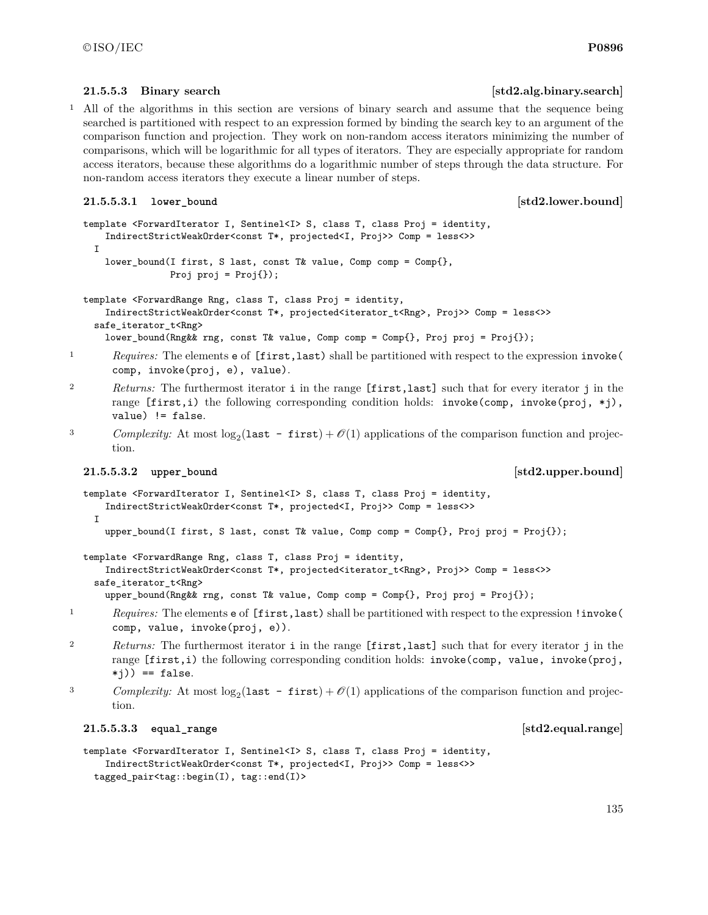#### 21.5.5.3 Binary search [std2.alg.binary.search]

1 All of the algorithms in this section are versions of binary search and assume that the sequence being searched is partitioned with respect to an expression formed by binding the search key to an argument of the comparison function and projection. They work on non-random access iterators minimizing the number of comparisons, which will be logarithmic for all types of iterators. They are especially appropriate for random access iterators, because these algorithms do a logarithmic number of steps through the data structure. For non-random access iterators they execute a linear number of steps.

##### 21.5.5.3.1 `lower_bound` [std2.lower.bound]

```
template <ForwardIterator I, Sentinel<I> S, class T, class Proj = identity,
    IndirectStrictWeakOrder<const T*, projected<I, Proj>> Comp = less<>>
  I
    lower_bound(I first, S last, const T& value, Comp comp = Comp{},
                Proj proj = Proj{});

template <ForwardRange Rng, class T, class Proj = identity,
    IndirectStrictWeakOrder<const T*, projected<iterator_t<Rng>, Proj>> Comp = less<>>
  safe_iterator_t<Rng>
    lower_bound(Rng&& rng, const T& value, Comp comp = Comp{}, Proj proj = Proj{});
```

1 *Requires:* The elements `e` of `[first,last)` shall be partitioned with respect to the expression `invoke(comp, invoke(proj, e), value)`.

2 *Returns:* The furthermost iterator `i` in the range `[first,last]` such that for every iterator `j` in the range `[first,i)` the following corresponding condition holds: `invoke(comp, invoke(proj, *j), value) != false`.

3 *Complexity:* At most $\log_2(\texttt{last - first}) + \mathcal{O}(1)$ applications of the comparison function and projection.

##### 21.5.5.3.2 `upper_bound` [std2.upper.bound]

```
template <ForwardIterator I, Sentinel<I> S, class T, class Proj = identity,
    IndirectStrictWeakOrder<const T*, projected<I, Proj>> Comp = less<>>
  I
    upper_bound(I first, S last, const T& value, Comp comp = Comp{}, Proj proj = Proj{});

template <ForwardRange Rng, class T, class Proj = identity,
    IndirectStrictWeakOrder<const T*, projected<iterator_t<Rng>, Proj>> Comp = less<>>
  safe_iterator_t<Rng>
    upper_bound(Rng&& rng, const T& value, Comp comp = Comp{}, Proj proj = Proj{});
```

1 *Requires:* The elements `e` of `[first,last)` shall be partitioned with respect to the expression `!invoke(comp, value, invoke(proj, e))`.

2 *Returns:* The furthermost iterator `i` in the range `[first,last]` such that for every iterator `j` in the range `[first,i)` the following corresponding condition holds: `invoke(comp, value, invoke(proj, *j)) == false`.

3 *Complexity:* At most $\log_2(\texttt{last - first}) + \mathcal{O}(1)$ applications of the comparison function and projection.

##### 21.5.5.3.3 `equal_range` [std2.equal.range]

```
template <ForwardIterator I, Sentinel<I> S, class T, class Proj = identity,
    IndirectStrictWeakOrder<const T*, projected<I, Proj>> Comp = less<>>
  tagged_pair<tag::begin(I), tag::end(I)>
```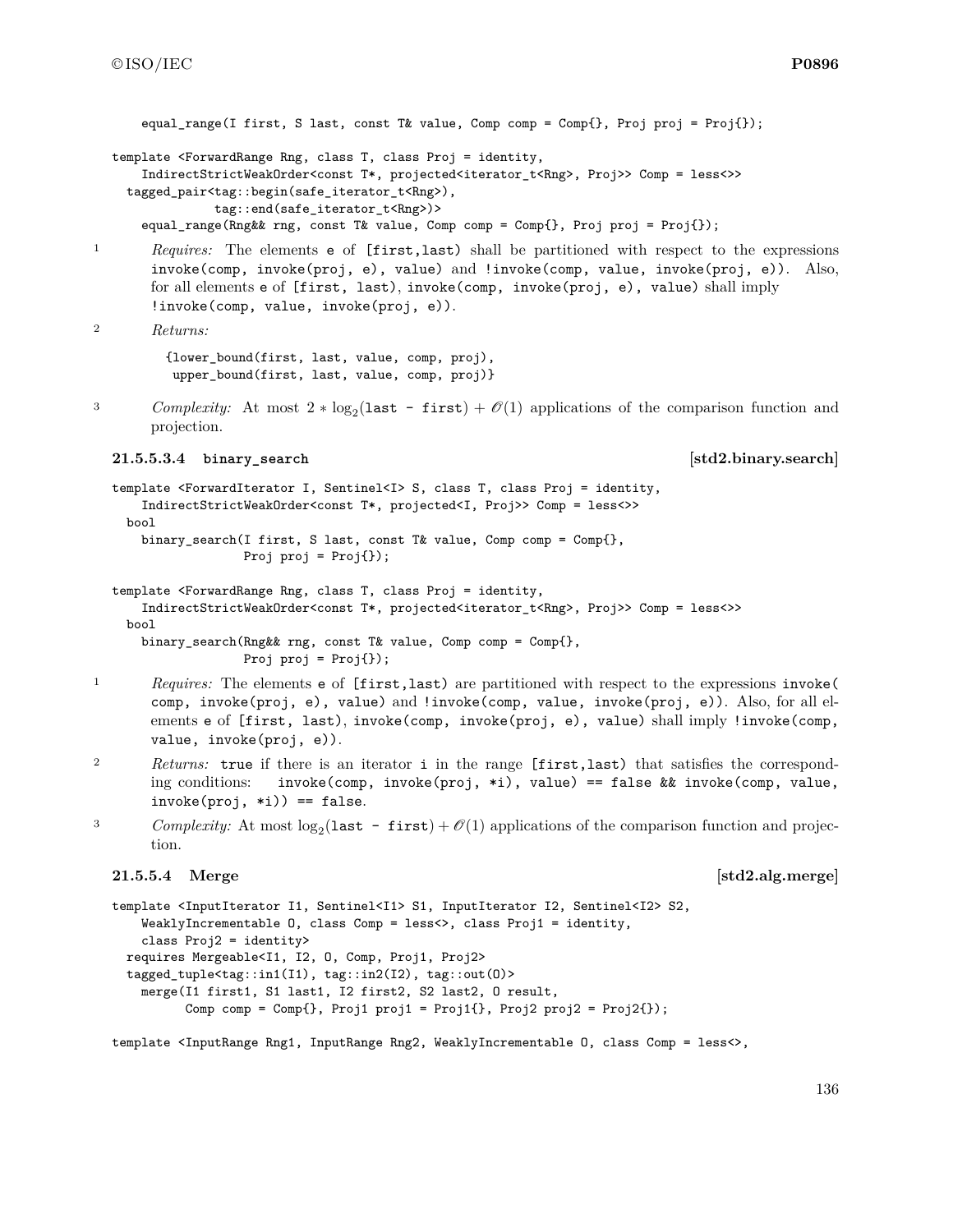```
    equal_range(I first, S last, const T& value, Comp comp = Comp{}, Proj proj = Proj{});

template <ForwardRange Rng, class T, class Proj = identity,
    IndirectStrictWeakOrder<const T*, projected<iterator_t<Rng>, Proj>> Comp = less<>>
  tagged_pair<tag::begin(safe_iterator_t<Rng>),
              tag::end(safe_iterator_t<Rng>)>
    equal_range(Rng&& rng, const T& value, Comp comp = Comp{}, Proj proj = Proj{});
```

1 *Requires:* The elements `e` of `[first,last)` shall be partitioned with respect to the expressions `invoke(comp, invoke(proj, e), value)` and `!invoke(comp, value, invoke(proj, e))`. Also, for all elements `e` of `[first, last)`, `invoke(comp, invoke(proj, e), value)` shall imply `!invoke(comp, value, invoke(proj, e))`.

2 *Returns:*

```
{lower_bound(first, last, value, comp, proj),
 upper_bound(first, last, value, comp, proj)}
```

3 *Complexity:* At most $2 * \log_2(\texttt{last - first}) + \mathcal{O}(1)$ applications of the comparison function and projection.

#### 21.5.5.3.4 `binary_search` [std2.binary.search]

```
template <ForwardIterator I, Sentinel<I> S, class T, class Proj = identity,
    IndirectStrictWeakOrder<const T*, projected<I, Proj>> Comp = less<>>
  bool
    binary_search(I first, S last, const T& value, Comp comp = Comp{},
                  Proj proj = Proj{});

template <ForwardRange Rng, class T, class Proj = identity,
    IndirectStrictWeakOrder<const T*, projected<iterator_t<Rng>, Proj>> Comp = less<>>
  bool
    binary_search(Rng&& rng, const T& value, Comp comp = Comp{},
                  Proj proj = Proj{});
```

1 *Requires:* The elements `e` of `[first,last)` are partitioned with respect to the expressions `invoke(comp, invoke(proj, e), value)` and `!invoke(comp, value, invoke(proj, e))`. Also, for all elements `e` of `[first, last)`, `invoke(comp, invoke(proj, e), value)` shall imply `!invoke(comp, value, invoke(proj, e))`.

2 *Returns:* `true` if there is an iterator `i` in the range `[first,last)` that satisfies the corresponding conditions: `invoke(comp, invoke(proj, *i), value) == false && invoke(comp, value, invoke(proj, *i)) == false`.

3 *Complexity:* At most $\log_2(\texttt{last - first}) + \mathcal{O}(1)$ applications of the comparison function and projection.

#### 21.5.5.4 Merge [std2.alg.merge]

```
template <InputIterator I1, Sentinel<I1> S1, InputIterator I2, Sentinel<I2> S2,
    WeaklyIncrementable O, class Comp = less<>, class Proj1 = identity,
    class Proj2 = identity>
  requires Mergeable<I1, I2, O, Comp, Proj1, Proj2>
  tagged_tuple<tag::in1(I1), tag::in2(I2), tag::out(O)>
    merge(I1 first1, S1 last1, I2 first2, S2 last2, O result,
          Comp comp = Comp{}, Proj1 proj1 = Proj1{}, Proj2 proj2 = Proj2{});

template <InputRange Rng1, InputRange Rng2, WeaklyIncrementable O, class Comp = less<>,
```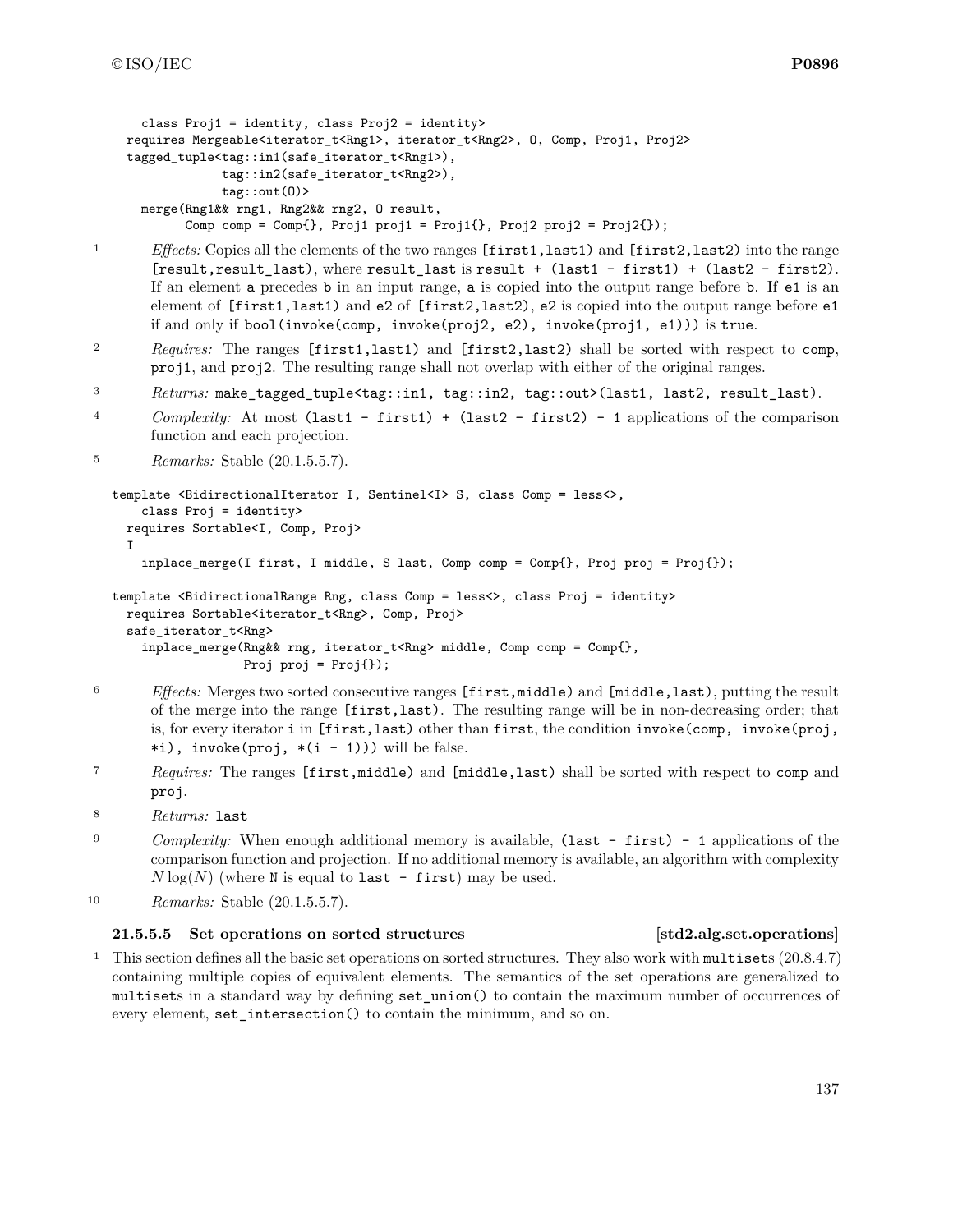```
    class Proj1 = identity, class Proj2 = identity>
  requires Mergeable<iterator_t<Rng1>, iterator_t<Rng2>, O, Comp, Proj1, Proj2>
  tagged_tuple<tag::in1(safe_iterator_t<Rng1>),
               tag::in2(safe_iterator_t<Rng2>),
               tag::out(O)>
    merge(Rng1&& rng1, Rng2&& rng2, O result,
          Comp comp = Comp{}, Proj1 proj1 = Proj1{}, Proj2 proj2 = Proj2{});
```

1 *Effects:* Copies all the elements of the two ranges `[first1,last1)` and `[first2,last2)` into the range `[result,result_last)`, where `result_last` is `result + (last1 - first1) + (last2 - first2)`. If an element `a` precedes `b` in an input range, `a` is copied into the output range before `b`. If `e1` is an element of `[first1,last1)` and `e2` of `[first2,last2)`, `e2` is copied into the output range before `e1` if and only if `bool(invoke(comp, invoke(proj2, e2), invoke(proj1, e1)))` is `true`.

2 *Requires:* The ranges `[first1,last1)` and `[first2,last2)` shall be sorted with respect to `comp`, `proj1`, and `proj2`. The resulting range shall not overlap with either of the original ranges.

3 *Returns:* `make_tagged_tuple<tag::in1, tag::in2, tag::out>(last1, last2, result_last)`.

4 *Complexity:* At most `(last1 - first1) + (last2 - first2) - 1` applications of the comparison function and each projection.

5 *Remarks:* Stable (20.1.5.5.7).

```
template <BidirectionalIterator I, Sentinel<I> S, class Comp = less<>,
    class Proj = identity>
  requires Sortable<I, Comp, Proj>
  I
    inplace_merge(I first, I middle, S last, Comp comp = Comp{}, Proj proj = Proj{});

template <BidirectionalRange Rng, class Comp = less<>, class Proj = identity>
  requires Sortable<iterator_t<Rng>, Comp, Proj>
  safe_iterator_t<Rng>
    inplace_merge(Rng&& rng, iterator_t<Rng> middle, Comp comp = Comp{},
                  Proj proj = Proj{});
```

6 *Effects:* Merges two sorted consecutive ranges `[first,middle)` and `[middle,last)`, putting the result of the merge into the range `[first,last)`. The resulting range will be in non-decreasing order; that is, for every iterator `i` in `[first,last)` other than `first`, the condition `invoke(comp, invoke(proj, *i), invoke(proj, *(i - 1)))` will be false.

7 *Requires:* The ranges `[first,middle)` and `[middle,last)` shall be sorted with respect to `comp` and `proj`.

8 *Returns:* `last`

9 *Complexity:* When enough additional memory is available, `(last - first) - 1` applications of the comparison function and projection. If no additional memory is available, an algorithm with complexity $N \log(N)$ (where `N` is equal to `last - first`) may be used.

10 *Remarks:* Stable (20.1.5.5.7).

#### 21.5.5.5 Set operations on sorted structures [std2.alg.set.operations]

1 This section defines all the basic set operations on sorted structures. They also work with `multiset`s (20.8.4.7) containing multiple copies of equivalent elements. The semantics of the set operations are generalized to `multiset`s in a standard way by defining `set_union()` to contain the maximum number of occurrences of every element, `set_intersection()` to contain the minimum, and so on.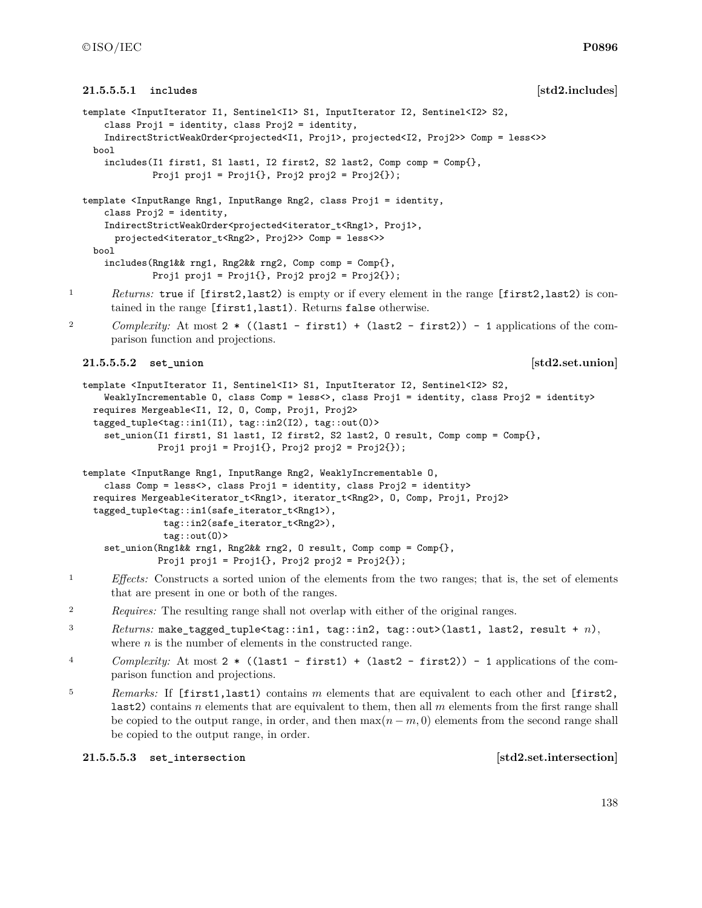#### 21.5.5.5.1 includes [std2.includes]

```
template <InputIterator I1, Sentinel<I1> S1, InputIterator I2, Sentinel<I2> S2,
    class Proj1 = identity, class Proj2 = identity,
    IndirectStrictWeakOrder<projected<I1, Proj1>, projected<I2, Proj2>> Comp = less<>>
  bool
    includes(I1 first1, S1 last1, I2 first2, S2 last2, Comp comp = Comp{},
             Proj1 proj1 = Proj1{}, Proj2 proj2 = Proj2{});

template <InputRange Rng1, InputRange Rng2, class Proj1 = identity,
    class Proj2 = identity,
    IndirectStrictWeakOrder<projected<iterator_t<Rng1>, Proj1>,
      projected<iterator_t<Rng2>, Proj2>> Comp = less<>>
  bool
    includes(Rng1&& rng1, Rng2&& rng2, Comp comp = Comp{},
             Proj1 proj1 = Proj1{}, Proj2 proj2 = Proj2{});
```

1 *Returns:* `true` if `[first2,last2)` is empty or if every element in the range `[first2,last2)` is contained in the range `[first1,last1)`. Returns `false` otherwise.

2 *Complexity:* At most `2 * ((last1 - first1) + (last2 - first2)) - 1` applications of the comparison function and projections.

#### 21.5.5.5.2 set_union [std2.set.union]

```
template <InputIterator I1, Sentinel<I1> S1, InputIterator I2, Sentinel<I2> S2,
    WeaklyIncrementable O, class Comp = less<>, class Proj1 = identity, class Proj2 = identity>
  requires Mergeable<I1, I2, O, Comp, Proj1, Proj2>
  tagged_tuple<tag::in1(I1), tag::in2(I2), tag::out(O)>
    set_union(I1 first1, S1 last1, I2 first2, S2 last2, O result, Comp comp = Comp{},
              Proj1 proj1 = Proj1{}, Proj2 proj2 = Proj2{});

template <InputRange Rng1, InputRange Rng2, WeaklyIncrementable O,
    class Comp = less<>, class Proj1 = identity, class Proj2 = identity>
  requires Mergeable<iterator_t<Rng1>, iterator_t<Rng2>, O, Comp, Proj1, Proj2>
  tagged_tuple<tag::in1(safe_iterator_t<Rng1>),
               tag::in2(safe_iterator_t<Rng2>),
               tag::out(O)>
    set_union(Rng1&& rng1, Rng2&& rng2, O result, Comp comp = Comp{},
              Proj1 proj1 = Proj1{}, Proj2 proj2 = Proj2{});
```

1 *Effects:* Constructs a sorted union of the elements from the two ranges; that is, the set of elements that are present in one or both of the ranges.

2 *Requires:* The resulting range shall not overlap with either of the original ranges.

3 *Returns:* `make_tagged_tuple<tag::in1, tag::in2, tag::out>(last1, last2, result + ` $n$`)`, where $n$ is the number of elements in the constructed range.

4 *Complexity:* At most `2 * ((last1 - first1) + (last2 - first2)) - 1` applications of the comparison function and projections.

5 *Remarks:* If `[first1,last1)` contains $m$ elements that are equivalent to each other and `[first2, last2)` contains $n$ elements that are equivalent to them, then all $m$ elements from the first range shall be copied to the output range, in order, and then $\max(n - m, 0)$ elements from the second range shall be copied to the output range, in order.

#### 21.5.5.5.3 set_intersection [std2.set.intersection]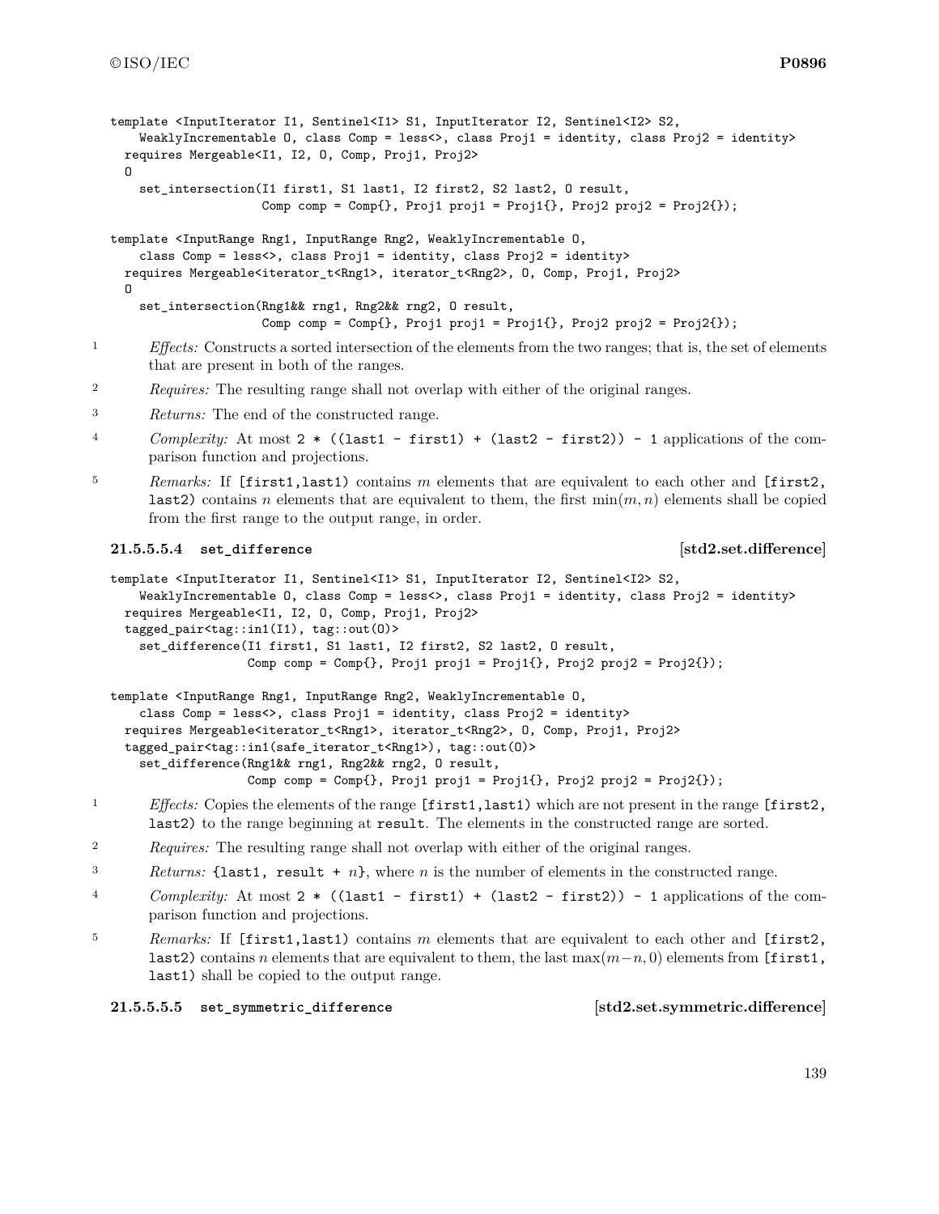```
template <InputIterator I1, Sentinel<I1> S1, InputIterator I2, Sentinel<I2> S2,
    WeaklyIncrementable O, class Comp = less<>, class Proj1 = identity, class Proj2 = identity>
  requires Mergeable<I1, I2, O, Comp, Proj1, Proj2>
  O
    set_intersection(I1 first1, S1 last1, I2 first2, S2 last2, O result,
                     Comp comp = Comp{}, Proj1 proj1 = Proj1{}, Proj2 proj2 = Proj2{});

template <InputRange Rng1, InputRange Rng2, WeaklyIncrementable O,
    class Comp = less<>, class Proj1 = identity, class Proj2 = identity>
  requires Mergeable<iterator_t<Rng1>, iterator_t<Rng2>, O, Comp, Proj1, Proj2>
  O
    set_intersection(Rng1&& rng1, Rng2&& rng2, O result,
                     Comp comp = Comp{}, Proj1 proj1 = Proj1{}, Proj2 proj2 = Proj2{});
```

1 *Effects:* Constructs a sorted intersection of the elements from the two ranges; that is, the set of elements that are present in both of the ranges.

2 *Requires:* The resulting range shall not overlap with either of the original ranges.

3 *Returns:* The end of the constructed range.

4 *Complexity:* At most `2 * ((last1 - first1) + (last2 - first2)) - 1` applications of the comparison function and projections.

5 *Remarks:* If `[first1,last1)` contains $m$ elements that are equivalent to each other and `[first2, last2)` contains $n$ elements that are equivalent to them, the first $\min(m, n)$ elements shall be copied from the first range to the output range, in order.

### 21.5.5.5.4 `set_difference` [std2.set.difference]

```
template <InputIterator I1, Sentinel<I1> S1, InputIterator I2, Sentinel<I2> S2,
    WeaklyIncrementable O, class Comp = less<>, class Proj1 = identity, class Proj2 = identity>
  requires Mergeable<I1, I2, O, Comp, Proj1, Proj2>
  tagged_pair<tag::in1(I1), tag::out(O)>
    set_difference(I1 first1, S1 last1, I2 first2, S2 last2, O result,
                   Comp comp = Comp{}, Proj1 proj1 = Proj1{}, Proj2 proj2 = Proj2{});

template <InputRange Rng1, InputRange Rng2, WeaklyIncrementable O,
    class Comp = less<>, class Proj1 = identity, class Proj2 = identity>
  requires Mergeable<iterator_t<Rng1>, iterator_t<Rng2>, O, Comp, Proj1, Proj2>
  tagged_pair<tag::in1(safe_iterator_t<Rng1>), tag::out(O)>
    set_difference(Rng1&& rng1, Rng2&& rng2, O result,
                   Comp comp = Comp{}, Proj1 proj1 = Proj1{}, Proj2 proj2 = Proj2{});
```

1 *Effects:* Copies the elements of the range `[first1,last1)` which are not present in the range `[first2, last2)` to the range beginning at `result`. The elements in the constructed range are sorted.

2 *Requires:* The resulting range shall not overlap with either of the original ranges.

3 *Returns:* `{last1, result +` $n$`}`, where $n$ is the number of elements in the constructed range.

4 *Complexity:* At most `2 * ((last1 - first1) + (last2 - first2)) - 1` applications of the comparison function and projections.

5 *Remarks:* If `[first1,last1)` contains $m$ elements that are equivalent to each other and `[first2, last2)` contains $n$ elements that are equivalent to them, the last $\max(m-n, 0)$ elements from `[first1, last1)` shall be copied to the output range.

### 21.5.5.5.5 `set_symmetric_difference` [std2.set.symmetric.difference]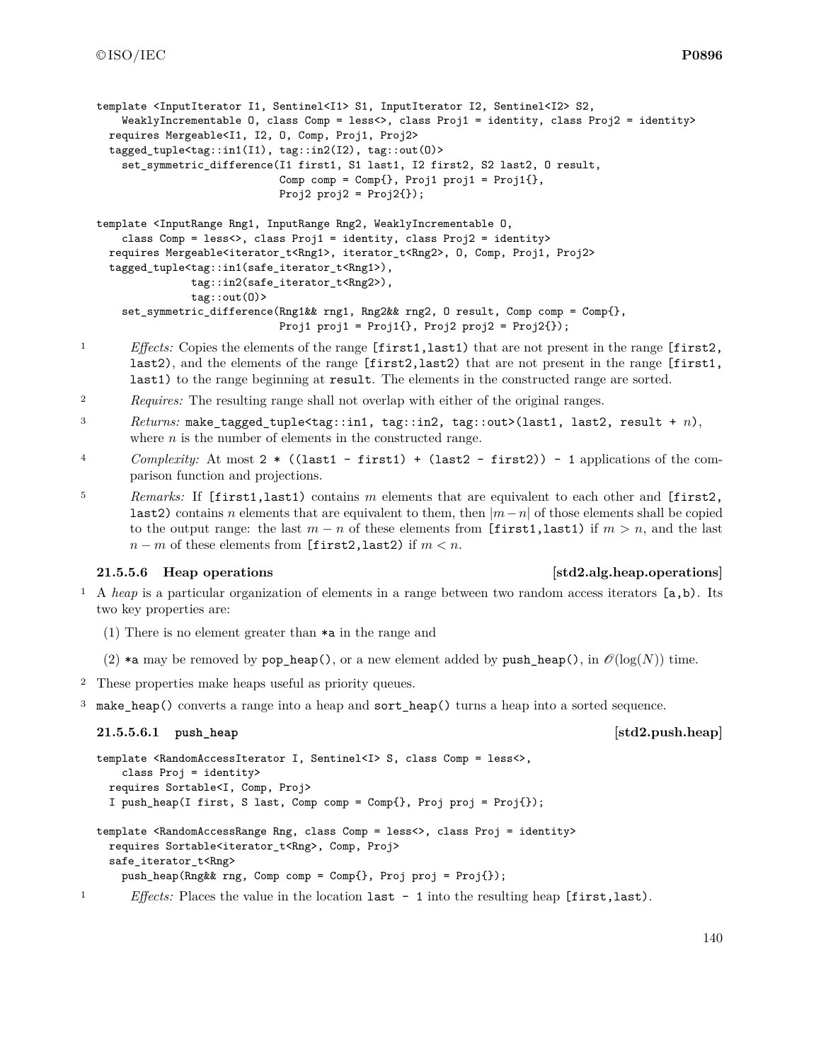```
template <InputIterator I1, Sentinel<I1> S1, InputIterator I2, Sentinel<I2> S2,
    WeaklyIncrementable O, class Comp = less<>, class Proj1 = identity, class Proj2 = identity>
  requires Mergeable<I1, I2, O, Comp, Proj1, Proj2>
  tagged_tuple<tag::in1(I1), tag::in2(I2), tag::out(O)>
    set_symmetric_difference(I1 first1, S1 last1, I2 first2, S2 last2, O result,
                             Comp comp = Comp{}, Proj1 proj1 = Proj1{},
                             Proj2 proj2 = Proj2{});

template <InputRange Rng1, InputRange Rng2, WeaklyIncrementable O,
    class Comp = less<>, class Proj1 = identity, class Proj2 = identity>
  requires Mergeable<iterator_t<Rng1>, iterator_t<Rng2>, O, Comp, Proj1, Proj2>
  tagged_tuple<tag::in1(safe_iterator_t<Rng1>),
               tag::in2(safe_iterator_t<Rng2>),
               tag::out(O)>
    set_symmetric_difference(Rng1&& rng1, Rng2&& rng2, O result, Comp comp = Comp{},
                             Proj1 proj1 = Proj1{}, Proj2 proj2 = Proj2{});
```

1 *Effects:* Copies the elements of the range `[first1,last1)` that are not present in the range `[first2, last2)`, and the elements of the range `[first2,last2)` that are not present in the range `[first1, last1)` to the range beginning at `result`. The elements in the constructed range are sorted.

2 *Requires:* The resulting range shall not overlap with either of the original ranges.

3 *Returns:* `make_tagged_tuple<tag::in1, tag::in2, tag::out>(last1, last2, result + n)`, where $n$ is the number of elements in the constructed range.

4 *Complexity:* At most `2 * ((last1 - first1) + (last2 - first2)) - 1` applications of the comparison function and projections.

5 *Remarks:* If `[first1,last1)` contains $m$ elements that are equivalent to each other and `[first2, last2)` contains $n$ elements that are equivalent to them, then $|m - n|$ of those elements shall be copied to the output range: the last $m - n$ of these elements from `[first1,last1)` if $m > n$, and the last $n - m$ of these elements from `[first2,last2)` if $m < n$.

### 21.5.5.6 Heap operations [std2.alg.heap.operations]

1 A *heap* is a particular organization of elements in a range between two random access iterators `[a,b)`. Its two key properties are:

(1) There is no element greater than `*a` in the range and

(2) `*a` may be removed by `pop_heap()`, or a new element added by `push_heap()`, in $\mathscr{O}(\log(N))$ time.

2 These properties make heaps useful as priority queues.

3 `make_heap()` converts a range into a heap and `sort_heap()` turns a heap into a sorted sequence.

#### 21.5.5.6.1 push_heap [std2.push.heap]

```
template <RandomAccessIterator I, Sentinel<I> S, class Comp = less<>,
    class Proj = identity>
  requires Sortable<I, Comp, Proj>
  I push_heap(I first, S last, Comp comp = Comp{}, Proj proj = Proj{});

template <RandomAccessRange Rng, class Comp = less<>, class Proj = identity>
  requires Sortable<iterator_t<Rng>, Comp, Proj>
  safe_iterator_t<Rng>
    push_heap(Rng&& rng, Comp comp = Comp{}, Proj proj = Proj{});
```

1 *Effects:* Places the value in the location `last - 1` into the resulting heap `[first,last)`.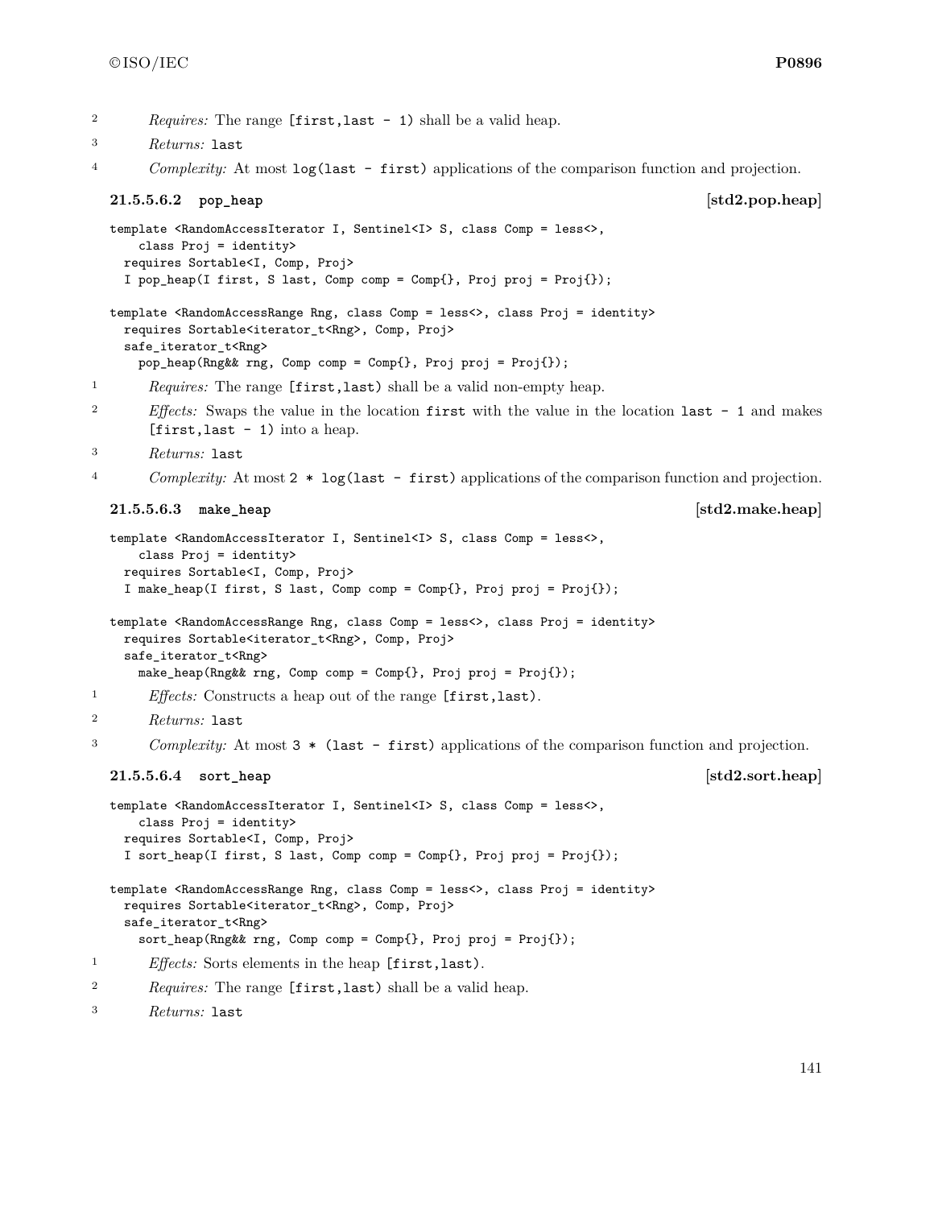2 *Requires:* The range `[first,last - 1)` shall be a valid heap.

3 *Returns:* `last`

4 *Complexity:* At most `log(last - first)` applications of the comparison function and projection.

#### 21.5.5.6.2 `pop_heap` [std2.pop.heap]

```
template <RandomAccessIterator I, Sentinel<I> S, class Comp = less<>,
    class Proj = identity>
  requires Sortable<I, Comp, Proj>
  I pop_heap(I first, S last, Comp comp = Comp{}, Proj proj = Proj{});

template <RandomAccessRange Rng, class Comp = less<>, class Proj = identity>
  requires Sortable<iterator_t<Rng>, Comp, Proj>
  safe_iterator_t<Rng>
    pop_heap(Rng&& rng, Comp comp = Comp{}, Proj proj = Proj{});
```

1 *Requires:* The range `[first,last)` shall be a valid non-empty heap.

2 *Effects:* Swaps the value in the location `first` with the value in the location `last - 1` and makes `[first,last - 1)` into a heap.

3 *Returns:* `last`

4 *Complexity:* At most `2 * log(last - first)` applications of the comparison function and projection.

#### 21.5.5.6.3 `make_heap` [std2.make.heap]

```
template <RandomAccessIterator I, Sentinel<I> S, class Comp = less<>,
    class Proj = identity>
  requires Sortable<I, Comp, Proj>
  I make_heap(I first, S last, Comp comp = Comp{}, Proj proj = Proj{});

template <RandomAccessRange Rng, class Comp = less<>, class Proj = identity>
  requires Sortable<iterator_t<Rng>, Comp, Proj>
  safe_iterator_t<Rng>
    make_heap(Rng&& rng, Comp comp = Comp{}, Proj proj = Proj{});
```

1 *Effects:* Constructs a heap out of the range `[first,last)`.

2 *Returns:* `last`

3 *Complexity:* At most `3 * (last - first)` applications of the comparison function and projection.

#### 21.5.5.6.4 `sort_heap` [std2.sort.heap]

```
template <RandomAccessIterator I, Sentinel<I> S, class Comp = less<>,
    class Proj = identity>
  requires Sortable<I, Comp, Proj>
  I sort_heap(I first, S last, Comp comp = Comp{}, Proj proj = Proj{});

template <RandomAccessRange Rng, class Comp = less<>, class Proj = identity>
  requires Sortable<iterator_t<Rng>, Comp, Proj>
  safe_iterator_t<Rng>
    sort_heap(Rng&& rng, Comp comp = Comp{}, Proj proj = Proj{});
```

1 *Effects:* Sorts elements in the heap `[first,last)`.

2 *Requires:* The range `[first,last)` shall be a valid heap.

3 *Returns:* `last`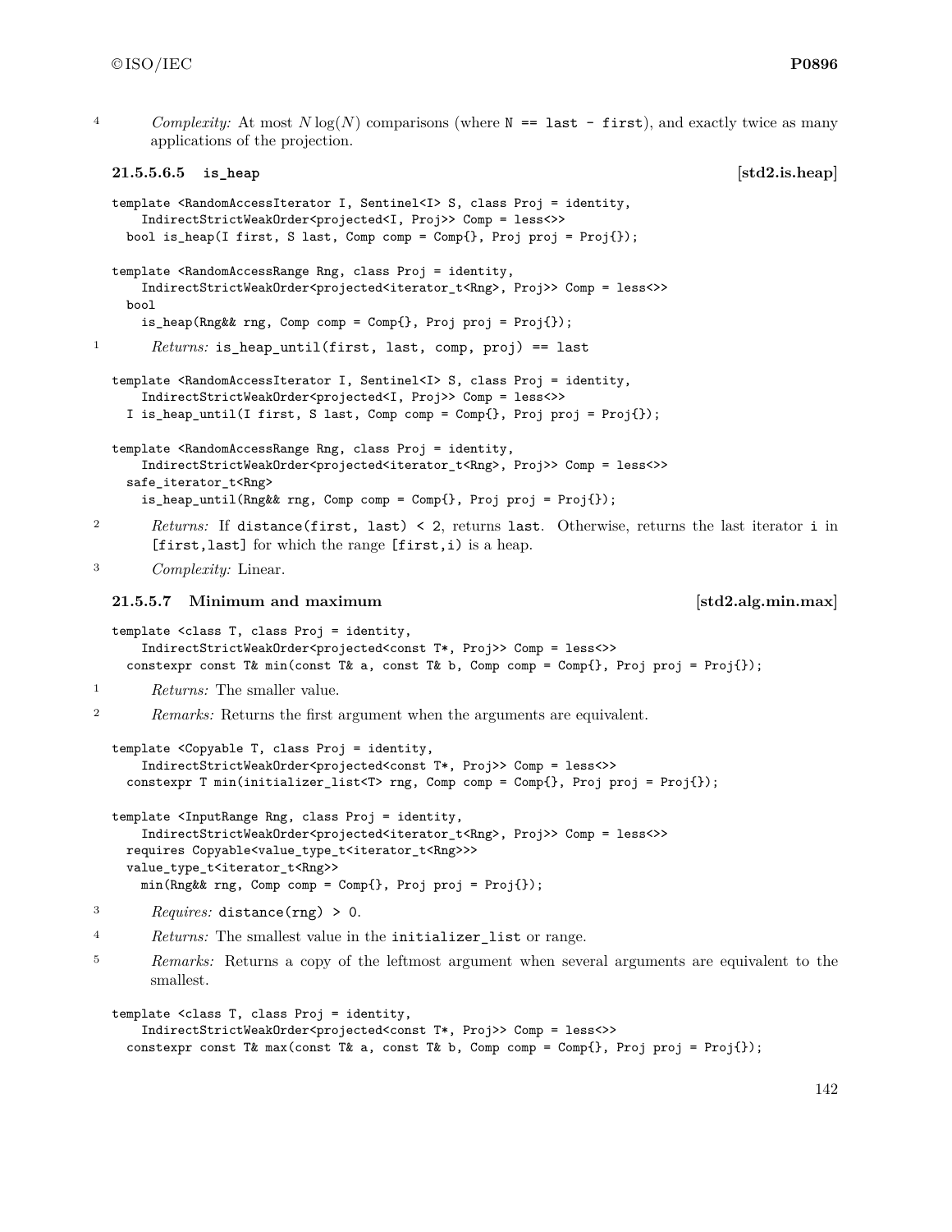4 *Complexity:* At most $N \log(N)$ comparisons (where `N == last - first`), and exactly twice as many applications of the projection.

#### 21.5.5.6.5 `is_heap` [std2.is.heap]

```
template <RandomAccessIterator I, Sentinel<I> S, class Proj = identity,
    IndirectStrictWeakOrder<projected<I, Proj>> Comp = less<>>
  bool is_heap(I first, S last, Comp comp = Comp{}, Proj proj = Proj{});

template <RandomAccessRange Rng, class Proj = identity,
    IndirectStrictWeakOrder<projected<iterator_t<Rng>, Proj>> Comp = less<>>
  bool
    is_heap(Rng&& rng, Comp comp = Comp{}, Proj proj = Proj{});
```

1 *Returns:* `is_heap_until(first, last, comp, proj) == last`

```
template <RandomAccessIterator I, Sentinel<I> S, class Proj = identity,
    IndirectStrictWeakOrder<projected<I, Proj>> Comp = less<>>
  I is_heap_until(I first, S last, Comp comp = Comp{}, Proj proj = Proj{});

template <RandomAccessRange Rng, class Proj = identity,
    IndirectStrictWeakOrder<projected<iterator_t<Rng>, Proj>> Comp = less<>>
  safe_iterator_t<Rng>
    is_heap_until(Rng&& rng, Comp comp = Comp{}, Proj proj = Proj{});
```

2 *Returns:* If `distance(first, last) < 2`, returns `last`. Otherwise, returns the last iterator `i` in `[first,last]` for which the range `[first,i)` is a heap.

3 *Complexity:* Linear.

#### 21.5.5.7 Minimum and maximum [std2.alg.min.max]

```
template <class T, class Proj = identity,
    IndirectStrictWeakOrder<projected<const T*, Proj>> Comp = less<>>
  constexpr const T& min(const T& a, const T& b, Comp comp = Comp{}, Proj proj = Proj{});
```

1 *Returns:* The smaller value.

2 *Remarks:* Returns the first argument when the arguments are equivalent.

```
template <Copyable T, class Proj = identity,
    IndirectStrictWeakOrder<projected<const T*, Proj>> Comp = less<>>
  constexpr T min(initializer_list<T> rng, Comp comp = Comp{}, Proj proj = Proj{});

template <InputRange Rng, class Proj = identity,
    IndirectStrictWeakOrder<projected<iterator_t<Rng>, Proj>> Comp = less<>>
  requires Copyable<value_type_t<iterator_t<Rng>>>
  value_type_t<iterator_t<Rng>>
    min(Rng&& rng, Comp comp = Comp{}, Proj proj = Proj{});
```

3 *Requires:* `distance(rng) > 0`.

4 *Returns:* The smallest value in the `initializer_list` or range.

5 *Remarks:* Returns a copy of the leftmost argument when several arguments are equivalent to the smallest.

```
template <class T, class Proj = identity,
    IndirectStrictWeakOrder<projected<const T*, Proj>> Comp = less<>>
  constexpr const T& max(const T& a, const T& b, Comp comp = Comp{}, Proj proj = Proj{});
```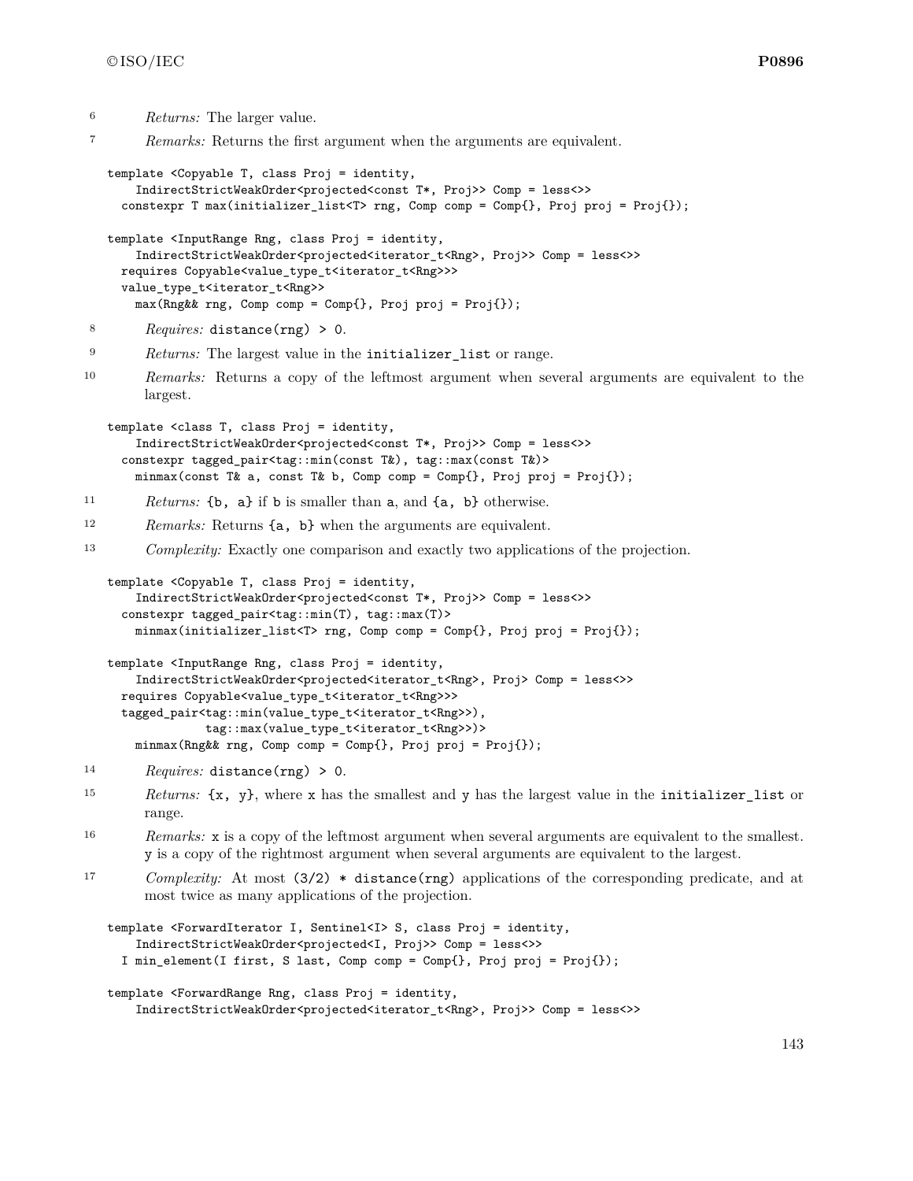6 *Returns:* The larger value.

7 *Remarks:* Returns the first argument when the arguments are equivalent.

```
template <Copyable T, class Proj = identity,
    IndirectStrictWeakOrder<projected<const T*, Proj>> Comp = less<>>
  constexpr T max(initializer_list<T> rng, Comp comp = Comp{}, Proj proj = Proj{});

template <InputRange Rng, class Proj = identity,
    IndirectStrictWeakOrder<projected<iterator_t<Rng>, Proj>> Comp = less<>>
  requires Copyable<value_type_t<iterator_t<Rng>>>
  value_type_t<iterator_t<Rng>>
    max(Rng&& rng, Comp comp = Comp{}, Proj proj = Proj{});
```

8 *Requires:* `distance(rng) > 0`.

9 *Returns:* The largest value in the `initializer_list` or range.

10 *Remarks:* Returns a copy of the leftmost argument when several arguments are equivalent to the largest.

```
template <class T, class Proj = identity,
    IndirectStrictWeakOrder<projected<const T*, Proj>> Comp = less<>>
  constexpr tagged_pair<tag::min(const T&), tag::max(const T&)>
    minmax(const T& a, const T& b, Comp comp = Comp{}, Proj proj = Proj{});
```

11 *Returns:* `{b, a}` if `b` is smaller than `a`, and `{a, b}` otherwise.

12 *Remarks:* Returns `{a, b}` when the arguments are equivalent.

13 *Complexity:* Exactly one comparison and exactly two applications of the projection.

```
template <Copyable T, class Proj = identity,
    IndirectStrictWeakOrder<projected<const T*, Proj>> Comp = less<>>
  constexpr tagged_pair<tag::min(T), tag::max(T)>
    minmax(initializer_list<T> rng, Comp comp = Comp{}, Proj proj = Proj{});

template <InputRange Rng, class Proj = identity,
    IndirectStrictWeakOrder<projected<iterator_t<Rng>, Proj> Comp = less<>>
  requires Copyable<value_type_t<iterator_t<Rng>>>
  tagged_pair<tag::min(value_type_t<iterator_t<Rng>>),
              tag::max(value_type_t<iterator_t<Rng>>)>
    minmax(Rng&& rng, Comp comp = Comp{}, Proj proj = Proj{});
```

14 *Requires:* `distance(rng) > 0`.

15 *Returns:* `{x, y}`, where `x` has the smallest and `y` has the largest value in the `initializer_list` or range.

16 *Remarks:* `x` is a copy of the leftmost argument when several arguments are equivalent to the smallest. `y` is a copy of the rightmost argument when several arguments are equivalent to the largest.

17 *Complexity:* At most `(3/2) * distance(rng)` applications of the corresponding predicate, and at most twice as many applications of the projection.

```
template <ForwardIterator I, Sentinel<I> S, class Proj = identity,
    IndirectStrictWeakOrder<projected<I, Proj>> Comp = less<>>
  I min_element(I first, S last, Comp comp = Comp{}, Proj proj = Proj{});

template <ForwardRange Rng, class Proj = identity,
    IndirectStrictWeakOrder<projected<iterator_t<Rng>, Proj>> Comp = less<>>
```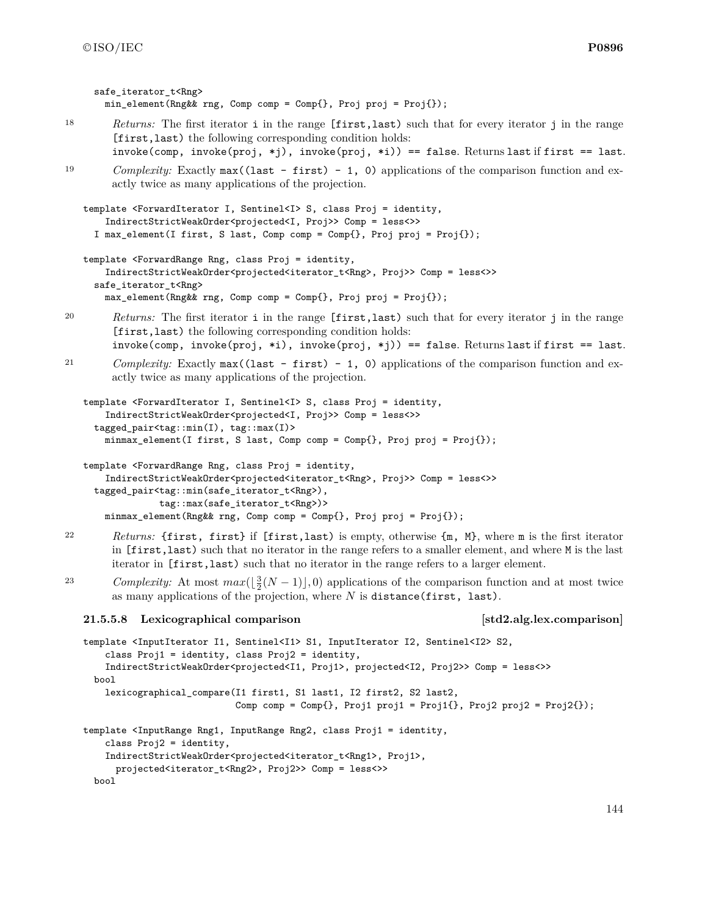```
  safe_iterator_t<Rng>
    min_element(Rng&& rng, Comp comp = Comp{}, Proj proj = Proj{});
```

18 *Returns:* The first iterator `i` in the range `[first,last)` such that for every iterator `j` in the range `[first,last)` the following corresponding condition holds: `invoke(comp, invoke(proj, *j), invoke(proj, *i)) == false`. Returns `last` if `first == last`.

19 *Complexity:* Exactly `max((last - first) - 1, 0)` applications of the comparison function and exactly twice as many applications of the projection.

```
template <ForwardIterator I, Sentinel<I> S, class Proj = identity,
    IndirectStrictWeakOrder<projected<I, Proj>> Comp = less<>>
  I max_element(I first, S last, Comp comp = Comp{}, Proj proj = Proj{});

template <ForwardRange Rng, class Proj = identity,
    IndirectStrictWeakOrder<projected<iterator_t<Rng>, Proj>> Comp = less<>>
  safe_iterator_t<Rng>
    max_element(Rng&& rng, Comp comp = Comp{}, Proj proj = Proj{});
```

20 *Returns:* The first iterator `i` in the range `[first,last)` such that for every iterator `j` in the range `[first,last)` the following corresponding condition holds: `invoke(comp, invoke(proj, *i), invoke(proj, *j)) == false`. Returns `last` if `first == last`.

21 *Complexity:* Exactly `max((last - first) - 1, 0)` applications of the comparison function and exactly twice as many applications of the projection.

```
template <ForwardIterator I, Sentinel<I> S, class Proj = identity,
    IndirectStrictWeakOrder<projected<I, Proj>> Comp = less<>>
  tagged_pair<tag::min(I), tag::max(I)>
    minmax_element(I first, S last, Comp comp = Comp{}, Proj proj = Proj{});

template <ForwardRange Rng, class Proj = identity,
    IndirectStrictWeakOrder<projected<iterator_t<Rng>, Proj>> Comp = less<>>
  tagged_pair<tag::min(safe_iterator_t<Rng>),
              tag::max(safe_iterator_t<Rng>)>
    minmax_element(Rng&& rng, Comp comp = Comp{}, Proj proj = Proj{});
```

22 *Returns:* `{first, first}` if `[first,last)` is empty, otherwise `{m, M}`, where `m` is the first iterator in `[first,last)` such that no iterator in the range refers to a smaller element, and where `M` is the last iterator in `[first,last)` such that no iterator in the range refers to a larger element.

23 *Complexity:* At most $max(\lfloor\frac{3}{2}(N-1)\rfloor, 0)$ applications of the comparison function and at most twice as many applications of the projection, where $N$ is `distance(first, last)`.

### 21.5.5.8 Lexicographical comparison [std2.alg.lex.comparison]

```
template <InputIterator I1, Sentinel<I1> S1, InputIterator I2, Sentinel<I2> S2,
    class Proj1 = identity, class Proj2 = identity,
    IndirectStrictWeakOrder<projected<I1, Proj1>, projected<I2, Proj2>> Comp = less<>>
  bool
    lexicographical_compare(I1 first1, S1 last1, I2 first2, S2 last2,
                            Comp comp = Comp{}, Proj1 proj1 = Proj1{}, Proj2 proj2 = Proj2{});

template <InputRange Rng1, InputRange Rng2, class Proj1 = identity,
    class Proj2 = identity,
    IndirectStrictWeakOrder<projected<iterator_t<Rng1>, Proj1>,
      projected<iterator_t<Rng2>, Proj2>> Comp = less<>>
  bool
```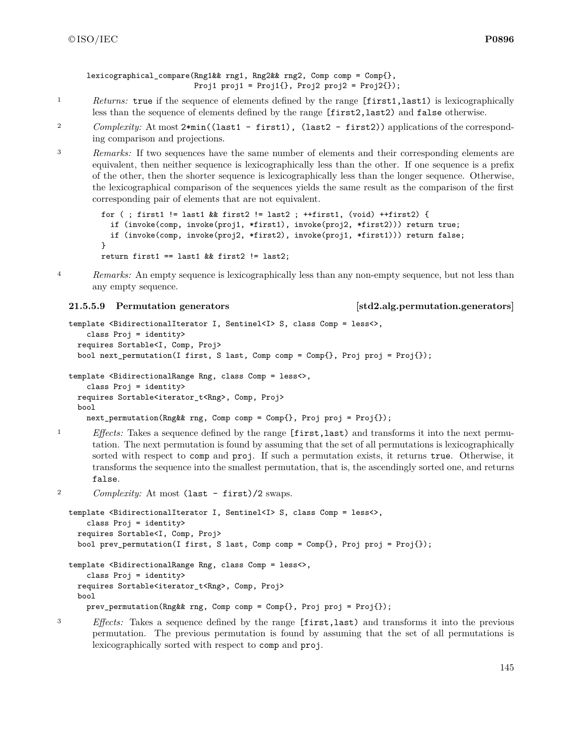```
lexicographical_compare(Rng1&& rng1, Rng2&& rng2, Comp comp = Comp{},
                        Proj1 proj1 = Proj1{}, Proj2 proj2 = Proj2{});
```

1 *Returns:* `true` if the sequence of elements defined by the range `[first1,last1)` is lexicographically less than the sequence of elements defined by the range `[first2,last2)` and `false` otherwise.

2 *Complexity:* At most `2*min((last1 - first1), (last2 - first2))` applications of the corresponding comparison and projections.

3 *Remarks:* If two sequences have the same number of elements and their corresponding elements are equivalent, then neither sequence is lexicographically less than the other. If one sequence is a prefix of the other, then the shorter sequence is lexicographically less than the longer sequence. Otherwise, the lexicographical comparison of the sequences yields the same result as the comparison of the first corresponding pair of elements that are not equivalent.

```
for ( ; first1 != last1 && first2 != last2 ; ++first1, (void) ++first2) {
  if (invoke(comp, invoke(proj1, *first1), invoke(proj2, *first2))) return true;
  if (invoke(comp, invoke(proj2, *first2), invoke(proj1, *first1))) return false;
}
return first1 == last1 && first2 != last2;
```

4 *Remarks:* An empty sequence is lexicographically less than any non-empty sequence, but not less than any empty sequence.

#### 21.5.5.9 Permutation generators [std2.alg.permutation.generators]

```
template <BidirectionalIterator I, Sentinel<I> S, class Comp = less<>,
    class Proj = identity>
  requires Sortable<I, Comp, Proj>
  bool next_permutation(I first, S last, Comp comp = Comp{}, Proj proj = Proj{});

template <BidirectionalRange Rng, class Comp = less<>,
    class Proj = identity>
  requires Sortable<iterator_t<Rng>, Comp, Proj>
  bool
    next_permutation(Rng&& rng, Comp comp = Comp{}, Proj proj = Proj{});
```

1 *Effects:* Takes a sequence defined by the range `[first,last)` and transforms it into the next permutation. The next permutation is found by assuming that the set of all permutations is lexicographically sorted with respect to `comp` and `proj`. If such a permutation exists, it returns `true`. Otherwise, it transforms the sequence into the smallest permutation, that is, the ascendingly sorted one, and returns `false`.

2 *Complexity:* At most `(last - first)/2` swaps.

```
template <BidirectionalIterator I, Sentinel<I> S, class Comp = less<>,
    class Proj = identity>
  requires Sortable<I, Comp, Proj>
  bool prev_permutation(I first, S last, Comp comp = Comp{}, Proj proj = Proj{});

template <BidirectionalRange Rng, class Comp = less<>,
    class Proj = identity>
  requires Sortable<iterator_t<Rng>, Comp, Proj>
  bool
    prev_permutation(Rng&& rng, Comp comp = Comp{}, Proj proj = Proj{});
```

3 *Effects:* Takes a sequence defined by the range `[first,last)` and transforms it into the previous permutation. The previous permutation is found by assuming that the set of all permutations is lexicographically sorted with respect to `comp` and `proj`.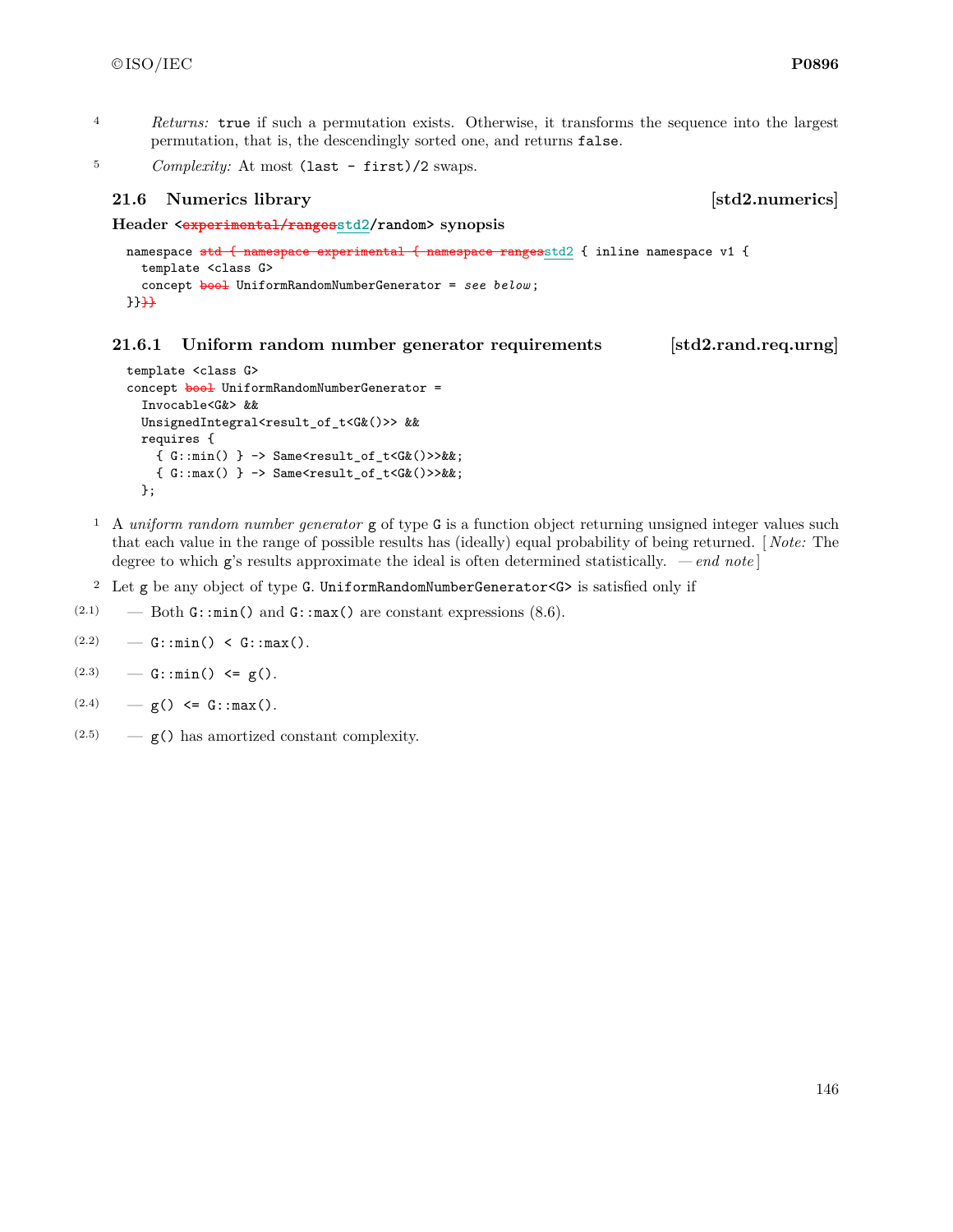4 *Returns:* `true` if such a permutation exists. Otherwise, it transforms the sequence into the largest permutation, that is, the descendingly sorted one, and returns `false`.

5 *Complexity:* At most `(last - first)/2` swaps.

### 21.6 Numerics library [std2.numerics]

**Header <~~experimental/ranges~~std2/random> synopsis**

```
namespace ~~std { namespace experimental { namespace ranges~~std2 { inline namespace v1 {
  template <class G>
  concept ~~bool~~ UniformRandomNumberGenerator = see below;
}}~~}}~~
```

#### 21.6.1 Uniform random number generator requirements [std2.rand.req.urng]

```
template <class G>
concept ~~bool~~ UniformRandomNumberGenerator =
  Invocable<G&> &&
  UnsignedIntegral<result_of_t<G&()>> &&
  requires {
    { G::min() } -> Same<result_of_t<G&()>>&&;
    { G::max() } -> Same<result_of_t<G&()>>&&;
  };
```

1 A *uniform random number generator* `g` of type `G` is a function object returning unsigned integer values such that each value in the range of possible results has (ideally) equal probability of being returned. [ *Note:* The degree to which `g`'s results approximate the ideal is often determined statistically. — *end note* ]

2 Let `g` be any object of type `G`. `UniformRandomNumberGenerator<G>` is satisfied only if

- (2.1) — Both `G::min()` and `G::max()` are constant expressions (8.6).
- (2.2) — `G::min() < G::max()`.
- (2.3) — `G::min() <= g()`.
- (2.4) — `g() <= G::max()`.
- (2.5) — `g()` has amortized constant complexity.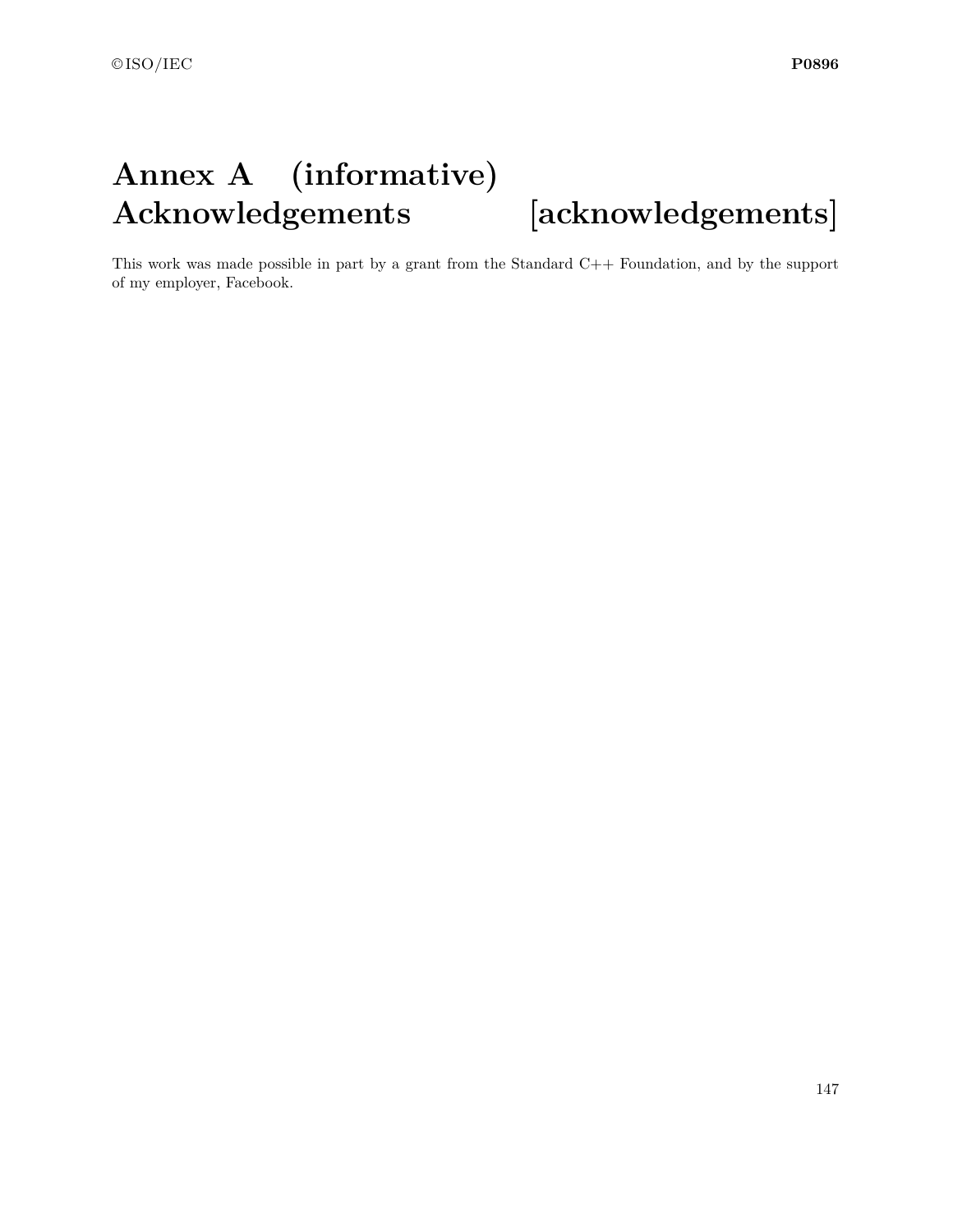# Annex A (informative) Acknowledgements [acknowledgements]

This work was made possible in part by a grant from the Standard C++ Foundation, and by the support of my employer, Facebook.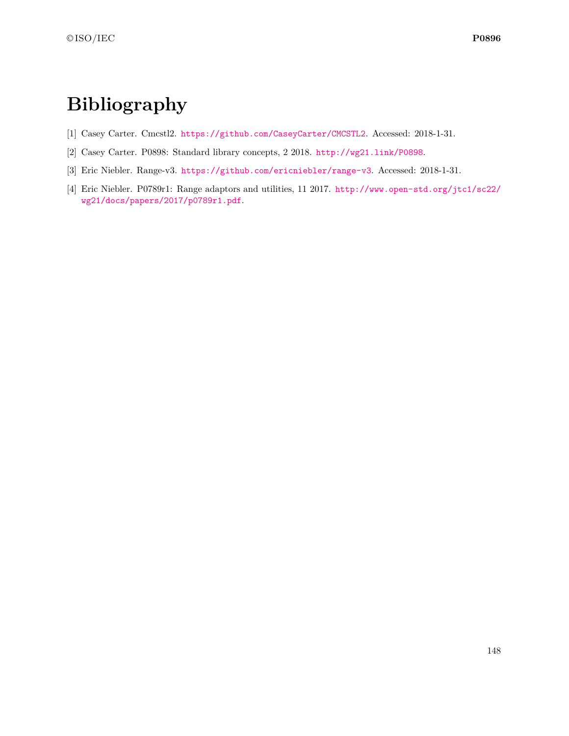# Bibliography

[1] Casey Carter. Cmcstl2. https://github.com/CaseyCarter/CMCSTL2. Accessed: 2018-1-31.

[2] Casey Carter. P0898: Standard library concepts, 2 2018. http://wg21.link/P0898.

[3] Eric Niebler. Range-v3. https://github.com/ericniebler/range-v3. Accessed: 2018-1-31.

[4] Eric Niebler. P0789r1: Range adaptors and utilities, 11 2017. http://www.open-std.org/jtc1/sc22/wg21/docs/papers/2017/p0789r1.pdf.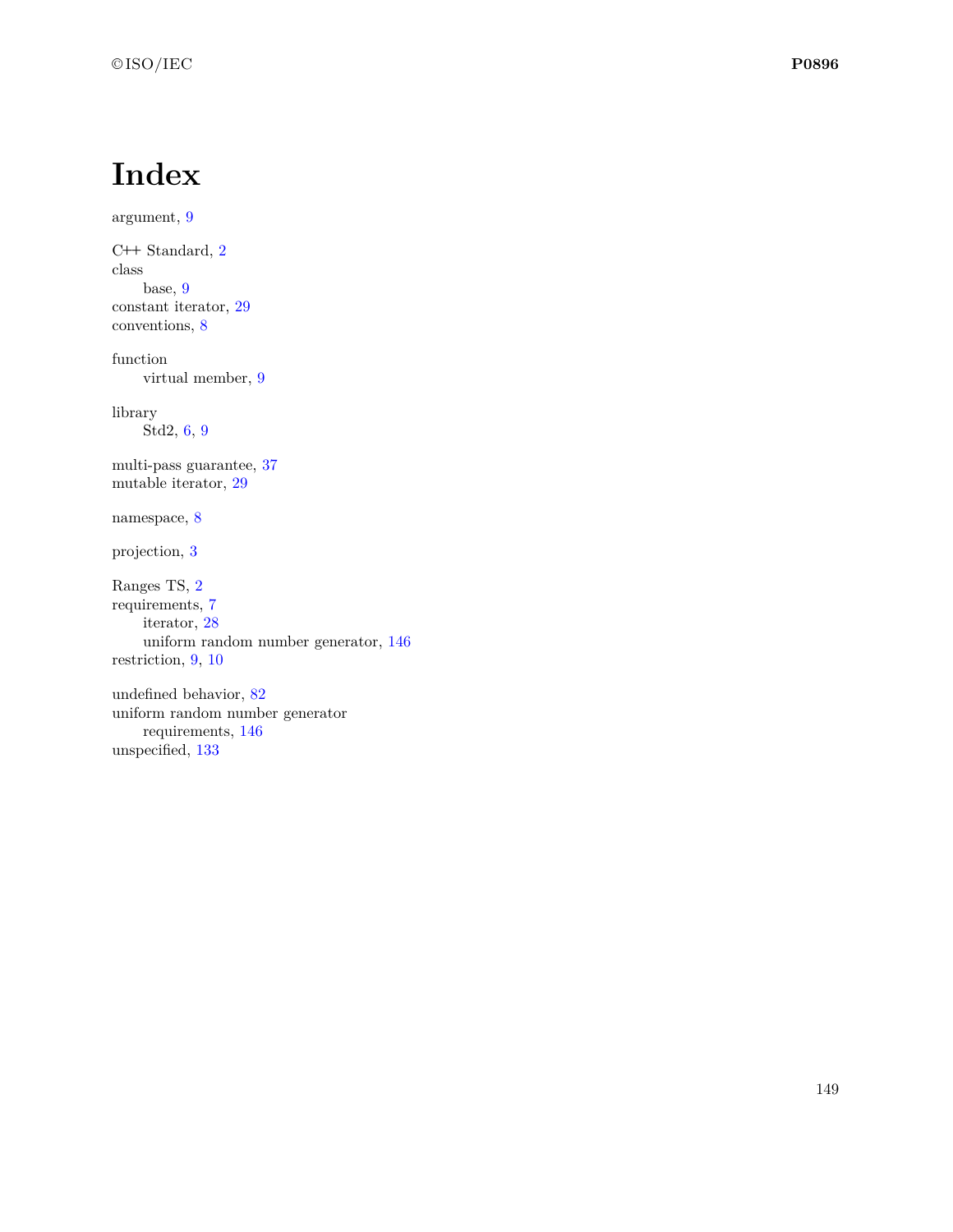# Index

argument, 9

C++ Standard, 2
class
    base, 9
constant iterator, 29
conventions, 8

function
    virtual member, 9

library
    Std2, 6, 9

multi-pass guarantee, 37
mutable iterator, 29

namespace, 8

projection, 3

Ranges TS, 2
requirements, 7
    iterator, 28
    uniform random number generator, 146
restriction, 9, 10

undefined behavior, 82
uniform random number generator
    requirements, 146
unspecified, 133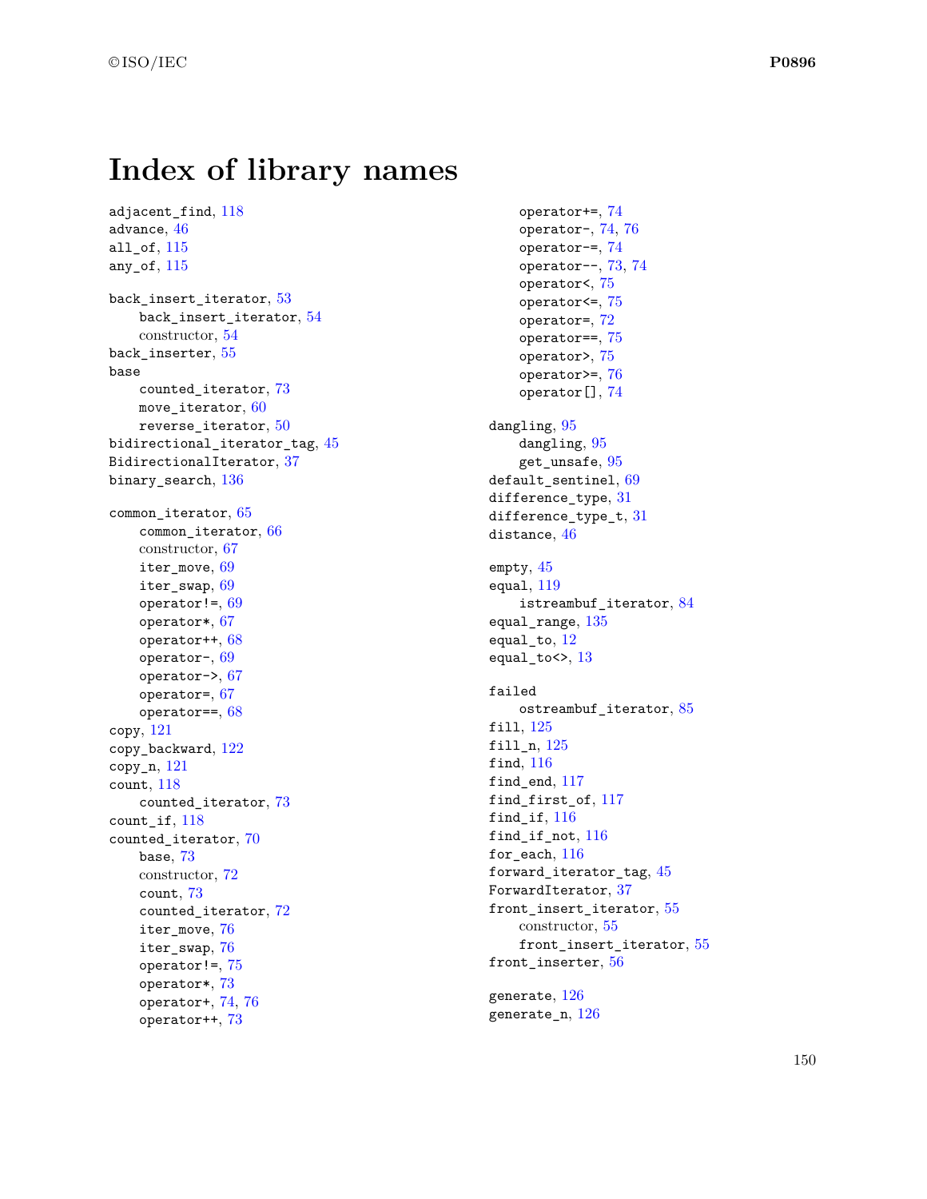# Index of library names

adjacent_find, 118
advance, 46
all_of, 115
any_of, 115

back_insert_iterator, 53
- back_insert_iterator, 54
- constructor, 54

back_inserter, 55
base
- counted_iterator, 73
- move_iterator, 60
- reverse_iterator, 50

bidirectional_iterator_tag, 45
BidirectionalIterator, 37
binary_search, 136

common_iterator, 65
- common_iterator, 66
- constructor, 67
- iter_move, 69
- iter_swap, 69
- operator!=, 69
- operator*, 67
- operator++, 68
- operator-, 69
- operator->, 67
- operator=, 67
- operator==, 68

copy, 121
copy_backward, 122
copy_n, 121
count, 118
- counted_iterator, 73

count_if, 118
counted_iterator, 70
- base, 73
- constructor, 72
- count, 73
- counted_iterator, 72
- iter_move, 76
- iter_swap, 76
- operator!=, 75
- operator*, 73
- operator+, 74, 76
- operator++, 73
- operator+=, 74
- operator-, 74, 76
- operator-=, 74
- operator--, 73, 74
- operator<, 75
- operator<=, 75
- operator=, 72
- operator==, 75
- operator>, 75
- operator>=, 76
- operator[], 74

dangling, 95
- dangling, 95
- get_unsafe, 95

default_sentinel, 69
difference_type, 31
difference_type_t, 31
distance, 46

empty, 45
equal, 119
- istreambuf_iterator, 84

equal_range, 135
equal_to, 12
equal_to<>, 13

failed
- ostreambuf_iterator, 85

fill, 125
fill_n, 125
find, 116
find_end, 117
find_first_of, 117
find_if, 116
find_if_not, 116
for_each, 116
forward_iterator_tag, 45
ForwardIterator, 37
front_insert_iterator, 55
- constructor, 55
- front_insert_iterator, 55

front_inserter, 56

generate, 126
generate_n, 126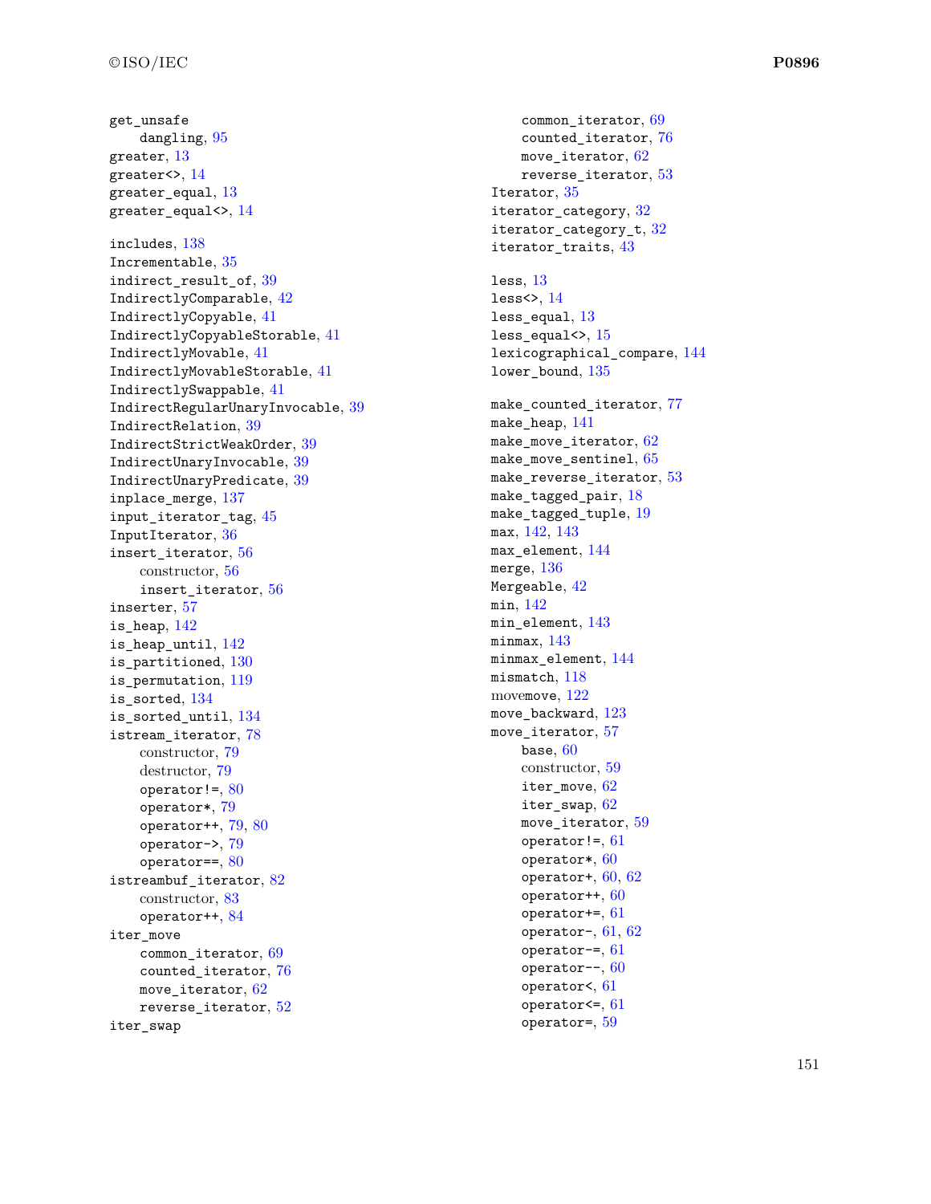get_unsafe
  dangling, 95
greater, 13
greater<>, 14
greater_equal, 13
greater_equal<>, 14

includes, 138
Incrementable, 35
indirect_result_of, 39
IndirectlyComparable, 42
IndirectlyCopyable, 41
IndirectlyCopyableStorable, 41
IndirectlyMovable, 41
IndirectlyMovableStorable, 41
IndirectlySwappable, 41
IndirectRegularUnaryInvocable, 39
IndirectRelation, 39
IndirectStrictWeakOrder, 39
IndirectUnaryInvocable, 39
IndirectUnaryPredicate, 39
inplace_merge, 137
input_iterator_tag, 45
InputIterator, 36
insert_iterator, 56
  constructor, 56
  insert_iterator, 56
inserter, 57
is_heap, 142
is_heap_until, 142
is_partitioned, 130
is_permutation, 119
is_sorted, 134
is_sorted_until, 134
istream_iterator, 78
  constructor, 79
  destructor, 79
  operator!=, 80
  operator*, 79
  operator++, 79, 80
  operator->, 79
  operator==, 80
istreambuf_iterator, 82
  constructor, 83
  operator++, 84
iter_move
  common_iterator, 69
  counted_iterator, 76
  move_iterator, 62
  reverse_iterator, 52
iter_swap
  common_iterator, 69
  counted_iterator, 76
  move_iterator, 62
  reverse_iterator, 53
Iterator, 35
iterator_category, 32
iterator_category_t, 32
iterator_traits, 43

less, 13
less<>, 14
less_equal, 13
less_equal<>, 15
lexicographical_compare, 144
lower_bound, 135

make_counted_iterator, 77
make_heap, 141
make_move_iterator, 62
make_move_sentinel, 65
make_reverse_iterator, 53
make_tagged_pair, 18
make_tagged_tuple, 19
max, 142, 143
max_element, 144
merge, 136
Mergeable, 42
min, 142
min_element, 143
minmax, 143
minmax_element, 144
mismatch, 118
movemove, 122
move_backward, 123
move_iterator, 57
  base, 60
  constructor, 59
  iter_move, 62
  iter_swap, 62
  move_iterator, 59
  operator!=, 61
  operator*, 60
  operator+, 60, 62
  operator++, 60
  operator+=, 61
  operator-, 61, 62
  operator-=, 61
  operator--, 60
  operator<, 61
  operator<=, 61
  operator=, 59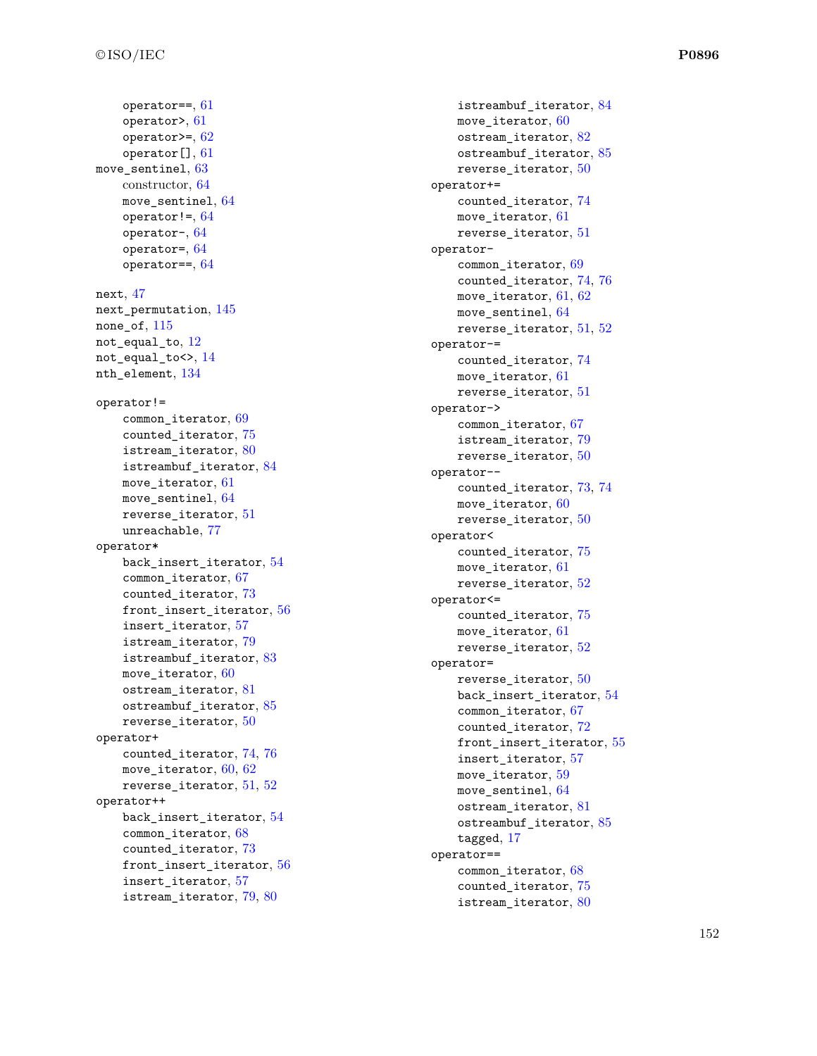- operator==, 61
- operator>, 61
- operator>=, 62
- operator[], 61

move_sentinel, 63

- constructor, 64
- move_sentinel, 64
- operator!=, 64
- operator-, 64
- operator=, 64
- operator==, 64

next, 47
next_permutation, 145
none_of, 115
not_equal_to, 12
not_equal_to<>, 14
nth_element, 134

operator!=

- common_iterator, 69
- counted_iterator, 75
- istream_iterator, 80
- istreambuf_iterator, 84
- move_iterator, 61
- move_sentinel, 64
- reverse_iterator, 51
- unreachable, 77

operator*

- back_insert_iterator, 54
- common_iterator, 67
- counted_iterator, 73
- front_insert_iterator, 56
- insert_iterator, 57
- istream_iterator, 79
- istreambuf_iterator, 83
- move_iterator, 60
- ostream_iterator, 81
- ostreambuf_iterator, 85
- reverse_iterator, 50

operator+

- counted_iterator, 74, 76
- move_iterator, 60, 62
- reverse_iterator, 51, 52

operator++

- back_insert_iterator, 54
- common_iterator, 68
- counted_iterator, 73
- front_insert_iterator, 56
- insert_iterator, 57
- istream_iterator, 79, 80
- istreambuf_iterator, 84
- move_iterator, 60
- ostream_iterator, 82
- ostreambuf_iterator, 85
- reverse_iterator, 50

operator+=

- counted_iterator, 74
- move_iterator, 61
- reverse_iterator, 51

operator-

- common_iterator, 69
- counted_iterator, 74, 76
- move_iterator, 61, 62
- move_sentinel, 64
- reverse_iterator, 51, 52

operator-=

- counted_iterator, 74
- move_iterator, 61
- reverse_iterator, 51

operator->

- common_iterator, 67
- istream_iterator, 79
- reverse_iterator, 50

operator--

- counted_iterator, 73, 74
- move_iterator, 60
- reverse_iterator, 50

operator<

- counted_iterator, 75
- move_iterator, 61
- reverse_iterator, 52

operator<=

- counted_iterator, 75
- move_iterator, 61
- reverse_iterator, 52

operator=

- reverse_iterator, 50
- back_insert_iterator, 54
- common_iterator, 67
- counted_iterator, 72
- front_insert_iterator, 55
- insert_iterator, 57
- move_iterator, 59
- move_sentinel, 64
- ostream_iterator, 81
- ostreambuf_iterator, 85
- tagged, 17

operator==

- common_iterator, 68
- counted_iterator, 75
- istream_iterator, 80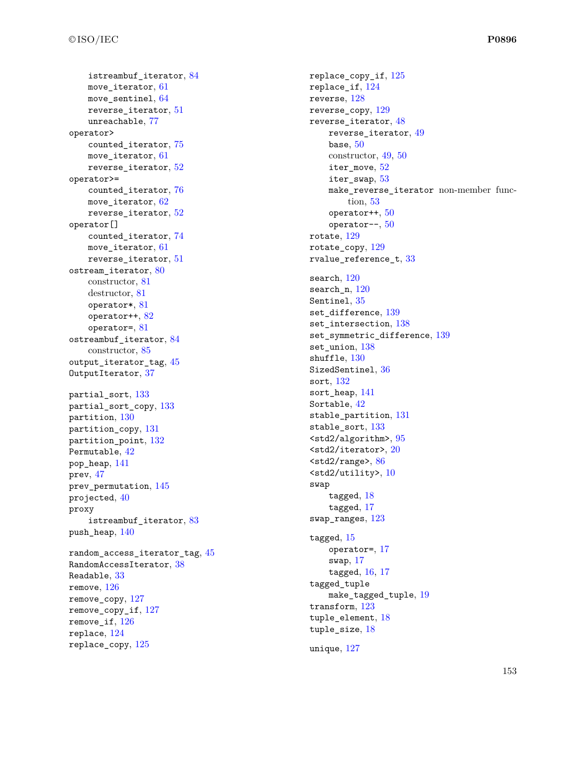- istreambuf_iterator, 84
- move_iterator, 61
- move_sentinel, 64
- reverse_iterator, 51
- unreachable, 77

operator>
- counted_iterator, 75
- move_iterator, 61
- reverse_iterator, 52

operator>=
- counted_iterator, 76
- move_iterator, 62
- reverse_iterator, 52

operator[]
- counted_iterator, 74
- move_iterator, 61
- reverse_iterator, 51

ostream_iterator, 80
- constructor, 81
- destructor, 81
- operator*, 81
- operator++, 82
- operator=, 81

ostreambuf_iterator, 84
- constructor, 85

output_iterator_tag, 45
OutputIterator, 37

partial_sort, 133
partial_sort_copy, 133
partition, 130
partition_copy, 131
partition_point, 132
Permutable, 42
pop_heap, 141
prev, 47
prev_permutation, 145
projected, 40
proxy
- istreambuf_iterator, 83

push_heap, 140

random_access_iterator_tag, 45
RandomAccessIterator, 38
Readable, 33
remove, 126
remove_copy, 127
remove_copy_if, 127
remove_if, 126
replace, 124
replace_copy, 125
replace_copy_if, 125
replace_if, 124
reverse, 128
reverse_copy, 129
reverse_iterator, 48
- reverse_iterator, 49
- base, 50
- constructor, 49, 50
- iter_move, 52
- iter_swap, 53
- make_reverse_iterator non-member function, 53
- operator++, 50
- operator--, 50

rotate, 129
rotate_copy, 129
rvalue_reference_t, 33

search, 120
search_n, 120
Sentinel, 35
set_difference, 139
set_intersection, 138
set_symmetric_difference, 139
set_union, 138
shuffle, 130
SizedSentinel, 36
sort, 132
sort_heap, 141
Sortable, 42
stable_partition, 131
stable_sort, 133
<std2/algorithm>, 95
<std2/iterator>, 20
<std2/range>, 86
<std2/utility>, 10
swap
- tagged, 18
- tagged, 17

swap_ranges, 123

tagged, 15
- operator=, 17
- swap, 17
- tagged, 16, 17

tagged_tuple
- make_tagged_tuple, 19

transform, 123
tuple_element, 18
tuple_size, 18

unique, 127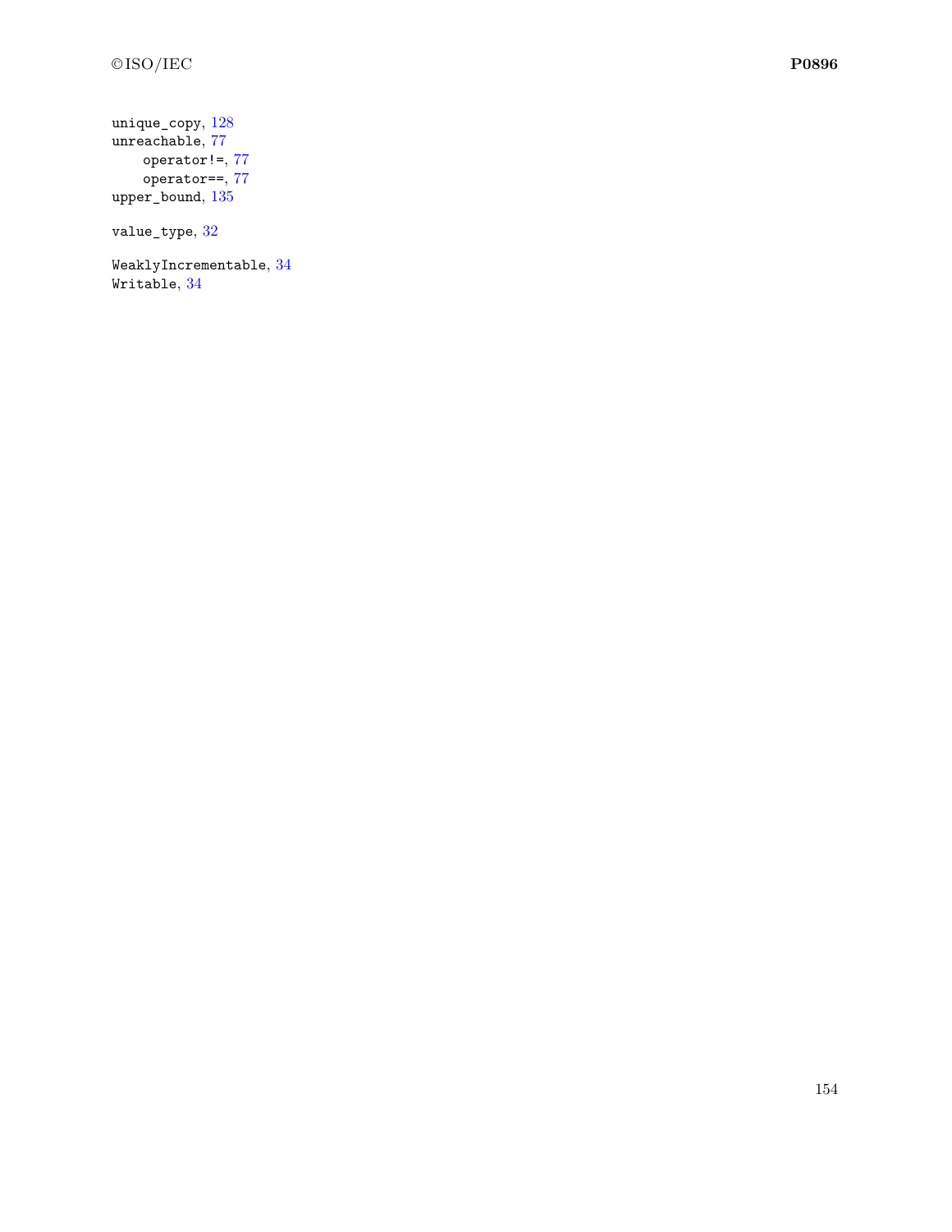unique_copy, 128
unreachable, 77
    operator!=, 77
    operator==, 77
upper_bound, 135

value_type, 32

WeaklyIncrementable, 34
Writable, 34